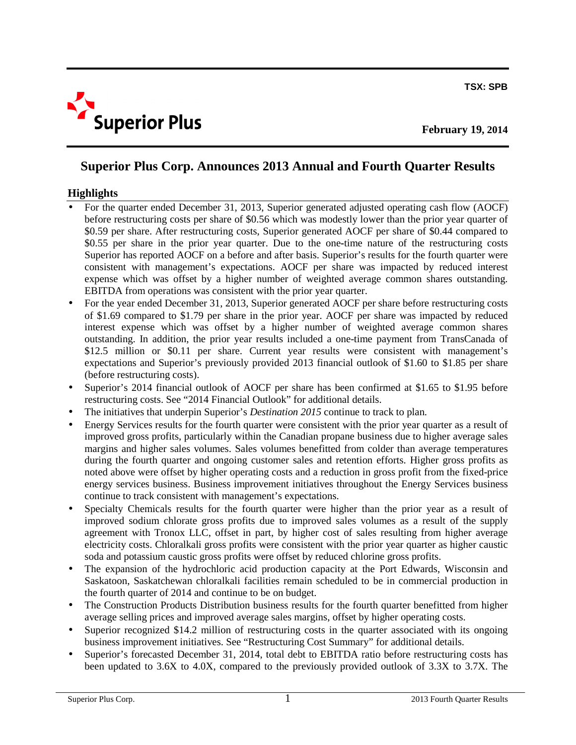TSX: SPB

**Superior Plus**

**February 19, 2014**

# Superior Plus Corp. Announces 2013 Annual and Fourth Quarter Results

## Highlights

- For the quarter ended December 31, 2013, Superior generated adjusted operating cash flow (AOCF) before restructuring costs per share of $0.56 which was modestly lower than the prior year quarter of $0.59 per share. After restructuring costs, Superior generated AOCF per share of $0.44 compared to $0.55 per share in the prior year quarter. Due to the one-time nature of the restructuring costs Superior has reported AOCF on a before and after basis. Superior's results for the fourth quarter were consistent with management's expectations. AOCF per share was impacted by reduced interest expense which was offset by a higher number of weighted average common shares outstanding. EBITDA from operations was consistent with the prior year quarter.
- For the year ended December 31, 2013, Superior generated AOCF per share before restructuring costs of $1.69 compared to $1.79 per share in the prior year. AOCF per share was impacted by reduced interest expense which was offset by a higher number of weighted average common shares outstanding. In addition, the prior year results included a one-time payment from TransCanada of $12.5 million or $0.11 per share. Current year results were consistent with management's expectations and Superior's previously provided 2013 financial outlook of $1.60 to $1.85 per share (before restructuring costs).
- Superior's 2014 financial outlook of AOCF per share has been confirmed at $1.65 to $1.95 before restructuring costs. See "2014 Financial Outlook" for additional details.
- The initiatives that underpin Superior's *Destination 2015* continue to track to plan.
- Energy Services results for the fourth quarter were consistent with the prior year quarter as a result of improved gross profits, particularly within the Canadian propane business due to higher average sales margins and higher sales volumes. Sales volumes benefitted from colder than average temperatures during the fourth quarter and ongoing customer sales and retention efforts. Higher gross profits as noted above were offset by higher operating costs and a reduction in gross profit from the fixed-price energy services business. Business improvement initiatives throughout the Energy Services business continue to track consistent with management's expectations.
- Specialty Chemicals results for the fourth quarter were higher than the prior year as a result of improved sodium chlorate gross profits due to improved sales volumes as a result of the supply agreement with Tronox LLC, offset in part, by higher cost of sales resulting from higher average electricity costs. Chloralkali gross profits were consistent with the prior year quarter as higher caustic soda and potassium caustic gross profits were offset by reduced chlorine gross profits.
- The expansion of the hydrochloric acid production capacity at the Port Edwards, Wisconsin and Saskatoon, Saskatchewan chloralkali facilities remain scheduled to be in commercial production in the fourth quarter of 2014 and continue to be on budget.
- The Construction Products Distribution business results for the fourth quarter benefitted from higher average selling prices and improved average sales margins, offset by higher operating costs.
- Superior recognized $14.2 million of restructuring costs in the quarter associated with its ongoing business improvement initiatives. See "Restructuring Cost Summary" for additional details.
- Superior's forecasted December 31, 2014, total debt to EBITDA ratio before restructuring costs has been updated to 3.6X to 4.0X, compared to the previously provided outlook of 3.3X to 3.7X. The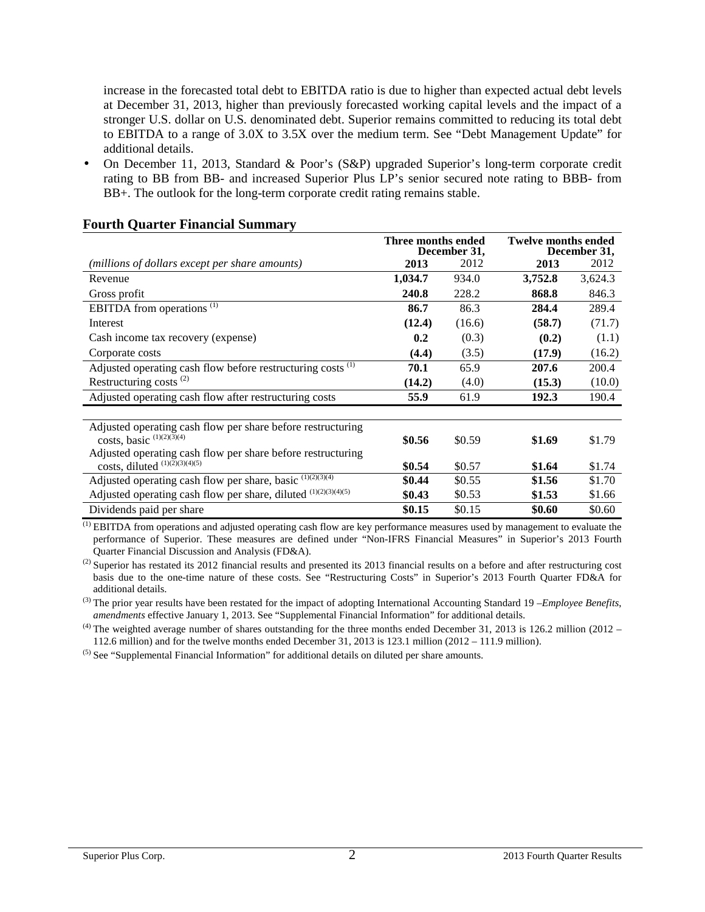increase in the forecasted total debt to EBITDA ratio is due to higher than expected actual debt levels at December 31, 2013, higher than previously forecasted working capital levels and the impact of a stronger U.S. dollar on U.S. denominated debt. Superior remains committed to reducing its total debt to EBITDA to a range of 3.0X to 3.5X over the medium term. See "Debt Management Update" for additional details.

- On December 11, 2013, Standard & Poor's (S&P) upgraded Superior's long-term corporate credit rating to BB from BB- and increased Superior Plus LP's senior secured note rating to BBB- from BB+. The outlook for the long-term corporate credit rating remains stable.

## Fourth Quarter Financial Summary

| | Three months ended December 31, | | Twelve months ended December 31, | |
|---|---|---|---|---|
| *(millions of dollars except per share amounts)* | **2013** | 2012 | **2013** | 2012 |
| Revenue | **1,034.7** | 934.0 | **3,752.8** | 3,624.3 |
| Gross profit | **240.8** | 228.2 | **868.8** | 846.3 |
| EBITDA from operations [(1)] | **86.7** | 86.3 | **284.4** | 289.4 |
| Interest | **(12.4)** | (16.6) | **(58.7)** | (71.7) |
| Cash income tax recovery (expense) | **0.2** | (0.3) | **(0.2)** | (1.1) |
| Corporate costs | **(4.4)** | (3.5) | **(17.9)** | (16.2) |
| Adjusted operating cash flow before restructuring costs [(1)] | **70.1** | 65.9 | **207.6** | 200.4 |
| Restructuring costs [(2)] | **(14.2)** | (4.0) | **(15.3)** | (10.0) |
| Adjusted operating cash flow after restructuring costs | **55.9** | 61.9 | **192.3** | 190.4 |
| | | | | |
| Adjusted operating cash flow per share before restructuring costs, basic [(1)(2)(3)(4)] | **\$0.56** | \$0.59 | **\$1.69** | \$1.79 |
| Adjusted operating cash flow per share before restructuring costs, diluted [(1)(2)(3)(4)(5)] | **\$0.54** | \$0.57 | **\$1.64** | \$1.74 |
| Adjusted operating cash flow per share, basic [(1)(2)(3)(4)] | **\$0.44** | \$0.55 | **\$1.56** | \$1.70 |
| Adjusted operating cash flow per share, diluted [(1)(2)(3)(4)(5)] | **\$0.43** | \$0.53 | **\$1.53** | \$1.66 |
| Dividends paid per share | **\$0.15** | \$0.15 | **\$0.60** | \$0.60 |

[(1)] EBITDA from operations and adjusted operating cash flow are key performance measures used by management to evaluate the performance of Superior. These measures are defined under "Non-IFRS Financial Measures" in Superior's 2013 Fourth Quarter Financial Discussion and Analysis (FD&A).

[(2)] Superior has restated its 2012 financial results and presented its 2013 financial results on a before and after restructuring cost basis due to the one-time nature of these costs. See "Restructuring Costs" in Superior's 2013 Fourth Quarter FD&A for additional details.

[(3)] The prior year results have been restated for the impact of adopting International Accounting Standard 19 –*Employee Benefits, amendments* effective January 1, 2013. See "Supplemental Financial Information" for additional details.

[(4)] The weighted average number of shares outstanding for the three months ended December 31, 2013 is 126.2 million (2012 – 112.6 million) and for the twelve months ended December 31, 2013 is 123.1 million (2012 – 111.9 million).

[(5)] See "Supplemental Financial Information" for additional details on diluted per share amounts.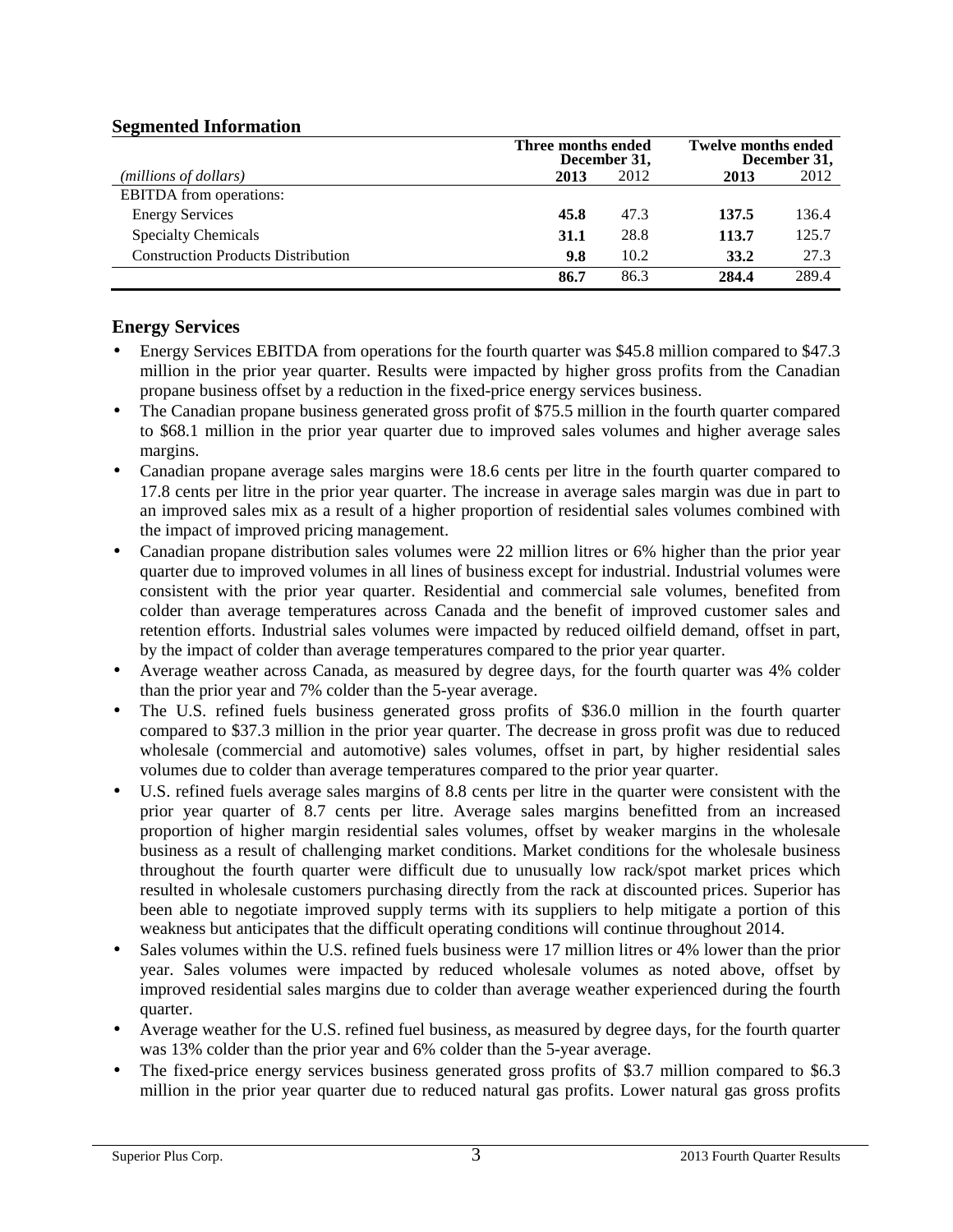## Segmented Information

| *(millions of dollars)* | Three months ended December 31, 2013 | 2012 | Twelve months ended December 31, 2013 | 2012 |
|---|---|---|---|---|
| EBITDA from operations: | | | | |
| Energy Services | **45.8** | 47.3 | **137.5** | 136.4 |
| Specialty Chemicals | **31.1** | 28.8 | **113.7** | 125.7 |
| Construction Products Distribution | **9.8** | 10.2 | **33.2** | 27.3 |
| | **86.7** | 86.3 | **284.4** | 289.4 |

## Energy Services

- Energy Services EBITDA from operations for the fourth quarter was $45.8 million compared to $47.3 million in the prior year quarter. Results were impacted by higher gross profits from the Canadian propane business offset by a reduction in the fixed-price energy services business.
- The Canadian propane business generated gross profit of $75.5 million in the fourth quarter compared to $68.1 million in the prior year quarter due to improved sales volumes and higher average sales margins.
- Canadian propane average sales margins were 18.6 cents per litre in the fourth quarter compared to 17.8 cents per litre in the prior year quarter. The increase in average sales margin was due in part to an improved sales mix as a result of a higher proportion of residential sales volumes combined with the impact of improved pricing management.
- Canadian propane distribution sales volumes were 22 million litres or 6% higher than the prior year quarter due to improved volumes in all lines of business except for industrial. Industrial volumes were consistent with the prior year quarter. Residential and commercial sale volumes, benefited from colder than average temperatures across Canada and the benefit of improved customer sales and retention efforts. Industrial sales volumes were impacted by reduced oilfield demand, offset in part, by the impact of colder than average temperatures compared to the prior year quarter.
- Average weather across Canada, as measured by degree days, for the fourth quarter was 4% colder than the prior year and 7% colder than the 5-year average.
- The U.S. refined fuels business generated gross profits of $36.0 million in the fourth quarter compared to $37.3 million in the prior year quarter. The decrease in gross profit was due to reduced wholesale (commercial and automotive) sales volumes, offset in part, by higher residential sales volumes due to colder than average temperatures compared to the prior year quarter.
- U.S. refined fuels average sales margins of 8.8 cents per litre in the quarter were consistent with the prior year quarter of 8.7 cents per litre. Average sales margins benefitted from an increased proportion of higher margin residential sales volumes, offset by weaker margins in the wholesale business as a result of challenging market conditions. Market conditions for the wholesale business throughout the fourth quarter were difficult due to unusually low rack/spot market prices which resulted in wholesale customers purchasing directly from the rack at discounted prices. Superior has been able to negotiate improved supply terms with its suppliers to help mitigate a portion of this weakness but anticipates that the difficult operating conditions will continue throughout 2014.
- Sales volumes within the U.S. refined fuels business were 17 million litres or 4% lower than the prior year. Sales volumes were impacted by reduced wholesale volumes as noted above, offset by improved residential sales margins due to colder than average weather experienced during the fourth quarter.
- Average weather for the U.S. refined fuel business, as measured by degree days, for the fourth quarter was 13% colder than the prior year and 6% colder than the 5-year average.
- The fixed-price energy services business generated gross profits of $3.7 million compared to $6.3 million in the prior year quarter due to reduced natural gas profits. Lower natural gas gross profits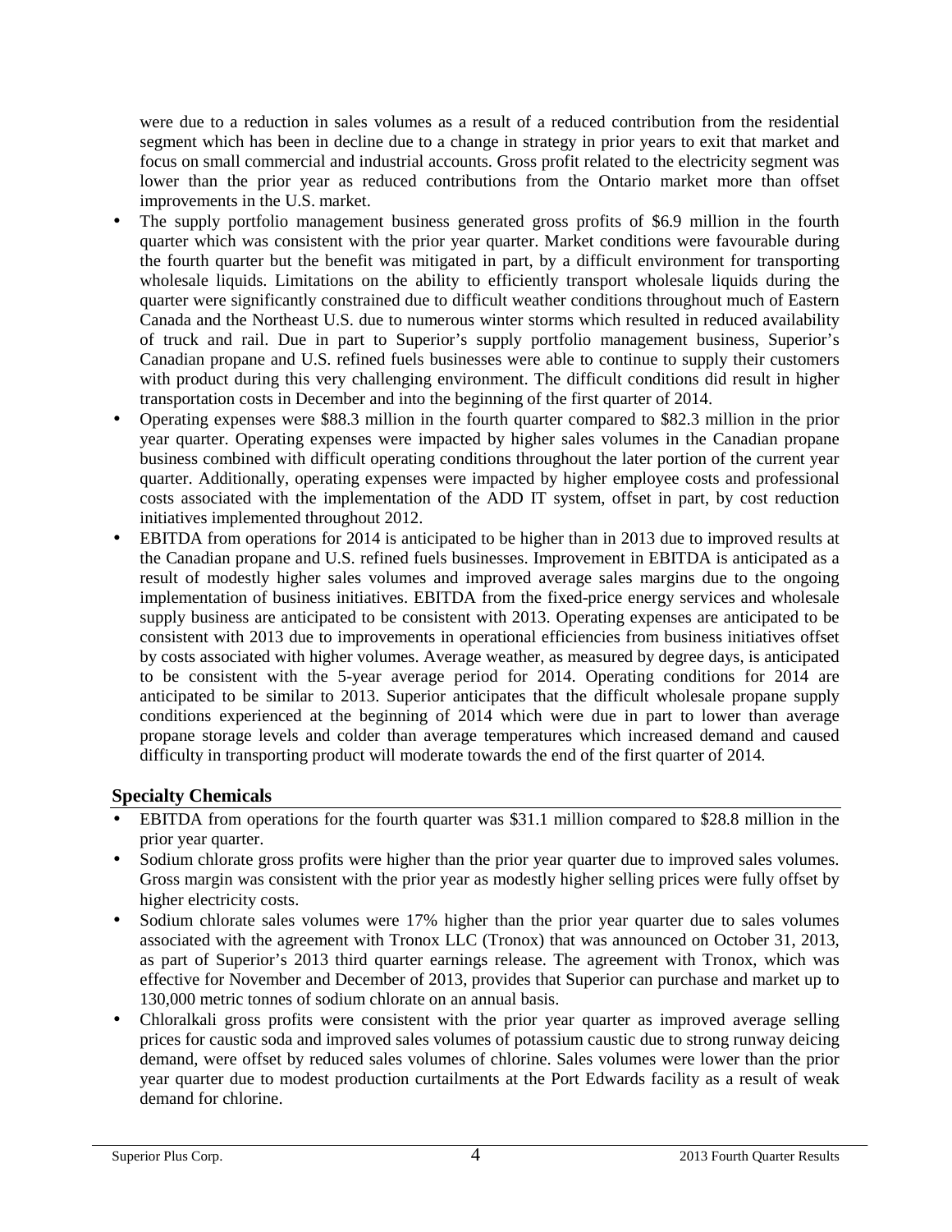were due to a reduction in sales volumes as a result of a reduced contribution from the residential segment which has been in decline due to a change in strategy in prior years to exit that market and focus on small commercial and industrial accounts. Gross profit related to the electricity segment was lower than the prior year as reduced contributions from the Ontario market more than offset improvements in the U.S. market.

- The supply portfolio management business generated gross profits of $6.9 million in the fourth quarter which was consistent with the prior year quarter. Market conditions were favourable during the fourth quarter but the benefit was mitigated in part, by a difficult environment for transporting wholesale liquids. Limitations on the ability to efficiently transport wholesale liquids during the quarter were significantly constrained due to difficult weather conditions throughout much of Eastern Canada and the Northeast U.S. due to numerous winter storms which resulted in reduced availability of truck and rail. Due in part to Superior's supply portfolio management business, Superior's Canadian propane and U.S. refined fuels businesses were able to continue to supply their customers with product during this very challenging environment. The difficult conditions did result in higher transportation costs in December and into the beginning of the first quarter of 2014.
- Operating expenses were $88.3 million in the fourth quarter compared to $82.3 million in the prior year quarter. Operating expenses were impacted by higher sales volumes in the Canadian propane business combined with difficult operating conditions throughout the later portion of the current year quarter. Additionally, operating expenses were impacted by higher employee costs and professional costs associated with the implementation of the ADD IT system, offset in part, by cost reduction initiatives implemented throughout 2012.
- EBITDA from operations for 2014 is anticipated to be higher than in 2013 due to improved results at the Canadian propane and U.S. refined fuels businesses. Improvement in EBITDA is anticipated as a result of modestly higher sales volumes and improved average sales margins due to the ongoing implementation of business initiatives. EBITDA from the fixed-price energy services and wholesale supply business are anticipated to be consistent with 2013. Operating expenses are anticipated to be consistent with 2013 due to improvements in operational efficiencies from business initiatives offset by costs associated with higher volumes. Average weather, as measured by degree days, is anticipated to be consistent with the 5-year average period for 2014. Operating conditions for 2014 are anticipated to be similar to 2013. Superior anticipates that the difficult wholesale propane supply conditions experienced at the beginning of 2014 which were due in part to lower than average propane storage levels and colder than average temperatures which increased demand and caused difficulty in transporting product will moderate towards the end of the first quarter of 2014.

## Specialty Chemicals

- EBITDA from operations for the fourth quarter was $31.1 million compared to $28.8 million in the prior year quarter.
- Sodium chlorate gross profits were higher than the prior year quarter due to improved sales volumes. Gross margin was consistent with the prior year as modestly higher selling prices were fully offset by higher electricity costs.
- Sodium chlorate sales volumes were 17% higher than the prior year quarter due to sales volumes associated with the agreement with Tronox LLC (Tronox) that was announced on October 31, 2013, as part of Superior's 2013 third quarter earnings release. The agreement with Tronox, which was effective for November and December of 2013, provides that Superior can purchase and market up to 130,000 metric tonnes of sodium chlorate on an annual basis.
- Chloralkali gross profits were consistent with the prior year quarter as improved average selling prices for caustic soda and improved sales volumes of potassium caustic due to strong runway deicing demand, were offset by reduced sales volumes of chlorine. Sales volumes were lower than the prior year quarter due to modest production curtailments at the Port Edwards facility as a result of weak demand for chlorine.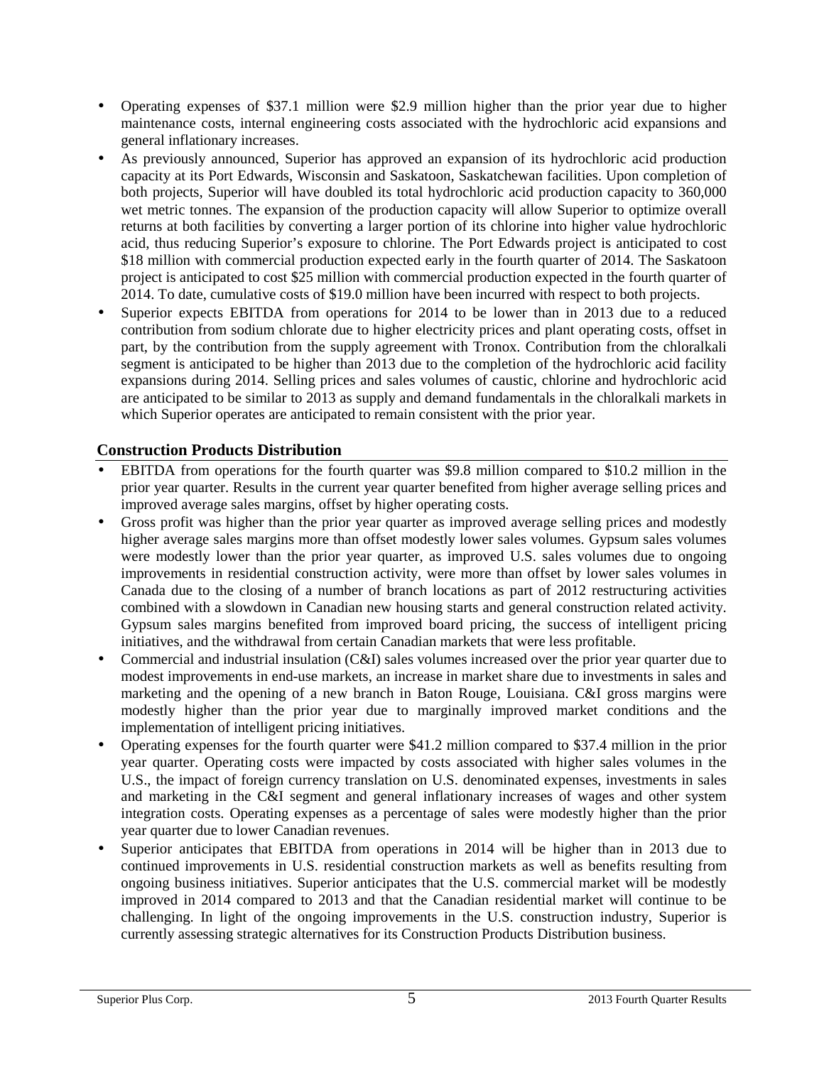- Operating expenses of $37.1 million were $2.9 million higher than the prior year due to higher maintenance costs, internal engineering costs associated with the hydrochloric acid expansions and general inflationary increases.
- As previously announced, Superior has approved an expansion of its hydrochloric acid production capacity at its Port Edwards, Wisconsin and Saskatoon, Saskatchewan facilities. Upon completion of both projects, Superior will have doubled its total hydrochloric acid production capacity to 360,000 wet metric tonnes. The expansion of the production capacity will allow Superior to optimize overall returns at both facilities by converting a larger portion of its chlorine into higher value hydrochloric acid, thus reducing Superior's exposure to chlorine. The Port Edwards project is anticipated to cost $18 million with commercial production expected early in the fourth quarter of 2014. The Saskatoon project is anticipated to cost $25 million with commercial production expected in the fourth quarter of 2014. To date, cumulative costs of $19.0 million have been incurred with respect to both projects.
- Superior expects EBITDA from operations for 2014 to be lower than in 2013 due to a reduced contribution from sodium chlorate due to higher electricity prices and plant operating costs, offset in part, by the contribution from the supply agreement with Tronox. Contribution from the chloralkali segment is anticipated to be higher than 2013 due to the completion of the hydrochloric acid facility expansions during 2014. Selling prices and sales volumes of caustic, chlorine and hydrochloric acid are anticipated to be similar to 2013 as supply and demand fundamentals in the chloralkali markets in which Superior operates are anticipated to remain consistent with the prior year.

## Construction Products Distribution

- EBITDA from operations for the fourth quarter was $9.8 million compared to $10.2 million in the prior year quarter. Results in the current year quarter benefited from higher average selling prices and improved average sales margins, offset by higher operating costs.
- Gross profit was higher than the prior year quarter as improved average selling prices and modestly higher average sales margins more than offset modestly lower sales volumes. Gypsum sales volumes were modestly lower than the prior year quarter, as improved U.S. sales volumes due to ongoing improvements in residential construction activity, were more than offset by lower sales volumes in Canada due to the closing of a number of branch locations as part of 2012 restructuring activities combined with a slowdown in Canadian new housing starts and general construction related activity. Gypsum sales margins benefited from improved board pricing, the success of intelligent pricing initiatives, and the withdrawal from certain Canadian markets that were less profitable.
- Commercial and industrial insulation (C&I) sales volumes increased over the prior year quarter due to modest improvements in end-use markets, an increase in market share due to investments in sales and marketing and the opening of a new branch in Baton Rouge, Louisiana. C&I gross margins were modestly higher than the prior year due to marginally improved market conditions and the implementation of intelligent pricing initiatives.
- Operating expenses for the fourth quarter were $41.2 million compared to $37.4 million in the prior year quarter. Operating costs were impacted by costs associated with higher sales volumes in the U.S., the impact of foreign currency translation on U.S. denominated expenses, investments in sales and marketing in the C&I segment and general inflationary increases of wages and other system integration costs. Operating expenses as a percentage of sales were modestly higher than the prior year quarter due to lower Canadian revenues.
- Superior anticipates that EBITDA from operations in 2014 will be higher than in 2013 due to continued improvements in U.S. residential construction markets as well as benefits resulting from ongoing business initiatives. Superior anticipates that the U.S. commercial market will be modestly improved in 2014 compared to 2013 and that the Canadian residential market will continue to be challenging. In light of the ongoing improvements in the U.S. construction industry, Superior is currently assessing strategic alternatives for its Construction Products Distribution business.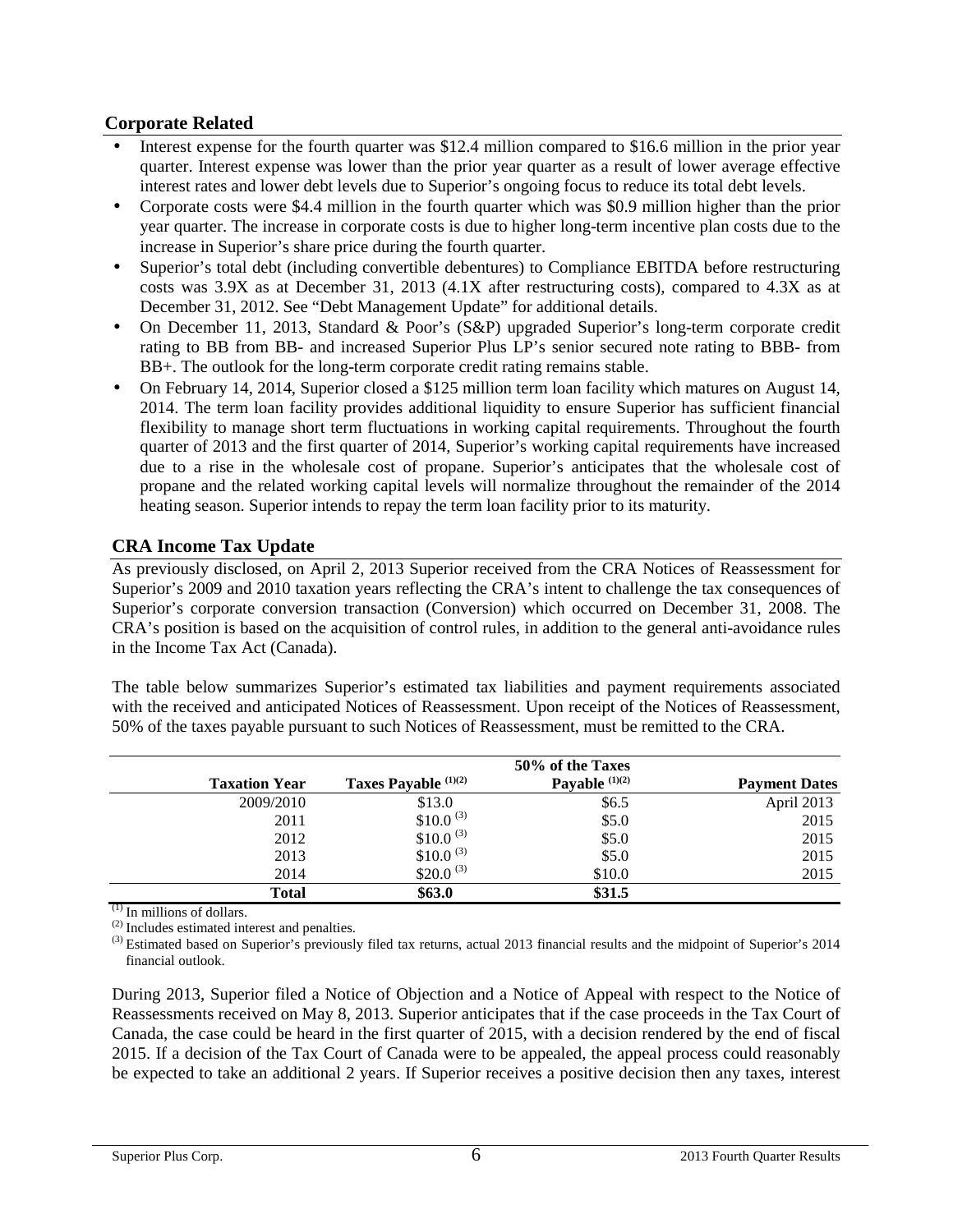## Corporate Related

- Interest expense for the fourth quarter was $12.4 million compared to $16.6 million in the prior year quarter. Interest expense was lower than the prior year quarter as a result of lower average effective interest rates and lower debt levels due to Superior's ongoing focus to reduce its total debt levels.
- Corporate costs were $4.4 million in the fourth quarter which was $0.9 million higher than the prior year quarter. The increase in corporate costs is due to higher long-term incentive plan costs due to the increase in Superior's share price during the fourth quarter.
- Superior's total debt (including convertible debentures) to Compliance EBITDA before restructuring costs was 3.9X as at December 31, 2013 (4.1X after restructuring costs), compared to 4.3X as at December 31, 2012. See "Debt Management Update" for additional details.
- On December 11, 2013, Standard & Poor's (S&P) upgraded Superior's long-term corporate credit rating to BB from BB- and increased Superior Plus LP's senior secured note rating to BBB- from BB+. The outlook for the long-term corporate credit rating remains stable.
- On February 14, 2014, Superior closed a $125 million term loan facility which matures on August 14, 2014. The term loan facility provides additional liquidity to ensure Superior has sufficient financial flexibility to manage short term fluctuations in working capital requirements. Throughout the fourth quarter of 2013 and the first quarter of 2014, Superior's working capital requirements have increased due to a rise in the wholesale cost of propane. Superior's anticipates that the wholesale cost of propane and the related working capital levels will normalize throughout the remainder of the 2014 heating season. Superior intends to repay the term loan facility prior to its maturity.

## CRA Income Tax Update

As previously disclosed, on April 2, 2013 Superior received from the CRA Notices of Reassessment for Superior's 2009 and 2010 taxation years reflecting the CRA's intent to challenge the tax consequences of Superior's corporate conversion transaction (Conversion) which occurred on December 31, 2008. The CRA's position is based on the acquisition of control rules, in addition to the general anti-avoidance rules in the Income Tax Act (Canada).

The table below summarizes Superior's estimated tax liabilities and payment requirements associated with the received and anticipated Notices of Reassessment. Upon receipt of the Notices of Reassessment, 50% of the taxes payable pursuant to such Notices of Reassessment, must be remitted to the CRA.

| Taxation Year | Taxes Payable (1)(2) | 50% of the Taxes Payable (1)(2) | Payment Dates |
|---:|---:|---:|---:|
| 2009/2010 | $13.0 | $6.5 | April 2013 |
| 2011 | $10.0 (3) | $5.0 | 2015 |
| 2012 | $10.0 (3) | $5.0 | 2015 |
| 2013 | $10.0 (3) | $5.0 | 2015 |
| 2014 | $20.0 (3) | $10.0 | 2015 |
| **Total** | **$63.0** | **$31.5** | |

(1) In millions of dollars.
(2) Includes estimated interest and penalties.
(3) Estimated based on Superior's previously filed tax returns, actual 2013 financial results and the midpoint of Superior's 2014 financial outlook.

During 2013, Superior filed a Notice of Objection and a Notice of Appeal with respect to the Notice of Reassessments received on May 8, 2013. Superior anticipates that if the case proceeds in the Tax Court of Canada, the case could be heard in the first quarter of 2015, with a decision rendered by the end of fiscal 2015. If a decision of the Tax Court of Canada were to be appealed, the appeal process could reasonably be expected to take an additional 2 years. If Superior receives a positive decision then any taxes, interest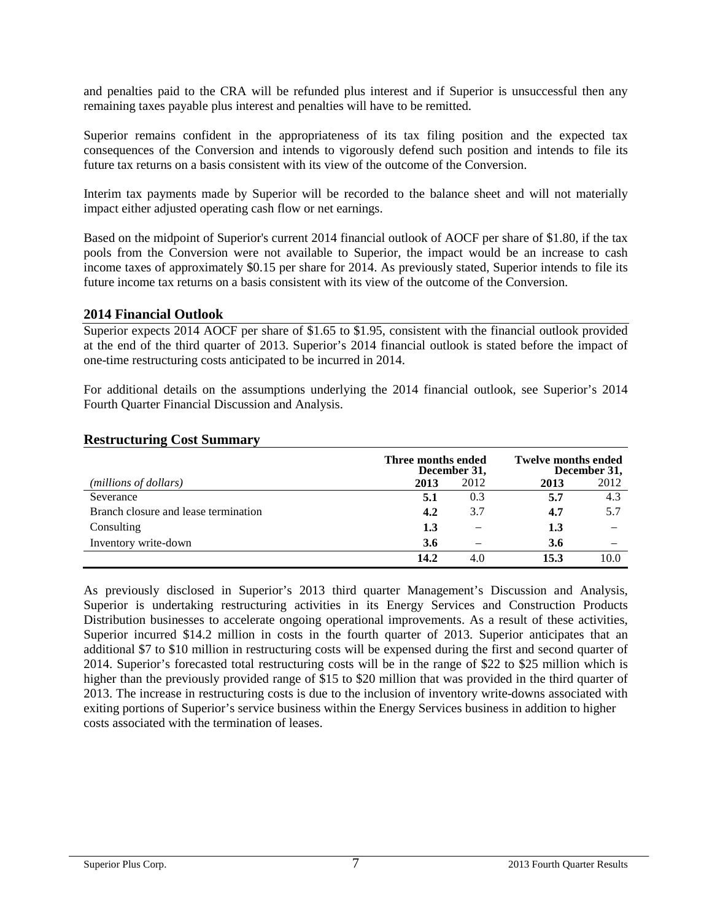and penalties paid to the CRA will be refunded plus interest and if Superior is unsuccessful then any remaining taxes payable plus interest and penalties will have to be remitted.

Superior remains confident in the appropriateness of its tax filing position and the expected tax consequences of the Conversion and intends to vigorously defend such position and intends to file its future tax returns on a basis consistent with its view of the outcome of the Conversion.

Interim tax payments made by Superior will be recorded to the balance sheet and will not materially impact either adjusted operating cash flow or net earnings.

Based on the midpoint of Superior's current 2014 financial outlook of AOCF per share of $1.80, if the tax pools from the Conversion were not available to Superior, the impact would be an increase to cash income taxes of approximately $0.15 per share for 2014. As previously stated, Superior intends to file its future income tax returns on a basis consistent with its view of the outcome of the Conversion.

## 2014 Financial Outlook

Superior expects 2014 AOCF per share of $1.65 to $1.95, consistent with the financial outlook provided at the end of the third quarter of 2013. Superior's 2014 financial outlook is stated before the impact of one-time restructuring costs anticipated to be incurred in 2014.

For additional details on the assumptions underlying the 2014 financial outlook, see Superior's 2014 Fourth Quarter Financial Discussion and Analysis.

## Restructuring Cost Summary

| | Three months ended December 31, | | Twelve months ended December 31, | |
|---|---|---|---|---|
| *(millions of dollars)* | **2013** | 2012 | **2013** | 2012 |
| Severance | **5.1** | 0.3 | **5.7** | 4.3 |
| Branch closure and lease termination | **4.2** | 3.7 | **4.7** | 5.7 |
| Consulting | **1.3** | – | **1.3** | – |
| Inventory write-down | **3.6** | – | **3.6** | – |
| | **14.2** | 4.0 | **15.3** | 10.0 |

As previously disclosed in Superior's 2013 third quarter Management's Discussion and Analysis, Superior is undertaking restructuring activities in its Energy Services and Construction Products Distribution businesses to accelerate ongoing operational improvements. As a result of these activities, Superior incurred $14.2 million in costs in the fourth quarter of 2013. Superior anticipates that an additional $7 to $10 million in restructuring costs will be expensed during the first and second quarter of 2014. Superior's forecasted total restructuring costs will be in the range of $22 to $25 million which is higher than the previously provided range of $15 to $20 million that was provided in the third quarter of 2013. The increase in restructuring costs is due to the inclusion of inventory write-downs associated with exiting portions of Superior's service business within the Energy Services business in addition to higher costs associated with the termination of leases.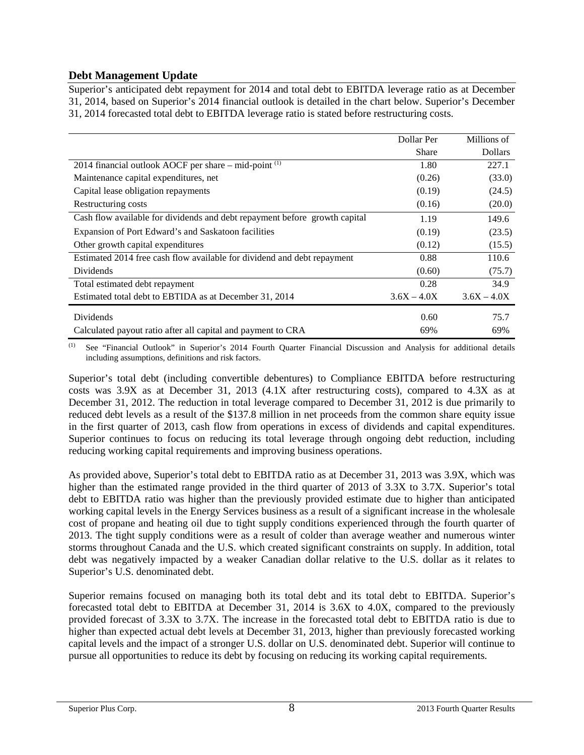## Debt Management Update

Superior's anticipated debt repayment for 2014 and total debt to EBITDA leverage ratio as at December 31, 2014, based on Superior's 2014 financial outlook is detailed in the chart below. Superior's December 31, 2014 forecasted total debt to EBITDA leverage ratio is stated before restructuring costs.

| | Dollar Per Share | Millions of Dollars |
|---|---|---|
| 2014 financial outlook AOCF per share – mid-point [(1)] | 1.80 | 227.1 |
| Maintenance capital expenditures, net | (0.26) | (33.0) |
| Capital lease obligation repayments | (0.19) | (24.5) |
| Restructuring costs | (0.16) | (20.0) |
| Cash flow available for dividends and debt repayment before growth capital | 1.19 | 149.6 |
| Expansion of Port Edward's and Saskatoon facilities | (0.19) | (23.5) |
| Other growth capital expenditures | (0.12) | (15.5) |
| Estimated 2014 free cash flow available for dividend and debt repayment | 0.88 | 110.6 |
| Dividends | (0.60) | (75.7) |
| Total estimated debt repayment | 0.28 | 34.9 |
| Estimated total debt to EBTIDA as at December 31, 2014 | 3.6X – 4.0X | 3.6X – 4.0X |
| Dividends | 0.60 | 75.7 |
| Calculated payout ratio after all capital and payment to CRA | 69% | 69% |

(1) See "Financial Outlook" in Superior's 2014 Fourth Quarter Financial Discussion and Analysis for additional details including assumptions, definitions and risk factors.

Superior's total debt (including convertible debentures) to Compliance EBITDA before restructuring costs was 3.9X as at December 31, 2013 (4.1X after restructuring costs), compared to 4.3X as at December 31, 2012. The reduction in total leverage compared to December 31, 2012 is due primarily to reduced debt levels as a result of the $137.8 million in net proceeds from the common share equity issue in the first quarter of 2013, cash flow from operations in excess of dividends and capital expenditures. Superior continues to focus on reducing its total leverage through ongoing debt reduction, including reducing working capital requirements and improving business operations.

As provided above, Superior's total debt to EBITDA ratio as at December 31, 2013 was 3.9X, which was higher than the estimated range provided in the third quarter of 2013 of 3.3X to 3.7X. Superior's total debt to EBITDA ratio was higher than the previously provided estimate due to higher than anticipated working capital levels in the Energy Services business as a result of a significant increase in the wholesale cost of propane and heating oil due to tight supply conditions experienced through the fourth quarter of 2013. The tight supply conditions were as a result of colder than average weather and numerous winter storms throughout Canada and the U.S. which created significant constraints on supply. In addition, total debt was negatively impacted by a weaker Canadian dollar relative to the U.S. dollar as it relates to Superior's U.S. denominated debt.

Superior remains focused on managing both its total debt and its total debt to EBITDA. Superior's forecasted total debt to EBITDA at December 31, 2014 is 3.6X to 4.0X, compared to the previously provided forecast of 3.3X to 3.7X. The increase in the forecasted total debt to EBITDA ratio is due to higher than expected actual debt levels at December 31, 2013, higher than previously forecasted working capital levels and the impact of a stronger U.S. dollar on U.S. denominated debt. Superior will continue to pursue all opportunities to reduce its debt by focusing on reducing its working capital requirements.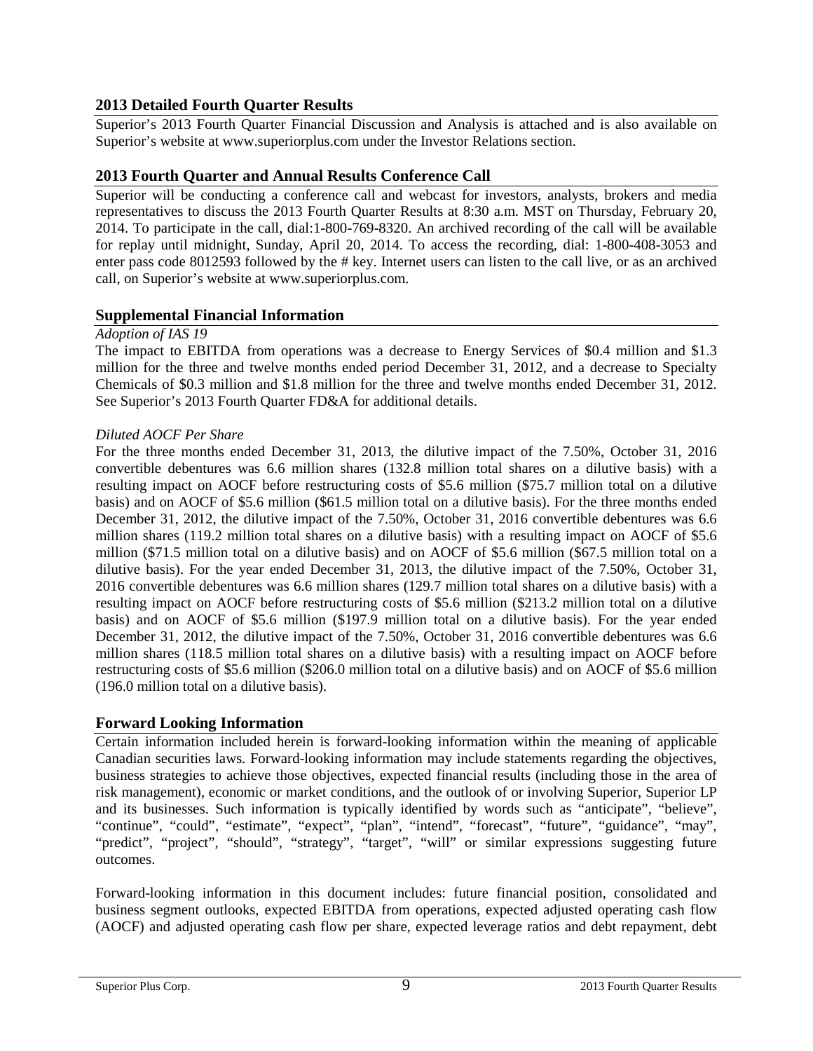## 2013 Detailed Fourth Quarter Results

Superior's 2013 Fourth Quarter Financial Discussion and Analysis is attached and is also available on Superior's website at www.superiorplus.com under the Investor Relations section.

## 2013 Fourth Quarter and Annual Results Conference Call

Superior will be conducting a conference call and webcast for investors, analysts, brokers and media representatives to discuss the 2013 Fourth Quarter Results at 8:30 a.m. MST on Thursday, February 20, 2014. To participate in the call, dial:1-800-769-8320. An archived recording of the call will be available for replay until midnight, Sunday, April 20, 2014. To access the recording, dial: 1-800-408-3053 and enter pass code 8012593 followed by the # key. Internet users can listen to the call live, or as an archived call, on Superior's website at www.superiorplus.com.

## Supplemental Financial Information

*Adoption of IAS 19*

The impact to EBITDA from operations was a decrease to Energy Services of $0.4 million and $1.3 million for the three and twelve months ended period December 31, 2012, and a decrease to Specialty Chemicals of $0.3 million and $1.8 million for the three and twelve months ended December 31, 2012. See Superior's 2013 Fourth Quarter FD&A for additional details.

*Diluted AOCF Per Share*

For the three months ended December 31, 2013, the dilutive impact of the 7.50%, October 31, 2016 convertible debentures was 6.6 million shares (132.8 million total shares on a dilutive basis) with a resulting impact on AOCF before restructuring costs of $5.6 million ($75.7 million total on a dilutive basis) and on AOCF of $5.6 million ($61.5 million total on a dilutive basis). For the three months ended December 31, 2012, the dilutive impact of the 7.50%, October 31, 2016 convertible debentures was 6.6 million shares (119.2 million total shares on a dilutive basis) with a resulting impact on AOCF of $5.6 million ($71.5 million total on a dilutive basis) and on AOCF of $5.6 million ($67.5 million total on a dilutive basis). For the year ended December 31, 2013, the dilutive impact of the 7.50%, October 31, 2016 convertible debentures was 6.6 million shares (129.7 million total shares on a dilutive basis) with a resulting impact on AOCF before restructuring costs of $5.6 million ($213.2 million total on a dilutive basis) and on AOCF of $5.6 million ($197.9 million total on a dilutive basis). For the year ended December 31, 2012, the dilutive impact of the 7.50%, October 31, 2016 convertible debentures was 6.6 million shares (118.5 million total shares on a dilutive basis) with a resulting impact on AOCF before restructuring costs of $5.6 million ($206.0 million total on a dilutive basis) and on AOCF of $5.6 million (196.0 million total on a dilutive basis).

## Forward Looking Information

Certain information included herein is forward-looking information within the meaning of applicable Canadian securities laws. Forward-looking information may include statements regarding the objectives, business strategies to achieve those objectives, expected financial results (including those in the area of risk management), economic or market conditions, and the outlook of or involving Superior, Superior LP and its businesses. Such information is typically identified by words such as "anticipate", "believe", "continue", "could", "estimate", "expect", "plan", "intend", "forecast", "future", "guidance", "may", "predict", "project", "should", "strategy", "target", "will" or similar expressions suggesting future outcomes.

Forward-looking information in this document includes: future financial position, consolidated and business segment outlooks, expected EBITDA from operations, expected adjusted operating cash flow (AOCF) and adjusted operating cash flow per share, expected leverage ratios and debt repayment, debt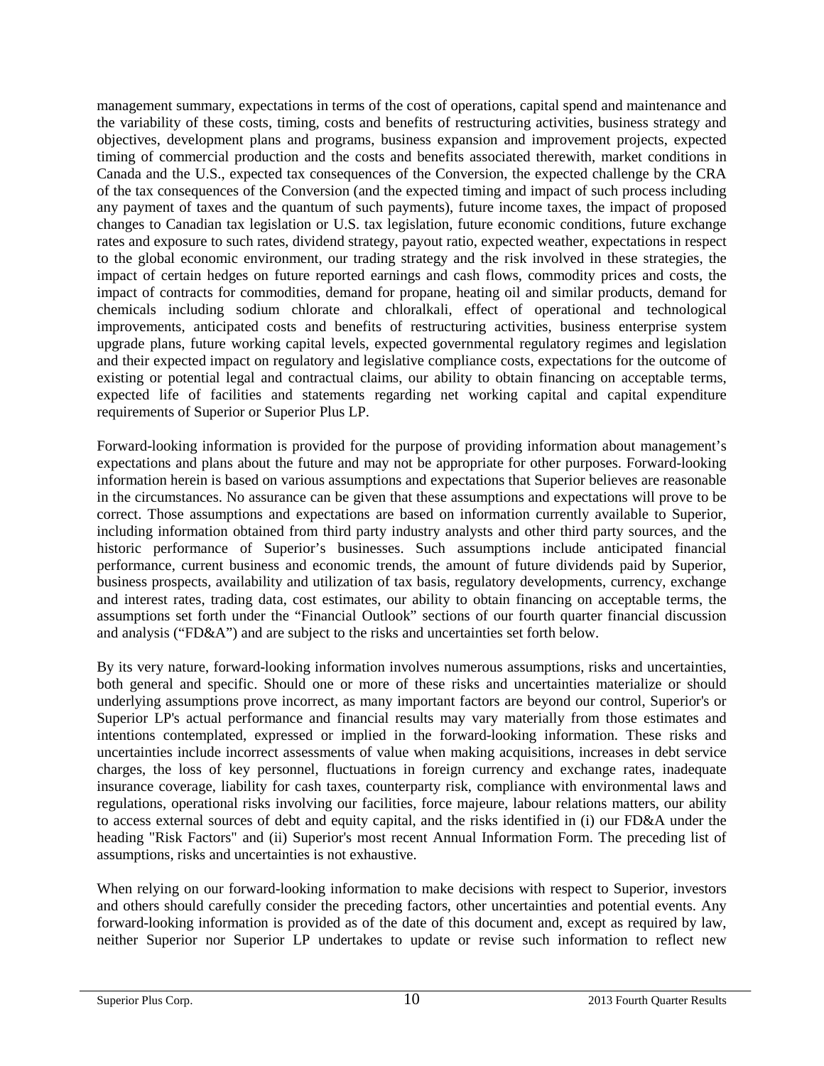management summary, expectations in terms of the cost of operations, capital spend and maintenance and the variability of these costs, timing, costs and benefits of restructuring activities, business strategy and objectives, development plans and programs, business expansion and improvement projects, expected timing of commercial production and the costs and benefits associated therewith, market conditions in Canada and the U.S., expected tax consequences of the Conversion, the expected challenge by the CRA of the tax consequences of the Conversion (and the expected timing and impact of such process including any payment of taxes and the quantum of such payments), future income taxes, the impact of proposed changes to Canadian tax legislation or U.S. tax legislation, future economic conditions, future exchange rates and exposure to such rates, dividend strategy, payout ratio, expected weather, expectations in respect to the global economic environment, our trading strategy and the risk involved in these strategies, the impact of certain hedges on future reported earnings and cash flows, commodity prices and costs, the impact of contracts for commodities, demand for propane, heating oil and similar products, demand for chemicals including sodium chlorate and chloralkali, effect of operational and technological improvements, anticipated costs and benefits of restructuring activities, business enterprise system upgrade plans, future working capital levels, expected governmental regulatory regimes and legislation and their expected impact on regulatory and legislative compliance costs, expectations for the outcome of existing or potential legal and contractual claims, our ability to obtain financing on acceptable terms, expected life of facilities and statements regarding net working capital and capital expenditure requirements of Superior or Superior Plus LP.

Forward-looking information is provided for the purpose of providing information about management's expectations and plans about the future and may not be appropriate for other purposes. Forward-looking information herein is based on various assumptions and expectations that Superior believes are reasonable in the circumstances. No assurance can be given that these assumptions and expectations will prove to be correct. Those assumptions and expectations are based on information currently available to Superior, including information obtained from third party industry analysts and other third party sources, and the historic performance of Superior's businesses. Such assumptions include anticipated financial performance, current business and economic trends, the amount of future dividends paid by Superior, business prospects, availability and utilization of tax basis, regulatory developments, currency, exchange and interest rates, trading data, cost estimates, our ability to obtain financing on acceptable terms, the assumptions set forth under the "Financial Outlook" sections of our fourth quarter financial discussion and analysis ("FD&A") and are subject to the risks and uncertainties set forth below.

By its very nature, forward-looking information involves numerous assumptions, risks and uncertainties, both general and specific. Should one or more of these risks and uncertainties materialize or should underlying assumptions prove incorrect, as many important factors are beyond our control, Superior's or Superior LP's actual performance and financial results may vary materially from those estimates and intentions contemplated, expressed or implied in the forward-looking information. These risks and uncertainties include incorrect assessments of value when making acquisitions, increases in debt service charges, the loss of key personnel, fluctuations in foreign currency and exchange rates, inadequate insurance coverage, liability for cash taxes, counterparty risk, compliance with environmental laws and regulations, operational risks involving our facilities, force majeure, labour relations matters, our ability to access external sources of debt and equity capital, and the risks identified in (i) our FD&A under the heading "Risk Factors" and (ii) Superior's most recent Annual Information Form. The preceding list of assumptions, risks and uncertainties is not exhaustive.

When relying on our forward-looking information to make decisions with respect to Superior, investors and others should carefully consider the preceding factors, other uncertainties and potential events. Any forward-looking information is provided as of the date of this document and, except as required by law, neither Superior nor Superior LP undertakes to update or revise such information to reflect new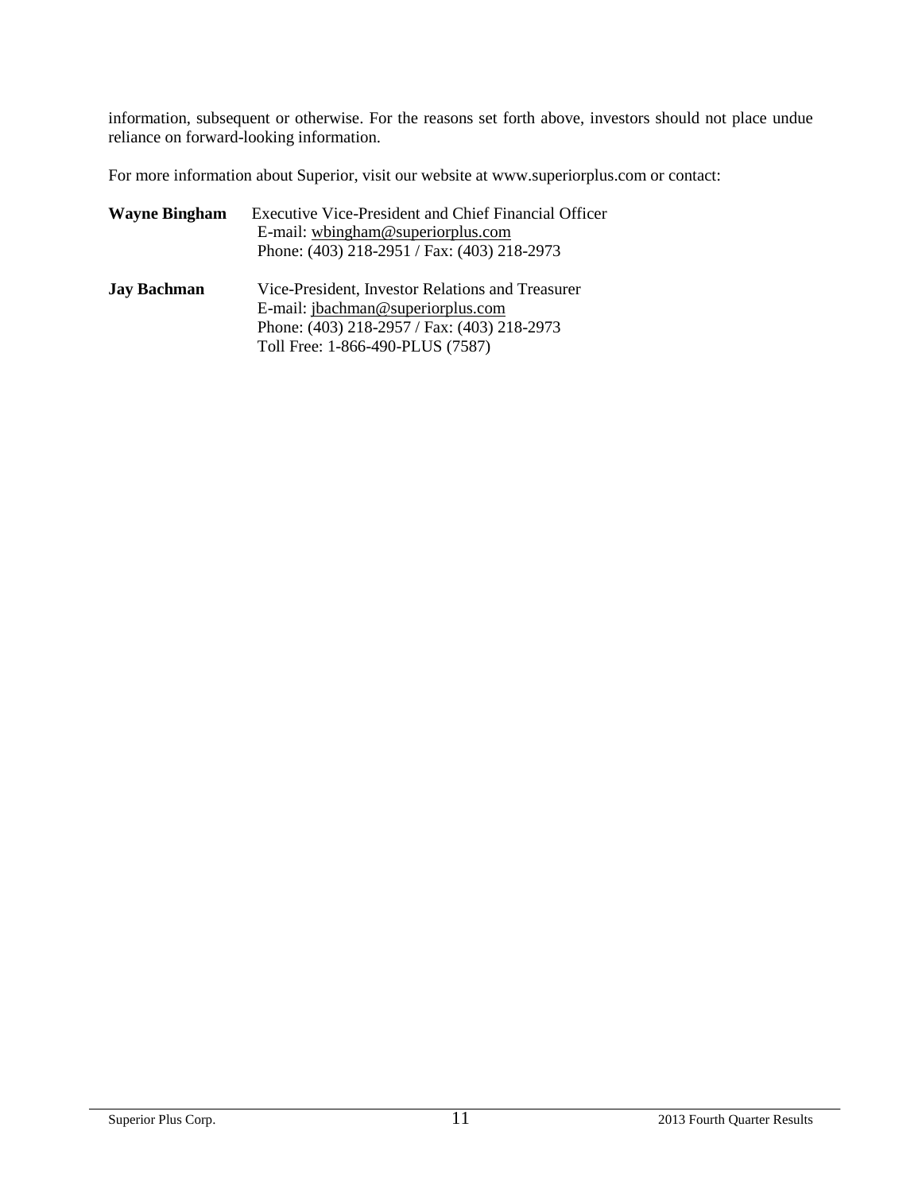information, subsequent or otherwise. For the reasons set forth above, investors should not place undue reliance on forward-looking information.

For more information about Superior, visit our website at www.superiorplus.com or contact:

**Wayne Bingham** Executive Vice-President and Chief Financial Officer
E-mail: wbingham@superiorplus.com
Phone: (403) 218-2951 / Fax: (403) 218-2973

**Jay Bachman** Vice-President, Investor Relations and Treasurer
E-mail: jbachman@superiorplus.com
Phone: (403) 218-2957 / Fax: (403) 218-2973
Toll Free: 1-866-490-PLUS (7587)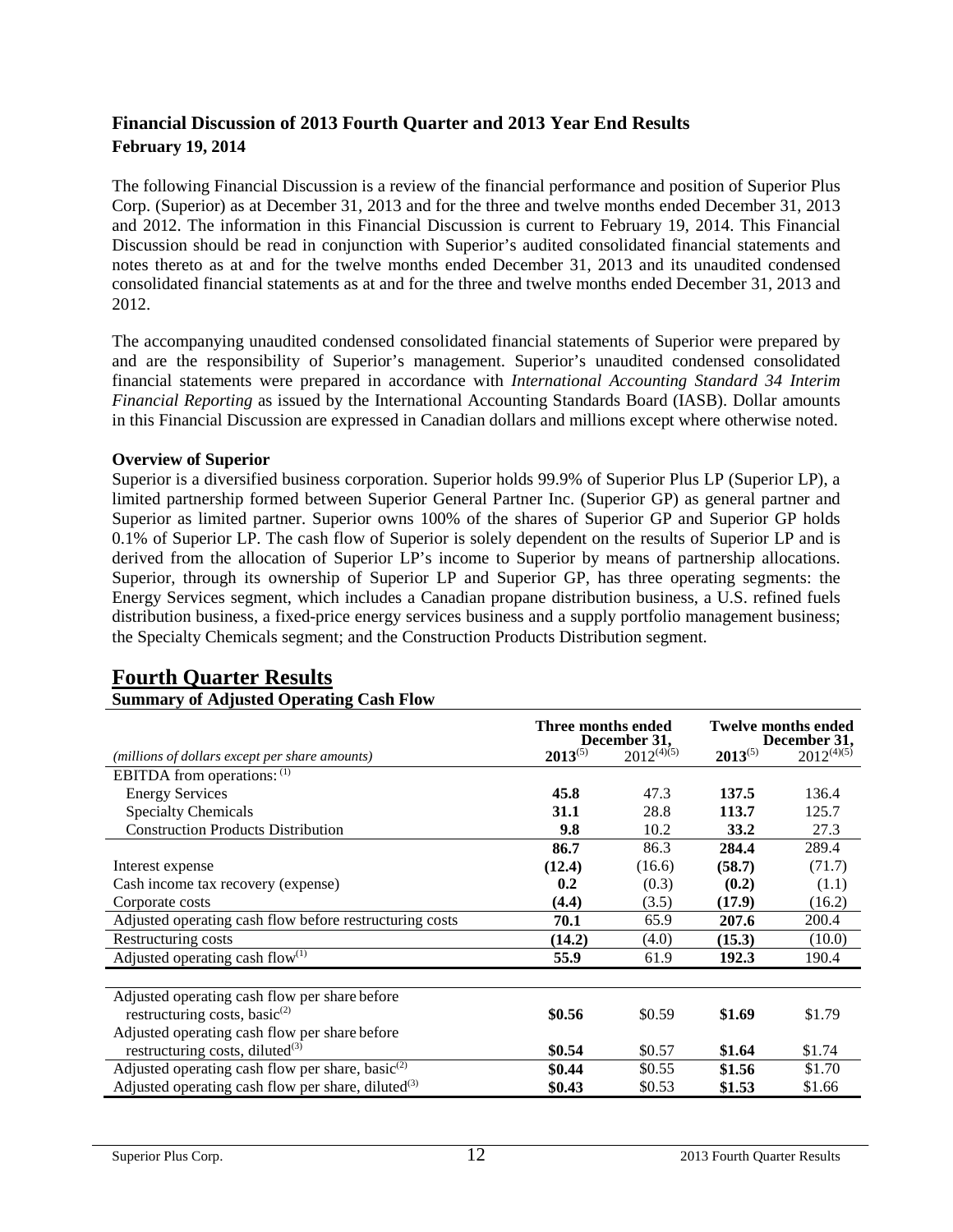## Financial Discussion of 2013 Fourth Quarter and 2013 Year End Results

**February 19, 2014**

The following Financial Discussion is a review of the financial performance and position of Superior Plus Corp. (Superior) as at December 31, 2013 and for the three and twelve months ended December 31, 2013 and 2012. The information in this Financial Discussion is current to February 19, 2014. This Financial Discussion should be read in conjunction with Superior's audited consolidated financial statements and notes thereto as at and for the twelve months ended December 31, 2013 and its unaudited condensed consolidated financial statements as at and for the three and twelve months ended December 31, 2013 and 2012.

The accompanying unaudited condensed consolidated financial statements of Superior were prepared by and are the responsibility of Superior's management. Superior's unaudited condensed consolidated financial statements were prepared in accordance with *International Accounting Standard 34 Interim Financial Reporting* as issued by the International Accounting Standards Board (IASB). Dollar amounts in this Financial Discussion are expressed in Canadian dollars and millions except where otherwise noted.

**Overview of Superior**

Superior is a diversified business corporation. Superior holds 99.9% of Superior Plus LP (Superior LP), a limited partnership formed between Superior General Partner Inc. (Superior GP) as general partner and Superior as limited partner. Superior owns 100% of the shares of Superior GP and Superior GP holds 0.1% of Superior LP. The cash flow of Superior is solely dependent on the results of Superior LP and is derived from the allocation of Superior LP's income to Superior by means of partnership allocations. Superior, through its ownership of Superior LP and Superior GP, has three operating segments: the Energy Services segment, which includes a Canadian propane distribution business, a U.S. refined fuels distribution business, a fixed-price energy services business and a supply portfolio management business; the Specialty Chemicals segment; and the Construction Products Distribution segment.

# Fourth Quarter Results

**Summary of Adjusted Operating Cash Flow**

| | Three months ended December 31, | | Twelve months ended December 31, | |
|---|---|---|---|---|
| *(millions of dollars except per share amounts)* | **2013**(5) | 2012(4)(5) | **2013**(5) | 2012(4)(5) |
| EBITDA from operations: (1) | | | | |
| Energy Services | **45.8** | 47.3 | **137.5** | 136.4 |
| Specialty Chemicals | **31.1** | 28.8 | **113.7** | 125.7 |
| Construction Products Distribution | **9.8** | 10.2 | **33.2** | 27.3 |
| | **86.7** | 86.3 | **284.4** | 289.4 |
| Interest expense | **(12.4)** | (16.6) | **(58.7)** | (71.7) |
| Cash income tax recovery (expense) | **0.2** | (0.3) | **(0.2)** | (1.1) |
| Corporate costs | **(4.4)** | (3.5) | **(17.9)** | (16.2) |
| Adjusted operating cash flow before restructuring costs | **70.1** | 65.9 | **207.6** | 200.4 |
| Restructuring costs | **(14.2)** | (4.0) | **(15.3)** | (10.0) |
| Adjusted operating cash flow(1) | **55.9** | 61.9 | **192.3** | 190.4 |
| | | | | |
| Adjusted operating cash flow per share before restructuring costs, basic(2) | **\$0.56** | \$0.59 | **\$1.69** | \$1.79 |
| Adjusted operating cash flow per share before restructuring costs, diluted(3) | **\$0.54** | \$0.57 | **\$1.64** | \$1.74 |
| Adjusted operating cash flow per share, basic(2) | **\$0.44** | \$0.55 | **\$1.56** | \$1.70 |
| Adjusted operating cash flow per share, diluted(3) | **\$0.43** | \$0.53 | **\$1.53** | \$1.66 |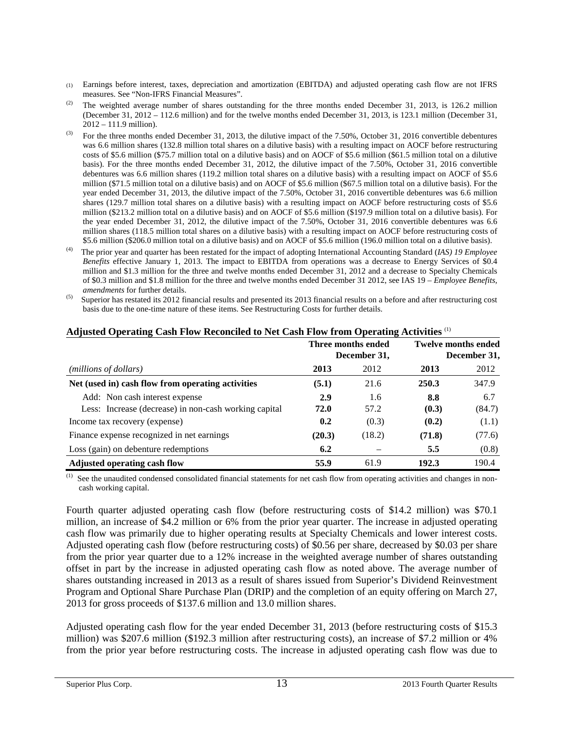(1) Earnings before interest, taxes, depreciation and amortization (EBITDA) and adjusted operating cash flow are not IFRS measures. See "Non-IFRS Financial Measures".

(2) The weighted average number of shares outstanding for the three months ended December 31, 2013, is 126.2 million (December 31, 2012 – 112.6 million) and for the twelve months ended December 31, 2013, is 123.1 million (December 31, 2012 – 111.9 million).

(3) For the three months ended December 31, 2013, the dilutive impact of the 7.50%, October 31, 2016 convertible debentures was 6.6 million shares (132.8 million total shares on a dilutive basis) with a resulting impact on AOCF before restructuring costs of $5.6 million ($75.7 million total on a dilutive basis) and on AOCF of $5.6 million ($61.5 million total on a dilutive basis). For the three months ended December 31, 2012, the dilutive impact of the 7.50%, October 31, 2016 convertible debentures was 6.6 million shares (119.2 million total shares on a dilutive basis) with a resulting impact on AOCF of $5.6 million ($71.5 million total on a dilutive basis) and on AOCF of $5.6 million ($67.5 million total on a dilutive basis). For the year ended December 31, 2013, the dilutive impact of the 7.50%, October 31, 2016 convertible debentures was 6.6 million shares (129.7 million total shares on a dilutive basis) with a resulting impact on AOCF before restructuring costs of $5.6 million ($213.2 million total on a dilutive basis) and on AOCF of $5.6 million ($197.9 million total on a dilutive basis). For the year ended December 31, 2012, the dilutive impact of the 7.50%, October 31, 2016 convertible debentures was 6.6 million shares (118.5 million total shares on a dilutive basis) with a resulting impact on AOCF before restructuring costs of $5.6 million ($206.0 million total on a dilutive basis) and on AOCF of $5.6 million (196.0 million total on a dilutive basis).

(4) The prior year and quarter has been restated for the impact of adopting International Accounting Standard (*IAS) 19 Employee Benefits* effective January 1, 2013. The impact to EBITDA from operations was a decrease to Energy Services of $0.4 million and $1.3 million for the three and twelve months ended December 31, 2012 and a decrease to Specialty Chemicals of $0.3 million and $1.8 million for the three and twelve months ended December 31 2012, see IAS 19 – *Employee Benefits, amendments* for further details.

(5) Superior has restated its 2012 financial results and presented its 2013 financial results on a before and after restructuring cost basis due to the one-time nature of these items. See Restructuring Costs for further details.

## Adjusted Operating Cash Flow Reconciled to Net Cash Flow from Operating Activities [(1)]

| | Three months ended December 31, | | Twelve months ended December 31, | |
|---|---|---|---|---|
| *(millions of dollars)* | **2013** | 2012 | **2013** | 2012 |
| **Net (used in) cash flow from operating activities** | **(5.1)** | 21.6 | **250.3** | 347.9 |
| Add: Non cash interest expense | **2.9** | 1.6 | **8.8** | 6.7 |
| Less: Increase (decrease) in non-cash working capital | **72.0** | 57.2 | **(0.3)** | (84.7) |
| Income tax recovery (expense) | **0.2** | (0.3) | **(0.2)** | (1.1) |
| Finance expense recognized in net earnings | **(20.3)** | (18.2) | **(71.8)** | (77.6) |
| Loss (gain) on debenture redemptions | **6.2** | – | **5.5** | (0.8) |
| **Adjusted operating cash flow** | **55.9** | 61.9 | **192.3** | 190.4 |

(1) See the unaudited condensed consolidated financial statements for net cash flow from operating activities and changes in non-cash working capital.

Fourth quarter adjusted operating cash flow (before restructuring costs of $14.2 million) was $70.1 million, an increase of $4.2 million or 6% from the prior year quarter. The increase in adjusted operating cash flow was primarily due to higher operating results at Specialty Chemicals and lower interest costs. Adjusted operating cash flow (before restructuring costs) of $0.56 per share, decreased by $0.03 per share from the prior year quarter due to a 12% increase in the weighted average number of shares outstanding offset in part by the increase in adjusted operating cash flow as noted above. The average number of shares outstanding increased in 2013 as a result of shares issued from Superior's Dividend Reinvestment Program and Optional Share Purchase Plan (DRIP) and the completion of an equity offering on March 27, 2013 for gross proceeds of $137.6 million and 13.0 million shares.

Adjusted operating cash flow for the year ended December 31, 2013 (before restructuring costs of $15.3 million) was $207.6 million ($192.3 million after restructuring costs), an increase of $7.2 million or 4% from the prior year before restructuring costs. The increase in adjusted operating cash flow was due to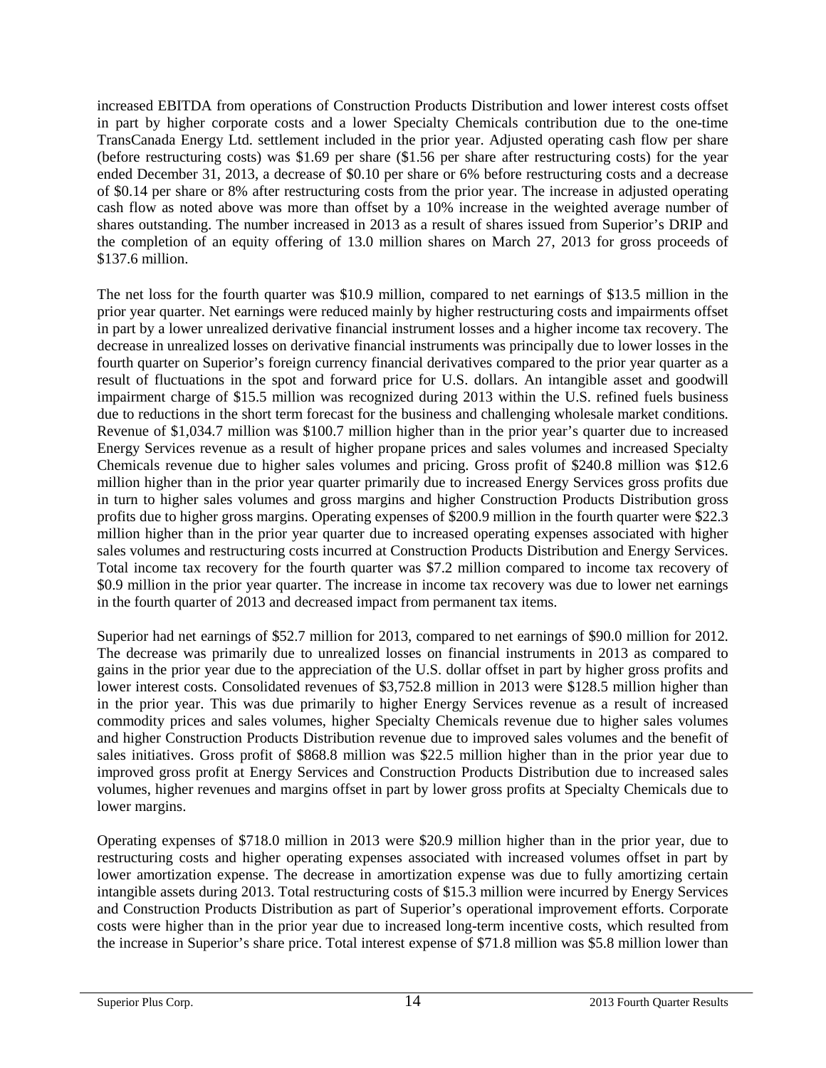increased EBITDA from operations of Construction Products Distribution and lower interest costs offset in part by higher corporate costs and a lower Specialty Chemicals contribution due to the one-time TransCanada Energy Ltd. settlement included in the prior year. Adjusted operating cash flow per share (before restructuring costs) was $1.69 per share ($1.56 per share after restructuring costs) for the year ended December 31, 2013, a decrease of $0.10 per share or 6% before restructuring costs and a decrease of $0.14 per share or 8% after restructuring costs from the prior year. The increase in adjusted operating cash flow as noted above was more than offset by a 10% increase in the weighted average number of shares outstanding. The number increased in 2013 as a result of shares issued from Superior's DRIP and the completion of an equity offering of 13.0 million shares on March 27, 2013 for gross proceeds of $137.6 million.

The net loss for the fourth quarter was $10.9 million, compared to net earnings of $13.5 million in the prior year quarter. Net earnings were reduced mainly by higher restructuring costs and impairments offset in part by a lower unrealized derivative financial instrument losses and a higher income tax recovery. The decrease in unrealized losses on derivative financial instruments was principally due to lower losses in the fourth quarter on Superior's foreign currency financial derivatives compared to the prior year quarter as a result of fluctuations in the spot and forward price for U.S. dollars. An intangible asset and goodwill impairment charge of $15.5 million was recognized during 2013 within the U.S. refined fuels business due to reductions in the short term forecast for the business and challenging wholesale market conditions. Revenue of $1,034.7 million was $100.7 million higher than in the prior year's quarter due to increased Energy Services revenue as a result of higher propane prices and sales volumes and increased Specialty Chemicals revenue due to higher sales volumes and pricing. Gross profit of $240.8 million was $12.6 million higher than in the prior year quarter primarily due to increased Energy Services gross profits due in turn to higher sales volumes and gross margins and higher Construction Products Distribution gross profits due to higher gross margins. Operating expenses of $200.9 million in the fourth quarter were $22.3 million higher than in the prior year quarter due to increased operating expenses associated with higher sales volumes and restructuring costs incurred at Construction Products Distribution and Energy Services. Total income tax recovery for the fourth quarter was $7.2 million compared to income tax recovery of $0.9 million in the prior year quarter. The increase in income tax recovery was due to lower net earnings in the fourth quarter of 2013 and decreased impact from permanent tax items.

Superior had net earnings of $52.7 million for 2013, compared to net earnings of $90.0 million for 2012. The decrease was primarily due to unrealized losses on financial instruments in 2013 as compared to gains in the prior year due to the appreciation of the U.S. dollar offset in part by higher gross profits and lower interest costs. Consolidated revenues of $3,752.8 million in 2013 were $128.5 million higher than in the prior year. This was due primarily to higher Energy Services revenue as a result of increased commodity prices and sales volumes, higher Specialty Chemicals revenue due to higher sales volumes and higher Construction Products Distribution revenue due to improved sales volumes and the benefit of sales initiatives. Gross profit of $868.8 million was $22.5 million higher than in the prior year due to improved gross profit at Energy Services and Construction Products Distribution due to increased sales volumes, higher revenues and margins offset in part by lower gross profits at Specialty Chemicals due to lower margins.

Operating expenses of $718.0 million in 2013 were $20.9 million higher than in the prior year, due to restructuring costs and higher operating expenses associated with increased volumes offset in part by lower amortization expense. The decrease in amortization expense was due to fully amortizing certain intangible assets during 2013. Total restructuring costs of $15.3 million were incurred by Energy Services and Construction Products Distribution as part of Superior's operational improvement efforts. Corporate costs were higher than in the prior year due to increased long-term incentive costs, which resulted from the increase in Superior's share price. Total interest expense of $71.8 million was $5.8 million lower than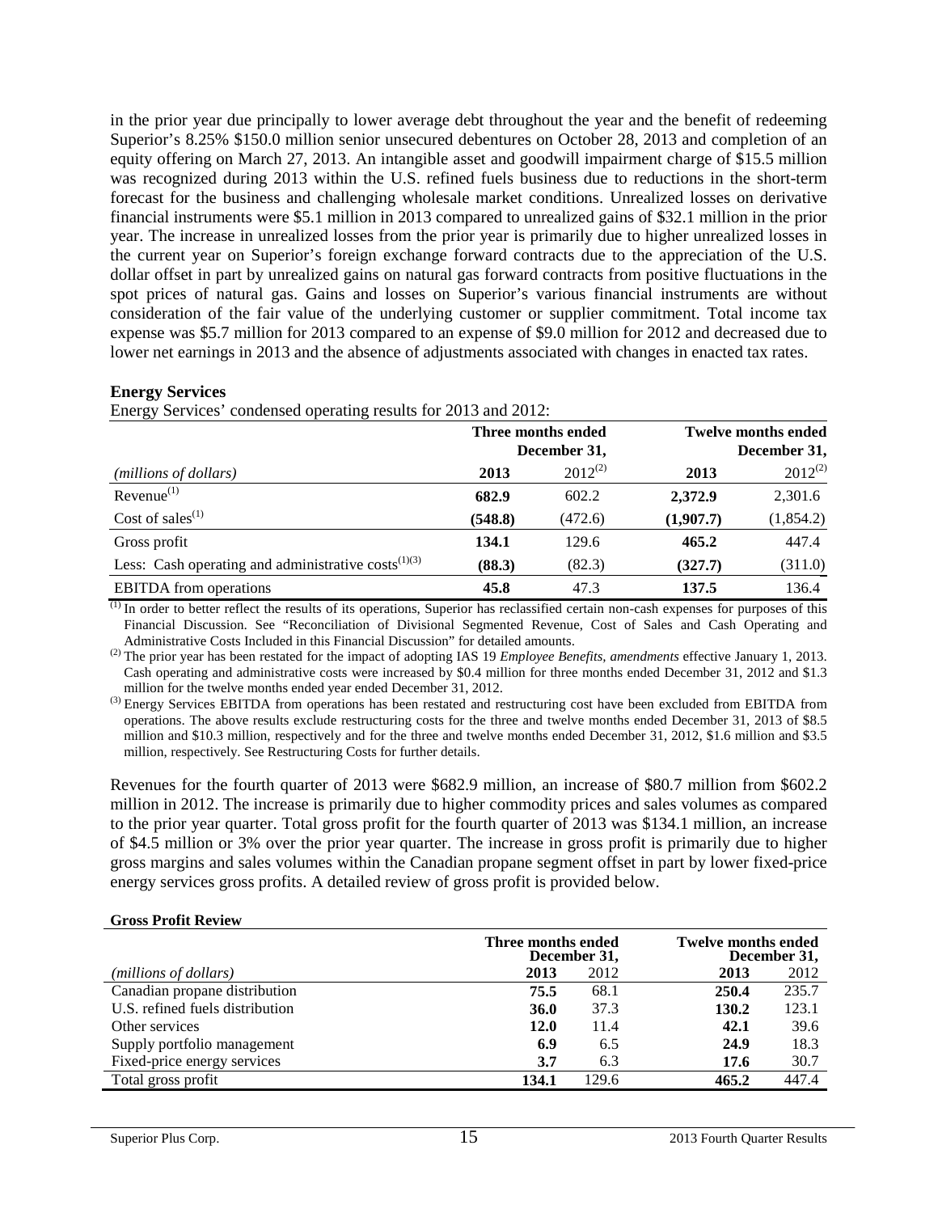in the prior year due principally to lower average debt throughout the year and the benefit of redeeming Superior's 8.25% $150.0 million senior unsecured debentures on October 28, 2013 and completion of an equity offering on March 27, 2013. An intangible asset and goodwill impairment charge of $15.5 million was recognized during 2013 within the U.S. refined fuels business due to reductions in the short-term forecast for the business and challenging wholesale market conditions. Unrealized losses on derivative financial instruments were $5.1 million in 2013 compared to unrealized gains of $32.1 million in the prior year. The increase in unrealized losses from the prior year is primarily due to higher unrealized losses in the current year on Superior's foreign exchange forward contracts due to the appreciation of the U.S. dollar offset in part by unrealized gains on natural gas forward contracts from positive fluctuations in the spot prices of natural gas. Gains and losses on Superior's various financial instruments are without consideration of the fair value of the underlying customer or supplier commitment. Total income tax expense was $5.7 million for 2013 compared to an expense of $9.0 million for 2012 and decreased due to lower net earnings in 2013 and the absence of adjustments associated with changes in enacted tax rates.

**Energy Services**

Energy Services' condensed operating results for 2013 and 2012:

| | Three months ended December 31, | | Twelve months ended December 31, | |
|---|---|---|---|---|
| *(millions of dollars)* | **2013** | 2012[(2)] | **2013** | 2012[(2)] |
| Revenue[(1)] | **682.9** | 602.2 | **2,372.9** | 2,301.6 |
| Cost of sales[(1)] | **(548.8)** | (472.6) | **(1,907.7)** | (1,854.2) |
| Gross profit | **134.1** | 129.6 | **465.2** | 447.4 |
| Less: Cash operating and administrative costs[(1)(3)] | **(88.3)** | (82.3) | **(327.7)** | (311.0) |
| EBITDA from operations | **45.8** | 47.3 | **137.5** | 136.4 |

(1) In order to better reflect the results of its operations, Superior has reclassified certain non-cash expenses for purposes of this Financial Discussion. See "Reconciliation of Divisional Segmented Revenue, Cost of Sales and Cash Operating and Administrative Costs Included in this Financial Discussion" for detailed amounts.

(2) The prior year has been restated for the impact of adopting IAS 19 *Employee Benefits, amendments* effective January 1, 2013. Cash operating and administrative costs were increased by $0.4 million for three months ended December 31, 2012 and $1.3 million for the twelve months ended year ended December 31, 2012.

(3) Energy Services EBITDA from operations has been restated and restructuring cost have been excluded from EBITDA from operations. The above results exclude restructuring costs for the three and twelve months ended December 31, 2013 of $8.5 million and $10.3 million, respectively and for the three and twelve months ended December 31, 2012, $1.6 million and $3.5 million, respectively. See Restructuring Costs for further details.

Revenues for the fourth quarter of 2013 were $682.9 million, an increase of $80.7 million from $602.2 million in 2012. The increase is primarily due to higher commodity prices and sales volumes as compared to the prior year quarter. Total gross profit for the fourth quarter of 2013 was $134.1 million, an increase of $4.5 million or 3% over the prior year quarter. The increase in gross profit is primarily due to higher gross margins and sales volumes within the Canadian propane segment offset in part by lower fixed-price energy services gross profits. A detailed review of gross profit is provided below.

**Gross Profit Review**

| | Three months ended December 31, | | Twelve months ended December 31, | |
|---|---|---|---|---|
| *(millions of dollars)* | **2013** | 2012 | **2013** | 2012 |
| Canadian propane distribution | **75.5** | 68.1 | **250.4** | 235.7 |
| U.S. refined fuels distribution | **36.0** | 37.3 | **130.2** | 123.1 |
| Other services | **12.0** | 11.4 | **42.1** | 39.6 |
| Supply portfolio management | **6.9** | 6.5 | **24.9** | 18.3 |
| Fixed-price energy services | **3.7** | 6.3 | **17.6** | 30.7 |
| Total gross profit | **134.1** | 129.6 | **465.2** | 447.4 |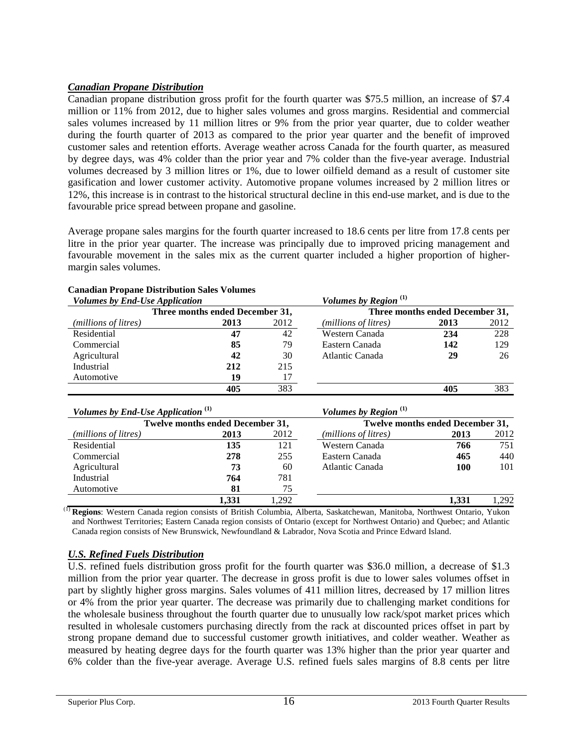### *Canadian Propane Distribution*

Canadian propane distribution gross profit for the fourth quarter was $75.5 million, an increase of $7.4 million or 11% from 2012, due to higher sales volumes and gross margins. Residential and commercial sales volumes increased by 11 million litres or 9% from the prior year quarter, due to colder weather during the fourth quarter of 2013 as compared to the prior year quarter and the benefit of improved customer sales and retention efforts. Average weather across Canada for the fourth quarter, as measured by degree days, was 4% colder than the prior year and 7% colder than the five-year average. Industrial volumes decreased by 3 million litres or 1%, due to lower oilfield demand as a result of customer site gasification and lower customer activity. Automotive propane volumes increased by 2 million litres or 12%, this increase is in contrast to the historical structural decline in this end-use market, and is due to the favourable price spread between propane and gasoline.

Average propane sales margins for the fourth quarter increased to 18.6 cents per litre from 17.8 cents per litre in the prior year quarter. The increase was principally due to improved pricing management and favourable movement in the sales mix as the current quarter included a higher proportion of higher-margin sales volumes.

**Canadian Propane Distribution Sales Volumes**

*Volumes by End-Use Application*

| Three months ended December 31, | | |
|---|---|---|
| *(millions of litres)* | **2013** | 2012 |
| Residential | **47** | 42 |
| Commercial | **85** | 79 |
| Agricultural | **42** | 30 |
| Industrial | **212** | 215 |
| Automotive | **19** | 17 |
| | **405** | 383 |

*Volumes by Region* [1]

| Three months ended December 31, | | |
|---|---|---|
| *(millions of litres)* | **2013** | 2012 |
| Western Canada | **234** | 228 |
| Eastern Canada | **142** | 129 |
| Atlantic Canada | **29** | 26 |
| | **405** | 383 |

*Volumes by End-Use Application* [1]

| Twelve months ended December 31, | | |
|---|---|---|
| *(millions of litres)* | **2013** | 2012 |
| Residential | **135** | 121 |
| Commercial | **278** | 255 |
| Agricultural | **73** | 60 |
| Industrial | **764** | 781 |
| Automotive | **81** | 75 |
| | **1,331** | 1,292 |

*Volumes by Region* [1]

| Twelve months ended December 31, | | |
|---|---|---|
| *(millions of litres)* | **2013** | 2012 |
| Western Canada | **766** | 751 |
| Eastern Canada | **465** | 440 |
| Atlantic Canada | **100** | 101 |
| | **1,331** | 1,292 |

[1] **Regions**: Western Canada region consists of British Columbia, Alberta, Saskatchewan, Manitoba, Northwest Ontario, Yukon and Northwest Territories; Eastern Canada region consists of Ontario (except for Northwest Ontario) and Quebec; and Atlantic Canada region consists of New Brunswick, Newfoundland & Labrador, Nova Scotia and Prince Edward Island.

### *U.S. Refined Fuels Distribution*

U.S. refined fuels distribution gross profit for the fourth quarter was $36.0 million, a decrease of $1.3 million from the prior year quarter. The decrease in gross profit is due to lower sales volumes offset in part by slightly higher gross margins. Sales volumes of 411 million litres, decreased by 17 million litres or 4% from the prior year quarter. The decrease was primarily due to challenging market conditions for the wholesale business throughout the fourth quarter due to unusually low rack/spot market prices which resulted in wholesale customers purchasing directly from the rack at discounted prices offset in part by strong propane demand due to successful customer growth initiatives, and colder weather. Weather as measured by heating degree days for the fourth quarter was 13% higher than the prior year quarter and 6% colder than the five-year average. Average U.S. refined fuels sales margins of 8.8 cents per litre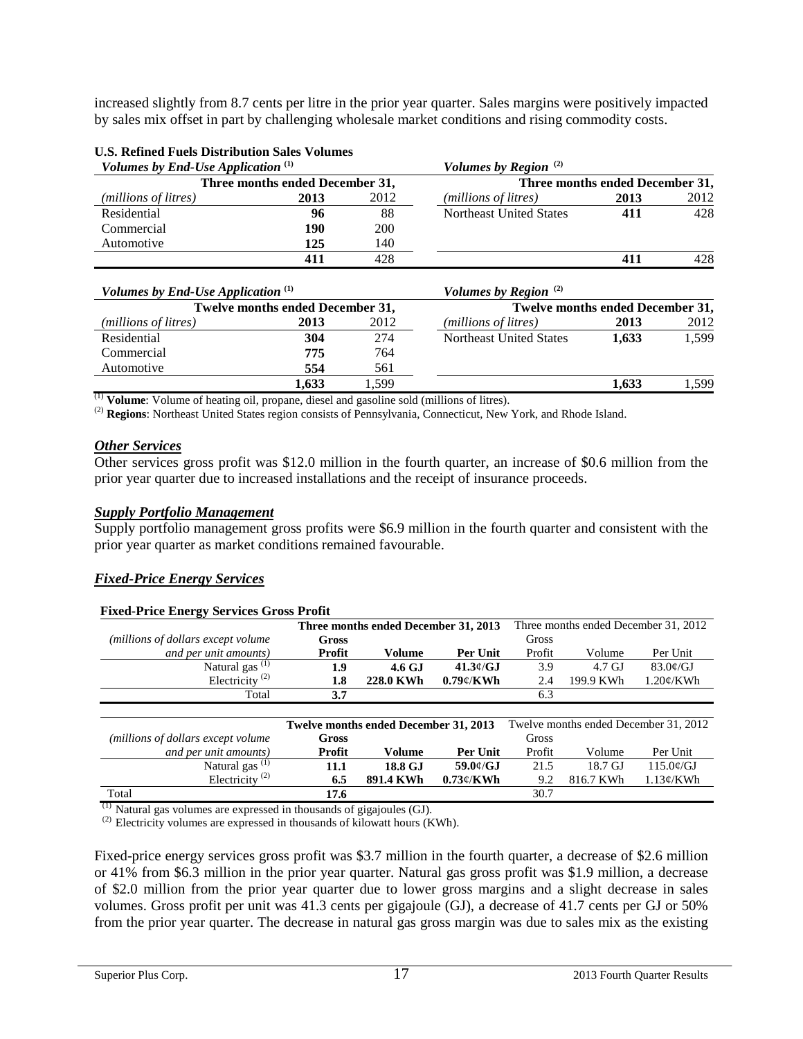increased slightly from 8.7 cents per litre in the prior year quarter. Sales margins were positively impacted by sales mix offset in part by challenging wholesale market conditions and rising commodity costs.

**U.S. Refined Fuels Distribution Sales Volumes**

| *Volumes by End-Use Application* [(1)] | | | *Volumes by Region* [(2)] | | |
|---|---|---|---|---|---|
| | Three months ended December 31, | | | Three months ended December 31, | |
| *(millions of litres)* | **2013** | 2012 | *(millions of litres)* | **2013** | 2012 |
| Residential | **96** | 88 | Northeast United States | **411** | 428 |
| Commercial | **190** | 200 | | | |
| Automotive | **125** | 140 | | | |
| | **411** | 428 | | **411** | 428 |

| *Volumes by End-Use Application* [(1)] | | | *Volumes by Region* [(2)] | | |
|---|---|---|---|---|---|
| | Twelve months ended December 31, | | | Twelve months ended December 31, | |
| *(millions of litres)* | **2013** | 2012 | *(millions of litres)* | **2013** | 2012 |
| Residential | **304** | 274 | Northeast United States | **1,633** | 1,599 |
| Commercial | **775** | 764 | | | |
| Automotive | **554** | 561 | | | |
| | **1,633** | 1,599 | | **1,633** | 1,599 |

(1) **Volume**: Volume of heating oil, propane, diesel and gasoline sold (millions of litres).
(2) **Regions**: Northeast United States region consists of Pennsylvania, Connecticut, New York, and Rhode Island.

### *Other Services*

Other services gross profit was $12.0 million in the fourth quarter, an increase of $0.6 million from the prior year quarter due to increased installations and the receipt of insurance proceeds.

### *Supply Portfolio Management*

Supply portfolio management gross profits were $6.9 million in the fourth quarter and consistent with the prior year quarter as market conditions remained favourable.

### *Fixed-Price Energy Services*

**Fixed-Price Energy Services Gross Profit**

| | Three months ended December 31, 2013 | | | Three months ended December 31, 2012 | | |
|---|---|---|---|---|---|---|
| *(millions of dollars except volume and per unit amounts)* | **Gross Profit** | **Volume** | **Per Unit** | Gross Profit | Volume | Per Unit |
| Natural gas [(1)] | **1.9** | **4.6 GJ** | **41.3¢/GJ** | 3.9 | 4.7 GJ | 83.0¢/GJ |
| Electricity [(2)] | **1.8** | **228.0 KWh** | **0.79¢/KWh** | 2.4 | 199.9 KWh | 1.20¢/KWh |
| Total | **3.7** | | | 6.3 | | |

| | Twelve months ended December 31, 2013 | | | Twelve months ended December 31, 2012 | | |
|---|---|---|---|---|---|---|
| *(millions of dollars except volume and per unit amounts)* | **Gross Profit** | **Volume** | **Per Unit** | Gross Profit | Volume | Per Unit |
| Natural gas [(1)] | **11.1** | **18.8 GJ** | **59.0¢/GJ** | 21.5 | 18.7 GJ | 115.0¢/GJ |
| Electricity [(2)] | **6.5** | **891.4 KWh** | **0.73¢/KWh** | 9.2 | 816.7 KWh | 1.13¢/KWh |
| Total | **17.6** | | | 30.7 | | |

(1) Natural gas volumes are expressed in thousands of gigajoules (GJ).
(2) Electricity volumes are expressed in thousands of kilowatt hours (KWh).

Fixed-price energy services gross profit was $3.7 million in the fourth quarter, a decrease of $2.6 million or 41% from $6.3 million in the prior year quarter. Natural gas gross profit was $1.9 million, a decrease of $2.0 million from the prior year quarter due to lower gross margins and a slight decrease in sales volumes. Gross profit per unit was 41.3 cents per gigajoule (GJ), a decrease of 41.7 cents per GJ or 50% from the prior year quarter. The decrease in natural gas gross margin was due to sales mix as the existing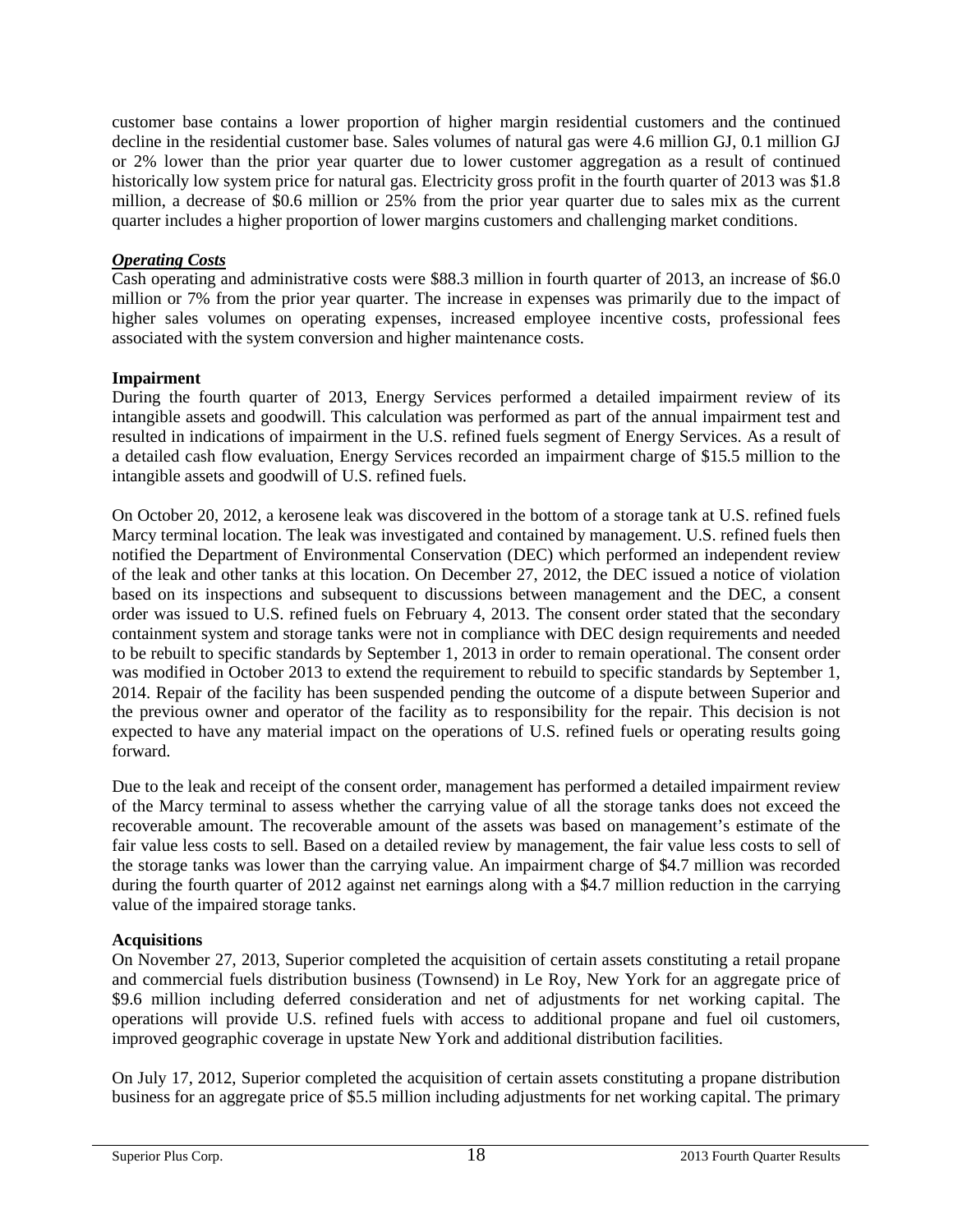customer base contains a lower proportion of higher margin residential customers and the continued decline in the residential customer base. Sales volumes of natural gas were 4.6 million GJ, 0.1 million GJ or 2% lower than the prior year quarter due to lower customer aggregation as a result of continued historically low system price for natural gas. Electricity gross profit in the fourth quarter of 2013 was $1.8 million, a decrease of $0.6 million or 25% from the prior year quarter due to sales mix as the current quarter includes a higher proportion of lower margins customers and challenging market conditions.

***Operating Costs***

Cash operating and administrative costs were $88.3 million in fourth quarter of 2013, an increase of $6.0 million or 7% from the prior year quarter. The increase in expenses was primarily due to the impact of higher sales volumes on operating expenses, increased employee incentive costs, professional fees associated with the system conversion and higher maintenance costs.

**Impairment**

During the fourth quarter of 2013, Energy Services performed a detailed impairment review of its intangible assets and goodwill. This calculation was performed as part of the annual impairment test and resulted in indications of impairment in the U.S. refined fuels segment of Energy Services. As a result of a detailed cash flow evaluation, Energy Services recorded an impairment charge of $15.5 million to the intangible assets and goodwill of U.S. refined fuels.

On October 20, 2012, a kerosene leak was discovered in the bottom of a storage tank at U.S. refined fuels Marcy terminal location. The leak was investigated and contained by management. U.S. refined fuels then notified the Department of Environmental Conservation (DEC) which performed an independent review of the leak and other tanks at this location. On December 27, 2012, the DEC issued a notice of violation based on its inspections and subsequent to discussions between management and the DEC, a consent order was issued to U.S. refined fuels on February 4, 2013. The consent order stated that the secondary containment system and storage tanks were not in compliance with DEC design requirements and needed to be rebuilt to specific standards by September 1, 2013 in order to remain operational. The consent order was modified in October 2013 to extend the requirement to rebuild to specific standards by September 1, 2014. Repair of the facility has been suspended pending the outcome of a dispute between Superior and the previous owner and operator of the facility as to responsibility for the repair. This decision is not expected to have any material impact on the operations of U.S. refined fuels or operating results going forward.

Due to the leak and receipt of the consent order, management has performed a detailed impairment review of the Marcy terminal to assess whether the carrying value of all the storage tanks does not exceed the recoverable amount. The recoverable amount of the assets was based on management's estimate of the fair value less costs to sell. Based on a detailed review by management, the fair value less costs to sell of the storage tanks was lower than the carrying value. An impairment charge of $4.7 million was recorded during the fourth quarter of 2012 against net earnings along with a $4.7 million reduction in the carrying value of the impaired storage tanks.

**Acquisitions**

On November 27, 2013, Superior completed the acquisition of certain assets constituting a retail propane and commercial fuels distribution business (Townsend) in Le Roy, New York for an aggregate price of $9.6 million including deferred consideration and net of adjustments for net working capital. The operations will provide U.S. refined fuels with access to additional propane and fuel oil customers, improved geographic coverage in upstate New York and additional distribution facilities.

On July 17, 2012, Superior completed the acquisition of certain assets constituting a propane distribution business for an aggregate price of $5.5 million including adjustments for net working capital. The primary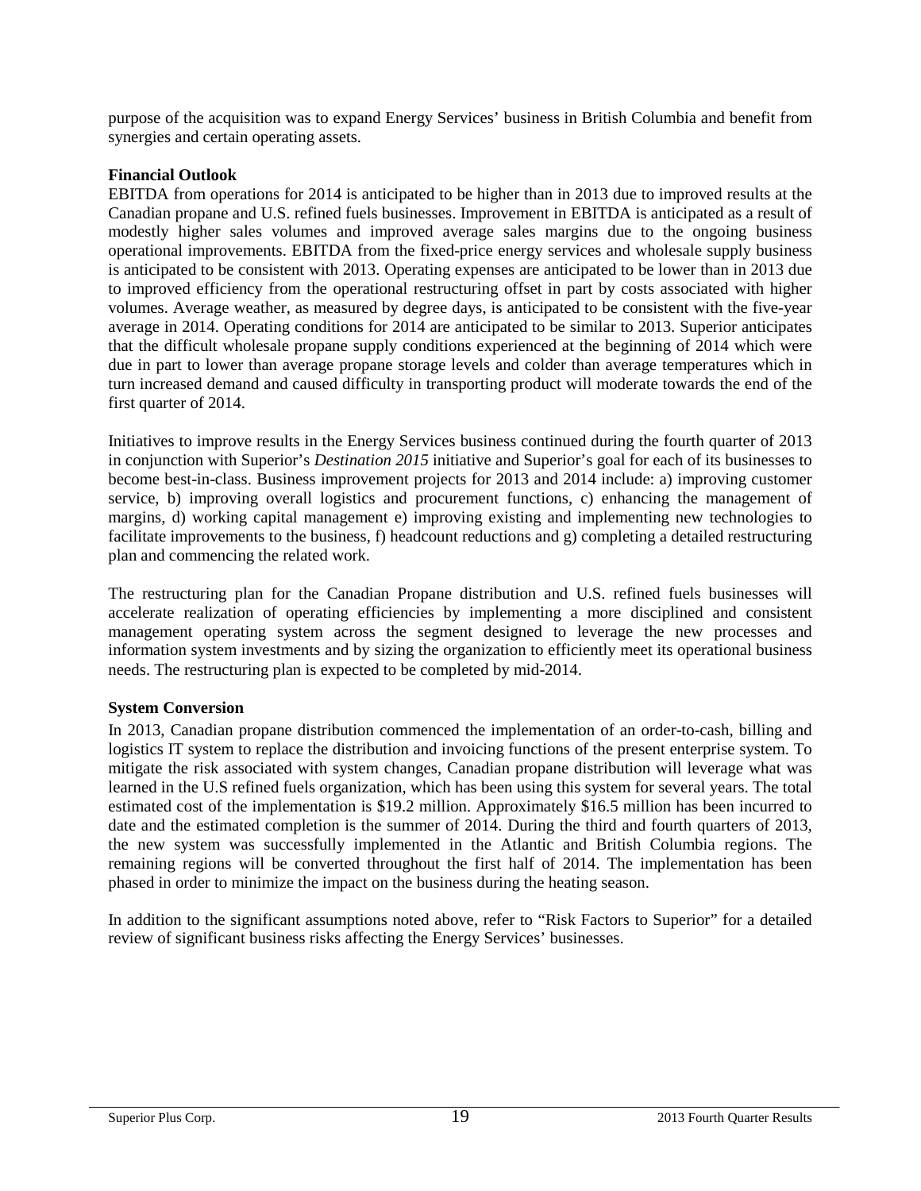purpose of the acquisition was to expand Energy Services' business in British Columbia and benefit from synergies and certain operating assets.

**Financial Outlook**

EBITDA from operations for 2014 is anticipated to be higher than in 2013 due to improved results at the Canadian propane and U.S. refined fuels businesses. Improvement in EBITDA is anticipated as a result of modestly higher sales volumes and improved average sales margins due to the ongoing business operational improvements. EBITDA from the fixed-price energy services and wholesale supply business is anticipated to be consistent with 2013. Operating expenses are anticipated to be lower than in 2013 due to improved efficiency from the operational restructuring offset in part by costs associated with higher volumes. Average weather, as measured by degree days, is anticipated to be consistent with the five-year average in 2014. Operating conditions for 2014 are anticipated to be similar to 2013. Superior anticipates that the difficult wholesale propane supply conditions experienced at the beginning of 2014 which were due in part to lower than average propane storage levels and colder than average temperatures which in turn increased demand and caused difficulty in transporting product will moderate towards the end of the first quarter of 2014.

Initiatives to improve results in the Energy Services business continued during the fourth quarter of 2013 in conjunction with Superior's *Destination 2015* initiative and Superior's goal for each of its businesses to become best-in-class. Business improvement projects for 2013 and 2014 include: a) improving customer service, b) improving overall logistics and procurement functions, c) enhancing the management of margins, d) working capital management e) improving existing and implementing new technologies to facilitate improvements to the business, f) headcount reductions and g) completing a detailed restructuring plan and commencing the related work.

The restructuring plan for the Canadian Propane distribution and U.S. refined fuels businesses will accelerate realization of operating efficiencies by implementing a more disciplined and consistent management operating system across the segment designed to leverage the new processes and information system investments and by sizing the organization to efficiently meet its operational business needs. The restructuring plan is expected to be completed by mid-2014.

**System Conversion**

In 2013, Canadian propane distribution commenced the implementation of an order-to-cash, billing and logistics IT system to replace the distribution and invoicing functions of the present enterprise system. To mitigate the risk associated with system changes, Canadian propane distribution will leverage what was learned in the U.S refined fuels organization, which has been using this system for several years. The total estimated cost of the implementation is $19.2 million. Approximately $16.5 million has been incurred to date and the estimated completion is the summer of 2014. During the third and fourth quarters of 2013, the new system was successfully implemented in the Atlantic and British Columbia regions. The remaining regions will be converted throughout the first half of 2014. The implementation has been phased in order to minimize the impact on the business during the heating season.

In addition to the significant assumptions noted above, refer to "Risk Factors to Superior" for a detailed review of significant business risks affecting the Energy Services' businesses.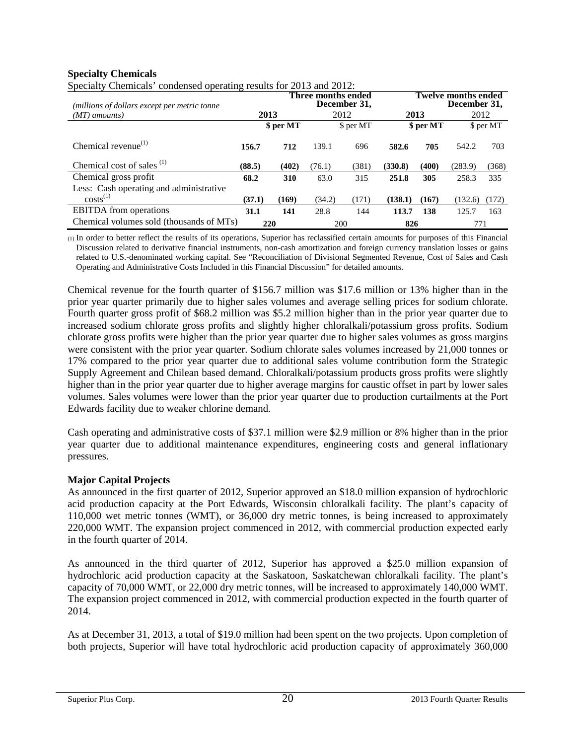## Specialty Chemicals

Specialty Chemicals' condensed operating results for 2013 and 2012:

| *(millions of dollars except per metric tonne (MT) amounts)* | Three months ended December 31, | | | | Twelve months ended December 31, | | | |
|---|---|---|---|---|---|---|---|---|
| | **2013** | | 2012 | | **2013** | | 2012 | |
| | | **$ per MT** | | $ per MT | | **$ per MT** | | $ per MT |
| Chemical revenue[(1)] | **156.7** | **712** | 139.1 | 696 | **582.6** | **705** | 542.2 | 703 |
| Chemical cost of sales [(1)] | **(88.5)** | **(402)** | (76.1) | (381) | **(330.8)** | **(400)** | (283.9) | (368) |
| Chemical gross profit | **68.2** | **310** | 63.0 | 315 | **251.8** | **305** | 258.3 | 335 |
| Less: Cash operating and administrative costs[(1)] | **(37.1)** | **(169)** | (34.2) | (171) | **(138.1)** | **(167)** | (132.6) | (172) |
| EBITDA from operations | **31.1** | **141** | 28.8 | 144 | **113.7** | **138** | 125.7 | 163 |
| Chemical volumes sold (thousands of MTs) | **220** | | 200 | | **826** | | 771 | |

(1) In order to better reflect the results of its operations, Superior has reclassified certain amounts for purposes of this Financial Discussion related to derivative financial instruments, non-cash amortization and foreign currency translation losses or gains related to U.S.-denominated working capital. See "Reconciliation of Divisional Segmented Revenue, Cost of Sales and Cash Operating and Administrative Costs Included in this Financial Discussion" for detailed amounts.

Chemical revenue for the fourth quarter of $156.7 million was $17.6 million or 13% higher than in the prior year quarter primarily due to higher sales volumes and average selling prices for sodium chlorate. Fourth quarter gross profit of $68.2 million was $5.2 million higher than in the prior year quarter due to increased sodium chlorate gross profits and slightly higher chloralkali/potassium gross profits. Sodium chlorate gross profits were higher than the prior year quarter due to higher sales volumes as gross margins were consistent with the prior year quarter. Sodium chlorate sales volumes increased by 21,000 tonnes or 17% compared to the prior year quarter due to additional sales volume contribution form the Strategic Supply Agreement and Chilean based demand. Chloralkali/potassium products gross profits were slightly higher than in the prior year quarter due to higher average margins for caustic offset in part by lower sales volumes. Sales volumes were lower than the prior year quarter due to production curtailments at the Port Edwards facility due to weaker chlorine demand.

Cash operating and administrative costs of $37.1 million were $2.9 million or 8% higher than in the prior year quarter due to additional maintenance expenditures, engineering costs and general inflationary pressures.

### Major Capital Projects

As announced in the first quarter of 2012, Superior approved an $18.0 million expansion of hydrochloric acid production capacity at the Port Edwards, Wisconsin chloralkali facility. The plant's capacity of 110,000 wet metric tonnes (WMT), or 36,000 dry metric tonnes, is being increased to approximately 220,000 WMT. The expansion project commenced in 2012, with commercial production expected early in the fourth quarter of 2014.

As announced in the third quarter of 2012, Superior has approved a $25.0 million expansion of hydrochloric acid production capacity at the Saskatoon, Saskatchewan chloralkali facility. The plant's capacity of 70,000 WMT, or 22,000 dry metric tonnes, will be increased to approximately 140,000 WMT. The expansion project commenced in 2012, with commercial production expected in the fourth quarter of 2014.

As at December 31, 2013, a total of $19.0 million had been spent on the two projects. Upon completion of both projects, Superior will have total hydrochloric acid production capacity of approximately 360,000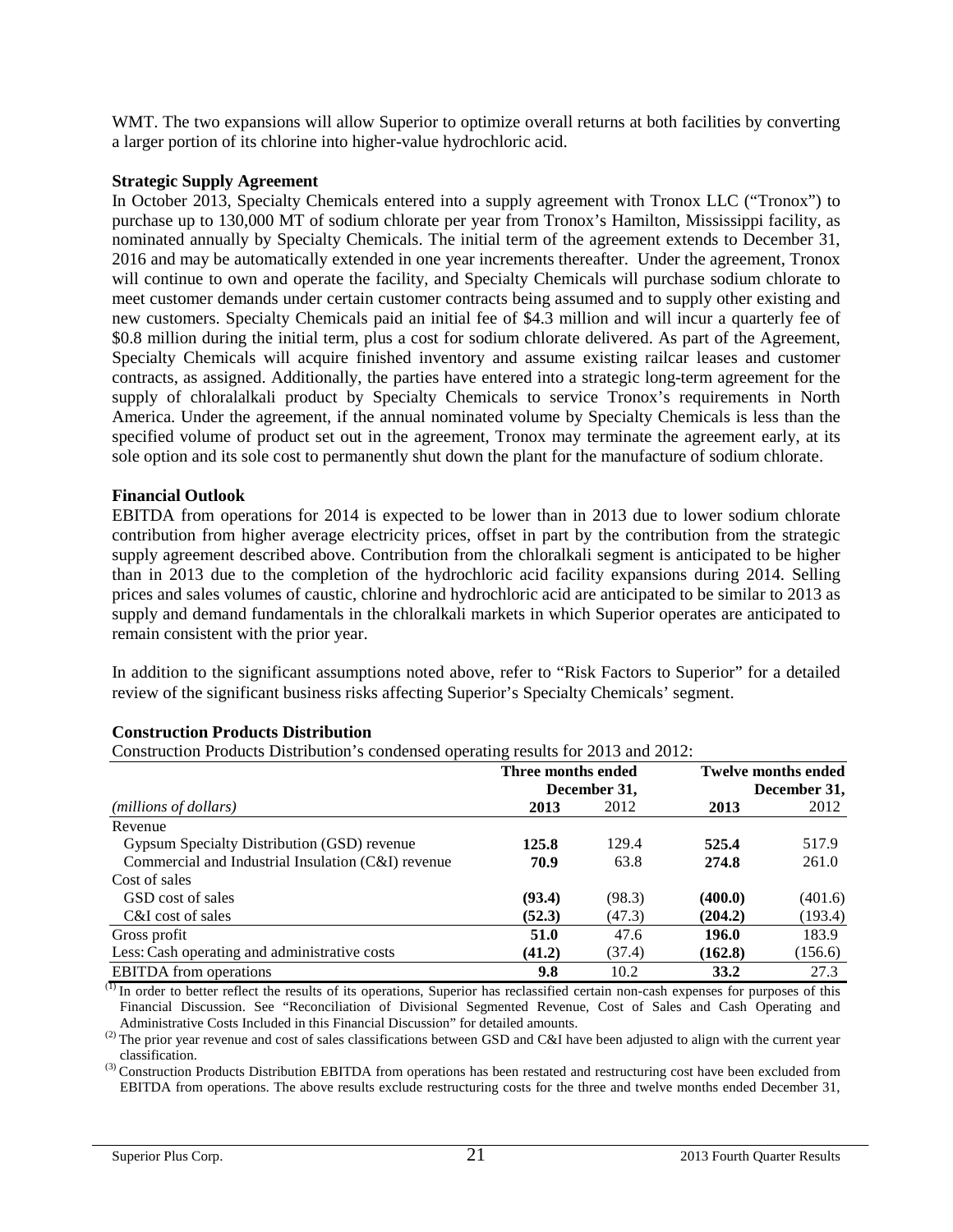WMT. The two expansions will allow Superior to optimize overall returns at both facilities by converting a larger portion of its chlorine into higher-value hydrochloric acid.

**Strategic Supply Agreement**

In October 2013, Specialty Chemicals entered into a supply agreement with Tronox LLC ("Tronox") to purchase up to 130,000 MT of sodium chlorate per year from Tronox's Hamilton, Mississippi facility, as nominated annually by Specialty Chemicals. The initial term of the agreement extends to December 31, 2016 and may be automatically extended in one year increments thereafter. Under the agreement, Tronox will continue to own and operate the facility, and Specialty Chemicals will purchase sodium chlorate to meet customer demands under certain customer contracts being assumed and to supply other existing and new customers. Specialty Chemicals paid an initial fee of $4.3 million and will incur a quarterly fee of $0.8 million during the initial term, plus a cost for sodium chlorate delivered. As part of the Agreement, Specialty Chemicals will acquire finished inventory and assume existing railcar leases and customer contracts, as assigned. Additionally, the parties have entered into a strategic long-term agreement for the supply of chloralalkali product by Specialty Chemicals to service Tronox's requirements in North America. Under the agreement, if the annual nominated volume by Specialty Chemicals is less than the specified volume of product set out in the agreement, Tronox may terminate the agreement early, at its sole option and its sole cost to permanently shut down the plant for the manufacture of sodium chlorate.

**Financial Outlook**

EBITDA from operations for 2014 is expected to be lower than in 2013 due to lower sodium chlorate contribution from higher average electricity prices, offset in part by the contribution from the strategic supply agreement described above. Contribution from the chloralkali segment is anticipated to be higher than in 2013 due to the completion of the hydrochloric acid facility expansions during 2014. Selling prices and sales volumes of caustic, chlorine and hydrochloric acid are anticipated to be similar to 2013 as supply and demand fundamentals in the chloralkali markets in which Superior operates are anticipated to remain consistent with the prior year.

In addition to the significant assumptions noted above, refer to "Risk Factors to Superior" for a detailed review of the significant business risks affecting Superior's Specialty Chemicals' segment.

**Construction Products Distribution**

Construction Products Distribution's condensed operating results for 2013 and 2012:

| | Three months ended December 31, | | Twelve months ended December 31, | |
|---|---|---|---|---|
| *(millions of dollars)* | **2013** | 2012 | **2013** | 2012 |
| Revenue | | | | |
| Gypsum Specialty Distribution (GSD) revenue | **125.8** | 129.4 | **525.4** | 517.9 |
| Commercial and Industrial Insulation (C&I) revenue | **70.9** | 63.8 | **274.8** | 261.0 |
| Cost of sales | | | | |
| GSD cost of sales | **(93.4)** | (98.3) | **(400.0)** | (401.6) |
| C&I cost of sales | **(52.3)** | (47.3) | **(204.2)** | (193.4) |
| Gross profit | **51.0** | 47.6 | **196.0** | 183.9 |
| Less: Cash operating and administrative costs | **(41.2)** | (37.4) | **(162.8)** | (156.6) |
| EBITDA from operations | **9.8** | 10.2 | **33.2** | 27.3 |

(1) In order to better reflect the results of its operations, Superior has reclassified certain non-cash expenses for purposes of this Financial Discussion. See "Reconciliation of Divisional Segmented Revenue, Cost of Sales and Cash Operating and Administrative Costs Included in this Financial Discussion" for detailed amounts.

(2) The prior year revenue and cost of sales classifications between GSD and C&I have been adjusted to align with the current year classification.

(3) Construction Products Distribution EBITDA from operations has been restated and restructuring cost have been excluded from EBITDA from operations. The above results exclude restructuring costs for the three and twelve months ended December 31,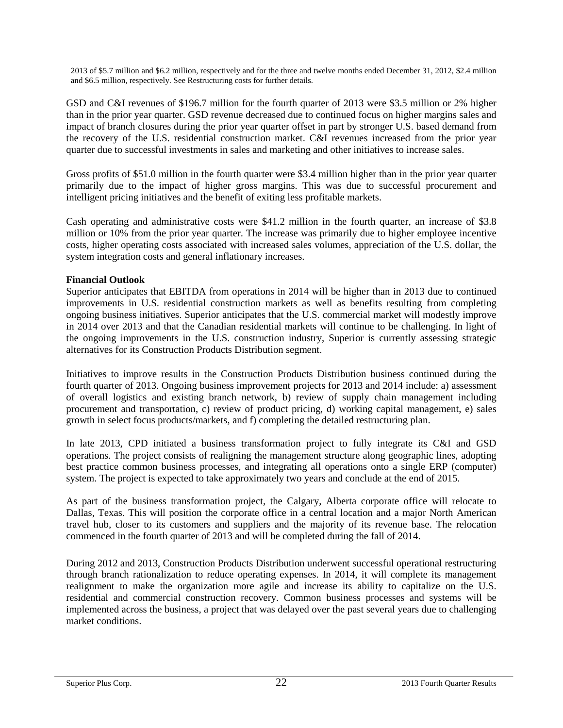2013 of $5.7 million and $6.2 million, respectively and for the three and twelve months ended December 31, 2012, $2.4 million and $6.5 million, respectively. See Restructuring costs for further details.

GSD and C&I revenues of $196.7 million for the fourth quarter of 2013 were $3.5 million or 2% higher than in the prior year quarter. GSD revenue decreased due to continued focus on higher margins sales and impact of branch closures during the prior year quarter offset in part by stronger U.S. based demand from the recovery of the U.S. residential construction market. C&I revenues increased from the prior year quarter due to successful investments in sales and marketing and other initiatives to increase sales.

Gross profits of $51.0 million in the fourth quarter were $3.4 million higher than in the prior year quarter primarily due to the impact of higher gross margins. This was due to successful procurement and intelligent pricing initiatives and the benefit of exiting less profitable markets.

Cash operating and administrative costs were $41.2 million in the fourth quarter, an increase of $3.8 million or 10% from the prior year quarter. The increase was primarily due to higher employee incentive costs, higher operating costs associated with increased sales volumes, appreciation of the U.S. dollar, the system integration costs and general inflationary increases.

**Financial Outlook**

Superior anticipates that EBITDA from operations in 2014 will be higher than in 2013 due to continued improvements in U.S. residential construction markets as well as benefits resulting from completing ongoing business initiatives. Superior anticipates that the U.S. commercial market will modestly improve in 2014 over 2013 and that the Canadian residential markets will continue to be challenging. In light of the ongoing improvements in the U.S. construction industry, Superior is currently assessing strategic alternatives for its Construction Products Distribution segment.

Initiatives to improve results in the Construction Products Distribution business continued during the fourth quarter of 2013. Ongoing business improvement projects for 2013 and 2014 include: a) assessment of overall logistics and existing branch network, b) review of supply chain management including procurement and transportation, c) review of product pricing, d) working capital management, e) sales growth in select focus products/markets, and f) completing the detailed restructuring plan.

In late 2013, CPD initiated a business transformation project to fully integrate its C&I and GSD operations. The project consists of realigning the management structure along geographic lines, adopting best practice common business processes, and integrating all operations onto a single ERP (computer) system. The project is expected to take approximately two years and conclude at the end of 2015.

As part of the business transformation project, the Calgary, Alberta corporate office will relocate to Dallas, Texas. This will position the corporate office in a central location and a major North American travel hub, closer to its customers and suppliers and the majority of its revenue base. The relocation commenced in the fourth quarter of 2013 and will be completed during the fall of 2014.

During 2012 and 2013, Construction Products Distribution underwent successful operational restructuring through branch rationalization to reduce operating expenses. In 2014, it will complete its management realignment to make the organization more agile and increase its ability to capitalize on the U.S. residential and commercial construction recovery. Common business processes and systems will be implemented across the business, a project that was delayed over the past several years due to challenging market conditions.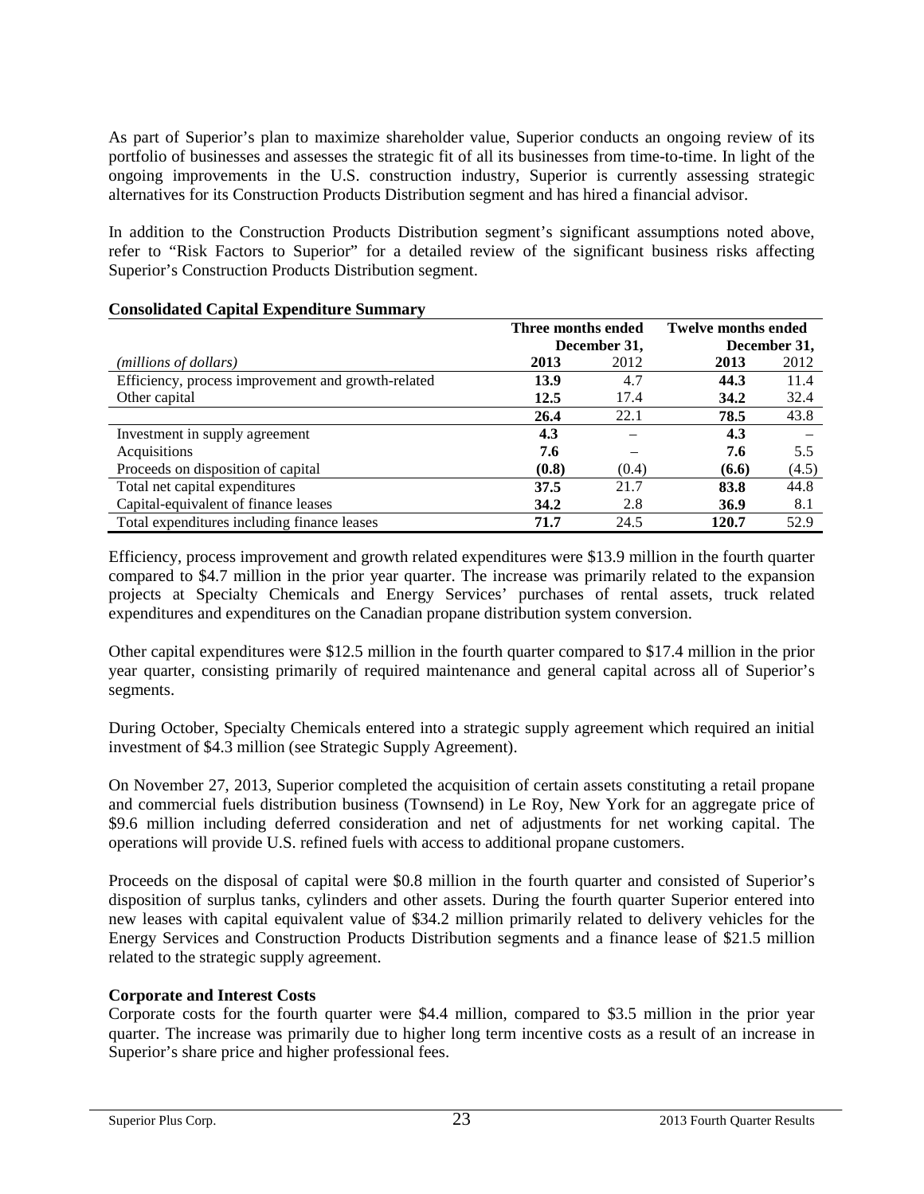As part of Superior's plan to maximize shareholder value, Superior conducts an ongoing review of its portfolio of businesses and assesses the strategic fit of all its businesses from time-to-time. In light of the ongoing improvements in the U.S. construction industry, Superior is currently assessing strategic alternatives for its Construction Products Distribution segment and has hired a financial advisor.

In addition to the Construction Products Distribution segment's significant assumptions noted above, refer to "Risk Factors to Superior" for a detailed review of the significant business risks affecting Superior's Construction Products Distribution segment.

**Consolidated Capital Expenditure Summary**

| | Three months ended December 31, | | Twelve months ended December 31, | |
|---|---|---|---|---|
| *(millions of dollars)* | **2013** | 2012 | **2013** | 2012 |
| Efficiency, process improvement and growth-related | **13.9** | 4.7 | **44.3** | 11.4 |
| Other capital | **12.5** | 17.4 | **34.2** | 32.4 |
| | **26.4** | 22.1 | **78.5** | 43.8 |
| Investment in supply agreement | **4.3** | – | **4.3** | – |
| Acquisitions | **7.6** | – | **7.6** | 5.5 |
| Proceeds on disposition of capital | **(0.8)** | (0.4) | **(6.6)** | (4.5) |
| Total net capital expenditures | **37.5** | 21.7 | **83.8** | 44.8 |
| Capital-equivalent of finance leases | **34.2** | 2.8 | **36.9** | 8.1 |
| Total expenditures including finance leases | **71.7** | 24.5 | **120.7** | 52.9 |

Efficiency, process improvement and growth related expenditures were $13.9 million in the fourth quarter compared to $4.7 million in the prior year quarter. The increase was primarily related to the expansion projects at Specialty Chemicals and Energy Services' purchases of rental assets, truck related expenditures and expenditures on the Canadian propane distribution system conversion.

Other capital expenditures were $12.5 million in the fourth quarter compared to $17.4 million in the prior year quarter, consisting primarily of required maintenance and general capital across all of Superior's segments.

During October, Specialty Chemicals entered into a strategic supply agreement which required an initial investment of $4.3 million (see Strategic Supply Agreement).

On November 27, 2013, Superior completed the acquisition of certain assets constituting a retail propane and commercial fuels distribution business (Townsend) in Le Roy, New York for an aggregate price of $9.6 million including deferred consideration and net of adjustments for net working capital. The operations will provide U.S. refined fuels with access to additional propane customers.

Proceeds on the disposal of capital were $0.8 million in the fourth quarter and consisted of Superior's disposition of surplus tanks, cylinders and other assets. During the fourth quarter Superior entered into new leases with capital equivalent value of $34.2 million primarily related to delivery vehicles for the Energy Services and Construction Products Distribution segments and a finance lease of $21.5 million related to the strategic supply agreement.

**Corporate and Interest Costs**

Corporate costs for the fourth quarter were $4.4 million, compared to $3.5 million in the prior year quarter. The increase was primarily due to higher long term incentive costs as a result of an increase in Superior's share price and higher professional fees.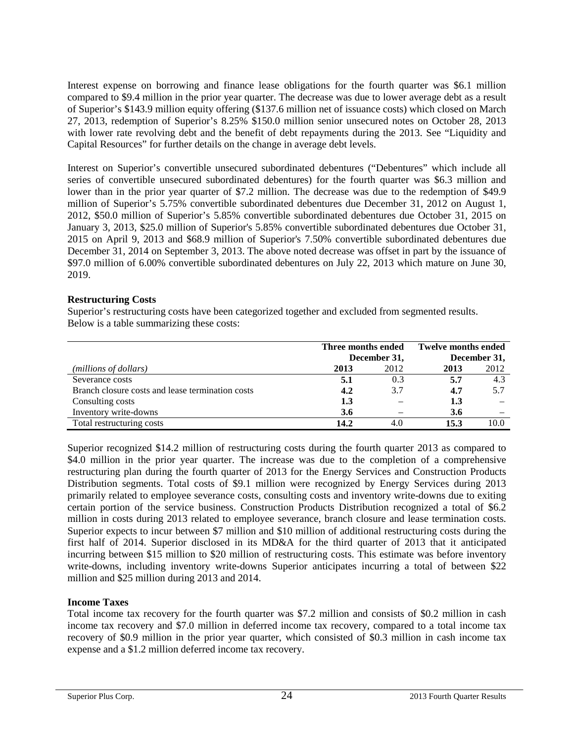Interest expense on borrowing and finance lease obligations for the fourth quarter was $6.1 million compared to $9.4 million in the prior year quarter. The decrease was due to lower average debt as a result of Superior's $143.9 million equity offering ($137.6 million net of issuance costs) which closed on March 27, 2013, redemption of Superior's 8.25% $150.0 million senior unsecured notes on October 28, 2013 with lower rate revolving debt and the benefit of debt repayments during the 2013. See "Liquidity and Capital Resources" for further details on the change in average debt levels.

Interest on Superior's convertible unsecured subordinated debentures ("Debentures" which include all series of convertible unsecured subordinated debentures) for the fourth quarter was $6.3 million and lower than in the prior year quarter of $7.2 million. The decrease was due to the redemption of $49.9 million of Superior's 5.75% convertible subordinated debentures due December 31, 2012 on August 1, 2012, $50.0 million of Superior's 5.85% convertible subordinated debentures due October 31, 2015 on January 3, 2013, $25.0 million of Superior's 5.85% convertible subordinated debentures due October 31, 2015 on April 9, 2013 and $68.9 million of Superior's 7.50% convertible subordinated debentures due December 31, 2014 on September 3, 2013. The above noted decrease was offset in part by the issuance of $97.0 million of 6.00% convertible subordinated debentures on July 22, 2013 which mature on June 30, 2019.

**Restructuring Costs**

Superior's restructuring costs have been categorized together and excluded from segmented results. Below is a table summarizing these costs:

| | Three months ended December 31, | | Twelve months ended December 31, | |
|---|---|---|---|---|
| *(millions of dollars)* | **2013** | 2012 | **2013** | 2012 |
| Severance costs | **5.1** | 0.3 | **5.7** | 4.3 |
| Branch closure costs and lease termination costs | **4.2** | 3.7 | **4.7** | 5.7 |
| Consulting costs | **1.3** | – | **1.3** | – |
| Inventory write-downs | **3.6** | – | **3.6** | – |
| Total restructuring costs | **14.2** | 4.0 | **15.3** | 10.0 |

Superior recognized $14.2 million of restructuring costs during the fourth quarter 2013 as compared to $4.0 million in the prior year quarter. The increase was due to the completion of a comprehensive restructuring plan during the fourth quarter of 2013 for the Energy Services and Construction Products Distribution segments. Total costs of $9.1 million were recognized by Energy Services during 2013 primarily related to employee severance costs, consulting costs and inventory write-downs due to exiting certain portion of the service business. Construction Products Distribution recognized a total of $6.2 million in costs during 2013 related to employee severance, branch closure and lease termination costs. Superior expects to incur between $7 million and $10 million of additional restructuring costs during the first half of 2014. Superior disclosed in its MD&A for the third quarter of 2013 that it anticipated incurring between $15 million to $20 million of restructuring costs. This estimate was before inventory write-downs, including inventory write-downs Superior anticipates incurring a total of between $22 million and $25 million during 2013 and 2014.

**Income Taxes**

Total income tax recovery for the fourth quarter was $7.2 million and consists of $0.2 million in cash income tax recovery and $7.0 million in deferred income tax recovery, compared to a total income tax recovery of $0.9 million in the prior year quarter, which consisted of $0.3 million in cash income tax expense and a $1.2 million deferred income tax recovery.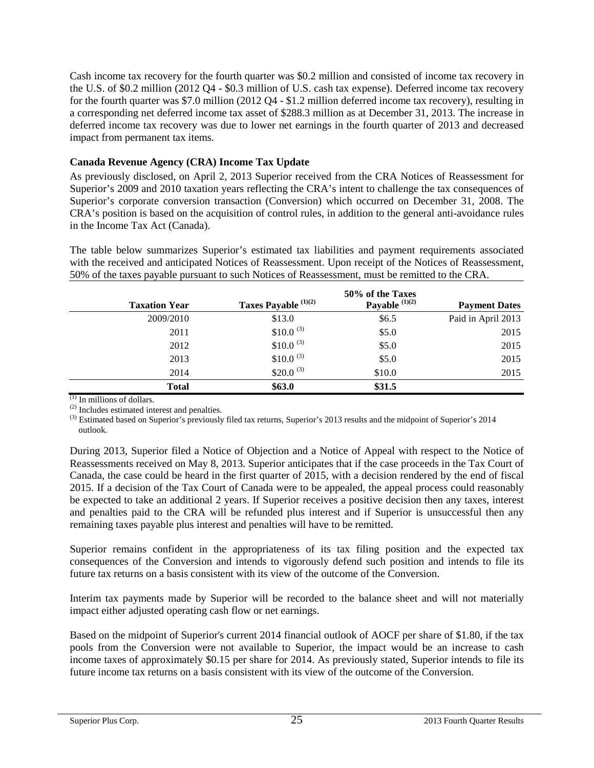Cash income tax recovery for the fourth quarter was $0.2 million and consisted of income tax recovery in the U.S. of $0.2 million (2012 Q4 - $0.3 million of U.S. cash tax expense). Deferred income tax recovery for the fourth quarter was $7.0 million (2012 Q4 - $1.2 million deferred income tax recovery), resulting in a corresponding net deferred income tax asset of $288.3 million as at December 31, 2013. The increase in deferred income tax recovery was due to lower net earnings in the fourth quarter of 2013 and decreased impact from permanent tax items.

**Canada Revenue Agency (CRA) Income Tax Update**

As previously disclosed, on April 2, 2013 Superior received from the CRA Notices of Reassessment for Superior's 2009 and 2010 taxation years reflecting the CRA's intent to challenge the tax consequences of Superior's corporate conversion transaction (Conversion) which occurred on December 31, 2008. The CRA's position is based on the acquisition of control rules, in addition to the general anti-avoidance rules in the Income Tax Act (Canada).

The table below summarizes Superior's estimated tax liabilities and payment requirements associated with the received and anticipated Notices of Reassessment. Upon receipt of the Notices of Reassessment, 50% of the taxes payable pursuant to such Notices of Reassessment, must be remitted to the CRA.

| Taxation Year | Taxes Payable (1)(2) | 50% of the Taxes Payable (1)(2) | Payment Dates |
|---|---|---|---|
| 2009/2010 | $13.0 | $6.5 | Paid in April 2013 |
| 2011 | $10.0 (3) | $5.0 | 2015 |
| 2012 | $10.0 (3) | $5.0 | 2015 |
| 2013 | $10.0 (3) | $5.0 | 2015 |
| 2014 | $20.0 (3) | $10.0 | 2015 |
| **Total** | **$63.0** | **$31.5** | |

(1) In millions of dollars.
(2) Includes estimated interest and penalties.
(3) Estimated based on Superior's previously filed tax returns, Superior's 2013 results and the midpoint of Superior's 2014 outlook.

During 2013, Superior filed a Notice of Objection and a Notice of Appeal with respect to the Notice of Reassessments received on May 8, 2013. Superior anticipates that if the case proceeds in the Tax Court of Canada, the case could be heard in the first quarter of 2015, with a decision rendered by the end of fiscal 2015. If a decision of the Tax Court of Canada were to be appealed, the appeal process could reasonably be expected to take an additional 2 years. If Superior receives a positive decision then any taxes, interest and penalties paid to the CRA will be refunded plus interest and if Superior is unsuccessful then any remaining taxes payable plus interest and penalties will have to be remitted.

Superior remains confident in the appropriateness of its tax filing position and the expected tax consequences of the Conversion and intends to vigorously defend such position and intends to file its future tax returns on a basis consistent with its view of the outcome of the Conversion.

Interim tax payments made by Superior will be recorded to the balance sheet and will not materially impact either adjusted operating cash flow or net earnings.

Based on the midpoint of Superior's current 2014 financial outlook of AOCF per share of $1.80, if the tax pools from the Conversion were not available to Superior, the impact would be an increase to cash income taxes of approximately $0.15 per share for 2014. As previously stated, Superior intends to file its future income tax returns on a basis consistent with its view of the outcome of the Conversion.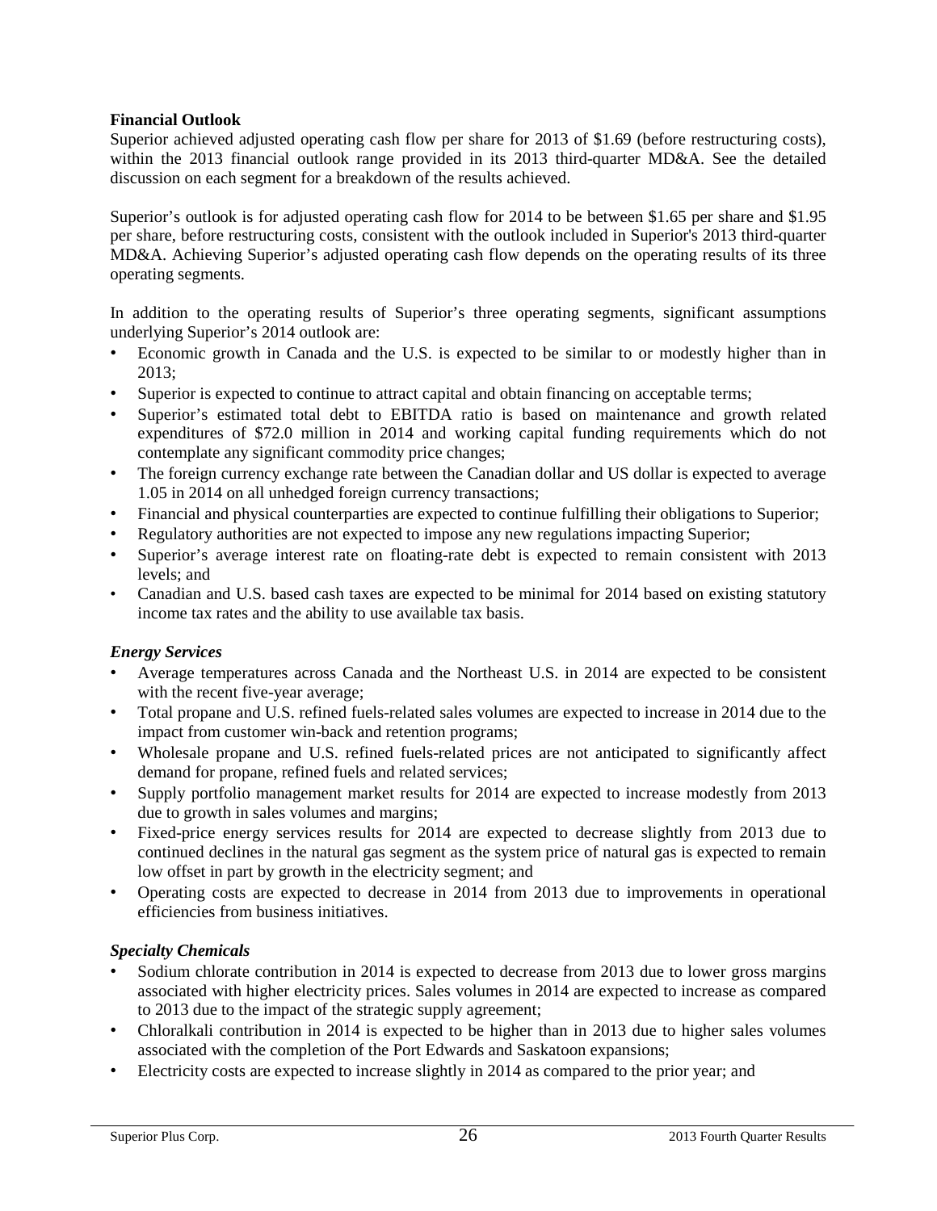**Financial Outlook**

Superior achieved adjusted operating cash flow per share for 2013 of $1.69 (before restructuring costs), within the 2013 financial outlook range provided in its 2013 third-quarter MD&A. See the detailed discussion on each segment for a breakdown of the results achieved.

Superior's outlook is for adjusted operating cash flow for 2014 to be between $1.65 per share and $1.95 per share, before restructuring costs, consistent with the outlook included in Superior's 2013 third-quarter MD&A. Achieving Superior's adjusted operating cash flow depends on the operating results of its three operating segments.

In addition to the operating results of Superior's three operating segments, significant assumptions underlying Superior's 2014 outlook are:

- Economic growth in Canada and the U.S. is expected to be similar to or modestly higher than in 2013;
- Superior is expected to continue to attract capital and obtain financing on acceptable terms;
- Superior's estimated total debt to EBITDA ratio is based on maintenance and growth related expenditures of $72.0 million in 2014 and working capital funding requirements which do not contemplate any significant commodity price changes;
- The foreign currency exchange rate between the Canadian dollar and US dollar is expected to average 1.05 in 2014 on all unhedged foreign currency transactions;
- Financial and physical counterparties are expected to continue fulfilling their obligations to Superior;
- Regulatory authorities are not expected to impose any new regulations impacting Superior;
- Superior's average interest rate on floating-rate debt is expected to remain consistent with 2013 levels; and
- Canadian and U.S. based cash taxes are expected to be minimal for 2014 based on existing statutory income tax rates and the ability to use available tax basis.

***Energy Services***

- Average temperatures across Canada and the Northeast U.S. in 2014 are expected to be consistent with the recent five-year average;
- Total propane and U.S. refined fuels-related sales volumes are expected to increase in 2014 due to the impact from customer win-back and retention programs;
- Wholesale propane and U.S. refined fuels-related prices are not anticipated to significantly affect demand for propane, refined fuels and related services;
- Supply portfolio management market results for 2014 are expected to increase modestly from 2013 due to growth in sales volumes and margins;
- Fixed-price energy services results for 2014 are expected to decrease slightly from 2013 due to continued declines in the natural gas segment as the system price of natural gas is expected to remain low offset in part by growth in the electricity segment; and
- Operating costs are expected to decrease in 2014 from 2013 due to improvements in operational efficiencies from business initiatives.

***Specialty Chemicals***

- Sodium chlorate contribution in 2014 is expected to decrease from 2013 due to lower gross margins associated with higher electricity prices. Sales volumes in 2014 are expected to increase as compared to 2013 due to the impact of the strategic supply agreement;
- Chloralkali contribution in 2014 is expected to be higher than in 2013 due to higher sales volumes associated with the completion of the Port Edwards and Saskatoon expansions;
- Electricity costs are expected to increase slightly in 2014 as compared to the prior year; and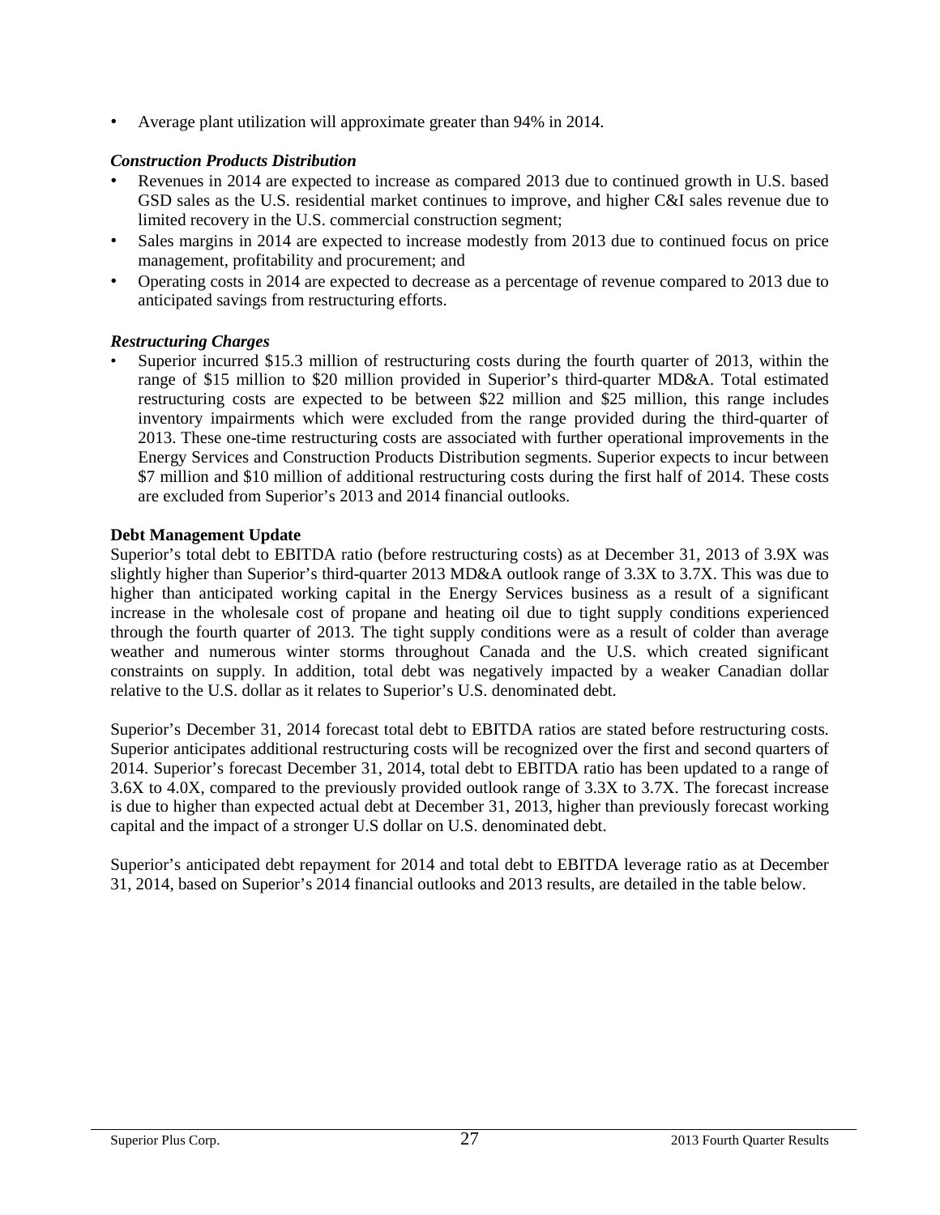- Average plant utilization will approximate greater than 94% in 2014.

***Construction Products Distribution***

- Revenues in 2014 are expected to increase as compared 2013 due to continued growth in U.S. based GSD sales as the U.S. residential market continues to improve, and higher C&I sales revenue due to limited recovery in the U.S. commercial construction segment;
- Sales margins in 2014 are expected to increase modestly from 2013 due to continued focus on price management, profitability and procurement; and
- Operating costs in 2014 are expected to decrease as a percentage of revenue compared to 2013 due to anticipated savings from restructuring efforts.

***Restructuring Charges***

- Superior incurred $15.3 million of restructuring costs during the fourth quarter of 2013, within the range of $15 million to $20 million provided in Superior's third-quarter MD&A. Total estimated restructuring costs are expected to be between $22 million and $25 million, this range includes inventory impairments which were excluded from the range provided during the third-quarter of 2013. These one-time restructuring costs are associated with further operational improvements in the Energy Services and Construction Products Distribution segments. Superior expects to incur between $7 million and $10 million of additional restructuring costs during the first half of 2014. These costs are excluded from Superior's 2013 and 2014 financial outlooks.

**Debt Management Update**

Superior's total debt to EBITDA ratio (before restructuring costs) as at December 31, 2013 of 3.9X was slightly higher than Superior's third-quarter 2013 MD&A outlook range of 3.3X to 3.7X. This was due to higher than anticipated working capital in the Energy Services business as a result of a significant increase in the wholesale cost of propane and heating oil due to tight supply conditions experienced through the fourth quarter of 2013. The tight supply conditions were as a result of colder than average weather and numerous winter storms throughout Canada and the U.S. which created significant constraints on supply. In addition, total debt was negatively impacted by a weaker Canadian dollar relative to the U.S. dollar as it relates to Superior's U.S. denominated debt.

Superior's December 31, 2014 forecast total debt to EBITDA ratios are stated before restructuring costs. Superior anticipates additional restructuring costs will be recognized over the first and second quarters of 2014. Superior's forecast December 31, 2014, total debt to EBITDA ratio has been updated to a range of 3.6X to 4.0X, compared to the previously provided outlook range of 3.3X to 3.7X. The forecast increase is due to higher than expected actual debt at December 31, 2013, higher than previously forecast working capital and the impact of a stronger U.S dollar on U.S. denominated debt.

Superior's anticipated debt repayment for 2014 and total debt to EBITDA leverage ratio as at December 31, 2014, based on Superior's 2014 financial outlooks and 2013 results, are detailed in the table below.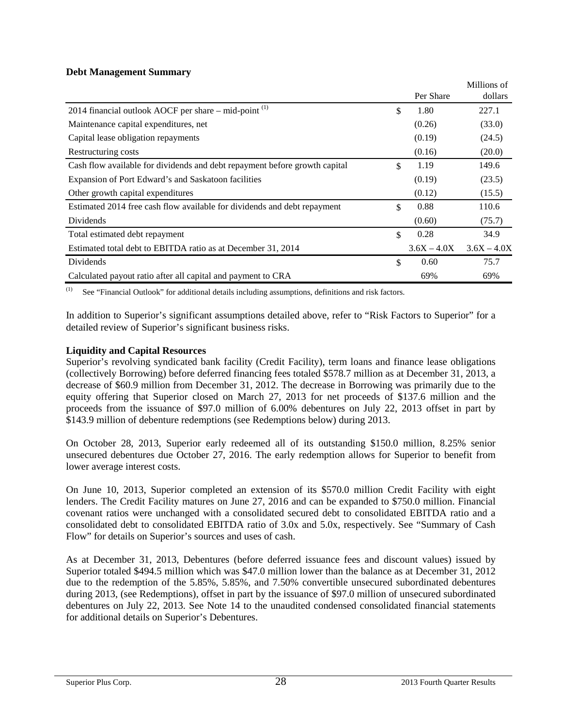**Debt Management Summary**

| | Per Share | Millions of dollars |
|---|---|---|
| 2014 financial outlook AOCF per share – mid-point [(1)] | $ 1.80 | 227.1 |
| Maintenance capital expenditures, net | (0.26) | (33.0) |
| Capital lease obligation repayments | (0.19) | (24.5) |
| Restructuring costs | (0.16) | (20.0) |
| Cash flow available for dividends and debt repayment before growth capital | $ 1.19 | 149.6 |
| Expansion of Port Edward's and Saskatoon facilities | (0.19) | (23.5) |
| Other growth capital expenditures | (0.12) | (15.5) |
| Estimated 2014 free cash flow available for dividends and debt repayment | $ 0.88 | 110.6 |
| Dividends | (0.60) | (75.7) |
| Total estimated debt repayment | $ 0.28 | 34.9 |
| Estimated total debt to EBITDA ratio as at December 31, 2014 | 3.6X – 4.0X | 3.6X – 4.0X |
| Dividends | $ 0.60 | 75.7 |
| Calculated payout ratio after all capital and payment to CRA | 69% | 69% |

(1) See "Financial Outlook" for additional details including assumptions, definitions and risk factors.

In addition to Superior's significant assumptions detailed above, refer to "Risk Factors to Superior" for a detailed review of Superior's significant business risks.

**Liquidity and Capital Resources**

Superior's revolving syndicated bank facility (Credit Facility), term loans and finance lease obligations (collectively Borrowing) before deferred financing fees totaled $578.7 million as at December 31, 2013, a decrease of $60.9 million from December 31, 2012. The decrease in Borrowing was primarily due to the equity offering that Superior closed on March 27, 2013 for net proceeds of $137.6 million and the proceeds from the issuance of $97.0 million of 6.00% debentures on July 22, 2013 offset in part by $143.9 million of debenture redemptions (see Redemptions below) during 2013.

On October 28, 2013, Superior early redeemed all of its outstanding $150.0 million, 8.25% senior unsecured debentures due October 27, 2016. The early redemption allows for Superior to benefit from lower average interest costs.

On June 10, 2013, Superior completed an extension of its $570.0 million Credit Facility with eight lenders. The Credit Facility matures on June 27, 2016 and can be expanded to $750.0 million. Financial covenant ratios were unchanged with a consolidated secured debt to consolidated EBITDA ratio and a consolidated debt to consolidated EBITDA ratio of 3.0x and 5.0x, respectively. See "Summary of Cash Flow" for details on Superior's sources and uses of cash.

As at December 31, 2013, Debentures (before deferred issuance fees and discount values) issued by Superior totaled $494.5 million which was $47.0 million lower than the balance as at December 31, 2012 due to the redemption of the 5.85%, 5.85%, and 7.50% convertible unsecured subordinated debentures during 2013, (see Redemptions), offset in part by the issuance of $97.0 million of unsecured subordinated debentures on July 22, 2013. See Note 14 to the unaudited condensed consolidated financial statements for additional details on Superior's Debentures.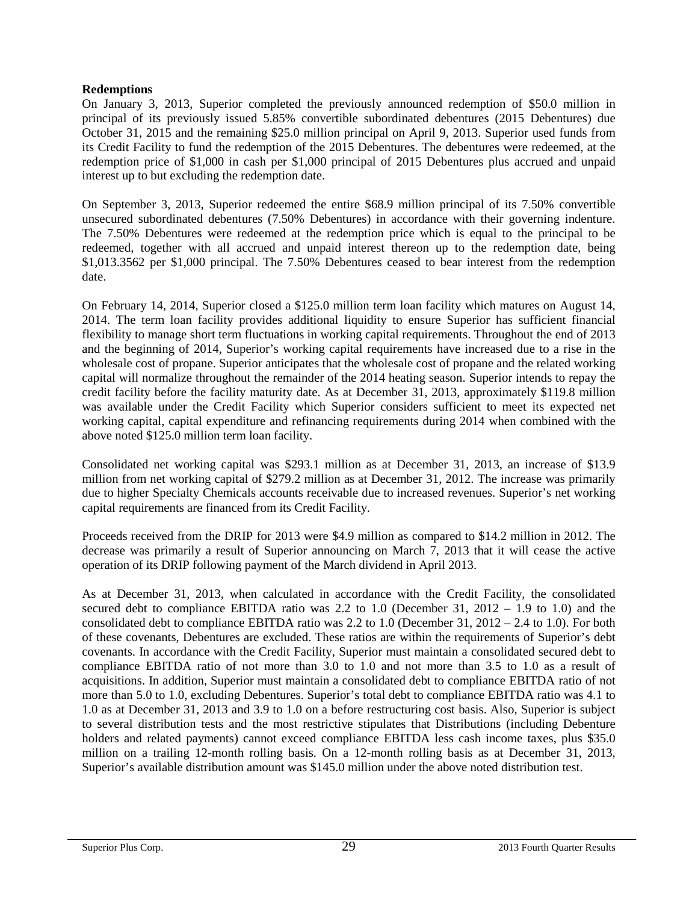**Redemptions**

On January 3, 2013, Superior completed the previously announced redemption of $50.0 million in principal of its previously issued 5.85% convertible subordinated debentures (2015 Debentures) due October 31, 2015 and the remaining $25.0 million principal on April 9, 2013. Superior used funds from its Credit Facility to fund the redemption of the 2015 Debentures. The debentures were redeemed, at the redemption price of $1,000 in cash per $1,000 principal of 2015 Debentures plus accrued and unpaid interest up to but excluding the redemption date.

On September 3, 2013, Superior redeemed the entire $68.9 million principal of its 7.50% convertible unsecured subordinated debentures (7.50% Debentures) in accordance with their governing indenture. The 7.50% Debentures were redeemed at the redemption price which is equal to the principal to be redeemed, together with all accrued and unpaid interest thereon up to the redemption date, being $1,013.3562 per $1,000 principal. The 7.50% Debentures ceased to bear interest from the redemption date.

On February 14, 2014, Superior closed a $125.0 million term loan facility which matures on August 14, 2014. The term loan facility provides additional liquidity to ensure Superior has sufficient financial flexibility to manage short term fluctuations in working capital requirements. Throughout the end of 2013 and the beginning of 2014, Superior's working capital requirements have increased due to a rise in the wholesale cost of propane. Superior anticipates that the wholesale cost of propane and the related working capital will normalize throughout the remainder of the 2014 heating season. Superior intends to repay the credit facility before the facility maturity date. As at December 31, 2013, approximately $119.8 million was available under the Credit Facility which Superior considers sufficient to meet its expected net working capital, capital expenditure and refinancing requirements during 2014 when combined with the above noted $125.0 million term loan facility.

Consolidated net working capital was $293.1 million as at December 31, 2013, an increase of $13.9 million from net working capital of $279.2 million as at December 31, 2012. The increase was primarily due to higher Specialty Chemicals accounts receivable due to increased revenues. Superior's net working capital requirements are financed from its Credit Facility.

Proceeds received from the DRIP for 2013 were $4.9 million as compared to $14.2 million in 2012. The decrease was primarily a result of Superior announcing on March 7, 2013 that it will cease the active operation of its DRIP following payment of the March dividend in April 2013.

As at December 31, 2013, when calculated in accordance with the Credit Facility, the consolidated secured debt to compliance EBITDA ratio was 2.2 to 1.0 (December 31, 2012 – 1.9 to 1.0) and the consolidated debt to compliance EBITDA ratio was 2.2 to 1.0 (December 31, 2012 – 2.4 to 1.0). For both of these covenants, Debentures are excluded. These ratios are within the requirements of Superior's debt covenants. In accordance with the Credit Facility, Superior must maintain a consolidated secured debt to compliance EBITDA ratio of not more than 3.0 to 1.0 and not more than 3.5 to 1.0 as a result of acquisitions. In addition, Superior must maintain a consolidated debt to compliance EBITDA ratio of not more than 5.0 to 1.0, excluding Debentures. Superior's total debt to compliance EBITDA ratio was 4.1 to 1.0 as at December 31, 2013 and 3.9 to 1.0 on a before restructuring cost basis. Also, Superior is subject to several distribution tests and the most restrictive stipulates that Distributions (including Debenture holders and related payments) cannot exceed compliance EBITDA less cash income taxes, plus $35.0 million on a trailing 12-month rolling basis. On a 12-month rolling basis as at December 31, 2013, Superior's available distribution amount was $145.0 million under the above noted distribution test.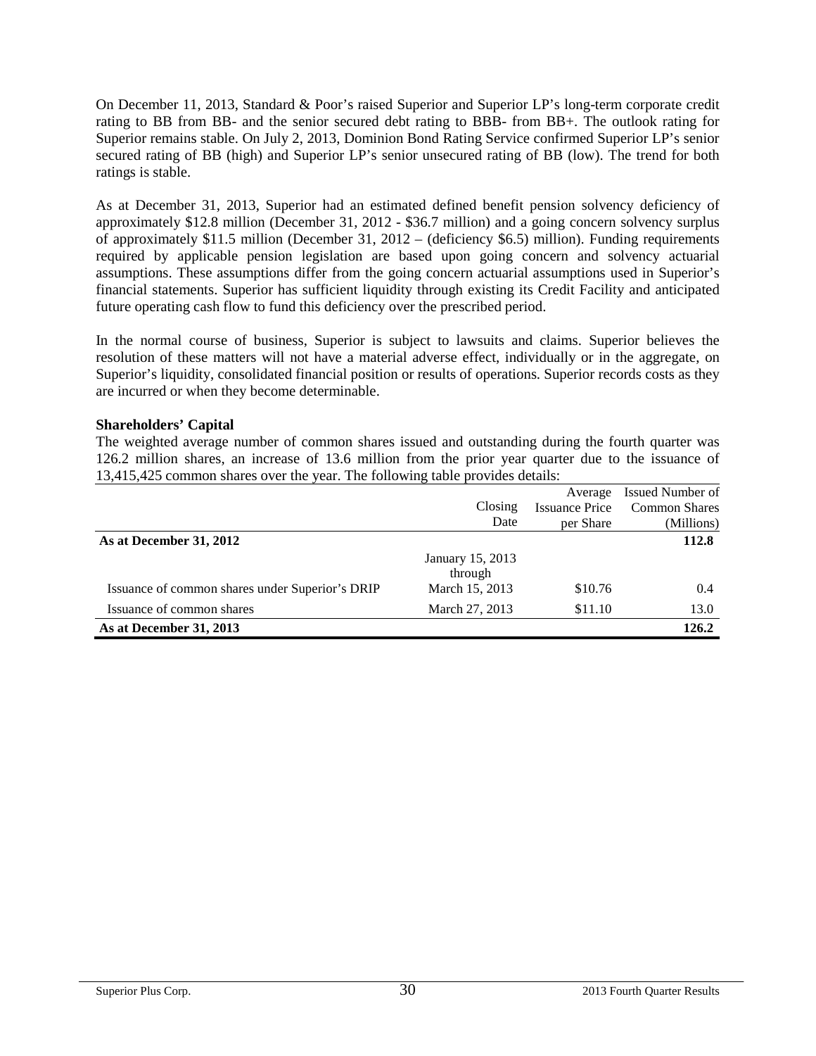On December 11, 2013, Standard & Poor's raised Superior and Superior LP's long-term corporate credit rating to BB from BB- and the senior secured debt rating to BBB- from BB+. The outlook rating for Superior remains stable. On July 2, 2013, Dominion Bond Rating Service confirmed Superior LP's senior secured rating of BB (high) and Superior LP's senior unsecured rating of BB (low). The trend for both ratings is stable.

As at December 31, 2013, Superior had an estimated defined benefit pension solvency deficiency of approximately $12.8 million (December 31, 2012 - $36.7 million) and a going concern solvency surplus of approximately $11.5 million (December 31, 2012 – (deficiency $6.5) million). Funding requirements required by applicable pension legislation are based upon going concern and solvency actuarial assumptions. These assumptions differ from the going concern actuarial assumptions used in Superior's financial statements. Superior has sufficient liquidity through existing its Credit Facility and anticipated future operating cash flow to fund this deficiency over the prescribed period.

In the normal course of business, Superior is subject to lawsuits and claims. Superior believes the resolution of these matters will not have a material adverse effect, individually or in the aggregate, on Superior's liquidity, consolidated financial position or results of operations. Superior records costs as they are incurred or when they become determinable.

**Shareholders' Capital**

The weighted average number of common shares issued and outstanding during the fourth quarter was 126.2 million shares, an increase of 13.6 million from the prior year quarter due to the issuance of 13,415,425 common shares over the year. The following table provides details:

| | Closing Date | Average Issuance Price per Share | Issued Number of Common Shares (Millions) |
|---|---|---|---|
| **As at December 31, 2012** | | | **112.8** |
| Issuance of common shares under Superior's DRIP | January 15, 2013 through March 15, 2013 | $10.76 | 0.4 |
| Issuance of common shares | March 27, 2013 | $11.10 | 13.0 |
| **As at December 31, 2013** | | | **126.2** |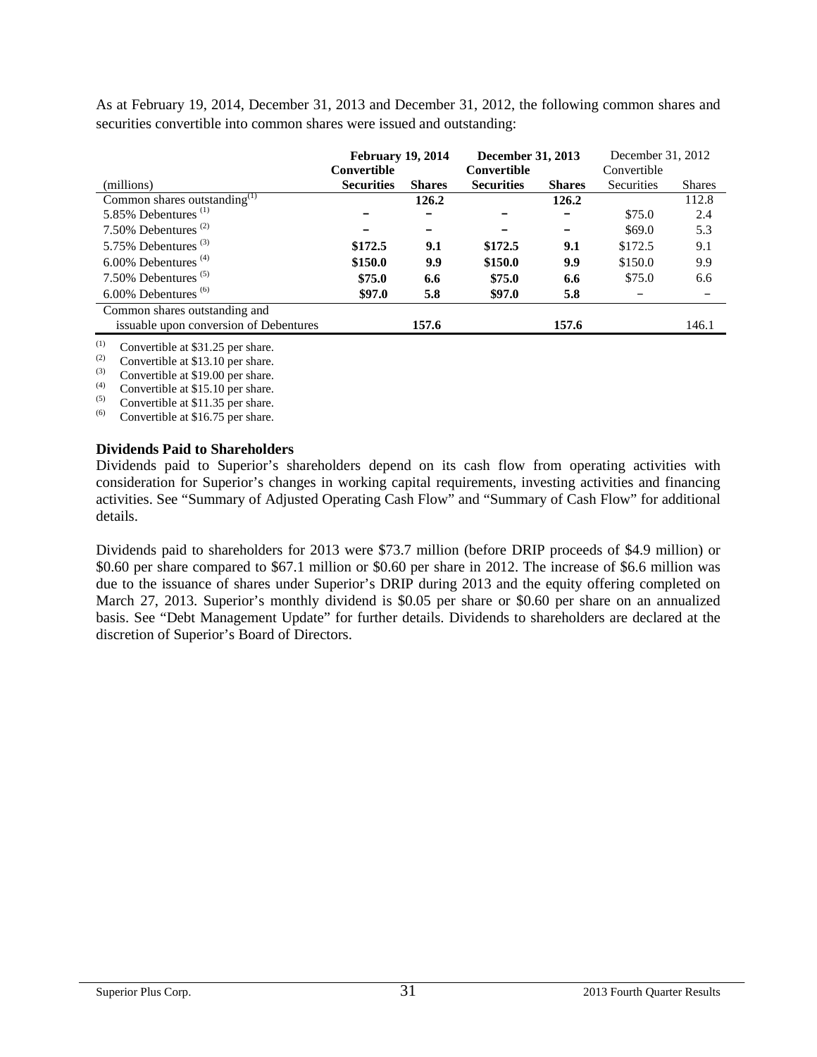As at February 19, 2014, December 31, 2013 and December 31, 2012, the following common shares and securities convertible into common shares were issued and outstanding:

| (millions) | **February 19, 2014** Convertible Securities | **Shares** | **December 31, 2013** Convertible Securities | **Shares** | December 31, 2012 Convertible Securities | Shares |
|---|---|---|---|---|---|---|
| Common shares outstanding[1] | | **126.2** | | **126.2** | | 112.8 |
| 5.85% Debentures [1] | – | – | – | – | $75.0 | 2.4 |
| 7.50% Debentures [2] | – | – | – | – | $69.0 | 5.3 |
| 5.75% Debentures [3] | **$172.5** | **9.1** | **$172.5** | **9.1** | $172.5 | 9.1 |
| 6.00% Debentures [4] | **$150.0** | **9.9** | **$150.0** | **9.9** | $150.0 | 9.9 |
| 7.50% Debentures [5] | **$75.0** | **6.6** | **$75.0** | **6.6** | $75.0 | 6.6 |
| 6.00% Debentures [6] | **$97.0** | **5.8** | **$97.0** | **5.8** | – | – |
| Common shares outstanding and issuable upon conversion of Debentures | | **157.6** | | **157.6** | | 146.1 |

(1) Convertible at $31.25 per share.
(2) Convertible at $13.10 per share.
(3) Convertible at $19.00 per share.
(4) Convertible at $15.10 per share.
(5) Convertible at $11.35 per share.
(6) Convertible at $16.75 per share.

**Dividends Paid to Shareholders**

Dividends paid to Superior's shareholders depend on its cash flow from operating activities with consideration for Superior's changes in working capital requirements, investing activities and financing activities. See "Summary of Adjusted Operating Cash Flow" and "Summary of Cash Flow" for additional details.

Dividends paid to shareholders for 2013 were $73.7 million (before DRIP proceeds of $4.9 million) or $0.60 per share compared to $67.1 million or $0.60 per share in 2012. The increase of $6.6 million was due to the issuance of shares under Superior's DRIP during 2013 and the equity offering completed on March 27, 2013. Superior's monthly dividend is $0.05 per share or $0.60 per share on an annualized basis. See "Debt Management Update" for further details. Dividends to shareholders are declared at the discretion of Superior's Board of Directors.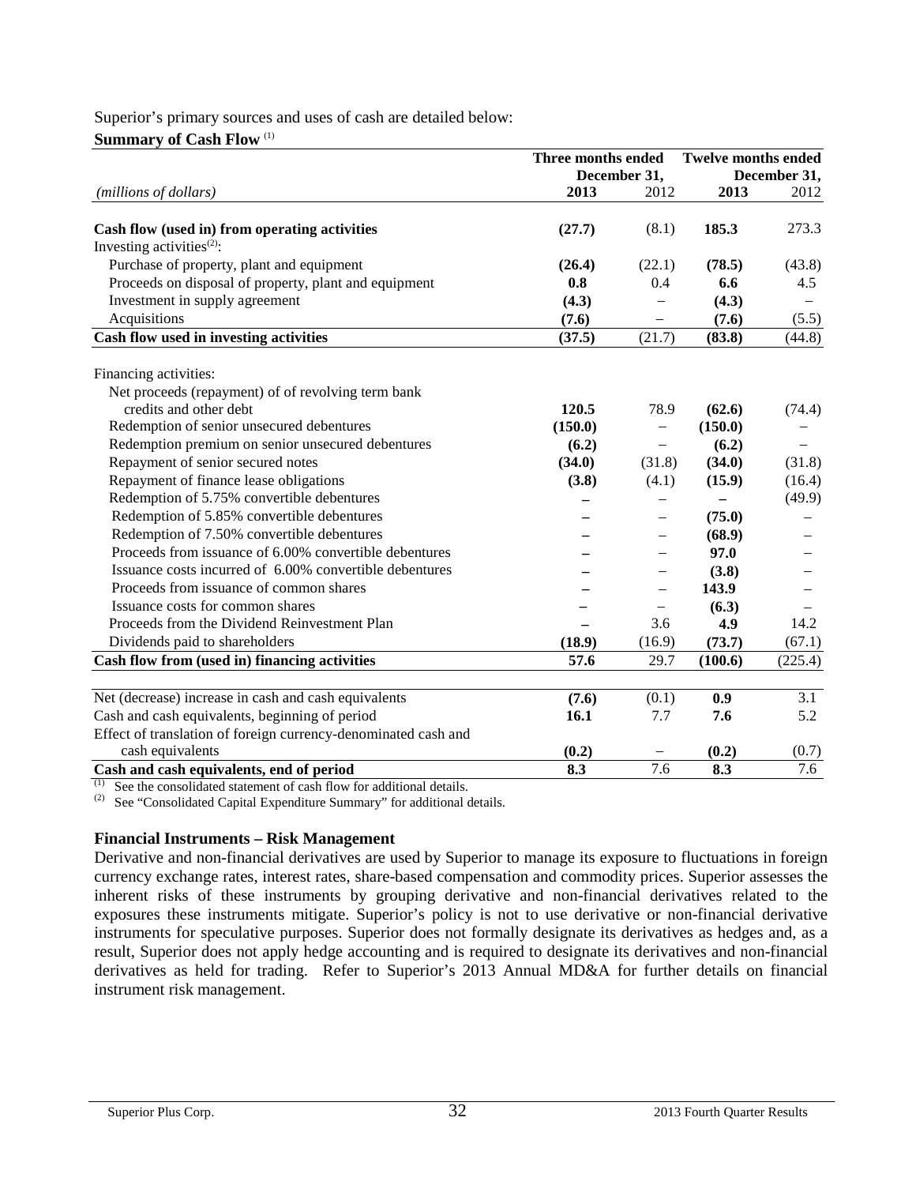Superior's primary sources and uses of cash are detailed below:

**Summary of Cash Flow** [(1)]

| *(millions of dollars)* | **Three months ended December 31, 2013** | 2012 | **Twelve months ended December 31, 2013** | 2012 |
|---|---|---|---|---|
| **Cash flow (used in) from operating activities** | **(27.7)** | (8.1) | **185.3** | 273.3 |
| Investing activities[(2)]: | | | | |
| Purchase of property, plant and equipment | **(26.4)** | (22.1) | **(78.5)** | (43.8) |
| Proceeds on disposal of property, plant and equipment | **0.8** | 0.4 | **6.6** | 4.5 |
| Investment in supply agreement | **(4.3)** | – | **(4.3)** | – |
| Acquisitions | **(7.6)** | – | **(7.6)** | (5.5) |
| **Cash flow used in investing activities** | **(37.5)** | (21.7) | **(83.8)** | (44.8) |
| Financing activities: | | | | |
| Net proceeds (repayment) of of revolving term bank credits and other debt | **120.5** | 78.9 | **(62.6)** | (74.4) |
| Redemption of senior unsecured debentures | **(150.0)** | – | **(150.0)** | – |
| Redemption premium on senior unsecured debentures | **(6.2)** | – | **(6.2)** | – |
| Repayment of senior secured notes | **(34.0)** | (31.8) | **(34.0)** | (31.8) |
| Repayment of finance lease obligations | **(3.8)** | (4.1) | **(15.9)** | (16.4) |
| Redemption of 5.75% convertible debentures | **–** | – | **–** | (49.9) |
| Redemption of 5.85% convertible debentures | **–** | – | **(75.0)** | – |
| Redemption of 7.50% convertible debentures | **–** | – | **(68.9)** | – |
| Proceeds from issuance of 6.00% convertible debentures | **–** | – | **97.0** | – |
| Issuance costs incurred of 6.00% convertible debentures | **–** | – | **(3.8)** | – |
| Proceeds from issuance of common shares | **–** | – | **143.9** | – |
| Issuance costs for common shares | **–** | – | **(6.3)** | – |
| Proceeds from the Dividend Reinvestment Plan | **–** | 3.6 | **4.9** | 14.2 |
| Dividends paid to shareholders | **(18.9)** | (16.9) | **(73.7)** | (67.1) |
| **Cash flow from (used in) financing activities** | **57.6** | 29.7 | **(100.6)** | (225.4) |
| Net (decrease) increase in cash and cash equivalents | **(7.6)** | (0.1) | **0.9** | 3.1 |
| Cash and cash equivalents, beginning of period | **16.1** | 7.7 | **7.6** | 5.2 |
| Effect of translation of foreign currency-denominated cash and cash equivalents | **(0.2)** | – | **(0.2)** | (0.7) |
| **Cash and cash equivalents, end of period** | **8.3** | 7.6 | **8.3** | 7.6 |

(1) See the consolidated statement of cash flow for additional details.

(2) See "Consolidated Capital Expenditure Summary" for additional details.

**Financial Instruments – Risk Management**

Derivative and non-financial derivatives are used by Superior to manage its exposure to fluctuations in foreign currency exchange rates, interest rates, share-based compensation and commodity prices. Superior assesses the inherent risks of these instruments by grouping derivative and non-financial derivatives related to the exposures these instruments mitigate. Superior's policy is not to use derivative or non-financial derivative instruments for speculative purposes. Superior does not formally designate its derivatives as hedges and, as a result, Superior does not apply hedge accounting and is required to designate its derivatives and non-financial derivatives as held for trading. Refer to Superior's 2013 Annual MD&A for further details on financial instrument risk management.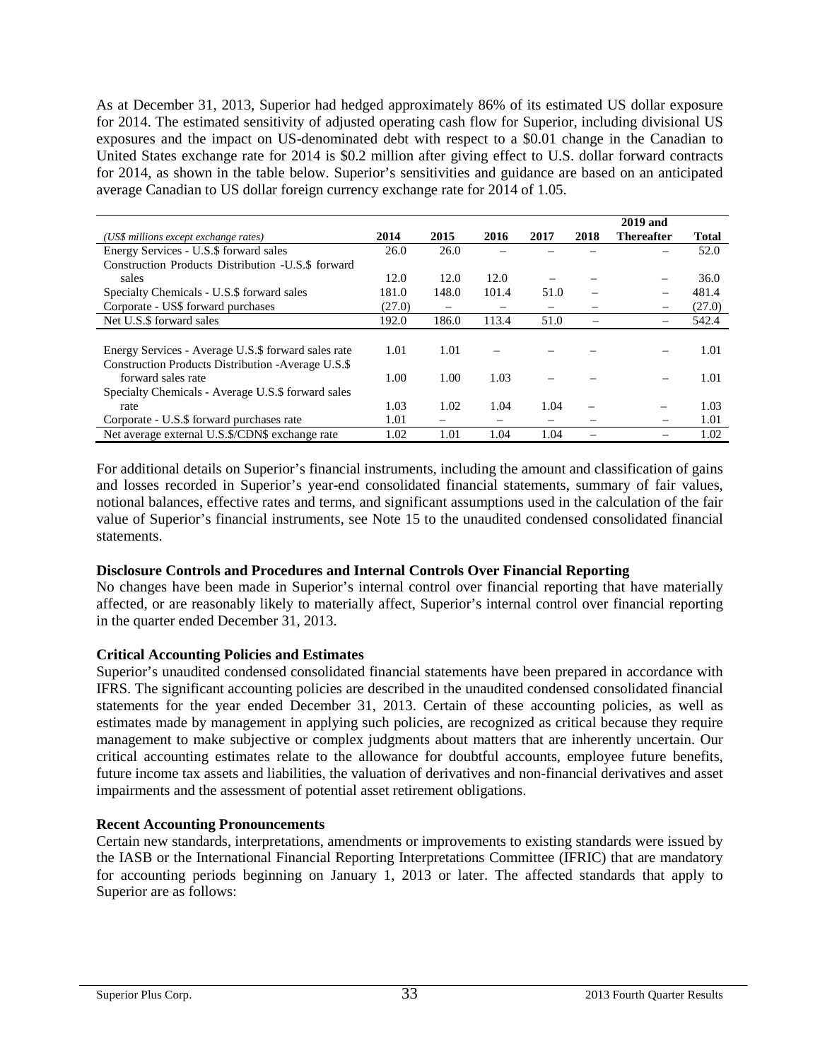As at December 31, 2013, Superior had hedged approximately 86% of its estimated US dollar exposure for 2014. The estimated sensitivity of adjusted operating cash flow for Superior, including divisional US exposures and the impact on US-denominated debt with respect to a $0.01 change in the Canadian to United States exchange rate for 2014 is $0.2 million after giving effect to U.S. dollar forward contracts for 2014, as shown in the table below. Superior's sensitivities and guidance are based on an anticipated average Canadian to US dollar foreign currency exchange rate for 2014 of 1.05.

| *(US$ millions except exchange rates)* | 2014 | 2015 | 2016 | 2017 | 2018 | 2019 and Thereafter | Total |
|---|---|---|---|---|---|---|---|
| Energy Services - U.S.$ forward sales | 26.0 | 26.0 | – | – | – | – | 52.0 |
| Construction Products Distribution -U.S.$ forward sales | 12.0 | 12.0 | 12.0 | – | – | – | 36.0 |
| Specialty Chemicals - U.S.$ forward sales | 181.0 | 148.0 | 101.4 | 51.0 | – | – | 481.4 |
| Corporate - US$ forward purchases | (27.0) | – | – | – | – | – | (27.0) |
| Net U.S.$ forward sales | 192.0 | 186.0 | 113.4 | 51.0 | – | – | 542.4 |
| | | | | | | | |
| Energy Services - Average U.S.$ forward sales rate | 1.01 | 1.01 | – | – | – | – | 1.01 |
| Construction Products Distribution -Average U.S.$ forward sales rate | 1.00 | 1.00 | 1.03 | – | – | – | 1.01 |
| Specialty Chemicals - Average U.S.$ forward sales rate | 1.03 | 1.02 | 1.04 | 1.04 | – | – | 1.03 |
| Corporate - U.S.$ forward purchases rate | 1.01 | – | – | – | – | – | 1.01 |
| Net average external U.S.$/CDN$ exchange rate | 1.02 | 1.01 | 1.04 | 1.04 | – | – | 1.02 |

For additional details on Superior's financial instruments, including the amount and classification of gains and losses recorded in Superior's year-end consolidated financial statements, summary of fair values, notional balances, effective rates and terms, and significant assumptions used in the calculation of the fair value of Superior's financial instruments, see Note 15 to the unaudited condensed consolidated financial statements.

**Disclosure Controls and Procedures and Internal Controls Over Financial Reporting**

No changes have been made in Superior's internal control over financial reporting that have materially affected, or are reasonably likely to materially affect, Superior's internal control over financial reporting in the quarter ended December 31, 2013.

**Critical Accounting Policies and Estimates**

Superior's unaudited condensed consolidated financial statements have been prepared in accordance with IFRS. The significant accounting policies are described in the unaudited condensed consolidated financial statements for the year ended December 31, 2013. Certain of these accounting policies, as well as estimates made by management in applying such policies, are recognized as critical because they require management to make subjective or complex judgments about matters that are inherently uncertain. Our critical accounting estimates relate to the allowance for doubtful accounts, employee future benefits, future income tax assets and liabilities, the valuation of derivatives and non-financial derivatives and asset impairments and the assessment of potential asset retirement obligations.

**Recent Accounting Pronouncements**

Certain new standards, interpretations, amendments or improvements to existing standards were issued by the IASB or the International Financial Reporting Interpretations Committee (IFRIC) that are mandatory for accounting periods beginning on January 1, 2013 or later. The affected standards that apply to Superior are as follows: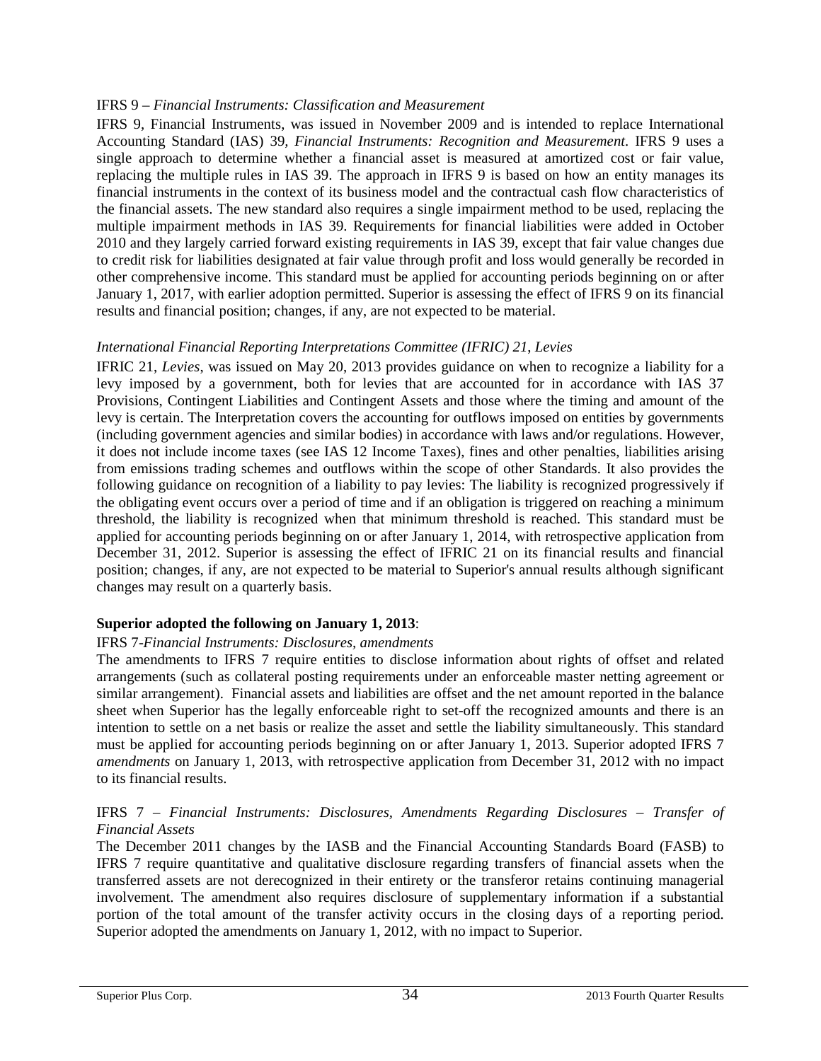IFRS 9 – *Financial Instruments: Classification and Measurement*

IFRS 9, Financial Instruments, was issued in November 2009 and is intended to replace International Accounting Standard (IAS) 39, *Financial Instruments: Recognition and Measurement*. IFRS 9 uses a single approach to determine whether a financial asset is measured at amortized cost or fair value, replacing the multiple rules in IAS 39. The approach in IFRS 9 is based on how an entity manages its financial instruments in the context of its business model and the contractual cash flow characteristics of the financial assets. The new standard also requires a single impairment method to be used, replacing the multiple impairment methods in IAS 39. Requirements for financial liabilities were added in October 2010 and they largely carried forward existing requirements in IAS 39, except that fair value changes due to credit risk for liabilities designated at fair value through profit and loss would generally be recorded in other comprehensive income. This standard must be applied for accounting periods beginning on or after January 1, 2017, with earlier adoption permitted. Superior is assessing the effect of IFRS 9 on its financial results and financial position; changes, if any, are not expected to be material.

*International Financial Reporting Interpretations Committee (IFRIC) 21, Levies*

IFRIC 21, *Levies*, was issued on May 20, 2013 provides guidance on when to recognize a liability for a levy imposed by a government, both for levies that are accounted for in accordance with IAS 37 Provisions, Contingent Liabilities and Contingent Assets and those where the timing and amount of the levy is certain. The Interpretation covers the accounting for outflows imposed on entities by governments (including government agencies and similar bodies) in accordance with laws and/or regulations. However, it does not include income taxes (see IAS 12 Income Taxes), fines and other penalties, liabilities arising from emissions trading schemes and outflows within the scope of other Standards. It also provides the following guidance on recognition of a liability to pay levies: The liability is recognized progressively if the obligating event occurs over a period of time and if an obligation is triggered on reaching a minimum threshold, the liability is recognized when that minimum threshold is reached. This standard must be applied for accounting periods beginning on or after January 1, 2014, with retrospective application from December 31, 2012. Superior is assessing the effect of IFRIC 21 on its financial results and financial position; changes, if any, are not expected to be material to Superior's annual results although significant changes may result on a quarterly basis.

**Superior adopted the following on January 1, 2013**:

IFRS 7-*Financial Instruments: Disclosures, amendments*

The amendments to IFRS 7 require entities to disclose information about rights of offset and related arrangements (such as collateral posting requirements under an enforceable master netting agreement or similar arrangement). Financial assets and liabilities are offset and the net amount reported in the balance sheet when Superior has the legally enforceable right to set-off the recognized amounts and there is an intention to settle on a net basis or realize the asset and settle the liability simultaneously. This standard must be applied for accounting periods beginning on or after January 1, 2013. Superior adopted IFRS 7 *amendments* on January 1, 2013, with retrospective application from December 31, 2012 with no impact to its financial results.

IFRS 7 – *Financial Instruments: Disclosures, Amendments Regarding Disclosures – Transfer of Financial Assets*

The December 2011 changes by the IASB and the Financial Accounting Standards Board (FASB) to IFRS 7 require quantitative and qualitative disclosure regarding transfers of financial assets when the transferred assets are not derecognized in their entirety or the transferor retains continuing managerial involvement. The amendment also requires disclosure of supplementary information if a substantial portion of the total amount of the transfer activity occurs in the closing days of a reporting period. Superior adopted the amendments on January 1, 2012, with no impact to Superior.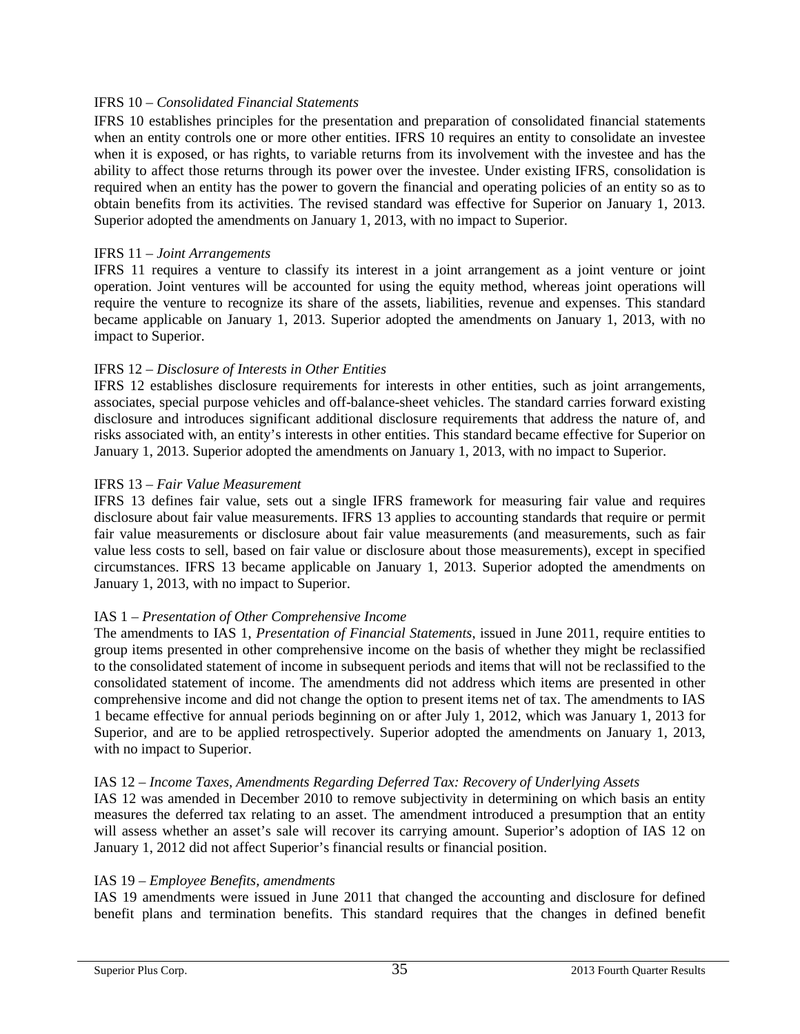IFRS 10 – *Consolidated Financial Statements*

IFRS 10 establishes principles for the presentation and preparation of consolidated financial statements when an entity controls one or more other entities. IFRS 10 requires an entity to consolidate an investee when it is exposed, or has rights, to variable returns from its involvement with the investee and has the ability to affect those returns through its power over the investee. Under existing IFRS, consolidation is required when an entity has the power to govern the financial and operating policies of an entity so as to obtain benefits from its activities. The revised standard was effective for Superior on January 1, 2013. Superior adopted the amendments on January 1, 2013, with no impact to Superior.

IFRS 11 – *Joint Arrangements*

IFRS 11 requires a venture to classify its interest in a joint arrangement as a joint venture or joint operation. Joint ventures will be accounted for using the equity method, whereas joint operations will require the venture to recognize its share of the assets, liabilities, revenue and expenses. This standard became applicable on January 1, 2013. Superior adopted the amendments on January 1, 2013, with no impact to Superior.

IFRS 12 – *Disclosure of Interests in Other Entities*

IFRS 12 establishes disclosure requirements for interests in other entities, such as joint arrangements, associates, special purpose vehicles and off-balance-sheet vehicles. The standard carries forward existing disclosure and introduces significant additional disclosure requirements that address the nature of, and risks associated with, an entity's interests in other entities. This standard became effective for Superior on January 1, 2013. Superior adopted the amendments on January 1, 2013, with no impact to Superior.

IFRS 13 – *Fair Value Measurement*

IFRS 13 defines fair value, sets out a single IFRS framework for measuring fair value and requires disclosure about fair value measurements. IFRS 13 applies to accounting standards that require or permit fair value measurements or disclosure about fair value measurements (and measurements, such as fair value less costs to sell, based on fair value or disclosure about those measurements), except in specified circumstances. IFRS 13 became applicable on January 1, 2013. Superior adopted the amendments on January 1, 2013, with no impact to Superior.

IAS 1 – *Presentation of Other Comprehensive Income*

The amendments to IAS 1, *Presentation of Financial Statements*, issued in June 2011, require entities to group items presented in other comprehensive income on the basis of whether they might be reclassified to the consolidated statement of income in subsequent periods and items that will not be reclassified to the consolidated statement of income. The amendments did not address which items are presented in other comprehensive income and did not change the option to present items net of tax. The amendments to IAS 1 became effective for annual periods beginning on or after July 1, 2012, which was January 1, 2013 for Superior, and are to be applied retrospectively. Superior adopted the amendments on January 1, 2013, with no impact to Superior.

IAS 12 – *Income Taxes, Amendments Regarding Deferred Tax: Recovery of Underlying Assets*

IAS 12 was amended in December 2010 to remove subjectivity in determining on which basis an entity measures the deferred tax relating to an asset. The amendment introduced a presumption that an entity will assess whether an asset's sale will recover its carrying amount. Superior's adoption of IAS 12 on January 1, 2012 did not affect Superior's financial results or financial position.

IAS 19 – *Employee Benefits, amendments*

IAS 19 amendments were issued in June 2011 that changed the accounting and disclosure for defined benefit plans and termination benefits. This standard requires that the changes in defined benefit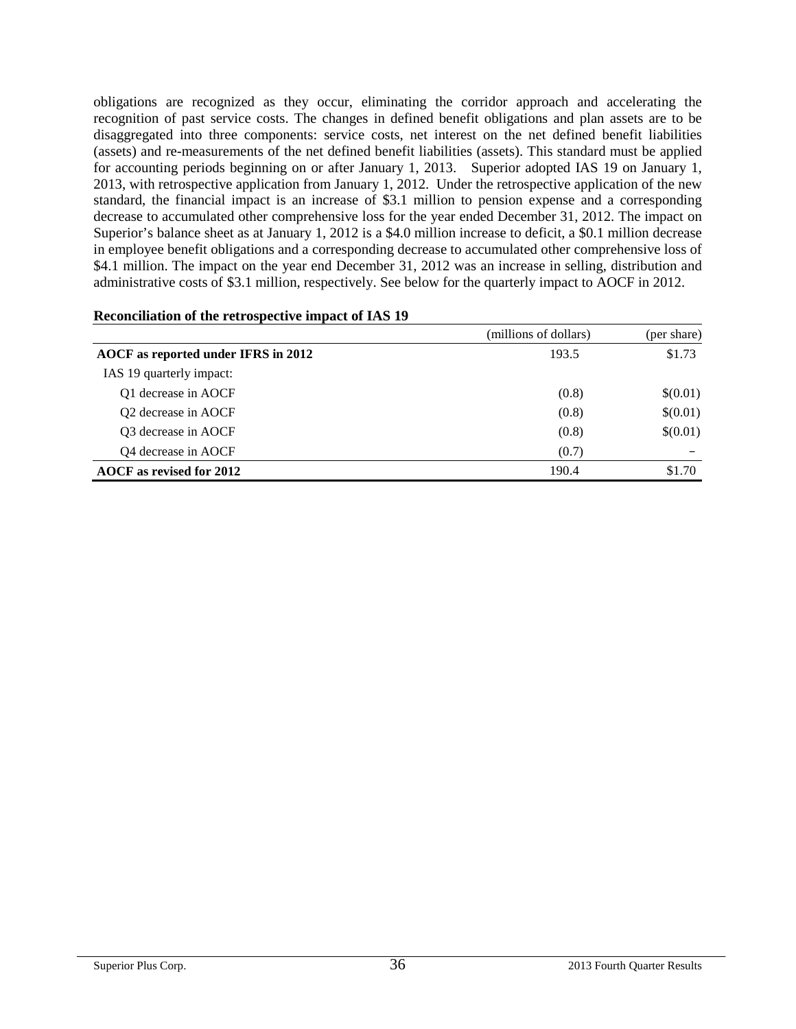obligations are recognized as they occur, eliminating the corridor approach and accelerating the recognition of past service costs. The changes in defined benefit obligations and plan assets are to be disaggregated into three components: service costs, net interest on the net defined benefit liabilities (assets) and re-measurements of the net defined benefit liabilities (assets). This standard must be applied for accounting periods beginning on or after January 1, 2013. Superior adopted IAS 19 on January 1, 2013, with retrospective application from January 1, 2012. Under the retrospective application of the new standard, the financial impact is an increase of $3.1 million to pension expense and a corresponding decrease to accumulated other comprehensive loss for the year ended December 31, 2012. The impact on Superior's balance sheet as at January 1, 2012 is a $4.0 million increase to deficit, a $0.1 million decrease in employee benefit obligations and a corresponding decrease to accumulated other comprehensive loss of $4.1 million. The impact on the year end December 31, 2012 was an increase in selling, distribution and administrative costs of $3.1 million, respectively. See below for the quarterly impact to AOCF in 2012.

**Reconciliation of the retrospective impact of IAS 19**

| | (millions of dollars) | (per share) |
|---|---|---|
| **AOCF as reported under IFRS in 2012** | 193.5 | $1.73 |
| IAS 19 quarterly impact: | | |
| Q1 decrease in AOCF | (0.8) | $(0.01) |
| Q2 decrease in AOCF | (0.8) | $(0.01) |
| Q3 decrease in AOCF | (0.8) | $(0.01) |
| Q4 decrease in AOCF | (0.7) | – |
| **AOCF as revised for 2012** | 190.4 | $1.70 |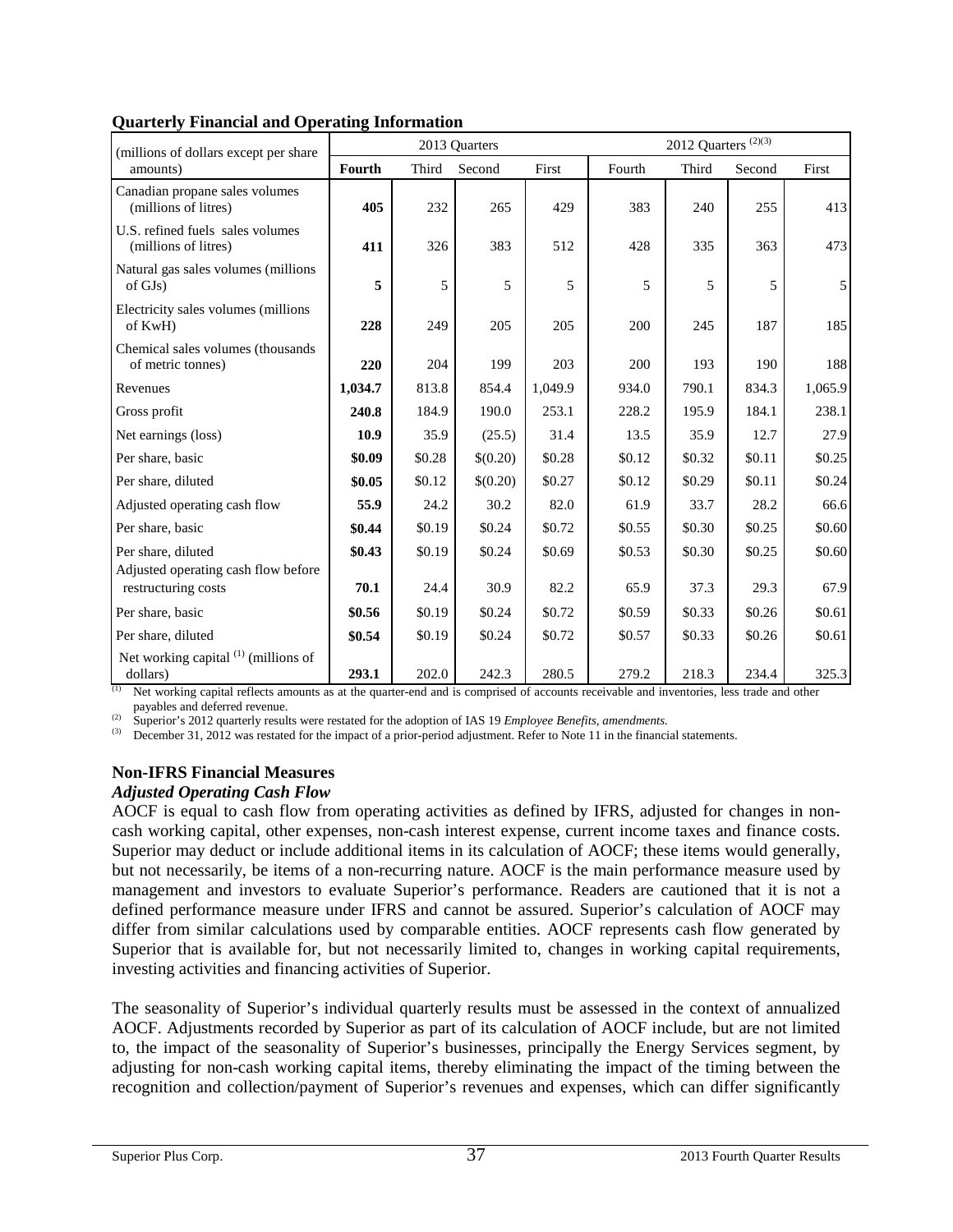**Quarterly Financial and Operating Information**

| (millions of dollars except per share amounts) | 2013 Quarters | | | | 2012 Quarters [(2)(3)] | | | |
|---|---|---|---|---|---|---|---|---|
| | **Fourth** | Third | Second | First | Fourth | Third | Second | First |
| Canadian propane sales volumes (millions of litres) | **405** | 232 | 265 | 429 | 383 | 240 | 255 | 413 |
| U.S. refined fuels sales volumes (millions of litres) | **411** | 326 | 383 | 512 | 428 | 335 | 363 | 473 |
| Natural gas sales volumes (millions of GJs) | **5** | 5 | 5 | 5 | 5 | 5 | 5 | 5 |
| Electricity sales volumes (millions of KwH) | **228** | 249 | 205 | 205 | 200 | 245 | 187 | 185 |
| Chemical sales volumes (thousands of metric tonnes) | **220** | 204 | 199 | 203 | 200 | 193 | 190 | 188 |
| Revenues | **1,034.7** | 813.8 | 854.4 | 1,049.9 | 934.0 | 790.1 | 834.3 | 1,065.9 |
| Gross profit | **240.8** | 184.9 | 190.0 | 253.1 | 228.2 | 195.9 | 184.1 | 238.1 |
| Net earnings (loss) | **10.9** | 35.9 | (25.5) | 31.4 | 13.5 | 35.9 | 12.7 | 27.9 |
| Per share, basic | **$0.09** | $0.28 | $(0.20) | $0.28 | $0.12 | $0.32 | $0.11 | $0.25 |
| Per share, diluted | **$0.05** | $0.12 | $(0.20) | $0.27 | $0.12 | $0.29 | $0.11 | $0.24 |
| Adjusted operating cash flow | **55.9** | 24.2 | 30.2 | 82.0 | 61.9 | 33.7 | 28.2 | 66.6 |
| Per share, basic | **$0.44** | $0.19 | $0.24 | $0.72 | $0.55 | $0.30 | $0.25 | $0.60 |
| Per share, diluted | **$0.43** | $0.19 | $0.24 | $0.69 | $0.53 | $0.30 | $0.25 | $0.60 |
| Adjusted operating cash flow before restructuring costs | **70.1** | 24.4 | 30.9 | 82.2 | 65.9 | 37.3 | 29.3 | 67.9 |
| Per share, basic | **$0.56** | $0.19 | $0.24 | $0.72 | $0.59 | $0.33 | $0.26 | $0.61 |
| Per share, diluted | **$0.54** | $0.19 | $0.24 | $0.72 | $0.57 | $0.33 | $0.26 | $0.61 |
| Net working capital [(1)] (millions of dollars) | **293.1** | 202.0 | 242.3 | 280.5 | 279.2 | 218.3 | 234.4 | 325.3 |

(1) Net working capital reflects amounts as at the quarter-end and is comprised of accounts receivable and inventories, less trade and other payables and deferred revenue.
(2) Superior's 2012 quarterly results were restated for the adoption of IAS 19 *Employee Benefits, amendments.*
(3) December 31, 2012 was restated for the impact of a prior-period adjustment. Refer to Note 11 in the financial statements.

### Non-IFRS Financial Measures

***Adjusted Operating Cash Flow***

AOCF is equal to cash flow from operating activities as defined by IFRS, adjusted for changes in non-cash working capital, other expenses, non-cash interest expense, current income taxes and finance costs. Superior may deduct or include additional items in its calculation of AOCF; these items would generally, but not necessarily, be items of a non-recurring nature. AOCF is the main performance measure used by management and investors to evaluate Superior's performance. Readers are cautioned that it is not a defined performance measure under IFRS and cannot be assured. Superior's calculation of AOCF may differ from similar calculations used by comparable entities. AOCF represents cash flow generated by Superior that is available for, but not necessarily limited to, changes in working capital requirements, investing activities and financing activities of Superior.

The seasonality of Superior's individual quarterly results must be assessed in the context of annualized AOCF. Adjustments recorded by Superior as part of its calculation of AOCF include, but are not limited to, the impact of the seasonality of Superior's businesses, principally the Energy Services segment, by adjusting for non-cash working capital items, thereby eliminating the impact of the timing between the recognition and collection/payment of Superior's revenues and expenses, which can differ significantly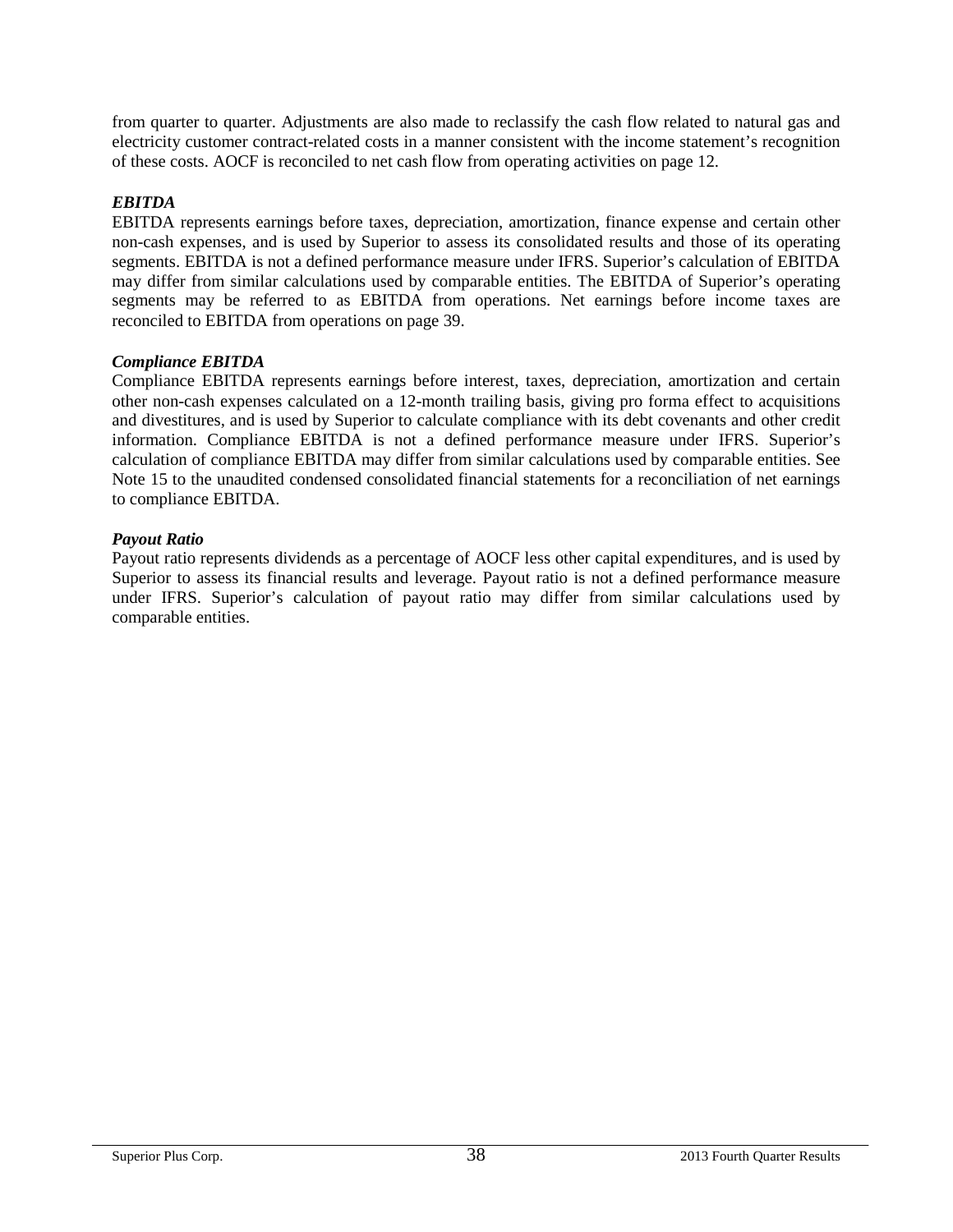from quarter to quarter. Adjustments are also made to reclassify the cash flow related to natural gas and electricity customer contract-related costs in a manner consistent with the income statement's recognition of these costs. AOCF is reconciled to net cash flow from operating activities on page 12.

***EBITDA***

EBITDA represents earnings before taxes, depreciation, amortization, finance expense and certain other non-cash expenses, and is used by Superior to assess its consolidated results and those of its operating segments. EBITDA is not a defined performance measure under IFRS. Superior's calculation of EBITDA may differ from similar calculations used by comparable entities. The EBITDA of Superior's operating segments may be referred to as EBITDA from operations. Net earnings before income taxes are reconciled to EBITDA from operations on page 39.

***Compliance EBITDA***

Compliance EBITDA represents earnings before interest, taxes, depreciation, amortization and certain other non-cash expenses calculated on a 12-month trailing basis, giving pro forma effect to acquisitions and divestitures, and is used by Superior to calculate compliance with its debt covenants and other credit information. Compliance EBITDA is not a defined performance measure under IFRS. Superior's calculation of compliance EBITDA may differ from similar calculations used by comparable entities. See Note 15 to the unaudited condensed consolidated financial statements for a reconciliation of net earnings to compliance EBITDA.

***Payout Ratio***

Payout ratio represents dividends as a percentage of AOCF less other capital expenditures, and is used by Superior to assess its financial results and leverage. Payout ratio is not a defined performance measure under IFRS. Superior's calculation of payout ratio may differ from similar calculations used by comparable entities.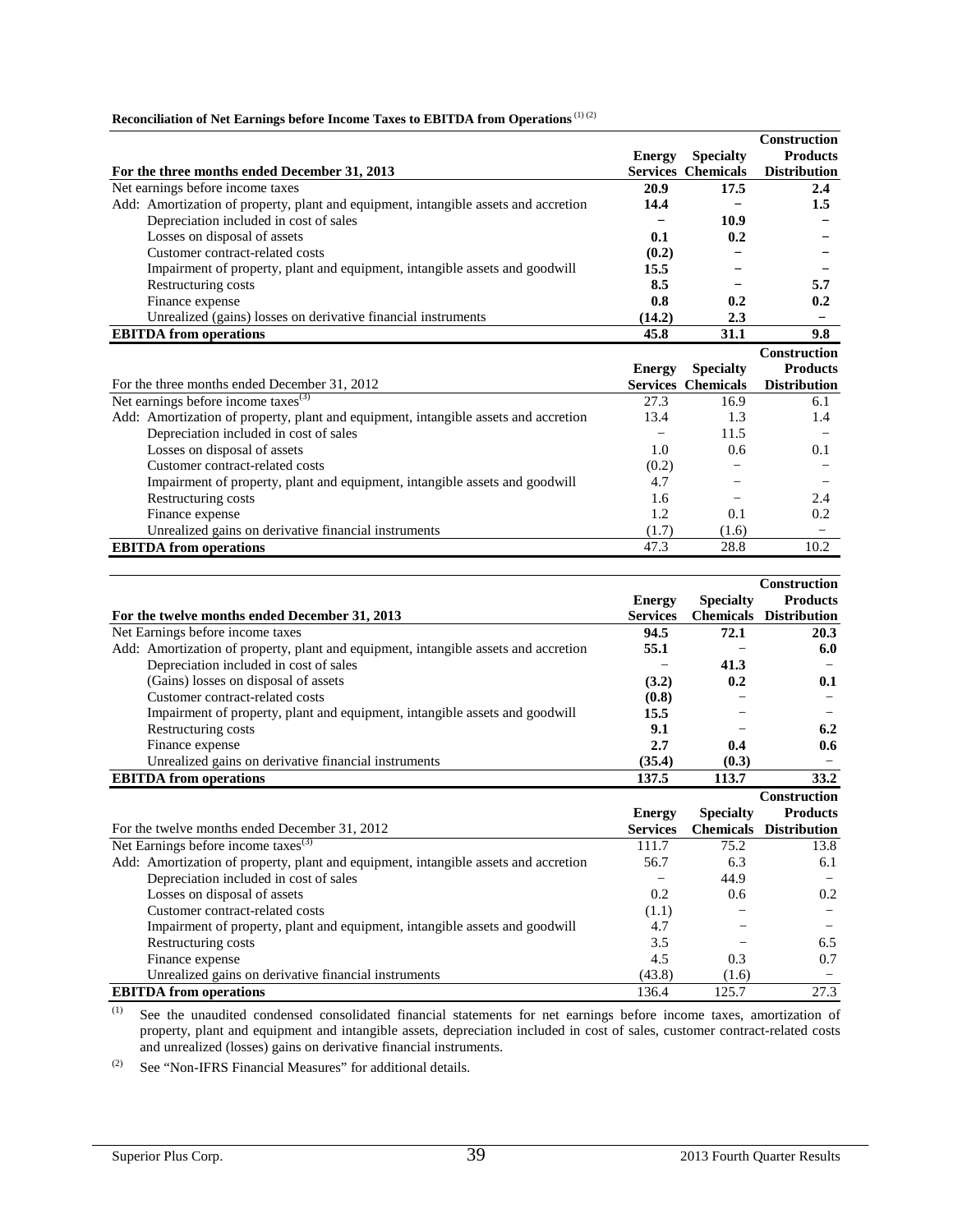**Reconciliation of Net Earnings before Income Taxes to EBITDA from Operations** [(1) (2)]

| For the three months ended December 31, 2013 | Energy Services | Specialty Chemicals | Construction Products Distribution |
|---|---|---|---|
| Net earnings before income taxes | **20.9** | **17.5** | **2.4** |
| Add: Amortization of property, plant and equipment, intangible assets and accretion | **14.4** | **–** | **1.5** |
| Depreciation included in cost of sales | **–** | **10.9** | **–** |
| Losses on disposal of assets | **0.1** | **0.2** | **–** |
| Customer contract-related costs | **(0.2)** | **–** | **–** |
| Impairment of property, plant and equipment, intangible assets and goodwill | **15.5** | **–** | **–** |
| Restructuring costs | **8.5** | **–** | **5.7** |
| Finance expense | **0.8** | **0.2** | **0.2** |
| Unrealized (gains) losses on derivative financial instruments | **(14.2)** | **2.3** | **–** |
| **EBITDA from operations** | **45.8** | **31.1** | **9.8** |

| For the three months ended December 31, 2012 | Energy Services | Specialty Chemicals | Construction Products Distribution |
|---|---|---|---|
| Net earnings before income taxes[(3)] | 27.3 | 16.9 | 6.1 |
| Add: Amortization of property, plant and equipment, intangible assets and accretion | 13.4 | 1.3 | 1.4 |
| Depreciation included in cost of sales | – | 11.5 | – |
| Losses on disposal of assets | 1.0 | 0.6 | 0.1 |
| Customer contract-related costs | (0.2) | – | – |
| Impairment of property, plant and equipment, intangible assets and goodwill | 4.7 | – | – |
| Restructuring costs | 1.6 | – | 2.4 |
| Finance expense | 1.2 | 0.1 | 0.2 |
| Unrealized gains on derivative financial instruments | (1.7) | (1.6) | – |
| **EBITDA from operations** | 47.3 | 28.8 | 10.2 |

| For the twelve months ended December 31, 2013 | Energy Services | Specialty Chemicals | Construction Products Distribution |
|---|---|---|---|
| Net Earnings before income taxes | **94.5** | **72.1** | **20.3** |
| Add: Amortization of property, plant and equipment, intangible assets and accretion | **55.1** | – | **6.0** |
| Depreciation included in cost of sales | – | **41.3** | – |
| (Gains) losses on disposal of assets | **(3.2)** | **0.2** | **0.1** |
| Customer contract-related costs | **(0.8)** | – | – |
| Impairment of property, plant and equipment, intangible assets and goodwill | **15.5** | – | – |
| Restructuring costs | **9.1** | – | **6.2** |
| Finance expense | **2.7** | **0.4** | **0.6** |
| Unrealized gains on derivative financial instruments | **(35.4)** | **(0.3)** | – |
| **EBITDA from operations** | **137.5** | **113.7** | **33.2** |

| For the twelve months ended December 31, 2012 | Energy Services | Specialty Chemicals | Construction Products Distribution |
|---|---|---|---|
| Net Earnings before income taxes[(3)] | 111.7 | 75.2 | 13.8 |
| Add: Amortization of property, plant and equipment, intangible assets and accretion | 56.7 | 6.3 | 6.1 |
| Depreciation included in cost of sales | – | 44.9 | – |
| Losses on disposal of assets | 0.2 | 0.6 | 0.2 |
| Customer contract-related costs | (1.1) | – | – |
| Impairment of property, plant and equipment, intangible assets and goodwill | 4.7 | – | – |
| Restructuring costs | 3.5 | – | 6.5 |
| Finance expense | 4.5 | 0.3 | 0.7 |
| Unrealized gains on derivative financial instruments | (43.8) | (1.6) | – |
| **EBITDA from operations** | 136.4 | 125.7 | 27.3 |

(1) See the unaudited condensed consolidated financial statements for net earnings before income taxes, amortization of property, plant and equipment and intangible assets, depreciation included in cost of sales, customer contract-related costs and unrealized (losses) gains on derivative financial instruments.

(2) See "Non-IFRS Financial Measures" for additional details.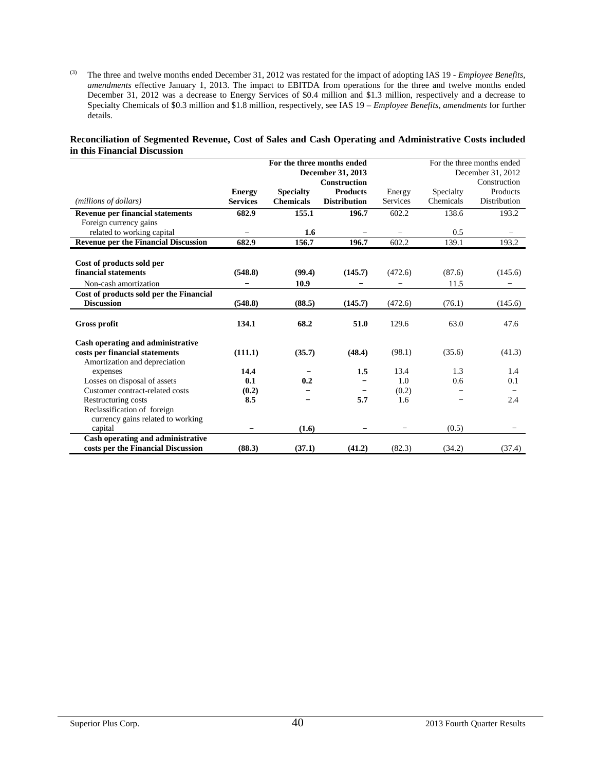(3) The three and twelve months ended December 31, 2012 was restated for the impact of adopting IAS 19 - *Employee Benefits, amendments* effective January 1, 2013. The impact to EBITDA from operations for the three and twelve months ended December 31, 2012 was a decrease to Energy Services of \$0.4 million and \$1.3 million, respectively and a decrease to Specialty Chemicals of \$0.3 million and \$1.8 million, respectively, see IAS 19 – *Employee Benefits, amendments* for further details.

**Reconciliation of Segmented Revenue, Cost of Sales and Cash Operating and Administrative Costs included in this Financial Discussion**

| | **For the three months ended December 31, 2013** | | | For the three months ended December 31, 2012 | | |
|---|---|---|---|---|---|---|
| *(millions of dollars)* | **Energy Services** | **Specialty Chemicals** | **Construction Products Distribution** | Energy Services | Specialty Chemicals | Construction Products Distribution |
| **Revenue per financial statements** | **682.9** | **155.1** | **196.7** | 602.2 | 138.6 | 193.2 |
| Foreign currency gains related to working capital | **–** | **1.6** | **–** | – | 0.5 | – |
| **Revenue per the Financial Discussion** | **682.9** | **156.7** | **196.7** | 602.2 | 139.1 | 193.2 |
| **Cost of products sold per financial statements** | **(548.8)** | **(99.4)** | **(145.7)** | (472.6) | (87.6) | (145.6) |
| Non-cash amortization | **–** | **10.9** | **–** | – | 11.5 | – |
| **Cost of products sold per the Financial Discussion** | **(548.8)** | **(88.5)** | **(145.7)** | (472.6) | (76.1) | (145.6) |
| **Gross profit** | **134.1** | **68.2** | **51.0** | 129.6 | 63.0 | 47.6 |
| **Cash operating and administrative costs per financial statements** | **(111.1)** | **(35.7)** | **(48.4)** | (98.1) | (35.6) | (41.3) |
| Amortization and depreciation expenses | **14.4** | **–** | **1.5** | 13.4 | 1.3 | 1.4 |
| Losses on disposal of assets | **0.1** | **0.2** | **–** | 1.0 | 0.6 | 0.1 |
| Customer contract-related costs | **(0.2)** | **–** | **–** | (0.2) | – | – |
| Restructuring costs | **8.5** | **–** | **5.7** | 1.6 | – | 2.4 |
| Reclassification of foreign currency gains related to working capital | **–** | **(1.6)** | **–** | – | (0.5) | – |
| **Cash operating and administrative costs per the Financial Discussion** | **(88.3)** | **(37.1)** | **(41.2)** | (82.3) | (34.2) | (37.4) |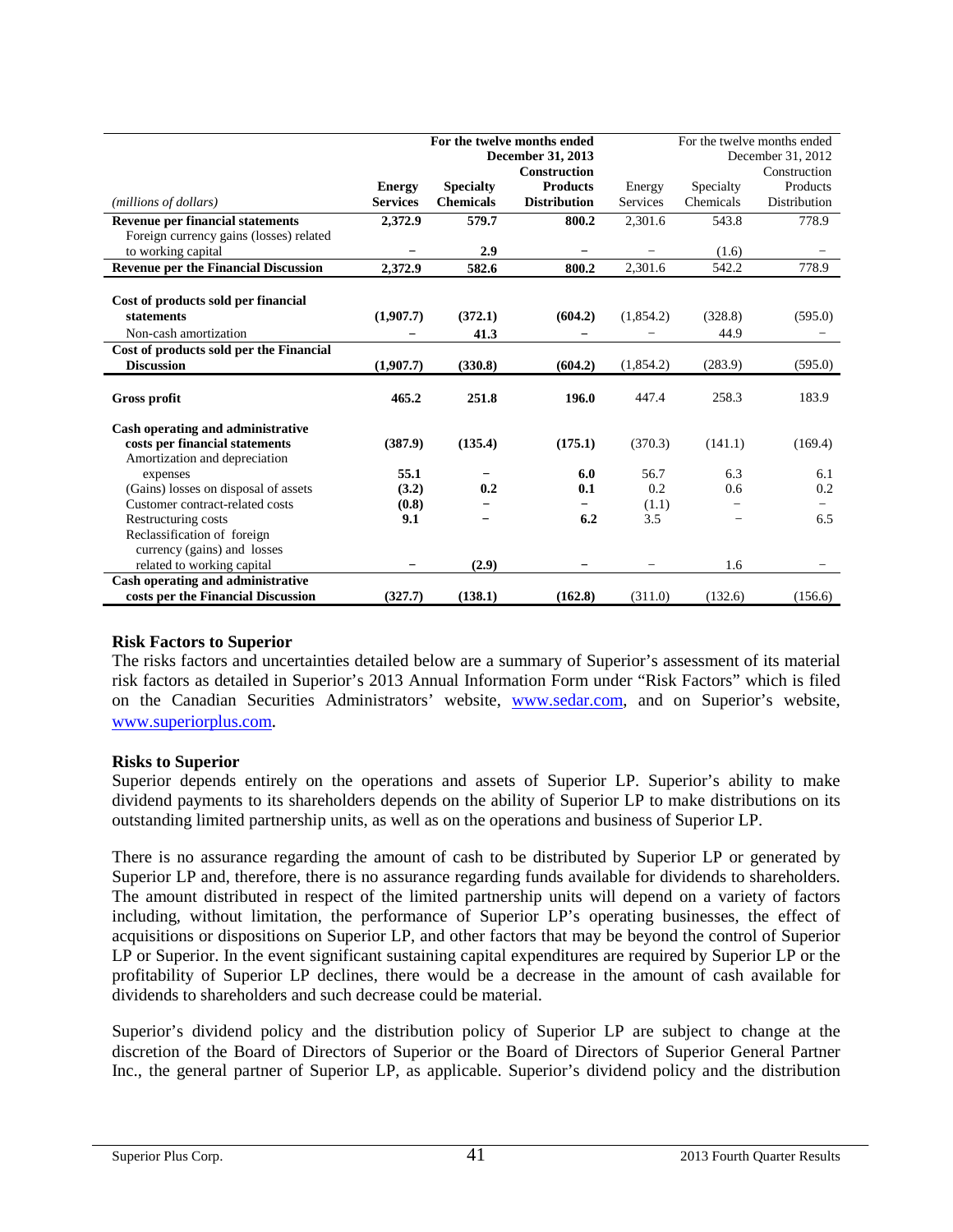| (millions of dollars) | For the twelve months ended December 31, 2013 Energy Services | Specialty Chemicals | Construction Products Distribution | For the twelve months ended December 31, 2012 Energy Services | Specialty Chemicals | Construction Products Distribution |
|---|---|---|---|---|---|---|
| **Revenue per financial statements** | **2,372.9** | **579.7** | **800.2** | 2,301.6 | 543.8 | 778.9 |
| Foreign currency gains (losses) related to working capital | – | **2.9** | – | – | (1.6) | – |
| **Revenue per the Financial Discussion** | **2,372.9** | **582.6** | **800.2** | 2,301.6 | 542.2 | 778.9 |
| **Cost of products sold per financial statements** | **(1,907.7)** | **(372.1)** | **(604.2)** | (1,854.2) | (328.8) | (595.0) |
| Non-cash amortization | – | **41.3** | – | – | 44.9 | – |
| **Cost of products sold per the Financial Discussion** | **(1,907.7)** | **(330.8)** | **(604.2)** | (1,854.2) | (283.9) | (595.0) |
| **Gross profit** | **465.2** | **251.8** | **196.0** | 447.4 | 258.3 | 183.9 |
| **Cash operating and administrative costs per financial statements** | **(387.9)** | **(135.4)** | **(175.1)** | (370.3) | (141.1) | (169.4) |
| Amortization and depreciation expenses | **55.1** | – | **6.0** | 56.7 | 6.3 | 6.1 |
| (Gains) losses on disposal of assets | **(3.2)** | **0.2** | **0.1** | 0.2 | 0.6 | 0.2 |
| Customer contract-related costs | **(0.8)** | – | – | (1.1) | – | – |
| Restructuring costs | **9.1** | – | **6.2** | 3.5 | – | 6.5 |
| Reclassification of foreign currency (gains) and losses related to working capital | – | **(2.9)** | – | – | 1.6 | – |
| **Cash operating and administrative costs per the Financial Discussion** | **(327.7)** | **(138.1)** | **(162.8)** | (311.0) | (132.6) | (156.6) |

**Risk Factors to Superior**

The risks factors and uncertainties detailed below are a summary of Superior's assessment of its material risk factors as detailed in Superior's 2013 Annual Information Form under "Risk Factors" which is filed on the Canadian Securities Administrators' website, www.sedar.com, and on Superior's website, www.superiorplus.com.

**Risks to Superior**

Superior depends entirely on the operations and assets of Superior LP. Superior's ability to make dividend payments to its shareholders depends on the ability of Superior LP to make distributions on its outstanding limited partnership units, as well as on the operations and business of Superior LP.

There is no assurance regarding the amount of cash to be distributed by Superior LP or generated by Superior LP and, therefore, there is no assurance regarding funds available for dividends to shareholders. The amount distributed in respect of the limited partnership units will depend on a variety of factors including, without limitation, the performance of Superior LP's operating businesses, the effect of acquisitions or dispositions on Superior LP, and other factors that may be beyond the control of Superior LP or Superior. In the event significant sustaining capital expenditures are required by Superior LP or the profitability of Superior LP declines, there would be a decrease in the amount of cash available for dividends to shareholders and such decrease could be material.

Superior's dividend policy and the distribution policy of Superior LP are subject to change at the discretion of the Board of Directors of Superior or the Board of Directors of Superior General Partner Inc., the general partner of Superior LP, as applicable. Superior's dividend policy and the distribution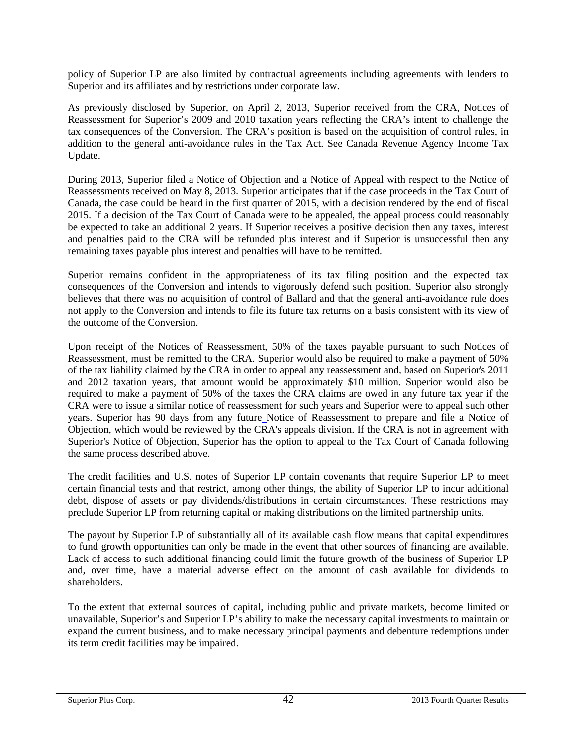policy of Superior LP are also limited by contractual agreements including agreements with lenders to Superior and its affiliates and by restrictions under corporate law.

As previously disclosed by Superior, on April 2, 2013, Superior received from the CRA, Notices of Reassessment for Superior's 2009 and 2010 taxation years reflecting the CRA's intent to challenge the tax consequences of the Conversion. The CRA's position is based on the acquisition of control rules, in addition to the general anti-avoidance rules in the Tax Act. See Canada Revenue Agency Income Tax Update.

During 2013, Superior filed a Notice of Objection and a Notice of Appeal with respect to the Notice of Reassessments received on May 8, 2013. Superior anticipates that if the case proceeds in the Tax Court of Canada, the case could be heard in the first quarter of 2015, with a decision rendered by the end of fiscal 2015. If a decision of the Tax Court of Canada were to be appealed, the appeal process could reasonably be expected to take an additional 2 years. If Superior receives a positive decision then any taxes, interest and penalties paid to the CRA will be refunded plus interest and if Superior is unsuccessful then any remaining taxes payable plus interest and penalties will have to be remitted.

Superior remains confident in the appropriateness of its tax filing position and the expected tax consequences of the Conversion and intends to vigorously defend such position. Superior also strongly believes that there was no acquisition of control of Ballard and that the general anti-avoidance rule does not apply to the Conversion and intends to file its future tax returns on a basis consistent with its view of the outcome of the Conversion.

Upon receipt of the Notices of Reassessment, 50% of the taxes payable pursuant to such Notices of Reassessment, must be remitted to the CRA. Superior would also be required to make a payment of 50% of the tax liability claimed by the CRA in order to appeal any reassessment and, based on Superior's 2011 and 2012 taxation years, that amount would be approximately $10 million. Superior would also be required to make a payment of 50% of the taxes the CRA claims are owed in any future tax year if the CRA were to issue a similar notice of reassessment for such years and Superior were to appeal such other years. Superior has 90 days from any future Notice of Reassessment to prepare and file a Notice of Objection, which would be reviewed by the CRA's appeals division. If the CRA is not in agreement with Superior's Notice of Objection, Superior has the option to appeal to the Tax Court of Canada following the same process described above.

The credit facilities and U.S. notes of Superior LP contain covenants that require Superior LP to meet certain financial tests and that restrict, among other things, the ability of Superior LP to incur additional debt, dispose of assets or pay dividends/distributions in certain circumstances. These restrictions may preclude Superior LP from returning capital or making distributions on the limited partnership units.

The payout by Superior LP of substantially all of its available cash flow means that capital expenditures to fund growth opportunities can only be made in the event that other sources of financing are available. Lack of access to such additional financing could limit the future growth of the business of Superior LP and, over time, have a material adverse effect on the amount of cash available for dividends to shareholders.

To the extent that external sources of capital, including public and private markets, become limited or unavailable, Superior's and Superior LP's ability to make the necessary capital investments to maintain or expand the current business, and to make necessary principal payments and debenture redemptions under its term credit facilities may be impaired.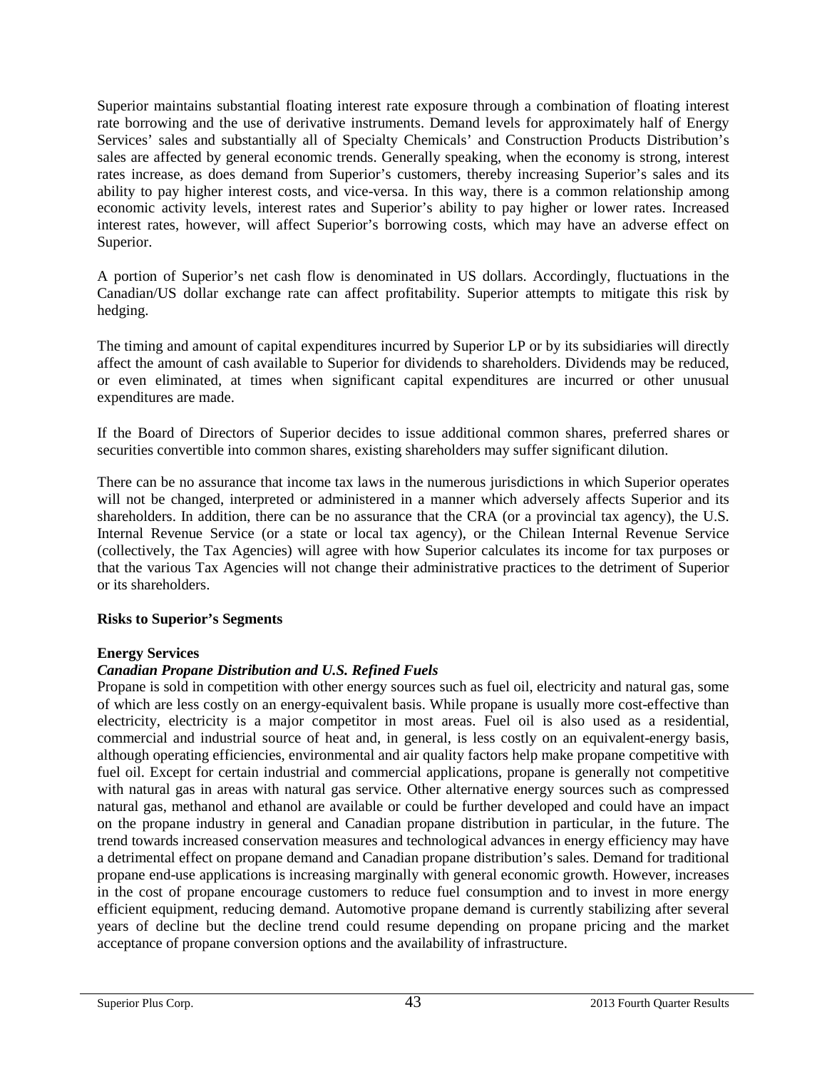Superior maintains substantial floating interest rate exposure through a combination of floating interest rate borrowing and the use of derivative instruments. Demand levels for approximately half of Energy Services' sales and substantially all of Specialty Chemicals' and Construction Products Distribution's sales are affected by general economic trends. Generally speaking, when the economy is strong, interest rates increase, as does demand from Superior's customers, thereby increasing Superior's sales and its ability to pay higher interest costs, and vice-versa. In this way, there is a common relationship among economic activity levels, interest rates and Superior's ability to pay higher or lower rates. Increased interest rates, however, will affect Superior's borrowing costs, which may have an adverse effect on Superior.

A portion of Superior's net cash flow is denominated in US dollars. Accordingly, fluctuations in the Canadian/US dollar exchange rate can affect profitability. Superior attempts to mitigate this risk by hedging.

The timing and amount of capital expenditures incurred by Superior LP or by its subsidiaries will directly affect the amount of cash available to Superior for dividends to shareholders. Dividends may be reduced, or even eliminated, at times when significant capital expenditures are incurred or other unusual expenditures are made.

If the Board of Directors of Superior decides to issue additional common shares, preferred shares or securities convertible into common shares, existing shareholders may suffer significant dilution.

There can be no assurance that income tax laws in the numerous jurisdictions in which Superior operates will not be changed, interpreted or administered in a manner which adversely affects Superior and its shareholders. In addition, there can be no assurance that the CRA (or a provincial tax agency), the U.S. Internal Revenue Service (or a state or local tax agency), or the Chilean Internal Revenue Service (collectively, the Tax Agencies) will agree with how Superior calculates its income for tax purposes or that the various Tax Agencies will not change their administrative practices to the detriment of Superior or its shareholders.

**Risks to Superior's Segments**

**Energy Services**

***Canadian Propane Distribution and U.S. Refined Fuels***

Propane is sold in competition with other energy sources such as fuel oil, electricity and natural gas, some of which are less costly on an energy-equivalent basis. While propane is usually more cost-effective than electricity, electricity is a major competitor in most areas. Fuel oil is also used as a residential, commercial and industrial source of heat and, in general, is less costly on an equivalent-energy basis, although operating efficiencies, environmental and air quality factors help make propane competitive with fuel oil. Except for certain industrial and commercial applications, propane is generally not competitive with natural gas in areas with natural gas service. Other alternative energy sources such as compressed natural gas, methanol and ethanol are available or could be further developed and could have an impact on the propane industry in general and Canadian propane distribution in particular, in the future. The trend towards increased conservation measures and technological advances in energy efficiency may have a detrimental effect on propane demand and Canadian propane distribution's sales. Demand for traditional propane end-use applications is increasing marginally with general economic growth. However, increases in the cost of propane encourage customers to reduce fuel consumption and to invest in more energy efficient equipment, reducing demand. Automotive propane demand is currently stabilizing after several years of decline but the decline trend could resume depending on propane pricing and the market acceptance of propane conversion options and the availability of infrastructure.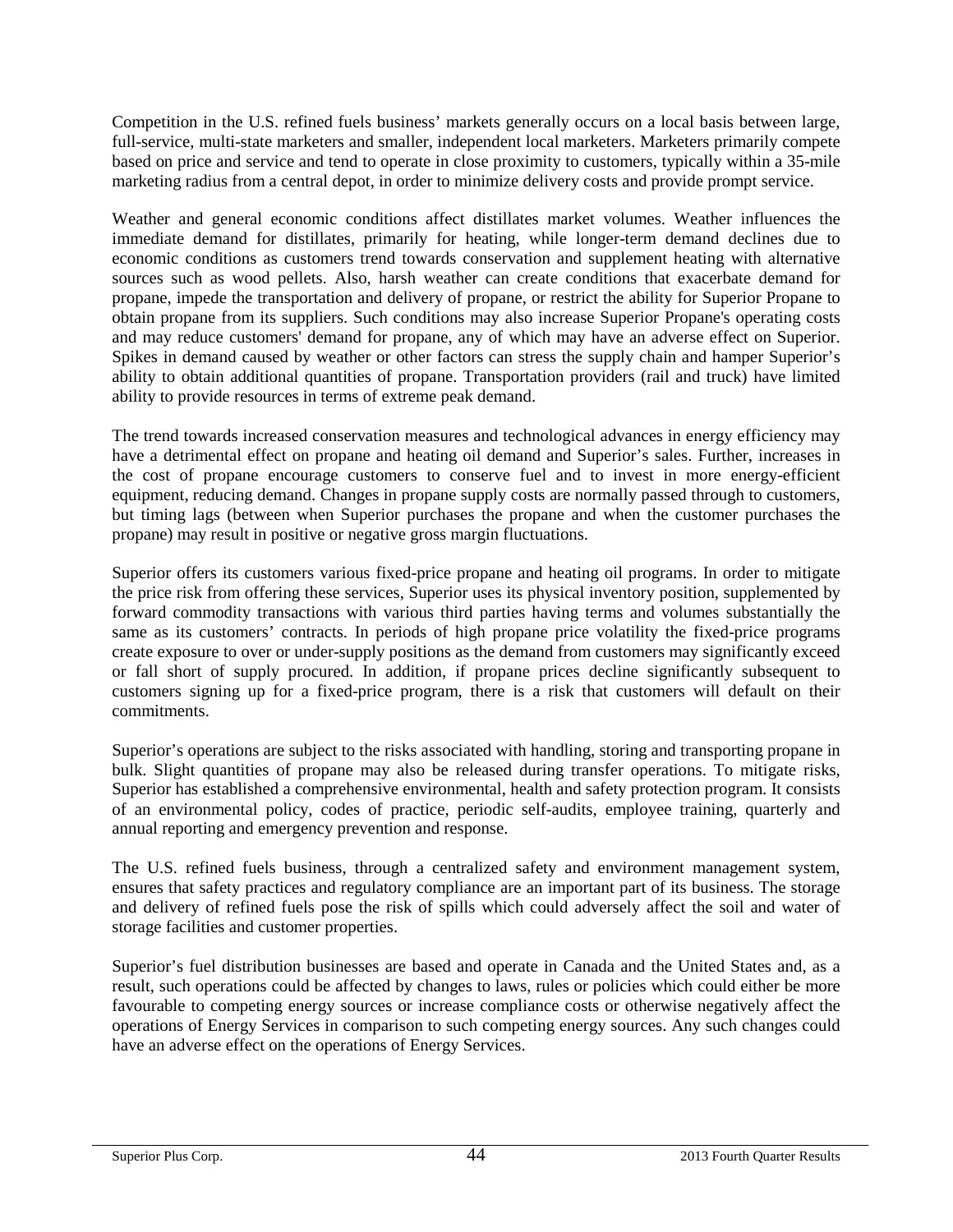Competition in the U.S. refined fuels business' markets generally occurs on a local basis between large, full-service, multi-state marketers and smaller, independent local marketers. Marketers primarily compete based on price and service and tend to operate in close proximity to customers, typically within a 35-mile marketing radius from a central depot, in order to minimize delivery costs and provide prompt service.

Weather and general economic conditions affect distillates market volumes. Weather influences the immediate demand for distillates, primarily for heating, while longer-term demand declines due to economic conditions as customers trend towards conservation and supplement heating with alternative sources such as wood pellets. Also, harsh weather can create conditions that exacerbate demand for propane, impede the transportation and delivery of propane, or restrict the ability for Superior Propane to obtain propane from its suppliers. Such conditions may also increase Superior Propane's operating costs and may reduce customers' demand for propane, any of which may have an adverse effect on Superior. Spikes in demand caused by weather or other factors can stress the supply chain and hamper Superior's ability to obtain additional quantities of propane. Transportation providers (rail and truck) have limited ability to provide resources in terms of extreme peak demand.

The trend towards increased conservation measures and technological advances in energy efficiency may have a detrimental effect on propane and heating oil demand and Superior's sales. Further, increases in the cost of propane encourage customers to conserve fuel and to invest in more energy-efficient equipment, reducing demand. Changes in propane supply costs are normally passed through to customers, but timing lags (between when Superior purchases the propane and when the customer purchases the propane) may result in positive or negative gross margin fluctuations.

Superior offers its customers various fixed-price propane and heating oil programs. In order to mitigate the price risk from offering these services, Superior uses its physical inventory position, supplemented by forward commodity transactions with various third parties having terms and volumes substantially the same as its customers' contracts. In periods of high propane price volatility the fixed-price programs create exposure to over or under-supply positions as the demand from customers may significantly exceed or fall short of supply procured. In addition, if propane prices decline significantly subsequent to customers signing up for a fixed-price program, there is a risk that customers will default on their commitments.

Superior's operations are subject to the risks associated with handling, storing and transporting propane in bulk. Slight quantities of propane may also be released during transfer operations. To mitigate risks, Superior has established a comprehensive environmental, health and safety protection program. It consists of an environmental policy, codes of practice, periodic self-audits, employee training, quarterly and annual reporting and emergency prevention and response.

The U.S. refined fuels business, through a centralized safety and environment management system, ensures that safety practices and regulatory compliance are an important part of its business. The storage and delivery of refined fuels pose the risk of spills which could adversely affect the soil and water of storage facilities and customer properties.

Superior's fuel distribution businesses are based and operate in Canada and the United States and, as a result, such operations could be affected by changes to laws, rules or policies which could either be more favourable to competing energy sources or increase compliance costs or otherwise negatively affect the operations of Energy Services in comparison to such competing energy sources. Any such changes could have an adverse effect on the operations of Energy Services.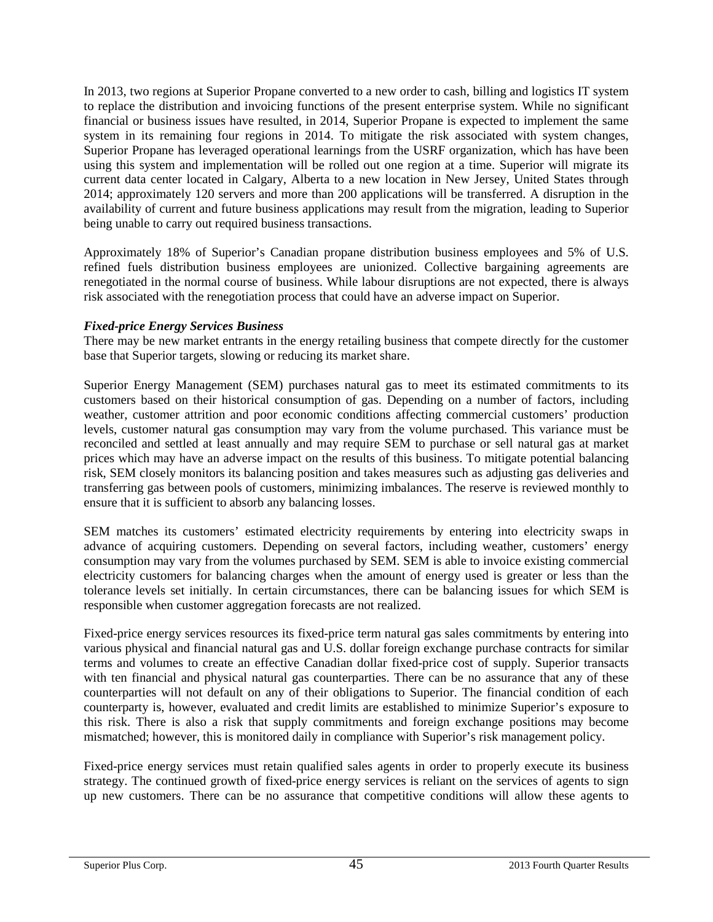In 2013, two regions at Superior Propane converted to a new order to cash, billing and logistics IT system to replace the distribution and invoicing functions of the present enterprise system. While no significant financial or business issues have resulted, in 2014, Superior Propane is expected to implement the same system in its remaining four regions in 2014. To mitigate the risk associated with system changes, Superior Propane has leveraged operational learnings from the USRF organization, which has have been using this system and implementation will be rolled out one region at a time. Superior will migrate its current data center located in Calgary, Alberta to a new location in New Jersey, United States through 2014; approximately 120 servers and more than 200 applications will be transferred. A disruption in the availability of current and future business applications may result from the migration, leading to Superior being unable to carry out required business transactions.

Approximately 18% of Superior's Canadian propane distribution business employees and 5% of U.S. refined fuels distribution business employees are unionized. Collective bargaining agreements are renegotiated in the normal course of business. While labour disruptions are not expected, there is always risk associated with the renegotiation process that could have an adverse impact on Superior.

***Fixed-price Energy Services Business***

There may be new market entrants in the energy retailing business that compete directly for the customer base that Superior targets, slowing or reducing its market share.

Superior Energy Management (SEM) purchases natural gas to meet its estimated commitments to its customers based on their historical consumption of gas. Depending on a number of factors, including weather, customer attrition and poor economic conditions affecting commercial customers' production levels, customer natural gas consumption may vary from the volume purchased. This variance must be reconciled and settled at least annually and may require SEM to purchase or sell natural gas at market prices which may have an adverse impact on the results of this business. To mitigate potential balancing risk, SEM closely monitors its balancing position and takes measures such as adjusting gas deliveries and transferring gas between pools of customers, minimizing imbalances. The reserve is reviewed monthly to ensure that it is sufficient to absorb any balancing losses.

SEM matches its customers' estimated electricity requirements by entering into electricity swaps in advance of acquiring customers. Depending on several factors, including weather, customers' energy consumption may vary from the volumes purchased by SEM. SEM is able to invoice existing commercial electricity customers for balancing charges when the amount of energy used is greater or less than the tolerance levels set initially. In certain circumstances, there can be balancing issues for which SEM is responsible when customer aggregation forecasts are not realized.

Fixed-price energy services resources its fixed-price term natural gas sales commitments by entering into various physical and financial natural gas and U.S. dollar foreign exchange purchase contracts for similar terms and volumes to create an effective Canadian dollar fixed-price cost of supply. Superior transacts with ten financial and physical natural gas counterparties. There can be no assurance that any of these counterparties will not default on any of their obligations to Superior. The financial condition of each counterparty is, however, evaluated and credit limits are established to minimize Superior's exposure to this risk. There is also a risk that supply commitments and foreign exchange positions may become mismatched; however, this is monitored daily in compliance with Superior's risk management policy.

Fixed-price energy services must retain qualified sales agents in order to properly execute its business strategy. The continued growth of fixed-price energy services is reliant on the services of agents to sign up new customers. There can be no assurance that competitive conditions will allow these agents to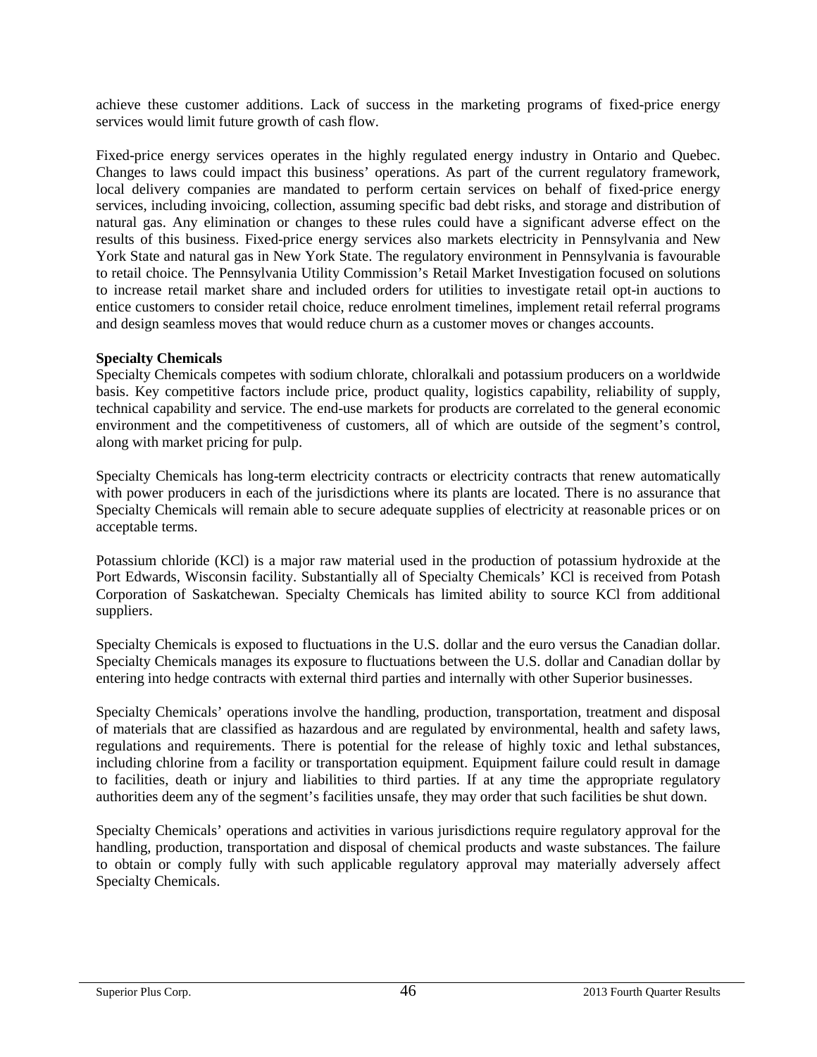achieve these customer additions. Lack of success in the marketing programs of fixed-price energy services would limit future growth of cash flow.

Fixed-price energy services operates in the highly regulated energy industry in Ontario and Quebec. Changes to laws could impact this business' operations. As part of the current regulatory framework, local delivery companies are mandated to perform certain services on behalf of fixed-price energy services, including invoicing, collection, assuming specific bad debt risks, and storage and distribution of natural gas. Any elimination or changes to these rules could have a significant adverse effect on the results of this business. Fixed-price energy services also markets electricity in Pennsylvania and New York State and natural gas in New York State. The regulatory environment in Pennsylvania is favourable to retail choice. The Pennsylvania Utility Commission's Retail Market Investigation focused on solutions to increase retail market share and included orders for utilities to investigate retail opt-in auctions to entice customers to consider retail choice, reduce enrolment timelines, implement retail referral programs and design seamless moves that would reduce churn as a customer moves or changes accounts.

**Specialty Chemicals**

Specialty Chemicals competes with sodium chlorate, chloralkali and potassium producers on a worldwide basis. Key competitive factors include price, product quality, logistics capability, reliability of supply, technical capability and service. The end-use markets for products are correlated to the general economic environment and the competitiveness of customers, all of which are outside of the segment's control, along with market pricing for pulp.

Specialty Chemicals has long-term electricity contracts or electricity contracts that renew automatically with power producers in each of the jurisdictions where its plants are located. There is no assurance that Specialty Chemicals will remain able to secure adequate supplies of electricity at reasonable prices or on acceptable terms.

Potassium chloride (KCl) is a major raw material used in the production of potassium hydroxide at the Port Edwards, Wisconsin facility. Substantially all of Specialty Chemicals' KCl is received from Potash Corporation of Saskatchewan. Specialty Chemicals has limited ability to source KCl from additional suppliers.

Specialty Chemicals is exposed to fluctuations in the U.S. dollar and the euro versus the Canadian dollar. Specialty Chemicals manages its exposure to fluctuations between the U.S. dollar and Canadian dollar by entering into hedge contracts with external third parties and internally with other Superior businesses.

Specialty Chemicals' operations involve the handling, production, transportation, treatment and disposal of materials that are classified as hazardous and are regulated by environmental, health and safety laws, regulations and requirements. There is potential for the release of highly toxic and lethal substances, including chlorine from a facility or transportation equipment. Equipment failure could result in damage to facilities, death or injury and liabilities to third parties. If at any time the appropriate regulatory authorities deem any of the segment's facilities unsafe, they may order that such facilities be shut down.

Specialty Chemicals' operations and activities in various jurisdictions require regulatory approval for the handling, production, transportation and disposal of chemical products and waste substances. The failure to obtain or comply fully with such applicable regulatory approval may materially adversely affect Specialty Chemicals.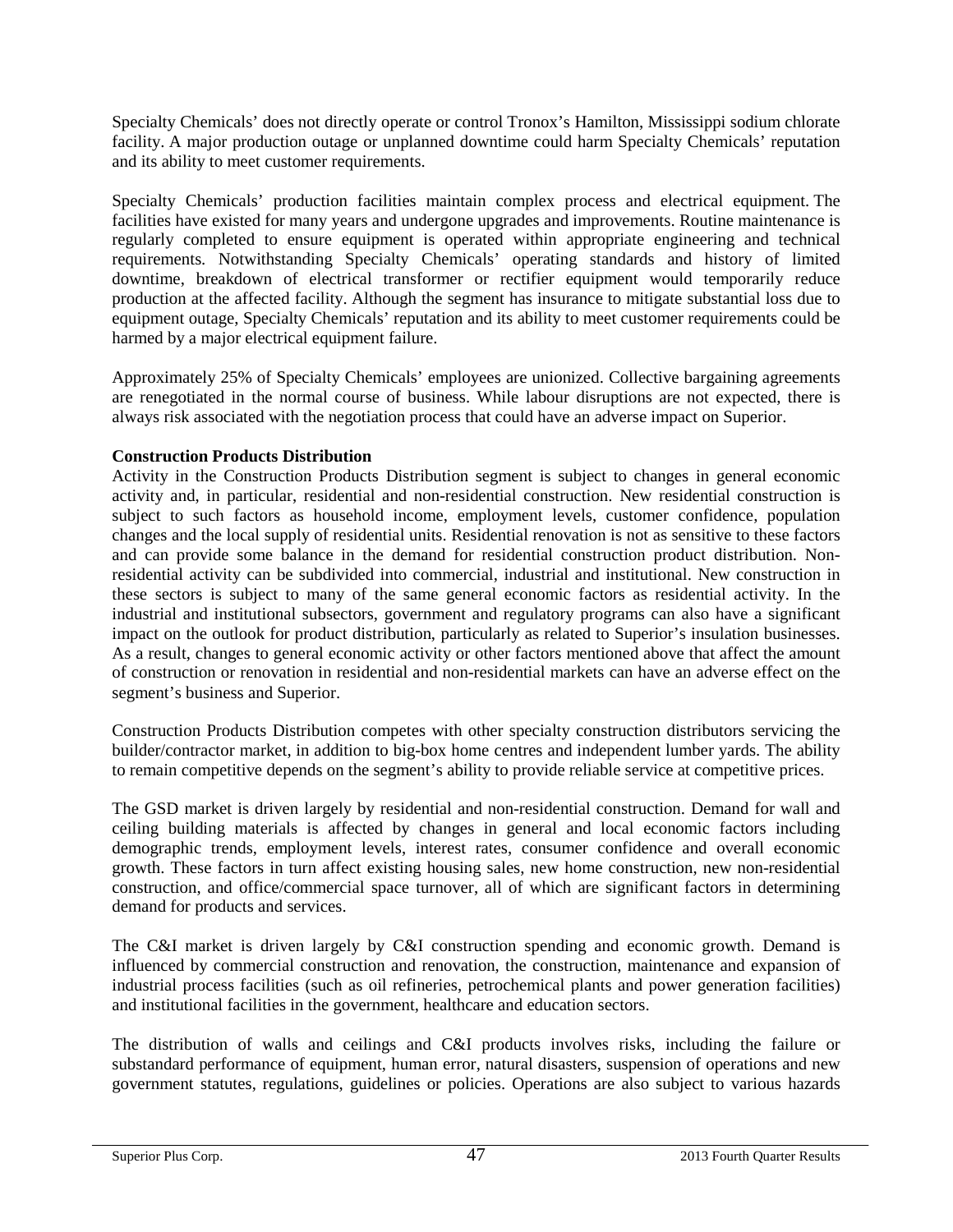Specialty Chemicals' does not directly operate or control Tronox's Hamilton, Mississippi sodium chlorate facility. A major production outage or unplanned downtime could harm Specialty Chemicals' reputation and its ability to meet customer requirements.

Specialty Chemicals' production facilities maintain complex process and electrical equipment. The facilities have existed for many years and undergone upgrades and improvements. Routine maintenance is regularly completed to ensure equipment is operated within appropriate engineering and technical requirements. Notwithstanding Specialty Chemicals' operating standards and history of limited downtime, breakdown of electrical transformer or rectifier equipment would temporarily reduce production at the affected facility. Although the segment has insurance to mitigate substantial loss due to equipment outage, Specialty Chemicals' reputation and its ability to meet customer requirements could be harmed by a major electrical equipment failure.

Approximately 25% of Specialty Chemicals' employees are unionized. Collective bargaining agreements are renegotiated in the normal course of business. While labour disruptions are not expected, there is always risk associated with the negotiation process that could have an adverse impact on Superior.

**Construction Products Distribution**

Activity in the Construction Products Distribution segment is subject to changes in general economic activity and, in particular, residential and non-residential construction. New residential construction is subject to such factors as household income, employment levels, customer confidence, population changes and the local supply of residential units. Residential renovation is not as sensitive to these factors and can provide some balance in the demand for residential construction product distribution. Non-residential activity can be subdivided into commercial, industrial and institutional. New construction in these sectors is subject to many of the same general economic factors as residential activity. In the industrial and institutional subsectors, government and regulatory programs can also have a significant impact on the outlook for product distribution, particularly as related to Superior's insulation businesses. As a result, changes to general economic activity or other factors mentioned above that affect the amount of construction or renovation in residential and non-residential markets can have an adverse effect on the segment's business and Superior.

Construction Products Distribution competes with other specialty construction distributors servicing the builder/contractor market, in addition to big-box home centres and independent lumber yards. The ability to remain competitive depends on the segment's ability to provide reliable service at competitive prices.

The GSD market is driven largely by residential and non-residential construction. Demand for wall and ceiling building materials is affected by changes in general and local economic factors including demographic trends, employment levels, interest rates, consumer confidence and overall economic growth. These factors in turn affect existing housing sales, new home construction, new non-residential construction, and office/commercial space turnover, all of which are significant factors in determining demand for products and services.

The C&I market is driven largely by C&I construction spending and economic growth. Demand is influenced by commercial construction and renovation, the construction, maintenance and expansion of industrial process facilities (such as oil refineries, petrochemical plants and power generation facilities) and institutional facilities in the government, healthcare and education sectors.

The distribution of walls and ceilings and C&I products involves risks, including the failure or substandard performance of equipment, human error, natural disasters, suspension of operations and new government statutes, regulations, guidelines or policies. Operations are also subject to various hazards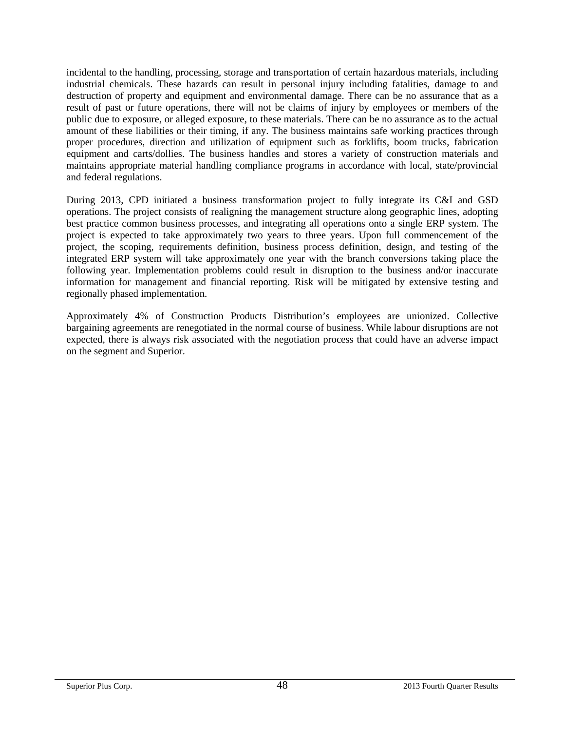incidental to the handling, processing, storage and transportation of certain hazardous materials, including industrial chemicals. These hazards can result in personal injury including fatalities, damage to and destruction of property and equipment and environmental damage. There can be no assurance that as a result of past or future operations, there will not be claims of injury by employees or members of the public due to exposure, or alleged exposure, to these materials. There can be no assurance as to the actual amount of these liabilities or their timing, if any. The business maintains safe working practices through proper procedures, direction and utilization of equipment such as forklifts, boom trucks, fabrication equipment and carts/dollies. The business handles and stores a variety of construction materials and maintains appropriate material handling compliance programs in accordance with local, state/provincial and federal regulations.

During 2013, CPD initiated a business transformation project to fully integrate its C&I and GSD operations. The project consists of realigning the management structure along geographic lines, adopting best practice common business processes, and integrating all operations onto a single ERP system. The project is expected to take approximately two years to three years. Upon full commencement of the project, the scoping, requirements definition, business process definition, design, and testing of the integrated ERP system will take approximately one year with the branch conversions taking place the following year. Implementation problems could result in disruption to the business and/or inaccurate information for management and financial reporting. Risk will be mitigated by extensive testing and regionally phased implementation.

Approximately 4% of Construction Products Distribution's employees are unionized. Collective bargaining agreements are renegotiated in the normal course of business. While labour disruptions are not expected, there is always risk associated with the negotiation process that could have an adverse impact on the segment and Superior.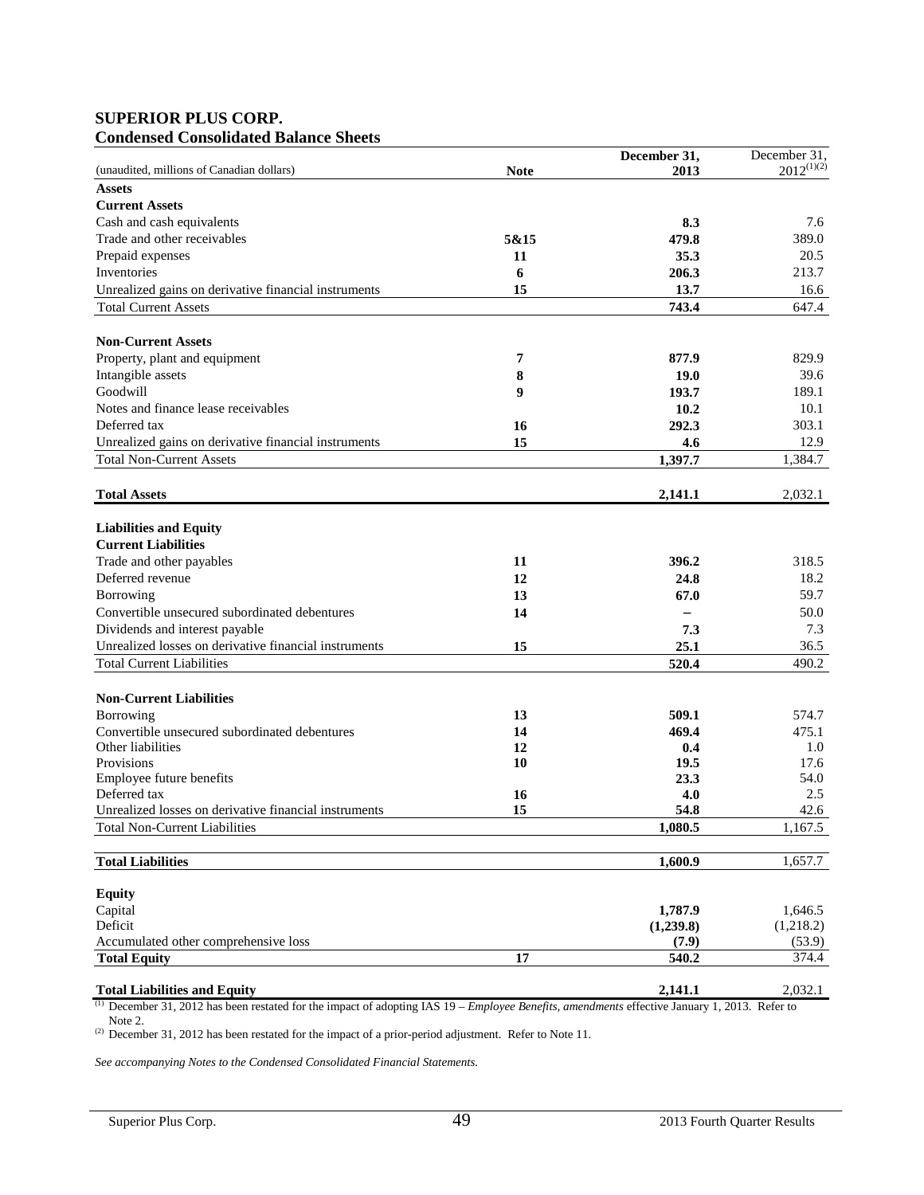**SUPERIOR PLUS CORP.**
**Condensed Consolidated Balance Sheets**

| (unaudited, millions of Canadian dollars) | Note | December 31, 2013 | December 31, 2012[(1)(2)] |
|---|---|---|---|
| **Assets** | | | |
| **Current Assets** | | | |
| Cash and cash equivalents | | **8.3** | 7.6 |
| Trade and other receivables | **5&15** | **479.8** | 389.0 |
| Prepaid expenses | **11** | **35.3** | 20.5 |
| Inventories | **6** | **206.3** | 213.7 |
| Unrealized gains on derivative financial instruments | **15** | **13.7** | 16.6 |
| Total Current Assets | | **743.4** | 647.4 |
| | | | |
| **Non-Current Assets** | | | |
| Property, plant and equipment | **7** | **877.9** | 829.9 |
| Intangible assets | **8** | **19.0** | 39.6 |
| Goodwill | **9** | **193.7** | 189.1 |
| Notes and finance lease receivables | | **10.2** | 10.1 |
| Deferred tax | **16** | **292.3** | 303.1 |
| Unrealized gains on derivative financial instruments | **15** | **4.6** | 12.9 |
| Total Non-Current Assets | | **1,397.7** | 1,384.7 |
| | | | |
| **Total Assets** | | **2,141.1** | 2,032.1 |
| | | | |
| **Liabilities and Equity** | | | |
| **Current Liabilities** | | | |
| Trade and other payables | **11** | **396.2** | 318.5 |
| Deferred revenue | **12** | **24.8** | 18.2 |
| Borrowing | **13** | **67.0** | 59.7 |
| Convertible unsecured subordinated debentures | **14** | **–** | 50.0 |
| Dividends and interest payable | | **7.3** | 7.3 |
| Unrealized losses on derivative financial instruments | **15** | **25.1** | 36.5 |
| Total Current Liabilities | | **520.4** | 490.2 |
| | | | |
| **Non-Current Liabilities** | | | |
| Borrowing | **13** | **509.1** | 574.7 |
| Convertible unsecured subordinated debentures | **14** | **469.4** | 475.1 |
| Other liabilities | **12** | **0.4** | 1.0 |
| Provisions | **10** | **19.5** | 17.6 |
| Employee future benefits | | **23.3** | 54.0 |
| Deferred tax | **16** | **4.0** | 2.5 |
| Unrealized losses on derivative financial instruments | **15** | **54.8** | 42.6 |
| Total Non-Current Liabilities | | **1,080.5** | 1,167.5 |
| | | | |
| **Total Liabilities** | | **1,600.9** | 1,657.7 |
| | | | |
| **Equity** | | | |
| Capital | | **1,787.9** | 1,646.5 |
| Deficit | | **(1,239.8)** | (1,218.2) |
| Accumulated other comprehensive loss | | **(7.9)** | (53.9) |
| **Total Equity** | **17** | **540.2** | 374.4 |
| | | | |
| **Total Liabilities and Equity** | | **2,141.1** | 2,032.1 |

(1) December 31, 2012 has been restated for the impact of adopting IAS 19 – *Employee Benefits, amendments* effective January 1, 2013. Refer to Note 2.

(2) December 31, 2012 has been restated for the impact of a prior-period adjustment. Refer to Note 11.

*See accompanying Notes to the Condensed Consolidated Financial Statements.*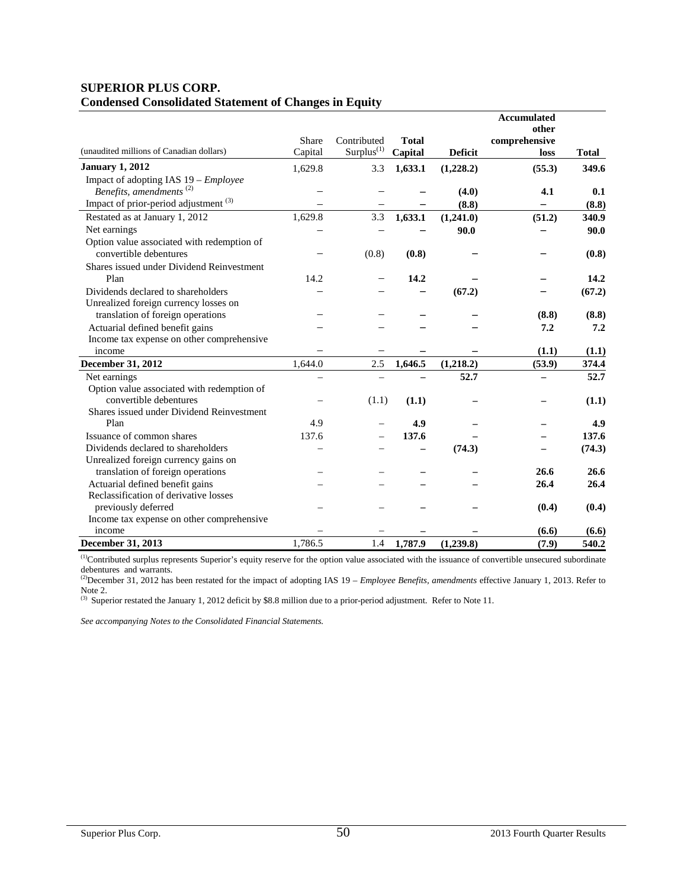**SUPERIOR PLUS CORP.**
**Condensed Consolidated Statement of Changes in Equity**

| (unaudited millions of Canadian dollars) | Share Capital | Contributed Surplus[(1)] | Total Capital | Deficit | Accumulated other comprehensive loss | Total |
|---|---|---|---|---|---|---|
| **January 1, 2012** | 1,629.8 | 3.3 | **1,633.1** | **(1,228.2)** | **(55.3)** | **349.6** |
| Impact of adopting IAS 19 – *Employee Benefits, amendments* [(2)] | – | – | **–** | **(4.0)** | **4.1** | **0.1** |
| Impact of prior-period adjustment [(3)] | – | – | **–** | **(8.8)** | **–** | **(8.8)** |
| Restated as at January 1, 2012 | 1,629.8 | 3.3 | **1,633.1** | **(1,241.0)** | **(51.2)** | **340.9** |
| Net earnings | – | – | **–** | **90.0** | **–** | **90.0** |
| Option value associated with redemption of convertible debentures | – | (0.8) | **(0.8)** | **–** | **–** | **(0.8)** |
| Shares issued under Dividend Reinvestment Plan | 14.2 | – | **14.2** | **–** | **–** | **14.2** |
| Dividends declared to shareholders | – | – | **–** | **(67.2)** | **–** | **(67.2)** |
| Unrealized foreign currency losses on translation of foreign operations | – | – | **–** | **–** | **(8.8)** | **(8.8)** |
| Actuarial defined benefit gains | – | – | **–** | **–** | **7.2** | **7.2** |
| Income tax expense on other comprehensive income | – | – | **–** | **–** | **(1.1)** | **(1.1)** |
| **December 31, 2012** | 1,644.0 | 2.5 | **1,646.5** | **(1,218.2)** | **(53.9)** | **374.4** |
| Net earnings | – | – | **–** | **52.7** | **–** | **52.7** |
| Option value associated with redemption of convertible debentures | – | (1.1) | **(1.1)** | **–** | **–** | **(1.1)** |
| Shares issued under Dividend Reinvestment Plan | 4.9 | – | **4.9** | **–** | **–** | **4.9** |
| Issuance of common shares | 137.6 | – | **137.6** | **–** | **–** | **137.6** |
| Dividends declared to shareholders | – | – | **–** | **(74.3)** | **–** | **(74.3)** |
| Unrealized foreign currency gains on translation of foreign operations | – | – | **–** | **–** | **26.6** | **26.6** |
| Actuarial defined benefit gains | – | – | **–** | **–** | **26.4** | **26.4** |
| Reclassification of derivative losses previously deferred | – | – | **–** | **–** | **(0.4)** | **(0.4)** |
| Income tax expense on other comprehensive income | – | – | **–** | **–** | **(6.6)** | **(6.6)** |
| **December 31, 2013** | 1,786.5 | 1.4 | **1,787.9** | **(1,239.8)** | **(7.9)** | **540.2** |

[(1)]Contributed surplus represents Superior's equity reserve for the option value associated with the issuance of convertible unsecured subordinate debentures and warrants.
[(2)]December 31, 2012 has been restated for the impact of adopting IAS 19 – *Employee Benefits, amendments* effective January 1, 2013. Refer to Note 2.
[(3)] Superior restated the January 1, 2012 deficit by $8.8 million due to a prior-period adjustment. Refer to Note 11.

*See accompanying Notes to the Consolidated Financial Statements.*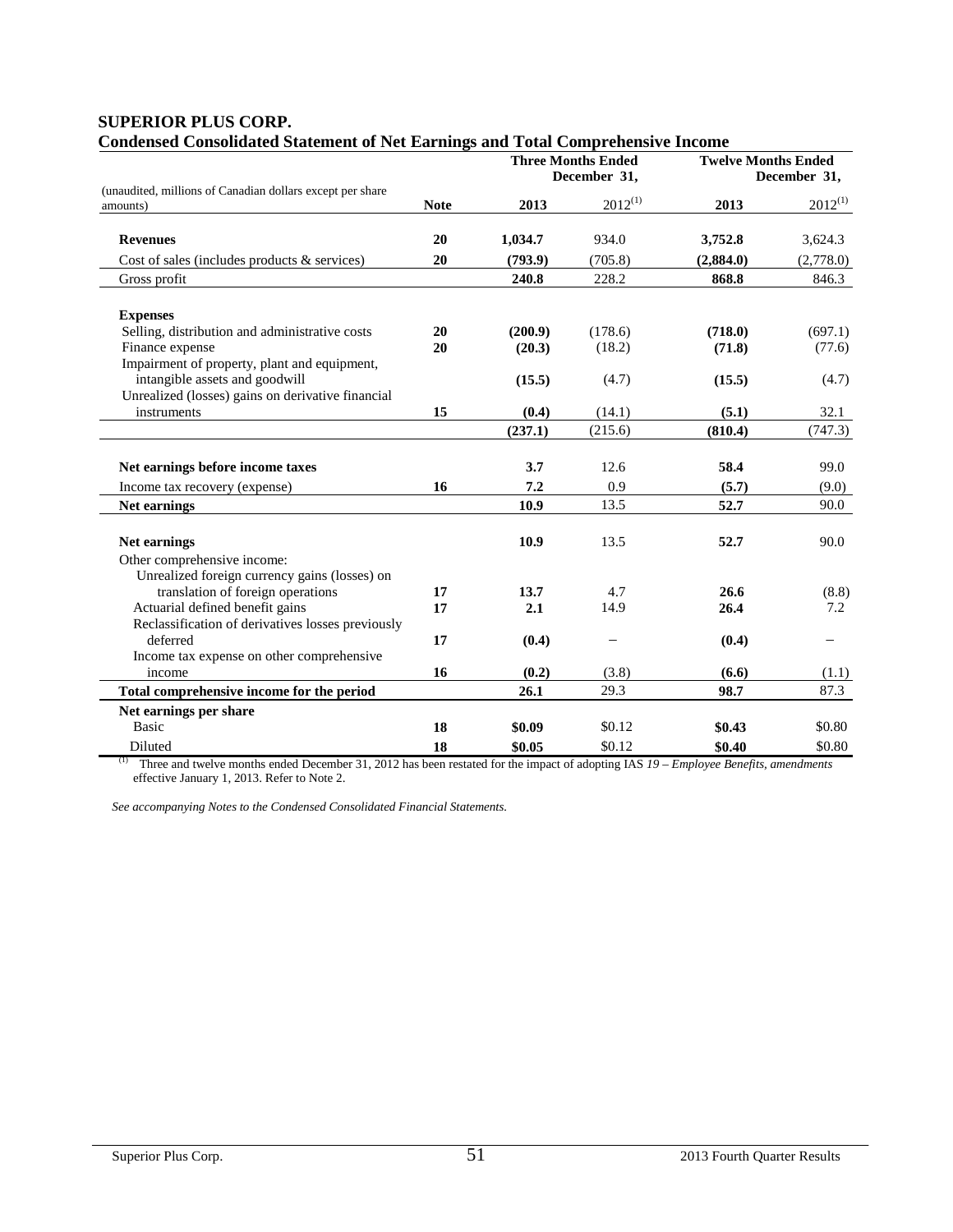**SUPERIOR PLUS CORP.**
**Condensed Consolidated Statement of Net Earnings and Total Comprehensive Income**

| (unaudited, millions of Canadian dollars except per share amounts) | Note | Three Months Ended December 31, 2013 | Three Months Ended December 31, 2012[(1)] | Twelve Months Ended December 31, 2013 | Twelve Months Ended December 31, 2012[(1)] |
|---|---|---|---|---|---|
| **Revenues** | **20** | **1,034.7** | 934.0 | **3,752.8** | 3,624.3 |
| Cost of sales (includes products & services) | **20** | **(793.9)** | (705.8) | **(2,884.0)** | (2,778.0) |
| Gross profit | | **240.8** | 228.2 | **868.8** | 846.3 |
| **Expenses** | | | | | |
| Selling, distribution and administrative costs | **20** | **(200.9)** | (178.6) | **(718.0)** | (697.1) |
| Finance expense | **20** | **(20.3)** | (18.2) | **(71.8)** | (77.6) |
| Impairment of property, plant and equipment, intangible assets and goodwill | | **(15.5)** | (4.7) | **(15.5)** | (4.7) |
| Unrealized (losses) gains on derivative financial instruments | **15** | **(0.4)** | (14.1) | **(5.1)** | 32.1 |
| | | **(237.1)** | (215.6) | **(810.4)** | (747.3) |
| **Net earnings before income taxes** | | **3.7** | 12.6 | **58.4** | 99.0 |
| Income tax recovery (expense) | **16** | **7.2** | 0.9 | **(5.7)** | (9.0) |
| **Net earnings** | | **10.9** | 13.5 | **52.7** | 90.0 |
| **Net earnings** | | **10.9** | 13.5 | **52.7** | 90.0 |
| Other comprehensive income: | | | | | |
| Unrealized foreign currency gains (losses) on translation of foreign operations | **17** | **13.7** | 4.7 | **26.6** | (8.8) |
| Actuarial defined benefit gains | **17** | **2.1** | 14.9 | **26.4** | 7.2 |
| Reclassification of derivatives losses previously deferred | **17** | **(0.4)** | – | **(0.4)** | – |
| Income tax expense on other comprehensive income | **16** | **(0.2)** | (3.8) | **(6.6)** | (1.1) |
| **Total comprehensive income for the period** | | **26.1** | 29.3 | **98.7** | 87.3 |
| **Net earnings per share** | | | | | |
| Basic | **18** | **$0.09** | $0.12 | **$0.43** | $0.80 |
| Diluted | **18** | **$0.05** | $0.12 | **$0.40** | $0.80 |

(1) Three and twelve months ended December 31, 2012 has been restated for the impact of adopting IAS *19 – Employee Benefits, amendments* effective January 1, 2013. Refer to Note 2.

*See accompanying Notes to the Condensed Consolidated Financial Statements.*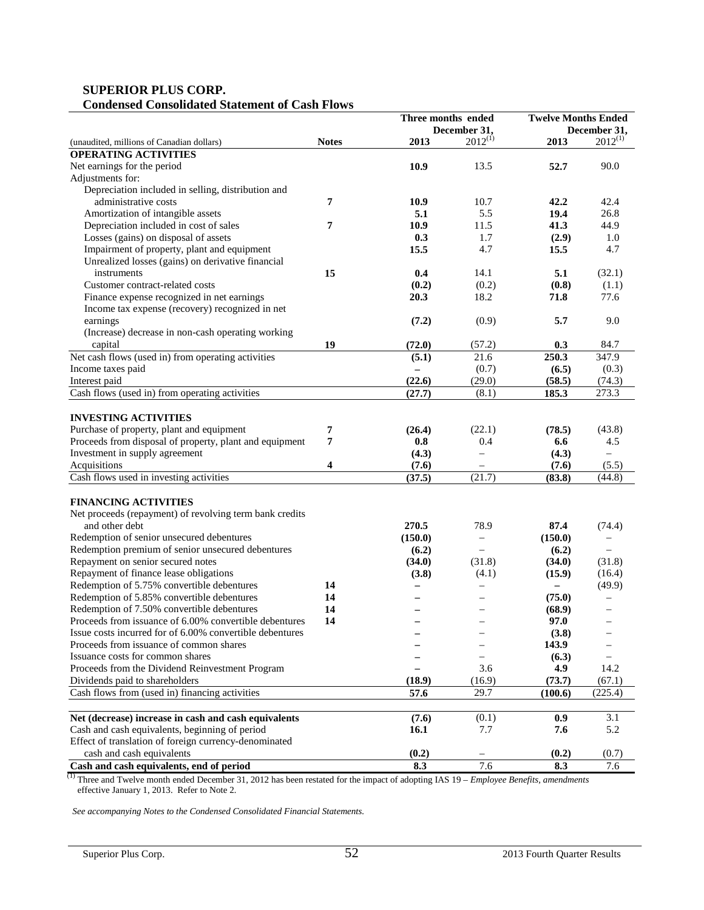**SUPERIOR PLUS CORP.**
**Condensed Consolidated Statement of Cash Flows**

| (unaudited, millions of Canadian dollars) | Notes | Three months ended December 31, 2013 | 2012(1) | Twelve Months Ended December 31, 2013 | 2012(1) |
|---|---|---|---|---|---|
| **OPERATING ACTIVITIES** | | | | | |
| Net earnings for the period | | **10.9** | 13.5 | **52.7** | 90.0 |
| Adjustments for: | | | | | |
| Depreciation included in selling, distribution and administrative costs | 7 | **10.9** | 10.7 | **42.2** | 42.4 |
| Amortization of intangible assets | | **5.1** | 5.5 | **19.4** | 26.8 |
| Depreciation included in cost of sales | 7 | **10.9** | 11.5 | **41.3** | 44.9 |
| Losses (gains) on disposal of assets | | **0.3** | 1.7 | **(2.9)** | 1.0 |
| Impairment of property, plant and equipment | | **15.5** | 4.7 | **15.5** | 4.7 |
| Unrealized losses (gains) on derivative financial instruments | 15 | **0.4** | 14.1 | **5.1** | (32.1) |
| Customer contract-related costs | | **(0.2)** | (0.2) | **(0.8)** | (1.1) |
| Finance expense recognized in net earnings | | **20.3** | 18.2 | **71.8** | 77.6 |
| Income tax expense (recovery) recognized in net earnings | | **(7.2)** | (0.9) | **5.7** | 9.0 |
| (Increase) decrease in non-cash operating working capital | 19 | **(72.0)** | (57.2) | **0.3** | 84.7 |
| Net cash flows (used in) from operating activities | | **(5.1)** | 21.6 | **250.3** | 347.9 |
| Income taxes paid | | **–** | (0.7) | **(6.5)** | (0.3) |
| Interest paid | | **(22.6)** | (29.0) | **(58.5)** | (74.3) |
| Cash flows (used in) from operating activities | | **(27.7)** | (8.1) | **185.3** | 273.3 |
| | | | | | |
| **INVESTING ACTIVITIES** | | | | | |
| Purchase of property, plant and equipment | 7 | **(26.4)** | (22.1) | **(78.5)** | (43.8) |
| Proceeds from disposal of property, plant and equipment | 7 | **0.8** | 0.4 | **6.6** | 4.5 |
| Investment in supply agreement | | **(4.3)** | – | **(4.3)** | – |
| Acquisitions | 4 | **(7.6)** | – | **(7.6)** | (5.5) |
| Cash flows used in investing activities | | **(37.5)** | (21.7) | **(83.8)** | (44.8) |
| | | | | | |
| **FINANCING ACTIVITIES** | | | | | |
| Net proceeds (repayment) of revolving term bank credits and other debt | | **270.5** | 78.9 | **87.4** | (74.4) |
| Redemption of senior unsecured debentures | | **(150.0)** | – | **(150.0)** | – |
| Redemption premium of senior unsecured debentures | | **(6.2)** | – | **(6.2)** | – |
| Repayment on senior secured notes | | **(34.0)** | (31.8) | **(34.0)** | (31.8) |
| Repayment of finance lease obligations | | **(3.8)** | (4.1) | **(15.9)** | (16.4) |
| Redemption of 5.75% convertible debentures | 14 | **–** | – | **–** | (49.9) |
| Redemption of 5.85% convertible debentures | 14 | **–** | – | **(75.0)** | – |
| Redemption of 7.50% convertible debentures | 14 | **–** | – | **(68.9)** | – |
| Proceeds from issuance of 6.00% convertible debentures | 14 | **–** | – | **97.0** | – |
| Issue costs incurred for of 6.00% convertible debentures | | **–** | – | **(3.8)** | – |
| Proceeds from issuance of common shares | | **–** | – | **143.9** | – |
| Issuance costs for common shares | | **–** | – | **(6.3)** | – |
| Proceeds from the Dividend Reinvestment Program | | **–** | 3.6 | **4.9** | 14.2 |
| Dividends paid to shareholders | | **(18.9)** | (16.9) | **(73.7)** | (67.1) |
| Cash flows from (used in) financing activities | | **57.6** | 29.7 | **(100.6)** | (225.4) |
| | | | | | |
| **Net (decrease) increase in cash and cash equivalents** | | **(7.6)** | (0.1) | **0.9** | 3.1 |
| Cash and cash equivalents, beginning of period | | **16.1** | 7.7 | **7.6** | 5.2 |
| Effect of translation of foreign currency-denominated cash and cash equivalents | | **(0.2)** | – | **(0.2)** | (0.7) |
| **Cash and cash equivalents, end of period** | | **8.3** | 7.6 | **8.3** | 7.6 |

(1) Three and Twelve month ended December 31, 2012 has been restated for the impact of adopting IAS 19 – *Employee Benefits, amendments* effective January 1, 2013. Refer to Note 2.

*See accompanying Notes to the Condensed Consolidated Financial Statements.*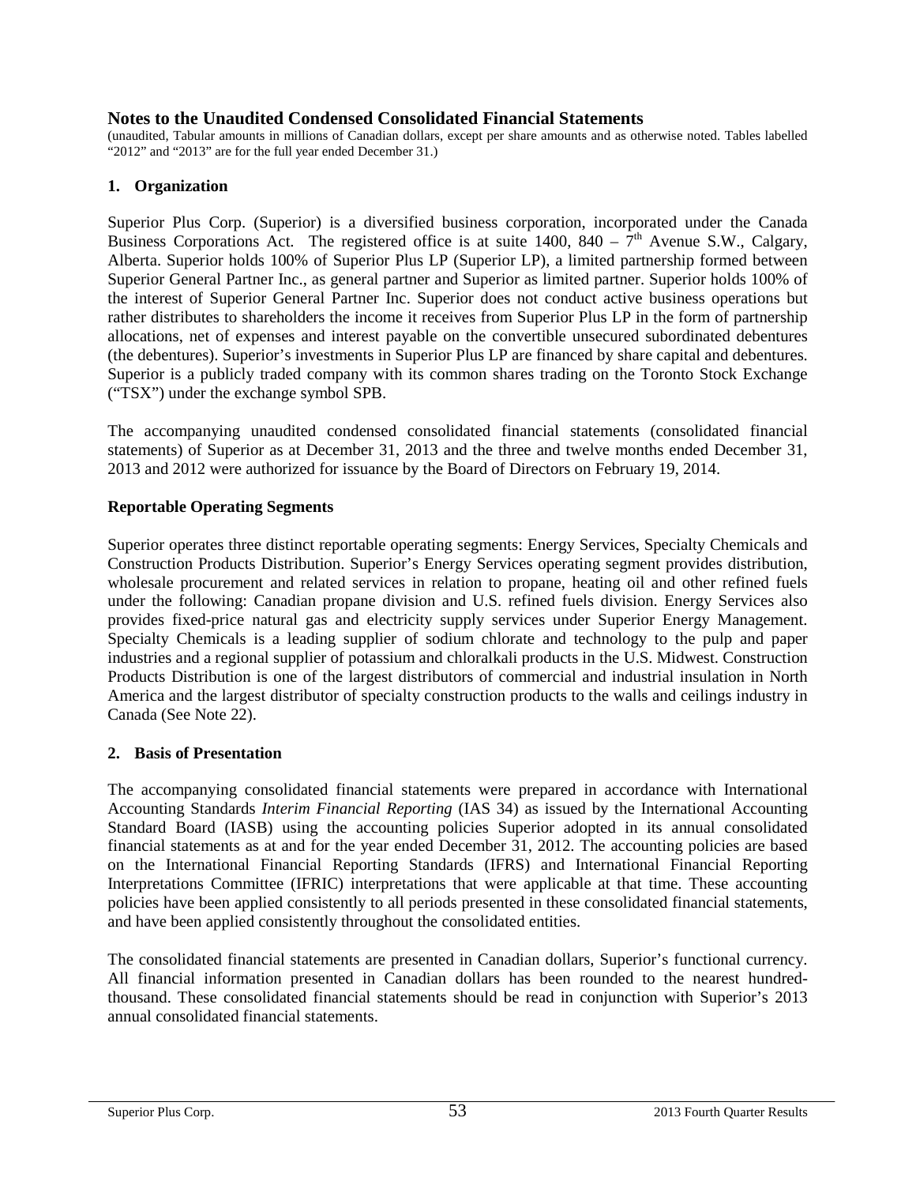## Notes to the Unaudited Condensed Consolidated Financial Statements

(unaudited, Tabular amounts in millions of Canadian dollars, except per share amounts and as otherwise noted. Tables labelled "2012" and "2013" are for the full year ended December 31.)

### 1. Organization

Superior Plus Corp. (Superior) is a diversified business corporation, incorporated under the Canada Business Corporations Act. The registered office is at suite 1400, 840 – 7th Avenue S.W., Calgary, Alberta. Superior holds 100% of Superior Plus LP (Superior LP), a limited partnership formed between Superior General Partner Inc., as general partner and Superior as limited partner. Superior holds 100% of the interest of Superior General Partner Inc. Superior does not conduct active business operations but rather distributes to shareholders the income it receives from Superior Plus LP in the form of partnership allocations, net of expenses and interest payable on the convertible unsecured subordinated debentures (the debentures). Superior's investments in Superior Plus LP are financed by share capital and debentures. Superior is a publicly traded company with its common shares trading on the Toronto Stock Exchange ("TSX") under the exchange symbol SPB.

The accompanying unaudited condensed consolidated financial statements (consolidated financial statements) of Superior as at December 31, 2013 and the three and twelve months ended December 31, 2013 and 2012 were authorized for issuance by the Board of Directors on February 19, 2014.

### Reportable Operating Segments

Superior operates three distinct reportable operating segments: Energy Services, Specialty Chemicals and Construction Products Distribution. Superior's Energy Services operating segment provides distribution, wholesale procurement and related services in relation to propane, heating oil and other refined fuels under the following: Canadian propane division and U.S. refined fuels division. Energy Services also provides fixed-price natural gas and electricity supply services under Superior Energy Management. Specialty Chemicals is a leading supplier of sodium chlorate and technology to the pulp and paper industries and a regional supplier of potassium and chloralkali products in the U.S. Midwest. Construction Products Distribution is one of the largest distributors of commercial and industrial insulation in North America and the largest distributor of specialty construction products to the walls and ceilings industry in Canada (See Note 22).

### 2. Basis of Presentation

The accompanying consolidated financial statements were prepared in accordance with International Accounting Standards *Interim Financial Reporting* (IAS 34) as issued by the International Accounting Standard Board (IASB) using the accounting policies Superior adopted in its annual consolidated financial statements as at and for the year ended December 31, 2012. The accounting policies are based on the International Financial Reporting Standards (IFRS) and International Financial Reporting Interpretations Committee (IFRIC) interpretations that were applicable at that time. These accounting policies have been applied consistently to all periods presented in these consolidated financial statements, and have been applied consistently throughout the consolidated entities.

The consolidated financial statements are presented in Canadian dollars, Superior's functional currency. All financial information presented in Canadian dollars has been rounded to the nearest hundred-thousand. These consolidated financial statements should be read in conjunction with Superior's 2013 annual consolidated financial statements.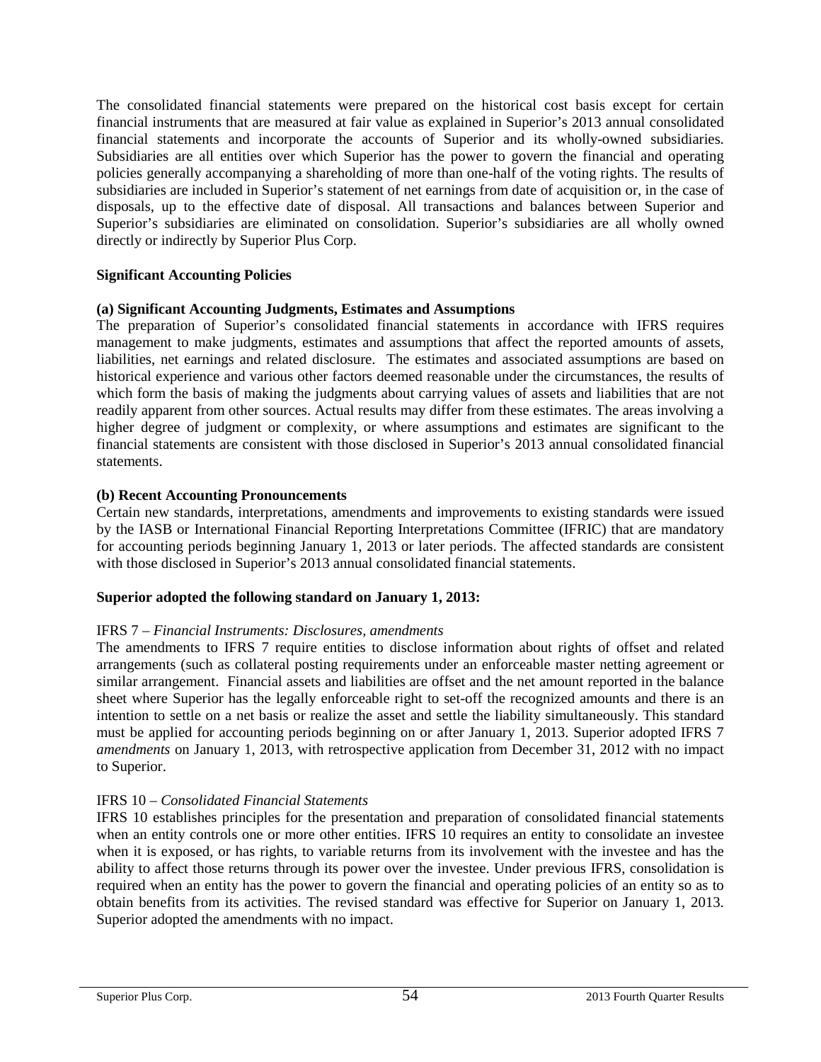The consolidated financial statements were prepared on the historical cost basis except for certain financial instruments that are measured at fair value as explained in Superior's 2013 annual consolidated financial statements and incorporate the accounts of Superior and its wholly-owned subsidiaries. Subsidiaries are all entities over which Superior has the power to govern the financial and operating policies generally accompanying a shareholding of more than one-half of the voting rights. The results of subsidiaries are included in Superior's statement of net earnings from date of acquisition or, in the case of disposals, up to the effective date of disposal. All transactions and balances between Superior and Superior's subsidiaries are eliminated on consolidation. Superior's subsidiaries are all wholly owned directly or indirectly by Superior Plus Corp.

**Significant Accounting Policies**

**(a) Significant Accounting Judgments, Estimates and Assumptions**

The preparation of Superior's consolidated financial statements in accordance with IFRS requires management to make judgments, estimates and assumptions that affect the reported amounts of assets, liabilities, net earnings and related disclosure. The estimates and associated assumptions are based on historical experience and various other factors deemed reasonable under the circumstances, the results of which form the basis of making the judgments about carrying values of assets and liabilities that are not readily apparent from other sources. Actual results may differ from these estimates. The areas involving a higher degree of judgment or complexity, or where assumptions and estimates are significant to the financial statements are consistent with those disclosed in Superior's 2013 annual consolidated financial statements.

**(b) Recent Accounting Pronouncements**

Certain new standards, interpretations, amendments and improvements to existing standards were issued by the IASB or International Financial Reporting Interpretations Committee (IFRIC) that are mandatory for accounting periods beginning January 1, 2013 or later periods. The affected standards are consistent with those disclosed in Superior's 2013 annual consolidated financial statements.

**Superior adopted the following standard on January 1, 2013:**

IFRS 7 – *Financial Instruments: Disclosures, amendments*

The amendments to IFRS 7 require entities to disclose information about rights of offset and related arrangements (such as collateral posting requirements under an enforceable master netting agreement or similar arrangement. Financial assets and liabilities are offset and the net amount reported in the balance sheet where Superior has the legally enforceable right to set-off the recognized amounts and there is an intention to settle on a net basis or realize the asset and settle the liability simultaneously. This standard must be applied for accounting periods beginning on or after January 1, 2013. Superior adopted IFRS 7 *amendments* on January 1, 2013, with retrospective application from December 31, 2012 with no impact to Superior.

IFRS 10 – *Consolidated Financial Statements*

IFRS 10 establishes principles for the presentation and preparation of consolidated financial statements when an entity controls one or more other entities. IFRS 10 requires an entity to consolidate an investee when it is exposed, or has rights, to variable returns from its involvement with the investee and has the ability to affect those returns through its power over the investee. Under previous IFRS, consolidation is required when an entity has the power to govern the financial and operating policies of an entity so as to obtain benefits from its activities. The revised standard was effective for Superior on January 1, 2013. Superior adopted the amendments with no impact.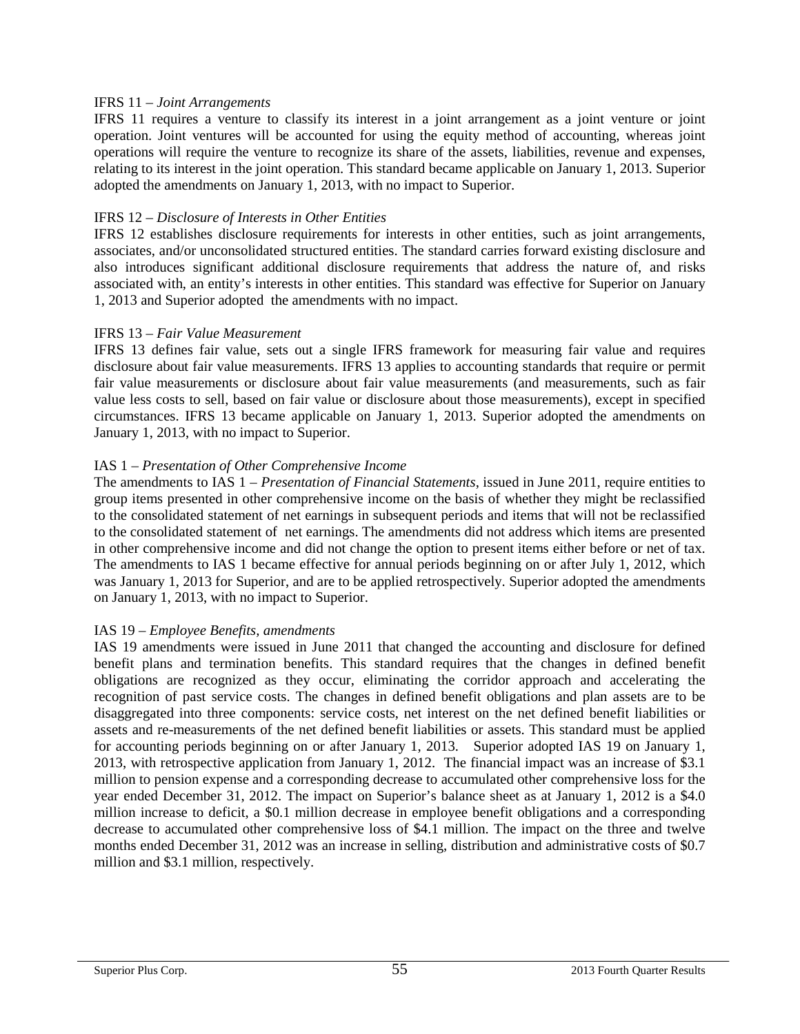IFRS 11 – *Joint Arrangements*

IFRS 11 requires a venture to classify its interest in a joint arrangement as a joint venture or joint operation. Joint ventures will be accounted for using the equity method of accounting, whereas joint operations will require the venture to recognize its share of the assets, liabilities, revenue and expenses, relating to its interest in the joint operation. This standard became applicable on January 1, 2013. Superior adopted the amendments on January 1, 2013, with no impact to Superior.

IFRS 12 – *Disclosure of Interests in Other Entities*

IFRS 12 establishes disclosure requirements for interests in other entities, such as joint arrangements, associates, and/or unconsolidated structured entities. The standard carries forward existing disclosure and also introduces significant additional disclosure requirements that address the nature of, and risks associated with, an entity's interests in other entities. This standard was effective for Superior on January 1, 2013 and Superior adopted the amendments with no impact.

IFRS 13 – *Fair Value Measurement*

IFRS 13 defines fair value, sets out a single IFRS framework for measuring fair value and requires disclosure about fair value measurements. IFRS 13 applies to accounting standards that require or permit fair value measurements or disclosure about fair value measurements (and measurements, such as fair value less costs to sell, based on fair value or disclosure about those measurements), except in specified circumstances. IFRS 13 became applicable on January 1, 2013. Superior adopted the amendments on January 1, 2013, with no impact to Superior.

IAS 1 – *Presentation of Other Comprehensive Income*

The amendments to IAS 1 – *Presentation of Financial Statements*, issued in June 2011, require entities to group items presented in other comprehensive income on the basis of whether they might be reclassified to the consolidated statement of net earnings in subsequent periods and items that will not be reclassified to the consolidated statement of net earnings. The amendments did not address which items are presented in other comprehensive income and did not change the option to present items either before or net of tax. The amendments to IAS 1 became effective for annual periods beginning on or after July 1, 2012, which was January 1, 2013 for Superior, and are to be applied retrospectively. Superior adopted the amendments on January 1, 2013, with no impact to Superior.

IAS 19 – *Employee Benefits, amendments*

IAS 19 amendments were issued in June 2011 that changed the accounting and disclosure for defined benefit plans and termination benefits. This standard requires that the changes in defined benefit obligations are recognized as they occur, eliminating the corridor approach and accelerating the recognition of past service costs. The changes in defined benefit obligations and plan assets are to be disaggregated into three components: service costs, net interest on the net defined benefit liabilities or assets and re-measurements of the net defined benefit liabilities or assets. This standard must be applied for accounting periods beginning on or after January 1, 2013. Superior adopted IAS 19 on January 1, 2013, with retrospective application from January 1, 2012. The financial impact was an increase of $3.1 million to pension expense and a corresponding decrease to accumulated other comprehensive loss for the year ended December 31, 2012. The impact on Superior's balance sheet as at January 1, 2012 is a $4.0 million increase to deficit, a $0.1 million decrease in employee benefit obligations and a corresponding decrease to accumulated other comprehensive loss of $4.1 million. The impact on the three and twelve months ended December 31, 2012 was an increase in selling, distribution and administrative costs of $0.7 million and $3.1 million, respectively.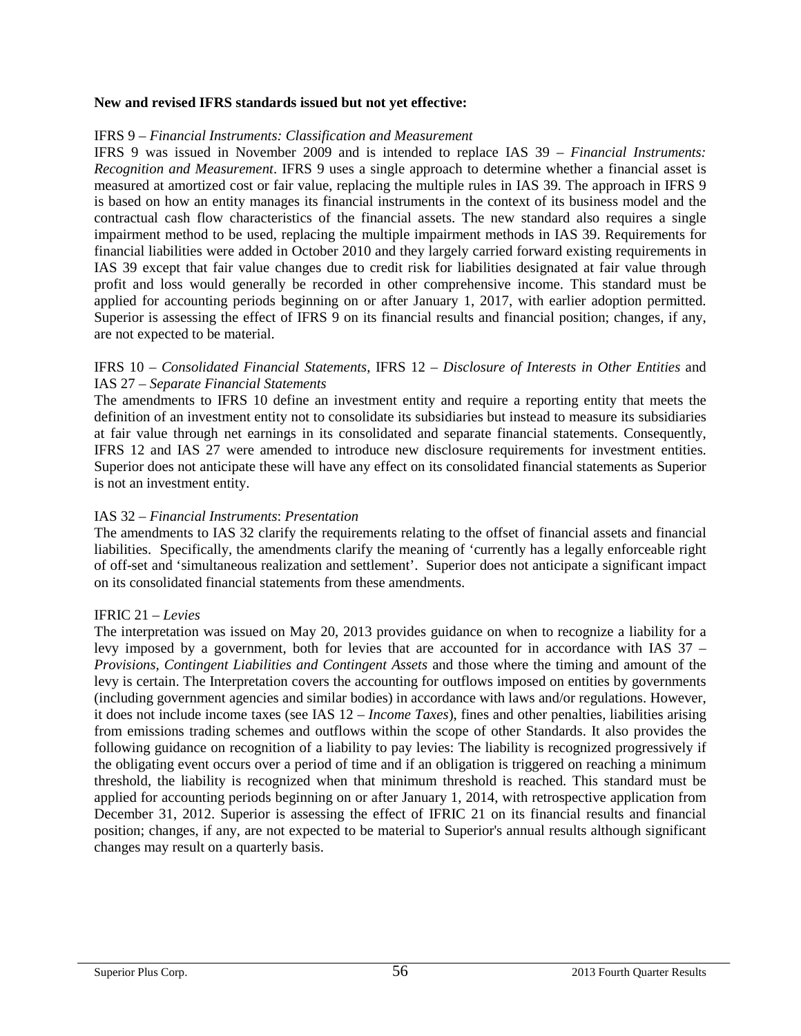**New and revised IFRS standards issued but not yet effective:**

IFRS 9 – *Financial Instruments: Classification and Measurement*

IFRS 9 was issued in November 2009 and is intended to replace IAS 39 – *Financial Instruments: Recognition and Measurement*. IFRS 9 uses a single approach to determine whether a financial asset is measured at amortized cost or fair value, replacing the multiple rules in IAS 39. The approach in IFRS 9 is based on how an entity manages its financial instruments in the context of its business model and the contractual cash flow characteristics of the financial assets. The new standard also requires a single impairment method to be used, replacing the multiple impairment methods in IAS 39. Requirements for financial liabilities were added in October 2010 and they largely carried forward existing requirements in IAS 39 except that fair value changes due to credit risk for liabilities designated at fair value through profit and loss would generally be recorded in other comprehensive income. This standard must be applied for accounting periods beginning on or after January 1, 2017, with earlier adoption permitted. Superior is assessing the effect of IFRS 9 on its financial results and financial position; changes, if any, are not expected to be material.

IFRS 10 – *Consolidated Financial Statements,* IFRS 12 – *Disclosure of Interests in Other Entities* and IAS 27 – *Separate Financial Statements*

The amendments to IFRS 10 define an investment entity and require a reporting entity that meets the definition of an investment entity not to consolidate its subsidiaries but instead to measure its subsidiaries at fair value through net earnings in its consolidated and separate financial statements. Consequently, IFRS 12 and IAS 27 were amended to introduce new disclosure requirements for investment entities. Superior does not anticipate these will have any effect on its consolidated financial statements as Superior is not an investment entity.

IAS 32 – *Financial Instruments*: *Presentation*

The amendments to IAS 32 clarify the requirements relating to the offset of financial assets and financial liabilities. Specifically, the amendments clarify the meaning of 'currently has a legally enforceable right of off-set and 'simultaneous realization and settlement'. Superior does not anticipate a significant impact on its consolidated financial statements from these amendments.

IFRIC 21 – *Levies*

The interpretation was issued on May 20, 2013 provides guidance on when to recognize a liability for a levy imposed by a government, both for levies that are accounted for in accordance with IAS 37 – *Provisions, Contingent Liabilities and Contingent Assets* and those where the timing and amount of the levy is certain. The Interpretation covers the accounting for outflows imposed on entities by governments (including government agencies and similar bodies) in accordance with laws and/or regulations. However, it does not include income taxes (see IAS 12 – *Income Taxes*), fines and other penalties, liabilities arising from emissions trading schemes and outflows within the scope of other Standards. It also provides the following guidance on recognition of a liability to pay levies: The liability is recognized progressively if the obligating event occurs over a period of time and if an obligation is triggered on reaching a minimum threshold, the liability is recognized when that minimum threshold is reached. This standard must be applied for accounting periods beginning on or after January 1, 2014, with retrospective application from December 31, 2012. Superior is assessing the effect of IFRIC 21 on its financial results and financial position; changes, if any, are not expected to be material to Superior's annual results although significant changes may result on a quarterly basis.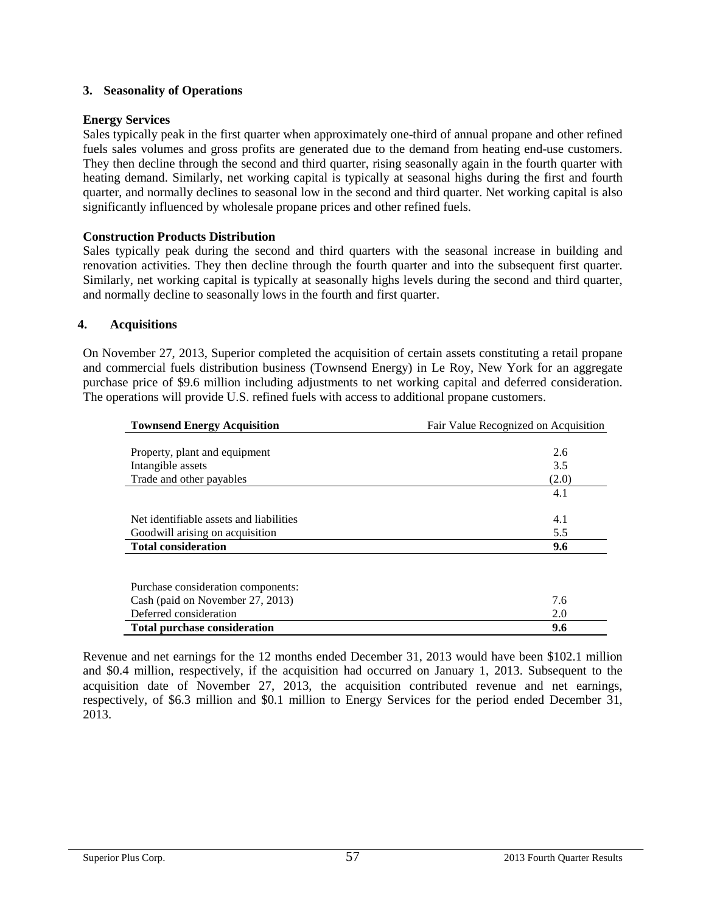## 3. Seasonality of Operations

### Energy Services

Sales typically peak in the first quarter when approximately one-third of annual propane and other refined fuels sales volumes and gross profits are generated due to the demand from heating end-use customers. They then decline through the second and third quarter, rising seasonally again in the fourth quarter with heating demand. Similarly, net working capital is typically at seasonal highs during the first and fourth quarter, and normally declines to seasonal low in the second and third quarter. Net working capital is also significantly influenced by wholesale propane prices and other refined fuels.

### Construction Products Distribution

Sales typically peak during the second and third quarters with the seasonal increase in building and renovation activities. They then decline through the fourth quarter and into the subsequent first quarter. Similarly, net working capital is typically at seasonally highs levels during the second and third quarter, and normally decline to seasonally lows in the fourth and first quarter.

## 4. Acquisitions

On November 27, 2013, Superior completed the acquisition of certain assets constituting a retail propane and commercial fuels distribution business (Townsend Energy) in Le Roy, New York for an aggregate purchase price of $9.6 million including adjustments to net working capital and deferred consideration. The operations will provide U.S. refined fuels with access to additional propane customers.

| **Townsend Energy Acquisition** | Fair Value Recognized on Acquisition |
|---|---|
| Property, plant and equipment | 2.6 |
| Intangible assets | 3.5 |
| Trade and other payables | (2.0) |
| | 4.1 |
| Net identifiable assets and liabilities | 4.1 |
| Goodwill arising on acquisition | 5.5 |
| **Total consideration** | **9.6** |
| | |
| Purchase consideration components: | |
| Cash (paid on November 27, 2013) | 7.6 |
| Deferred consideration | 2.0 |
| **Total purchase consideration** | **9.6** |

Revenue and net earnings for the 12 months ended December 31, 2013 would have been $102.1 million and $0.4 million, respectively, if the acquisition had occurred on January 1, 2013. Subsequent to the acquisition date of November 27, 2013, the acquisition contributed revenue and net earnings, respectively, of $6.3 million and $0.1 million to Energy Services for the period ended December 31, 2013.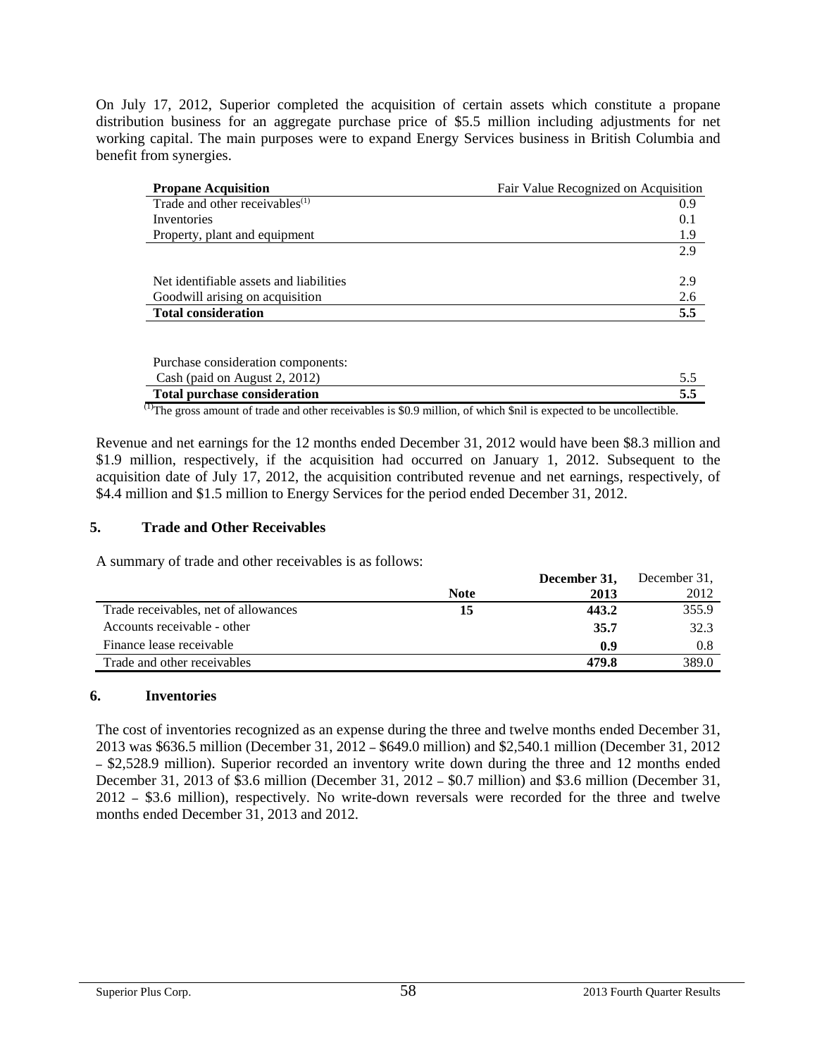On July 17, 2012, Superior completed the acquisition of certain assets which constitute a propane distribution business for an aggregate purchase price of $5.5 million including adjustments for net working capital. The main purposes were to expand Energy Services business in British Columbia and benefit from synergies.

| **Propane Acquisition** | Fair Value Recognized on Acquisition |
|---|---|
| Trade and other receivables[1] | 0.9 |
| Inventories | 0.1 |
| Property, plant and equipment | 1.9 |
| | 2.9 |
| | |
| Net identifiable assets and liabilities | 2.9 |
| Goodwill arising on acquisition | 2.6 |
| **Total consideration** | **5.5** |
| | |
| Purchase consideration components: | |
| Cash (paid on August 2, 2012) | 5.5 |
| **Total purchase consideration** | **5.5** |

[1] The gross amount of trade and other receivables is $0.9 million, of which $nil is expected to be uncollectible.

Revenue and net earnings for the 12 months ended December 31, 2012 would have been $8.3 million and $1.9 million, respectively, if the acquisition had occurred on January 1, 2012. Subsequent to the acquisition date of July 17, 2012, the acquisition contributed revenue and net earnings, respectively, of $4.4 million and $1.5 million to Energy Services for the period ended December 31, 2012.

## 5. Trade and Other Receivables

A summary of trade and other receivables is as follows:

| | Note | **December 31, 2013** | December 31, 2012 |
|---|---|---|---|
| Trade receivables, net of allowances | **15** | **443.2** | 355.9 |
| Accounts receivable - other | | **35.7** | 32.3 |
| Finance lease receivable | | **0.9** | 0.8 |
| Trade and other receivables | | **479.8** | 389.0 |

## 6. Inventories

The cost of inventories recognized as an expense during the three and twelve months ended December 31, 2013 was $636.5 million (December 31, 2012 – $649.0 million) and $2,540.1 million (December 31, 2012 – $2,528.9 million). Superior recorded an inventory write down during the three and 12 months ended December 31, 2013 of $3.6 million (December 31, 2012 – $0.7 million) and $3.6 million (December 31, 2012 – $3.6 million), respectively. No write-down reversals were recorded for the three and twelve months ended December 31, 2013 and 2012.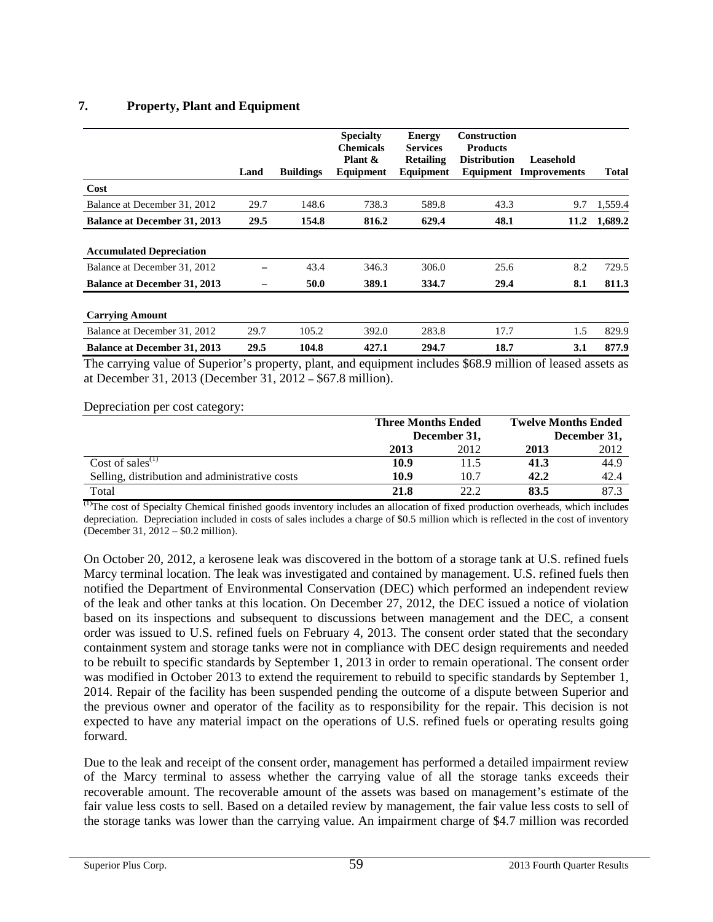## 7. Property, Plant and Equipment

| | Land | Buildings | Specialty Chemicals Plant & Equipment | Energy Services Retailing Equipment | Construction Products Distribution Equipment | Leasehold Improvements | Total |
|---|---|---|---|---|---|---|---|
| **Cost** | | | | | | | |
| Balance at December 31, 2012 | 29.7 | 148.6 | 738.3 | 589.8 | 43.3 | 9.7 | 1,559.4 |
| **Balance at December 31, 2013** | **29.5** | **154.8** | **816.2** | **629.4** | **48.1** | **11.2** | **1,689.2** |
| | | | | | | | |
| **Accumulated Depreciation** | | | | | | | |
| Balance at December 31, 2012 | – | 43.4 | 346.3 | 306.0 | 25.6 | 8.2 | 729.5 |
| **Balance at December 31, 2013** | **–** | **50.0** | **389.1** | **334.7** | **29.4** | **8.1** | **811.3** |
| | | | | | | | |
| **Carrying Amount** | | | | | | | |
| Balance at December 31, 2012 | 29.7 | 105.2 | 392.0 | 283.8 | 17.7 | 1.5 | 829.9 |
| **Balance at December 31, 2013** | **29.5** | **104.8** | **427.1** | **294.7** | **18.7** | **3.1** | **877.9** |

The carrying value of Superior's property, plant, and equipment includes $68.9 million of leased assets as at December 31, 2013 (December 31, 2012 – $67.8 million).

Depreciation per cost category:

| | Three Months Ended December 31, | | Twelve Months Ended December 31, | |
|---|---|---|---|---|
| | **2013** | 2012 | **2013** | 2012 |
| Cost of sales[(1)] | **10.9** | 11.5 | **41.3** | 44.9 |
| Selling, distribution and administrative costs | **10.9** | 10.7 | **42.2** | 42.4 |
| Total | **21.8** | 22.2 | **83.5** | 87.3 |

[(1)]The cost of Specialty Chemical finished goods inventory includes an allocation of fixed production overheads, which includes depreciation. Depreciation included in costs of sales includes a charge of $0.5 million which is reflected in the cost of inventory (December 31, 2012 – $0.2 million).

On October 20, 2012, a kerosene leak was discovered in the bottom of a storage tank at U.S. refined fuels Marcy terminal location. The leak was investigated and contained by management. U.S. refined fuels then notified the Department of Environmental Conservation (DEC) which performed an independent review of the leak and other tanks at this location. On December 27, 2012, the DEC issued a notice of violation based on its inspections and subsequent to discussions between management and the DEC, a consent order was issued to U.S. refined fuels on February 4, 2013. The consent order stated that the secondary containment system and storage tanks were not in compliance with DEC design requirements and needed to be rebuilt to specific standards by September 1, 2013 in order to remain operational. The consent order was modified in October 2013 to extend the requirement to rebuild to specific standards by September 1, 2014. Repair of the facility has been suspended pending the outcome of a dispute between Superior and the previous owner and operator of the facility as to responsibility for the repair. This decision is not expected to have any material impact on the operations of U.S. refined fuels or operating results going forward.

Due to the leak and receipt of the consent order, management has performed a detailed impairment review of the Marcy terminal to assess whether the carrying value of all the storage tanks exceeds their recoverable amount. The recoverable amount of the assets was based on management's estimate of the fair value less costs to sell. Based on a detailed review by management, the fair value less costs to sell of the storage tanks was lower than the carrying value. An impairment charge of $4.7 million was recorded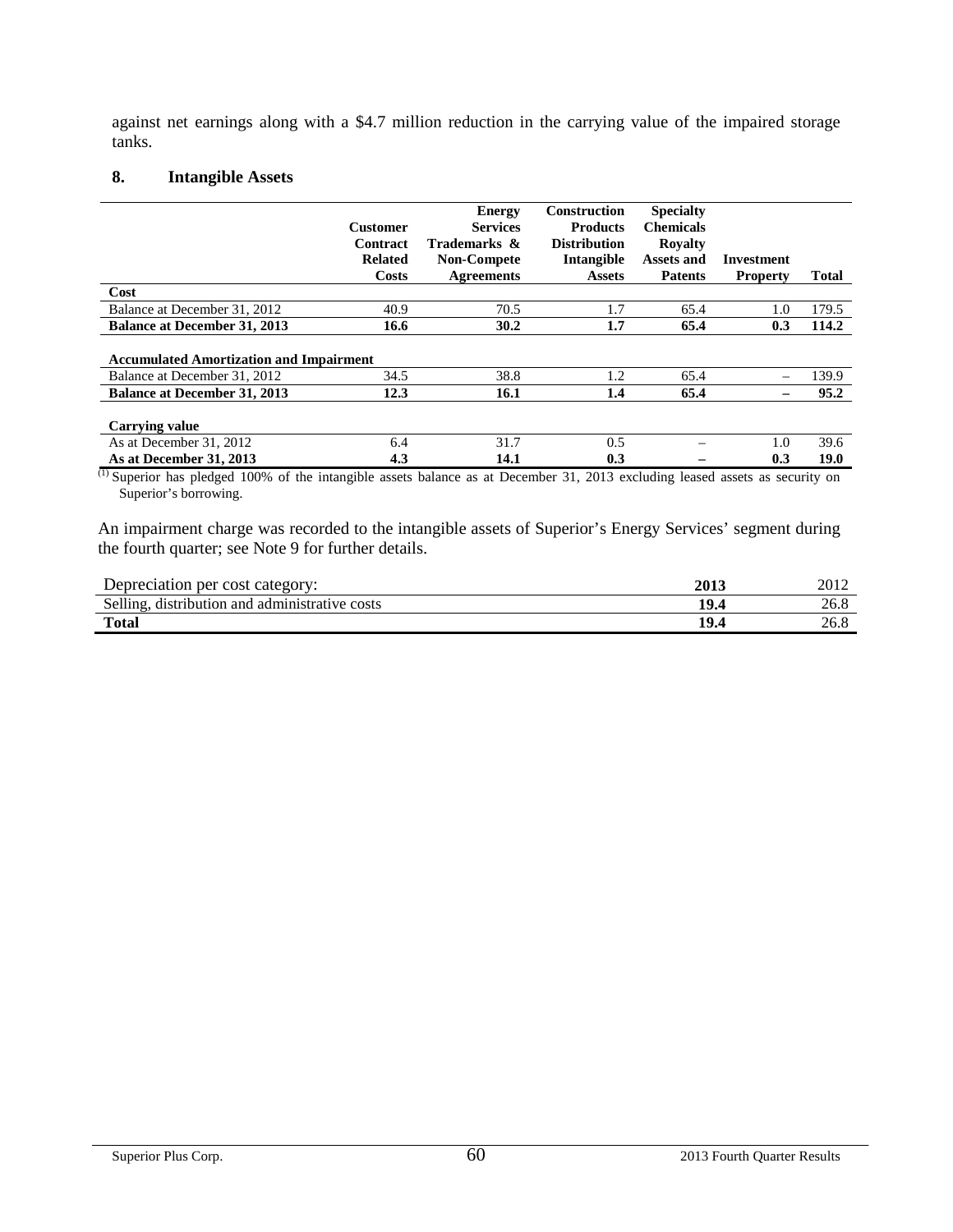against net earnings along with a $4.7 million reduction in the carrying value of the impaired storage tanks.

## 8. Intangible Assets

| | Customer Contract Related Costs | Energy Services Trademarks & Non-Compete Agreements | Construction Products Distribution Intangible Assets | Specialty Chemicals Royalty Assets and Patents | Investment Property | Total |
|---|---|---|---|---|---|---|
| **Cost** | | | | | | |
| Balance at December 31, 2012 | 40.9 | 70.5 | 1.7 | 65.4 | 1.0 | 179.5 |
| **Balance at December 31, 2013** | **16.6** | **30.2** | **1.7** | **65.4** | **0.3** | **114.2** |
| | | | | | | |
| **Accumulated Amortization and Impairment** | | | | | | |
| Balance at December 31, 2012 | 34.5 | 38.8 | 1.2 | 65.4 | – | 139.9 |
| **Balance at December 31, 2013** | **12.3** | **16.1** | **1.4** | **65.4** | **–** | **95.2** |
| | | | | | | |
| **Carrying value** | | | | | | |
| As at December 31, 2012 | 6.4 | 31.7 | 0.5 | – | 1.0 | 39.6 |
| **As at December 31, 2013** | **4.3** | **14.1** | **0.3** | **–** | **0.3** | **19.0** |

(1) Superior has pledged 100% of the intangible assets balance as at December 31, 2013 excluding leased assets as security on Superior's borrowing.

An impairment charge was recorded to the intangible assets of Superior's Energy Services' segment during the fourth quarter; see Note 9 for further details.

| Depreciation per cost category: | 2013 | 2012 |
|---|---|---|
| Selling, distribution and administrative costs | **19.4** | 26.8 |
| **Total** | **19.4** | 26.8 |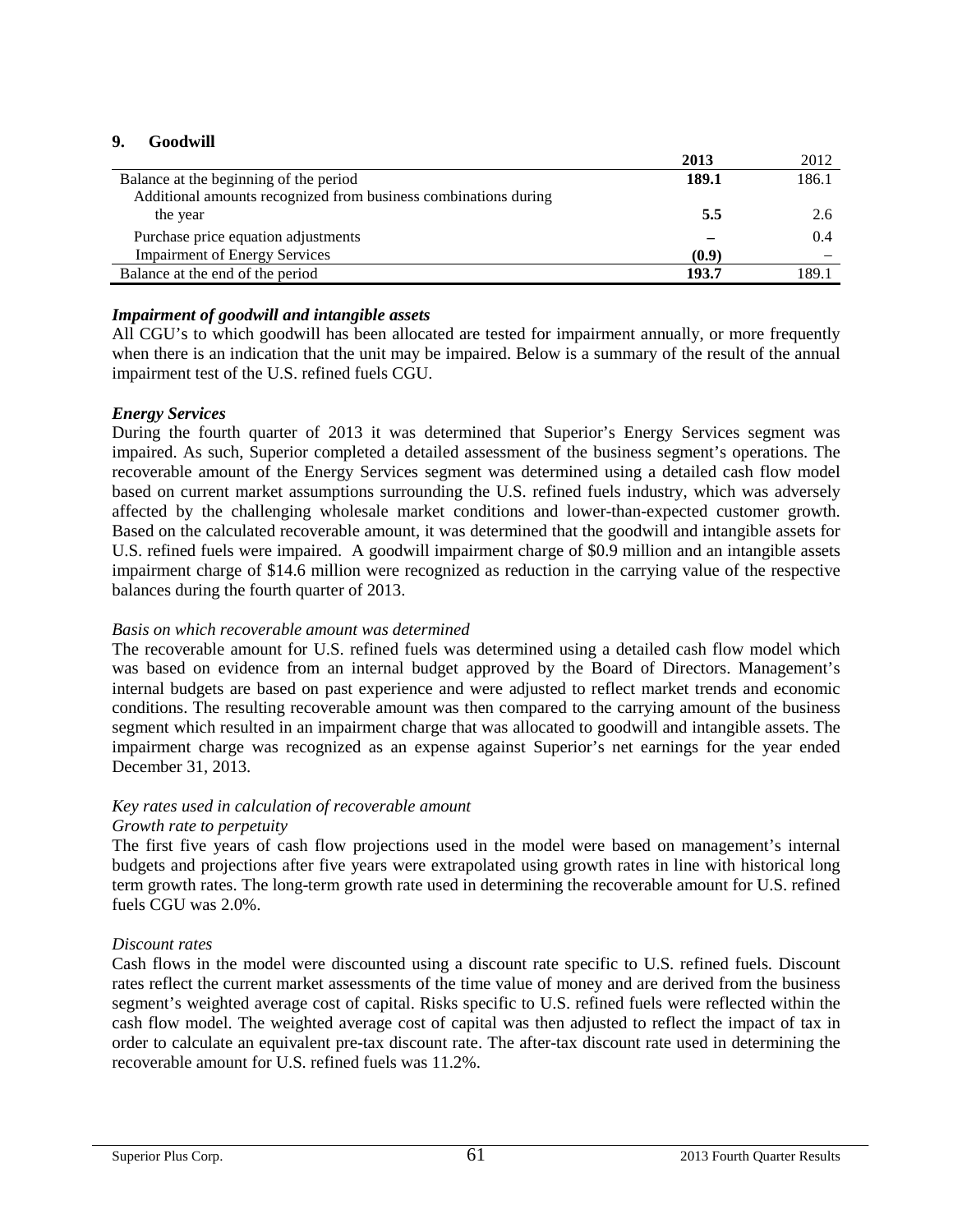## 9. Goodwill

| | 2013 | 2012 |
|---|---|---|
| Balance at the beginning of the period | **189.1** | 186.1 |
| Additional amounts recognized from business combinations during the year | **5.5** | 2.6 |
| Purchase price equation adjustments | **–** | 0.4 |
| Impairment of Energy Services | **(0.9)** | – |
| Balance at the end of the period | **193.7** | 189.1 |

### *Impairment of goodwill and intangible assets*

All CGU's to which goodwill has been allocated are tested for impairment annually, or more frequently when there is an indication that the unit may be impaired. Below is a summary of the result of the annual impairment test of the U.S. refined fuels CGU.

### *Energy Services*

During the fourth quarter of 2013 it was determined that Superior's Energy Services segment was impaired. As such, Superior completed a detailed assessment of the business segment's operations. The recoverable amount of the Energy Services segment was determined using a detailed cash flow model based on current market assumptions surrounding the U.S. refined fuels industry, which was adversely affected by the challenging wholesale market conditions and lower-than-expected customer growth. Based on the calculated recoverable amount, it was determined that the goodwill and intangible assets for U.S. refined fuels were impaired. A goodwill impairment charge of $0.9 million and an intangible assets impairment charge of $14.6 million were recognized as reduction in the carrying value of the respective balances during the fourth quarter of 2013.

*Basis on which recoverable amount was determined*

The recoverable amount for U.S. refined fuels was determined using a detailed cash flow model which was based on evidence from an internal budget approved by the Board of Directors. Management's internal budgets are based on past experience and were adjusted to reflect market trends and economic conditions. The resulting recoverable amount was then compared to the carrying amount of the business segment which resulted in an impairment charge that was allocated to goodwill and intangible assets. The impairment charge was recognized as an expense against Superior's net earnings for the year ended December 31, 2013.

*Key rates used in calculation of recoverable amount*

*Growth rate to perpetuity*

The first five years of cash flow projections used in the model were based on management's internal budgets and projections after five years were extrapolated using growth rates in line with historical long term growth rates. The long-term growth rate used in determining the recoverable amount for U.S. refined fuels CGU was 2.0%.

*Discount rates*

Cash flows in the model were discounted using a discount rate specific to U.S. refined fuels. Discount rates reflect the current market assessments of the time value of money and are derived from the business segment's weighted average cost of capital. Risks specific to U.S. refined fuels were reflected within the cash flow model. The weighted average cost of capital was then adjusted to reflect the impact of tax in order to calculate an equivalent pre-tax discount rate. The after-tax discount rate used in determining the recoverable amount for U.S. refined fuels was 11.2%.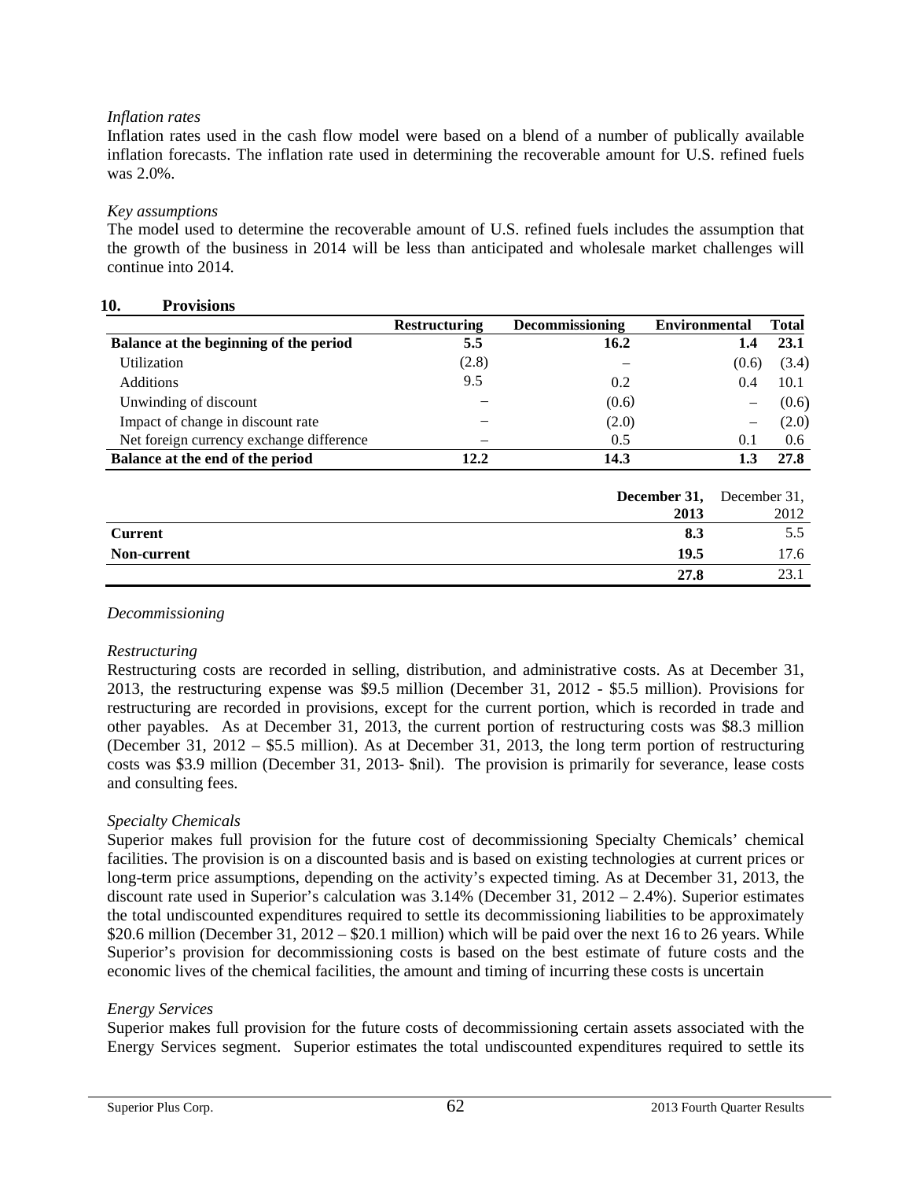*Inflation rates*

Inflation rates used in the cash flow model were based on a blend of a number of publically available inflation forecasts. The inflation rate used in determining the recoverable amount for U.S. refined fuels was 2.0%.

*Key assumptions*

The model used to determine the recoverable amount of U.S. refined fuels includes the assumption that the growth of the business in 2014 will be less than anticipated and wholesale market challenges will continue into 2014.

## 10. Provisions

| | Restructuring | Decommissioning | Environmental | Total |
|---|---|---|---|---|
| **Balance at the beginning of the period** | **5.5** | **16.2** | **1.4** | **23.1** |
| Utilization | (2.8) | – | (0.6) | (3.4) |
| Additions | 9.5 | 0.2 | 0.4 | 10.1 |
| Unwinding of discount | – | (0.6) | – | (0.6) |
| Impact of change in discount rate | – | (2.0) | – | (2.0) |
| Net foreign currency exchange difference | – | 0.5 | 0.1 | 0.6 |
| **Balance at the end of the period** | **12.2** | **14.3** | **1.3** | **27.8** |

| | **December 31, 2013** | December 31, 2012 |
|---|---|---|
| **Current** | **8.3** | 5.5 |
| **Non-current** | **19.5** | 17.6 |
| | **27.8** | 23.1 |

*Decommissioning*

*Restructuring*

Restructuring costs are recorded in selling, distribution, and administrative costs. As at December 31, 2013, the restructuring expense was $9.5 million (December 31, 2012 - $5.5 million). Provisions for restructuring are recorded in provisions, except for the current portion, which is recorded in trade and other payables. As at December 31, 2013, the current portion of restructuring costs was $8.3 million (December 31, 2012 – $5.5 million). As at December 31, 2013, the long term portion of restructuring costs was $3.9 million (December 31, 2013- $nil). The provision is primarily for severance, lease costs and consulting fees.

*Specialty Chemicals*

Superior makes full provision for the future cost of decommissioning Specialty Chemicals' chemical facilities. The provision is on a discounted basis and is based on existing technologies at current prices or long-term price assumptions, depending on the activity's expected timing. As at December 31, 2013, the discount rate used in Superior's calculation was 3.14% (December 31, 2012 – 2.4%). Superior estimates the total undiscounted expenditures required to settle its decommissioning liabilities to be approximately $20.6 million (December 31, 2012 – $20.1 million) which will be paid over the next 16 to 26 years. While Superior's provision for decommissioning costs is based on the best estimate of future costs and the economic lives of the chemical facilities, the amount and timing of incurring these costs is uncertain

*Energy Services*

Superior makes full provision for the future costs of decommissioning certain assets associated with the Energy Services segment. Superior estimates the total undiscounted expenditures required to settle its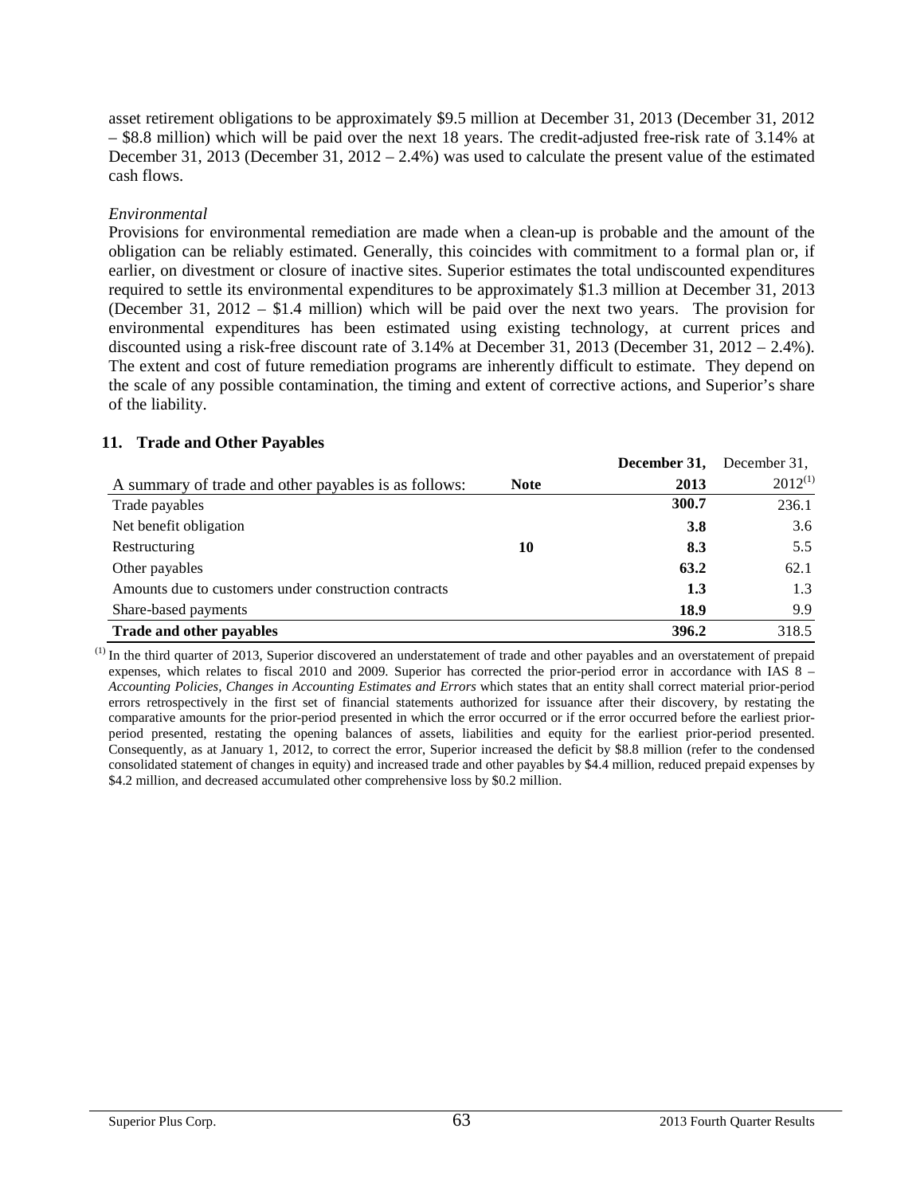asset retirement obligations to be approximately $9.5 million at December 31, 2013 (December 31, 2012 – $8.8 million) which will be paid over the next 18 years. The credit-adjusted free-risk rate of 3.14% at December 31, 2013 (December 31, 2012 – 2.4%) was used to calculate the present value of the estimated cash flows.

*Environmental*

Provisions for environmental remediation are made when a clean-up is probable and the amount of the obligation can be reliably estimated. Generally, this coincides with commitment to a formal plan or, if earlier, on divestment or closure of inactive sites. Superior estimates the total undiscounted expenditures required to settle its environmental expenditures to be approximately $1.3 million at December 31, 2013 (December 31, 2012 – $1.4 million) which will be paid over the next two years. The provision for environmental expenditures has been estimated using existing technology, at current prices and discounted using a risk-free discount rate of 3.14% at December 31, 2013 (December 31, 2012 – 2.4%). The extent and cost of future remediation programs are inherently difficult to estimate. They depend on the scale of any possible contamination, the timing and extent of corrective actions, and Superior's share of the liability.

## 11. Trade and Other Payables

| A summary of trade and other payables is as follows: | **Note** | **December 31, 2013** | December 31, 2012[(1)] |
|---|---|---|---|
| Trade payables | | **300.7** | 236.1 |
| Net benefit obligation | | **3.8** | 3.6 |
| Restructuring | **10** | **8.3** | 5.5 |
| Other payables | | **63.2** | 62.1 |
| Amounts due to customers under construction contracts | | **1.3** | 1.3 |
| Share-based payments | | **18.9** | 9.9 |
| **Trade and other payables** | | **396.2** | 318.5 |

(1) In the third quarter of 2013, Superior discovered an understatement of trade and other payables and an overstatement of prepaid expenses, which relates to fiscal 2010 and 2009. Superior has corrected the prior-period error in accordance with IAS 8 – *Accounting Policies, Changes in Accounting Estimates and Errors* which states that an entity shall correct material prior-period errors retrospectively in the first set of financial statements authorized for issuance after their discovery, by restating the comparative amounts for the prior-period presented in which the error occurred or if the error occurred before the earliest prior-period presented, restating the opening balances of assets, liabilities and equity for the earliest prior-period presented. Consequently, as at January 1, 2012, to correct the error, Superior increased the deficit by $8.8 million (refer to the condensed consolidated statement of changes in equity) and increased trade and other payables by $4.4 million, reduced prepaid expenses by $4.2 million, and decreased accumulated other comprehensive loss by $0.2 million.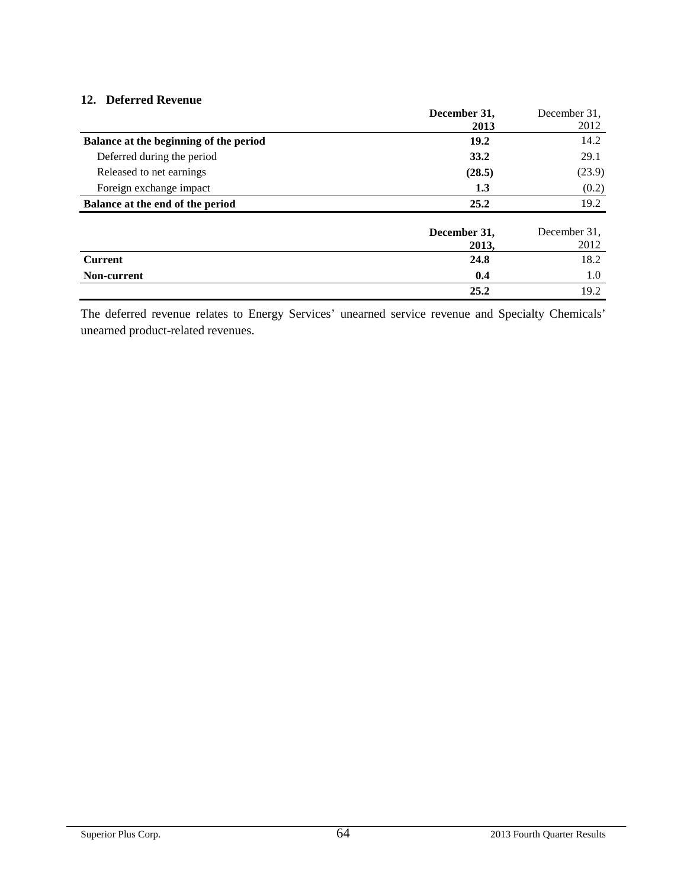## 12. Deferred Revenue

| | December 31, 2013 | December 31, 2012 |
|---|---|---|
| **Balance at the beginning of the period** | **19.2** | 14.2 |
| Deferred during the period | **33.2** | 29.1 |
| Released to net earnings | **(28.5)** | (23.9) |
| Foreign exchange impact | **1.3** | (0.2) |
| **Balance at the end of the period** | **25.2** | 19.2 |

| | December 31, 2013, | December 31, 2012 |
|---|---|---|
| **Current** | **24.8** | 18.2 |
| **Non-current** | **0.4** | 1.0 |
| | **25.2** | 19.2 |

The deferred revenue relates to Energy Services' unearned service revenue and Specialty Chemicals' unearned product-related revenues.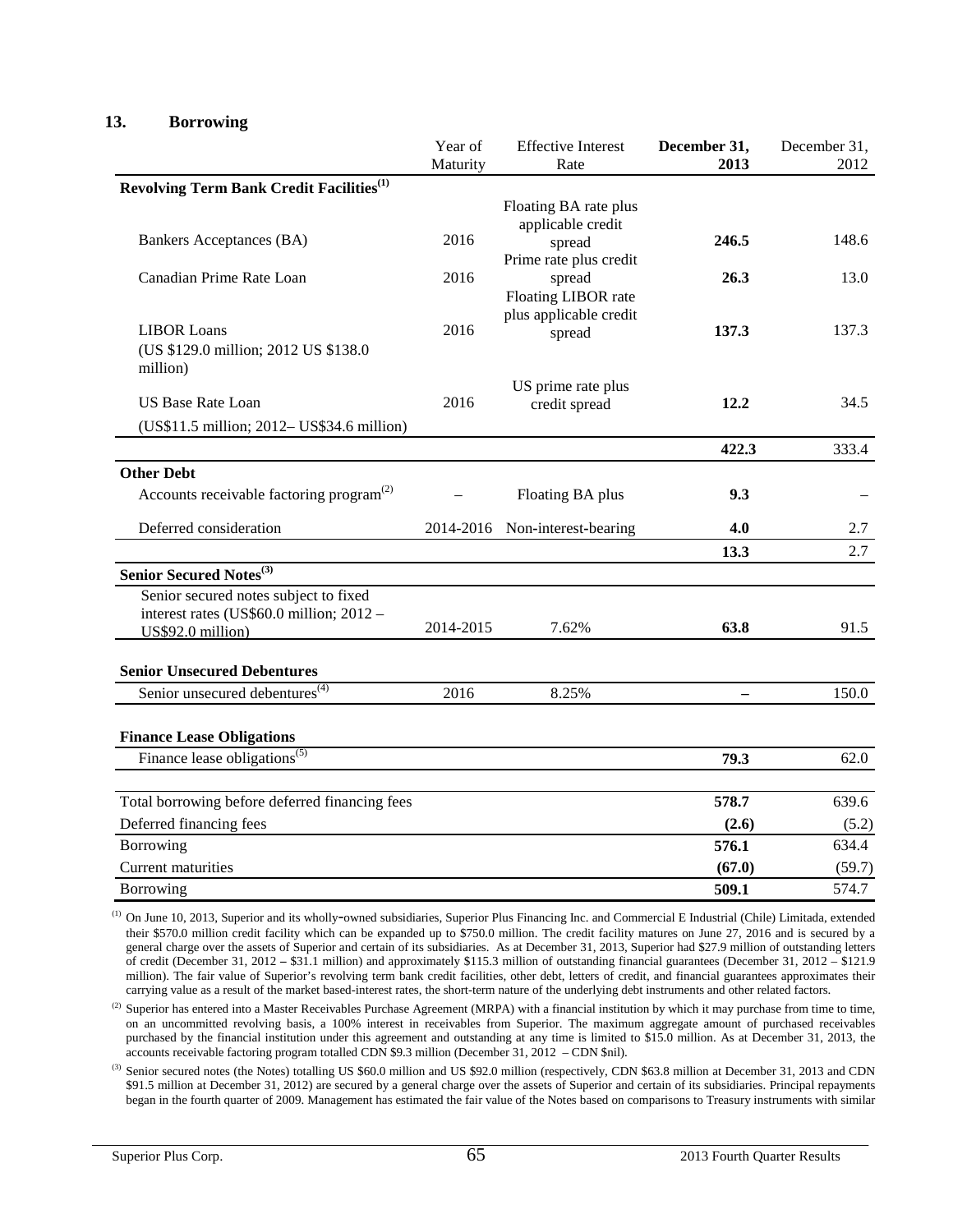## 13. Borrowing

| | Year of Maturity | Effective Interest Rate | December 31, 2013 | December 31, 2012 |
|---|---|---|---|---|
| **Revolving Term Bank Credit Facilities**[(1)] | | | | |
| Bankers Acceptances (BA) | 2016 | Floating BA rate plus applicable credit spread | **246.5** | 148.6 |
| Canadian Prime Rate Loan | 2016 | Prime rate plus credit spread | **26.3** | 13.0 |
| LIBOR Loans (US $129.0 million; 2012 US $138.0 million) | 2016 | Floating LIBOR rate plus applicable credit spread | **137.3** | 137.3 |
| US Base Rate Loan (US$11.5 million; 2012– US$34.6 million) | 2016 | US prime rate plus credit spread | **12.2** | 34.5 |
| | | | **422.3** | 333.4 |
| **Other Debt** | | | | |
| Accounts receivable factoring program[(2)] | – | Floating BA plus | **9.3** | – |
| Deferred consideration | 2014-2016 | Non-interest-bearing | **4.0** | 2.7 |
| | | | **13.3** | 2.7 |
| **Senior Secured Notes**[(3)] | | | | |
| Senior secured notes subject to fixed interest rates (US$60.0 million; 2012 – US$92.0 million) | 2014-2015 | 7.62% | **63.8** | 91.5 |
| **Senior Unsecured Debentures** | | | | |
| Senior unsecured debentures[(4)] | 2016 | 8.25% | **–** | 150.0 |
| **Finance Lease Obligations** | | | | |
| Finance lease obligations[(5)] | | | **79.3** | 62.0 |
| Total borrowing before deferred financing fees | | | **578.7** | 639.6 |
| Deferred financing fees | | | **(2.6)** | (5.2) |
| Borrowing | | | **576.1** | 634.4 |
| Current maturities | | | **(67.0)** | (59.7) |
| Borrowing | | | **509.1** | 574.7 |

(1) On June 10, 2013, Superior and its wholly-owned subsidiaries, Superior Plus Financing Inc. and Commercial E Industrial (Chile) Limitada, extended their $570.0 million credit facility which can be expanded up to $750.0 million. The credit facility matures on June 27, 2016 and is secured by a general charge over the assets of Superior and certain of its subsidiaries. As at December 31, 2013, Superior had $27.9 million of outstanding letters of credit (December 31, 2012 – $31.1 million) and approximately $115.3 million of outstanding financial guarantees (December 31, 2012 – $121.9 million). The fair value of Superior's revolving term bank credit facilities, other debt, letters of credit, and financial guarantees approximates their carrying value as a result of the market based-interest rates, the short-term nature of the underlying debt instruments and other related factors.

(2) Superior has entered into a Master Receivables Purchase Agreement (MRPA) with a financial institution by which it may purchase from time to time, on an uncommitted revolving basis, a 100% interest in receivables from Superior. The maximum aggregate amount of purchased receivables purchased by the financial institution under this agreement and outstanding at any time is limited to $15.0 million. As at December 31, 2013, the accounts receivable factoring program totalled CDN $9.3 million (December 31, 2012 – CDN $nil).

(3) Senior secured notes (the Notes) totalling US $60.0 million and US $92.0 million (respectively, CDN $63.8 million at December 31, 2013 and CDN $91.5 million at December 31, 2012) are secured by a general charge over the assets of Superior and certain of its subsidiaries. Principal repayments began in the fourth quarter of 2009. Management has estimated the fair value of the Notes based on comparisons to Treasury instruments with similar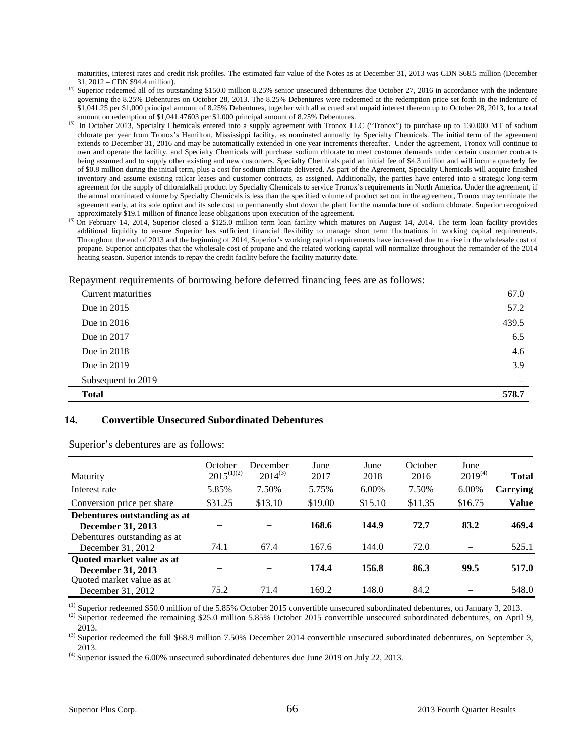maturities, interest rates and credit risk profiles. The estimated fair value of the Notes as at December 31, 2013 was CDN $68.5 million (December 31, 2012 – CDN $94.4 million).

(4) Superior redeemed all of its outstanding $150.0 million 8.25% senior unsecured debentures due October 27, 2016 in accordance with the indenture governing the 8.25% Debentures on October 28, 2013. The 8.25% Debentures were redeemed at the redemption price set forth in the indenture of $1,041.25 per $1,000 principal amount of 8.25% Debentures, together with all accrued and unpaid interest thereon up to October 28, 2013, for a total amount on redemption of $1,041.47603 per $1,000 principal amount of 8.25% Debentures.

(5) In October 2013, Specialty Chemicals entered into a supply agreement with Tronox LLC ("Tronox") to purchase up to 130,000 MT of sodium chlorate per year from Tronox's Hamilton, Mississippi facility, as nominated annually by Specialty Chemicals. The initial term of the agreement extends to December 31, 2016 and may be automatically extended in one year increments thereafter. Under the agreement, Tronox will continue to own and operate the facility, and Specialty Chemicals will purchase sodium chlorate to meet customer demands under certain customer contracts being assumed and to supply other existing and new customers. Specialty Chemicals paid an initial fee of $4.3 million and will incur a quarterly fee of $0.8 million during the initial term, plus a cost for sodium chlorate delivered. As part of the Agreement, Specialty Chemicals will acquire finished inventory and assume existing railcar leases and customer contracts, as assigned. Additionally, the parties have entered into a strategic long-term agreement for the supply of chloralalkali product by Specialty Chemicals to service Tronox's requirements in North America. Under the agreement, if the annual nominated volume by Specialty Chemicals is less than the specified volume of product set out in the agreement, Tronox may terminate the agreement early, at its sole option and its sole cost to permanently shut down the plant for the manufacture of sodium chlorate. Superior recognized approximately $19.1 million of finance lease obligations upon execution of the agreement.

(6) On February 14, 2014, Superior closed a $125.0 million term loan facility which matures on August 14, 2014. The term loan facility provides additional liquidity to ensure Superior has sufficient financial flexibility to manage short term fluctuations in working capital requirements. Throughout the end of 2013 and the beginning of 2014, Superior's working capital requirements have increased due to a rise in the wholesale cost of propane. Superior anticipates that the wholesale cost of propane and the related working capital will normalize throughout the remainder of the 2014 heating season. Superior intends to repay the credit facility before the facility maturity date.

Repayment requirements of borrowing before deferred financing fees are as follows:

| | |
|---|---|
| Current maturities | 67.0 |
| Due in 2015 | 57.2 |
| Due in 2016 | 439.5 |
| Due in 2017 | 6.5 |
| Due in 2018 | 4.6 |
| Due in 2019 | 3.9 |
| Subsequent to 2019 | – |
| **Total** | **578.7** |

## 14. Convertible Unsecured Subordinated Debentures

Superior's debentures are as follows:

| Maturity | October 2015(1)(2) | December 2014(3) | June 2017 | June 2018 | October 2016 | June 2019(4) | Total |
|---|---|---|---|---|---|---|---|
| Interest rate | 5.85% | 7.50% | 5.75% | 6.00% | 7.50% | 6.00% | **Carrying** |
| Conversion price per share | $31.25 | $13.10 | $19.00 | $15.10 | $11.35 | $16.75 | **Value** |
| **Debentures outstanding as at December 31, 2013** | – | – | **168.6** | **144.9** | **72.7** | **83.2** | **469.4** |
| Debentures outstanding as at December 31, 2012 | 74.1 | 67.4 | 167.6 | 144.0 | 72.0 | – | 525.1 |
| **Quoted market value as at December 31, 2013** | – | – | **174.4** | **156.8** | **86.3** | **99.5** | **517.0** |
| Quoted market value as at December 31, 2012 | 75.2 | 71.4 | 169.2 | 148.0 | 84.2 | – | 548.0 |

(1) Superior redeemed $50.0 million of the 5.85% October 2015 convertible unsecured subordinated debentures, on January 3, 2013.

(2) Superior redeemed the remaining $25.0 million 5.85% October 2015 convertible unsecured subordinated debentures, on April 9, 2013.

(3) Superior redeemed the full $68.9 million 7.50% December 2014 convertible unsecured subordinated debentures, on September 3, 2013.

(4) Superior issued the 6.00% unsecured subordinated debentures due June 2019 on July 22, 2013.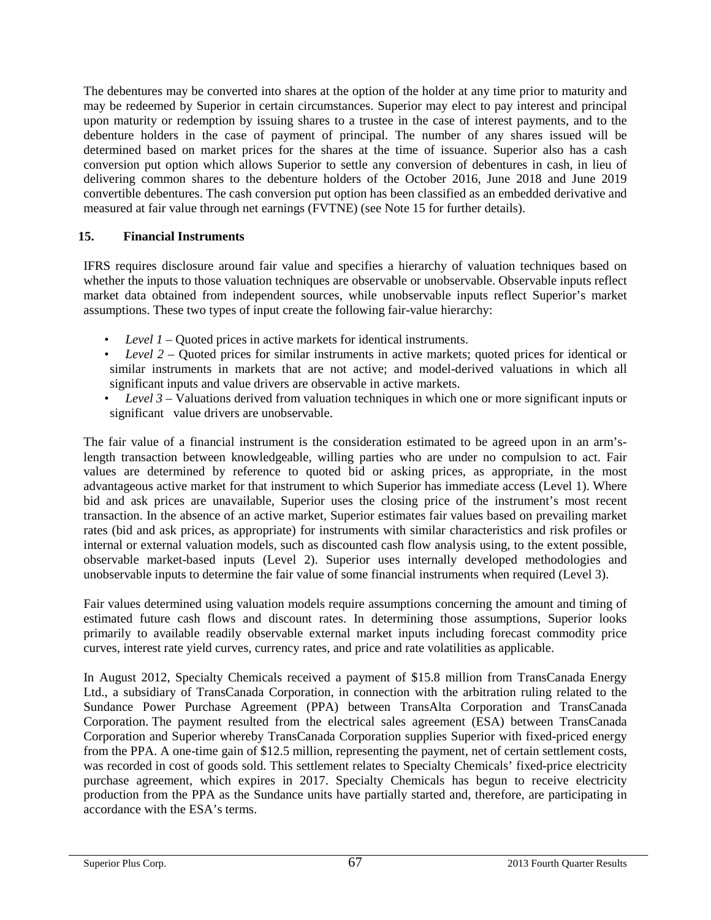The debentures may be converted into shares at the option of the holder at any time prior to maturity and may be redeemed by Superior in certain circumstances. Superior may elect to pay interest and principal upon maturity or redemption by issuing shares to a trustee in the case of interest payments, and to the debenture holders in the case of payment of principal. The number of any shares issued will be determined based on market prices for the shares at the time of issuance. Superior also has a cash conversion put option which allows Superior to settle any conversion of debentures in cash, in lieu of delivering common shares to the debenture holders of the October 2016, June 2018 and June 2019 convertible debentures. The cash conversion put option has been classified as an embedded derivative and measured at fair value through net earnings (FVTNE) (see Note 15 for further details).

## 15. Financial Instruments

IFRS requires disclosure around fair value and specifies a hierarchy of valuation techniques based on whether the inputs to those valuation techniques are observable or unobservable. Observable inputs reflect market data obtained from independent sources, while unobservable inputs reflect Superior's market assumptions. These two types of input create the following fair-value hierarchy:

- *Level 1* – Quoted prices in active markets for identical instruments.
- *Level 2* – Quoted prices for similar instruments in active markets; quoted prices for identical or similar instruments in markets that are not active; and model-derived valuations in which all significant inputs and value drivers are observable in active markets.
- *Level 3* – Valuations derived from valuation techniques in which one or more significant inputs or significant value drivers are unobservable.

The fair value of a financial instrument is the consideration estimated to be agreed upon in an arm's-length transaction between knowledgeable, willing parties who are under no compulsion to act. Fair values are determined by reference to quoted bid or asking prices, as appropriate, in the most advantageous active market for that instrument to which Superior has immediate access (Level 1). Where bid and ask prices are unavailable, Superior uses the closing price of the instrument's most recent transaction. In the absence of an active market, Superior estimates fair values based on prevailing market rates (bid and ask prices, as appropriate) for instruments with similar characteristics and risk profiles or internal or external valuation models, such as discounted cash flow analysis using, to the extent possible, observable market-based inputs (Level 2). Superior uses internally developed methodologies and unobservable inputs to determine the fair value of some financial instruments when required (Level 3).

Fair values determined using valuation models require assumptions concerning the amount and timing of estimated future cash flows and discount rates. In determining those assumptions, Superior looks primarily to available readily observable external market inputs including forecast commodity price curves, interest rate yield curves, currency rates, and price and rate volatilities as applicable.

In August 2012, Specialty Chemicals received a payment of $15.8 million from TransCanada Energy Ltd., a subsidiary of TransCanada Corporation, in connection with the arbitration ruling related to the Sundance Power Purchase Agreement (PPA) between TransAlta Corporation and TransCanada Corporation. The payment resulted from the electrical sales agreement (ESA) between TransCanada Corporation and Superior whereby TransCanada Corporation supplies Superior with fixed-priced energy from the PPA. A one-time gain of $12.5 million, representing the payment, net of certain settlement costs, was recorded in cost of goods sold. This settlement relates to Specialty Chemicals' fixed-price electricity purchase agreement, which expires in 2017. Specialty Chemicals has begun to receive electricity production from the PPA as the Sundance units have partially started and, therefore, are participating in accordance with the ESA's terms.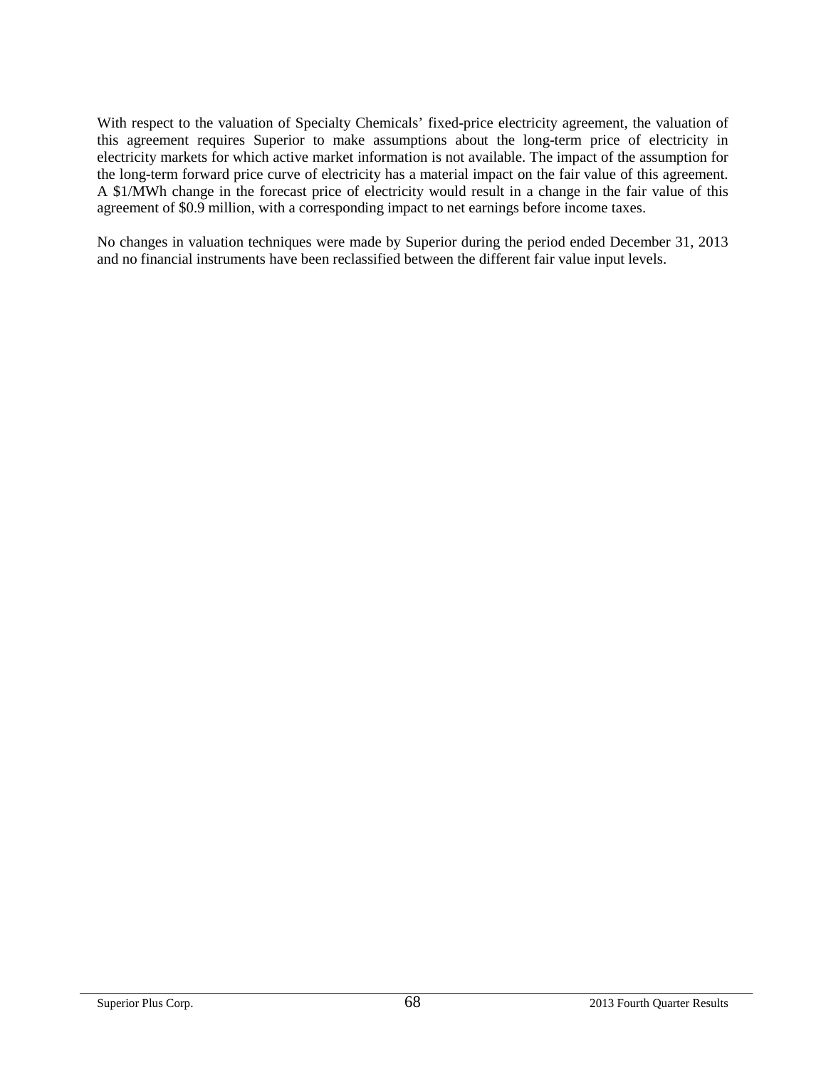With respect to the valuation of Specialty Chemicals' fixed-price electricity agreement, the valuation of this agreement requires Superior to make assumptions about the long-term price of electricity in electricity markets for which active market information is not available. The impact of the assumption for the long-term forward price curve of electricity has a material impact on the fair value of this agreement. A $1/MWh change in the forecast price of electricity would result in a change in the fair value of this agreement of $0.9 million, with a corresponding impact to net earnings before income taxes.

No changes in valuation techniques were made by Superior during the period ended December 31, 2013 and no financial instruments have been reclassified between the different fair value input levels.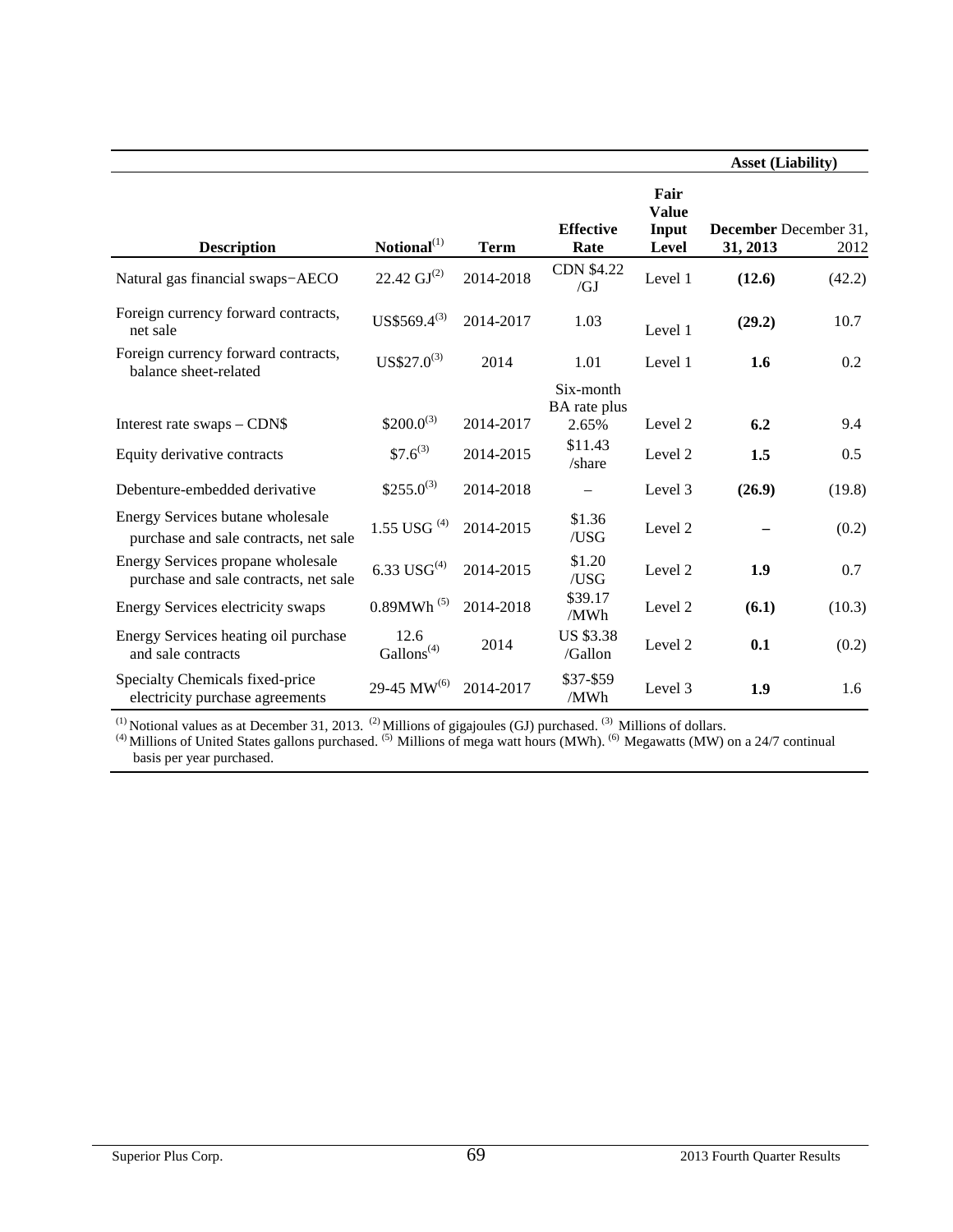| Description | Notional[(1)] | Term | Effective Rate | Fair Value Input Level | Asset (Liability) | |
|---|---|---|---|---|---|---|
| | | | | | **December 31, 2013** | December 31, 2012 |
| Natural gas financial swaps−AECO | 22.42 GJ[(2)] | 2014-2018 | CDN $4.22 /GJ | Level 1 | **(12.6)** | (42.2) |
| Foreign currency forward contracts, net sale | US$569.4[(3)] | 2014-2017 | 1.03 | Level 1 | **(29.2)** | 10.7 |
| Foreign currency forward contracts, balance sheet-related | US$27.0[(3)] | 2014 | 1.01 | Level 1 | **1.6** | 0.2 |
| Interest rate swaps – CDN$ | $200.0[(3)] | 2014-2017 | Six-month BA rate plus 2.65% | Level 2 | **6.2** | 9.4 |
| Equity derivative contracts | $7.6[(3)] | 2014-2015 | $11.43 /share | Level 2 | **1.5** | 0.5 |
| Debenture-embedded derivative | $255.0[(3)] | 2014-2018 | – | Level 3 | **(26.9)** | (19.8) |
| Energy Services butane wholesale purchase and sale contracts, net sale | 1.55 USG [(4)] | 2014-2015 | $1.36 /USG | Level 2 | **–** | (0.2) |
| Energy Services propane wholesale purchase and sale contracts, net sale | 6.33 USG[(4)] | 2014-2015 | $1.20 /USG | Level 2 | **1.9** | 0.7 |
| Energy Services electricity swaps | 0.89MWh [(5)] | 2014-2018 | $39.17 /MWh | Level 2 | **(6.1)** | (10.3) |
| Energy Services heating oil purchase and sale contracts | 12.6 Gallons[(4)] | 2014 | US $3.38 /Gallon | Level 2 | **0.1** | (0.2) |
| Specialty Chemicals fixed-price electricity purchase agreements | 29-45 MW[(6)] | 2014-2017 | $37-$59 /MWh | Level 3 | **1.9** | 1.6 |

[(1)] Notional values as at December 31, 2013. [(2)] Millions of gigajoules (GJ) purchased. [(3)] Millions of dollars.
[(4)] Millions of United States gallons purchased. [(5)] Millions of mega watt hours (MWh). [(6)] Megawatts (MW) on a 24/7 continual basis per year purchased.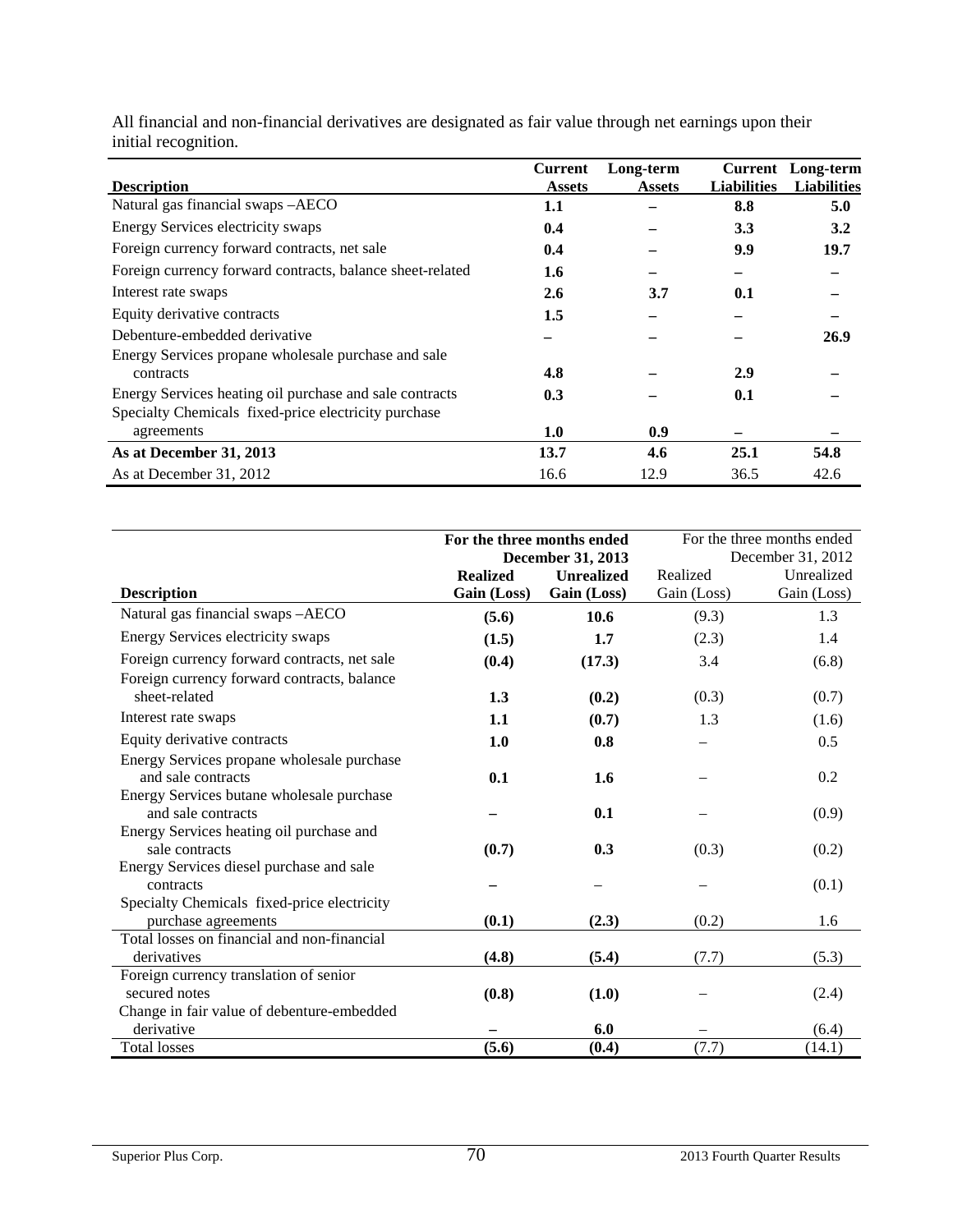All financial and non-financial derivatives are designated as fair value through net earnings upon their initial recognition.

| Description | Current Assets | Long-term Assets | Current Liabilities | Long-term Liabilities |
|---|---|---|---|---|
| Natural gas financial swaps –AECO | **1.1** | **–** | **8.8** | **5.0** |
| Energy Services electricity swaps | **0.4** | **–** | **3.3** | **3.2** |
| Foreign currency forward contracts, net sale | **0.4** | **–** | **9.9** | **19.7** |
| Foreign currency forward contracts, balance sheet-related | **1.6** | **–** | **–** | **–** |
| Interest rate swaps | **2.6** | **3.7** | **0.1** | **–** |
| Equity derivative contracts | **1.5** | **–** | **–** | **–** |
| Debenture-embedded derivative | **–** | **–** | **–** | **26.9** |
| Energy Services propane wholesale purchase and sale contracts | **4.8** | **–** | **2.9** | **–** |
| Energy Services heating oil purchase and sale contracts | **0.3** | **–** | **0.1** | **–** |
| Specialty Chemicals fixed-price electricity purchase agreements | **1.0** | **0.9** | **–** | **–** |
| **As at December 31, 2013** | **13.7** | **4.6** | **25.1** | **54.8** |
| As at December 31, 2012 | 16.6 | 12.9 | 36.5 | 42.6 |

| | **For the three months ended December 31, 2013** | | For the three months ended December 31, 2012 | |
|---|---|---|---|---|
| **Description** | **Realized Gain (Loss)** | **Unrealized Gain (Loss)** | Realized Gain (Loss) | Unrealized Gain (Loss) |
| Natural gas financial swaps –AECO | **(5.6)** | **10.6** | (9.3) | 1.3 |
| Energy Services electricity swaps | **(1.5)** | **1.7** | (2.3) | 1.4 |
| Foreign currency forward contracts, net sale | **(0.4)** | **(17.3)** | 3.4 | (6.8) |
| Foreign currency forward contracts, balance sheet-related | **1.3** | **(0.2)** | (0.3) | (0.7) |
| Interest rate swaps | **1.1** | **(0.7)** | 1.3 | (1.6) |
| Equity derivative contracts | **1.0** | **0.8** | – | 0.5 |
| Energy Services propane wholesale purchase and sale contracts | **0.1** | **1.6** | – | 0.2 |
| Energy Services butane wholesale purchase and sale contracts | **–** | **0.1** | – | (0.9) |
| Energy Services heating oil purchase and sale contracts | **(0.7)** | **0.3** | (0.3) | (0.2) |
| Energy Services diesel purchase and sale contracts | **–** | – | – | (0.1) |
| Specialty Chemicals fixed-price electricity purchase agreements | **(0.1)** | **(2.3)** | (0.2) | 1.6 |
| Total losses on financial and non-financial derivatives | **(4.8)** | **(5.4)** | (7.7) | (5.3) |
| Foreign currency translation of senior secured notes | **(0.8)** | **(1.0)** | – | (2.4) |
| Change in fair value of debenture-embedded derivative | **–** | **6.0** | – | (6.4) |
| Total losses | **(5.6)** | **(0.4)** | (7.7) | (14.1) |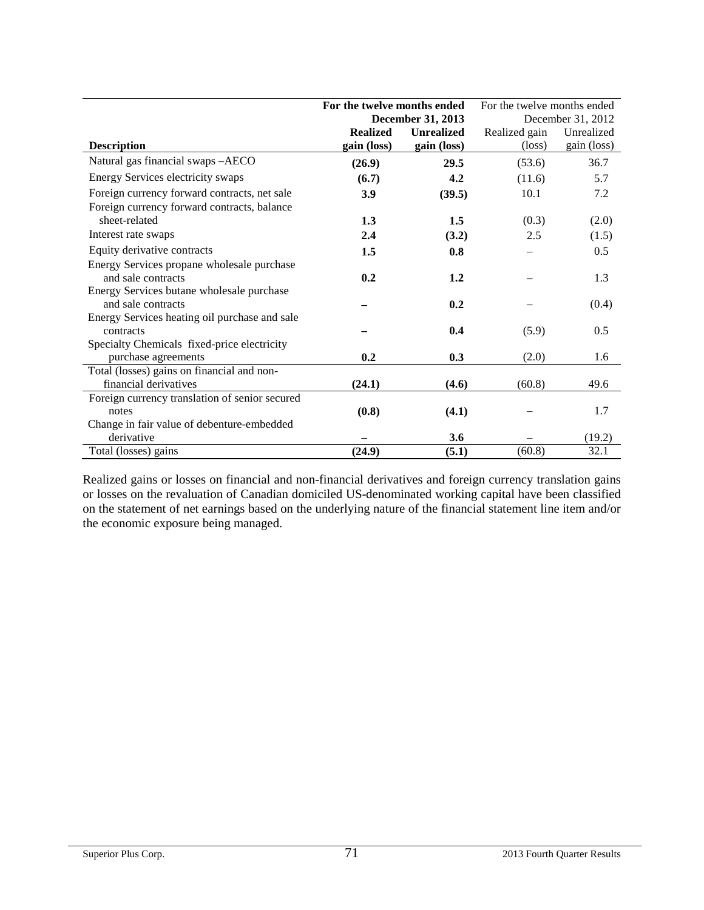| Description | For the twelve months ended December 31, 2013 | | For the twelve months ended December 31, 2012 | |
|---|---|---|---|---|
| | **Realized gain (loss)** | **Unrealized gain (loss)** | Realized gain (loss) | Unrealized gain (loss) |
| Natural gas financial swaps –AECO | **(26.9)** | **29.5** | (53.6) | 36.7 |
| Energy Services electricity swaps | **(6.7)** | **4.2** | (11.6) | 5.7 |
| Foreign currency forward contracts, net sale | **3.9** | **(39.5)** | 10.1 | 7.2 |
| Foreign currency forward contracts, balance sheet-related | **1.3** | **1.5** | (0.3) | (2.0) |
| Interest rate swaps | **2.4** | **(3.2)** | 2.5 | (1.5) |
| Equity derivative contracts | **1.5** | **0.8** | – | 0.5 |
| Energy Services propane wholesale purchase and sale contracts | **0.2** | **1.2** | – | 1.3 |
| Energy Services butane wholesale purchase and sale contracts | **–** | **0.2** | – | (0.4) |
| Energy Services heating oil purchase and sale contracts | **–** | **0.4** | (5.9) | 0.5 |
| Specialty Chemicals fixed-price electricity purchase agreements | **0.2** | **0.3** | (2.0) | 1.6 |
| Total (losses) gains on financial and non-financial derivatives | **(24.1)** | **(4.6)** | (60.8) | 49.6 |
| Foreign currency translation of senior secured notes | **(0.8)** | **(4.1)** | – | 1.7 |
| Change in fair value of debenture-embedded derivative | **–** | **3.6** | – | (19.2) |
| Total (losses) gains | **(24.9)** | **(5.1)** | (60.8) | 32.1 |

Realized gains or losses on financial and non-financial derivatives and foreign currency translation gains or losses on the revaluation of Canadian domiciled US-denominated working capital have been classified on the statement of net earnings based on the underlying nature of the financial statement line item and/or the economic exposure being managed.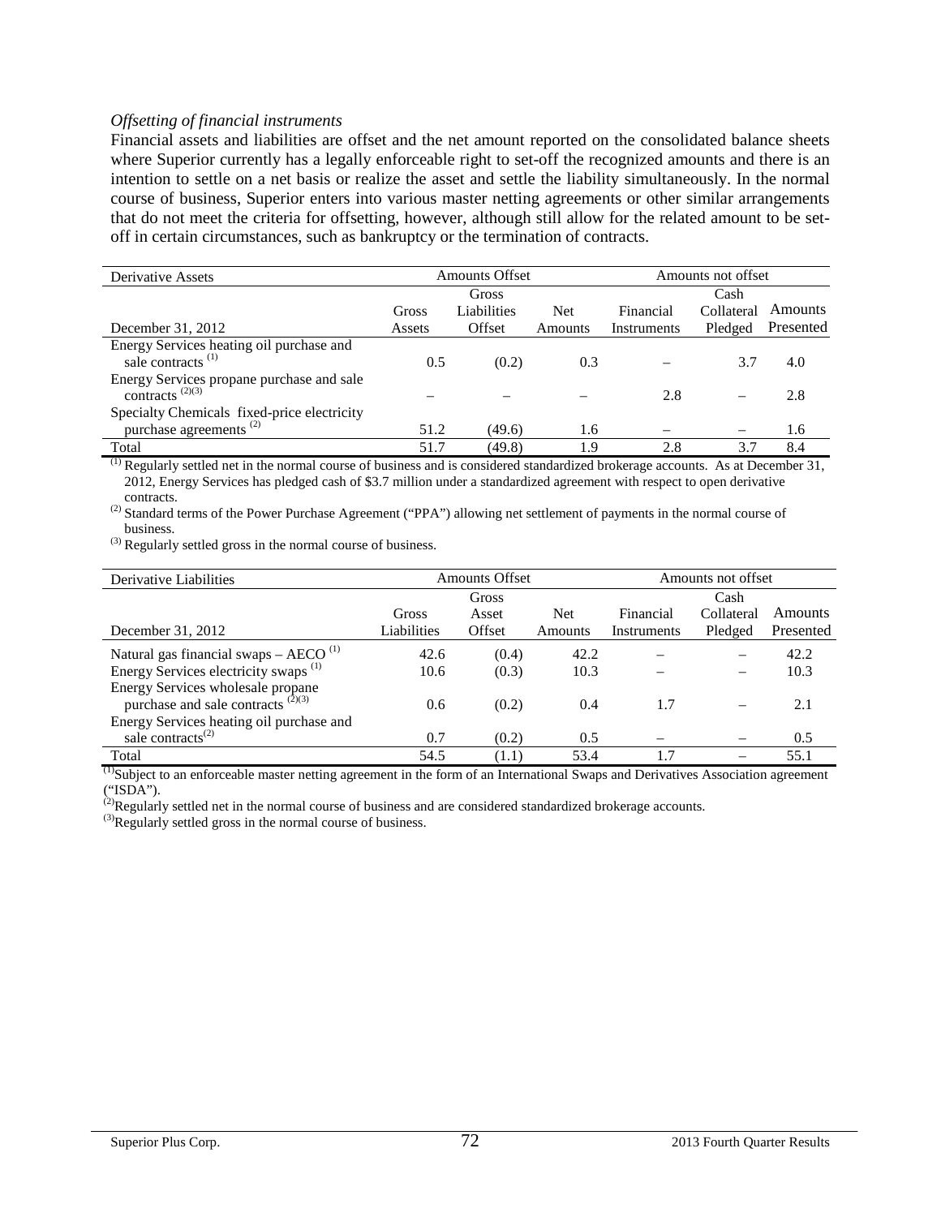*Offsetting of financial instruments*

Financial assets and liabilities are offset and the net amount reported on the consolidated balance sheets where Superior currently has a legally enforceable right to set-off the recognized amounts and there is an intention to settle on a net basis or realize the asset and settle the liability simultaneously. In the normal course of business, Superior enters into various master netting agreements or other similar arrangements that do not meet the criteria for offsetting, however, although still allow for the related amount to be set-off in certain circumstances, such as bankruptcy or the termination of contracts.

| Derivative Assets | Amounts Offset | | | Amounts not offset | | |
|---|---|---|---|---|---|---|
| December 31, 2012 | Gross Assets | Gross Liabilities Offset | Net Amounts | Financial Instruments | Cash Collateral Pledged | Amounts Presented |
| Energy Services heating oil purchase and sale contracts [1] | 0.5 | (0.2) | 0.3 | – | 3.7 | 4.0 |
| Energy Services propane purchase and sale contracts [2][3] | – | – | – | 2.8 | – | 2.8 |
| Specialty Chemicals fixed-price electricity purchase agreements [2] | 51.2 | (49.6) | 1.6 | – | – | 1.6 |
| Total | 51.7 | (49.8) | 1.9 | 2.8 | 3.7 | 8.4 |

[1] Regularly settled net in the normal course of business and is considered standardized brokerage accounts. As at December 31, 2012, Energy Services has pledged cash of $3.7 million under a standardized agreement with respect to open derivative contracts.

[2] Standard terms of the Power Purchase Agreement ("PPA") allowing net settlement of payments in the normal course of business.

[3] Regularly settled gross in the normal course of business.

| Derivative Liabilities | Amounts Offset | | | Amounts not offset | | |
|---|---|---|---|---|---|---|
| December 31, 2012 | Gross Liabilities | Gross Asset Offset | Net Amounts | Financial Instruments | Cash Collateral Pledged | Amounts Presented |
| Natural gas financial swaps – AECO [1] | 42.6 | (0.4) | 42.2 | – | – | 42.2 |
| Energy Services electricity swaps [1] | 10.6 | (0.3) | 10.3 | – | – | 10.3 |
| Energy Services wholesale propane purchase and sale contracts [2][3] | 0.6 | (0.2) | 0.4 | 1.7 | – | 2.1 |
| Energy Services heating oil purchase and sale contracts[2] | 0.7 | (0.2) | 0.5 | – | – | 0.5 |
| Total | 54.5 | (1.1) | 53.4 | 1.7 | – | 55.1 |

[1]Subject to an enforceable master netting agreement in the form of an International Swaps and Derivatives Association agreement ("ISDA").

[2]Regularly settled net in the normal course of business and are considered standardized brokerage accounts.

[3]Regularly settled gross in the normal course of business.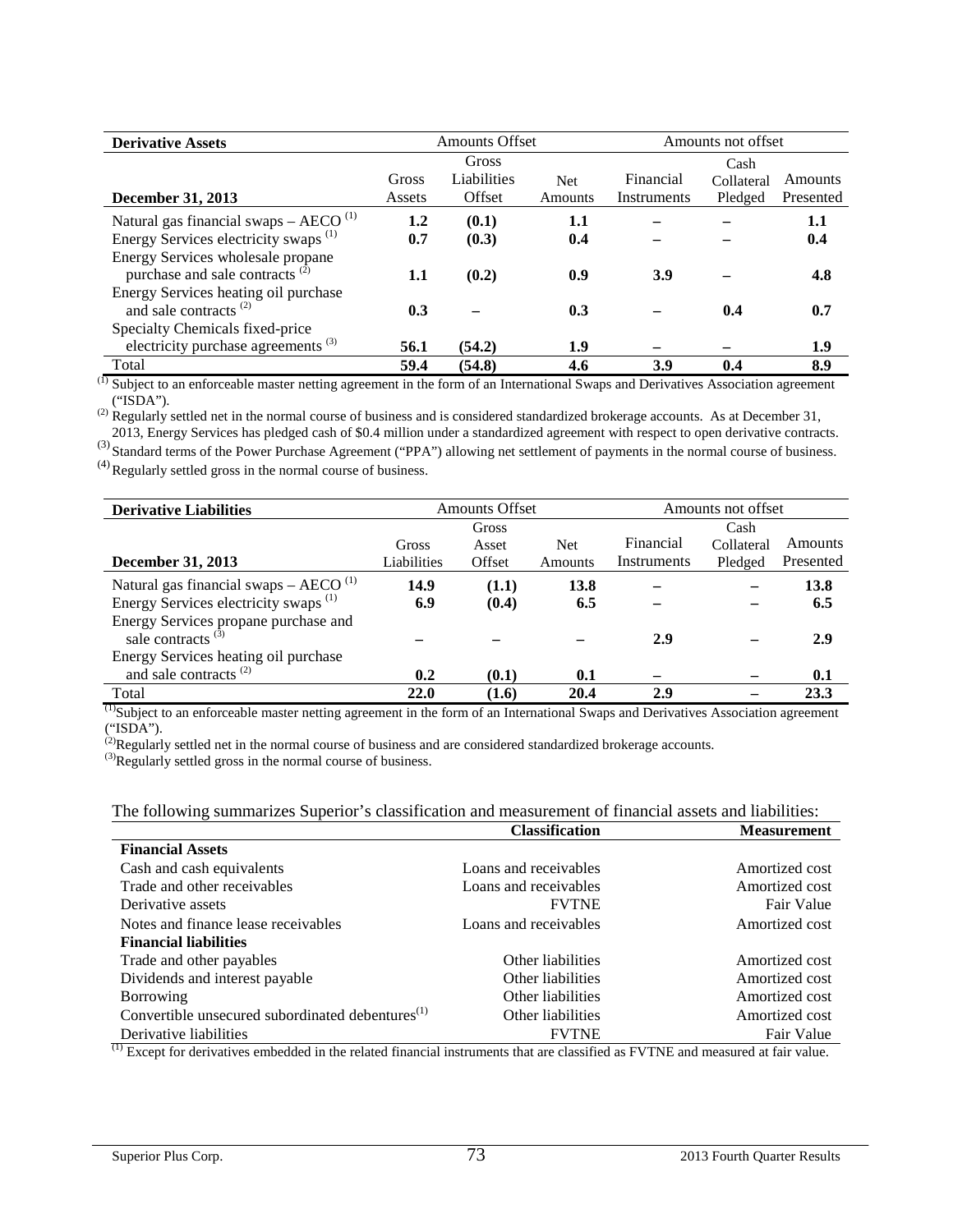| **Derivative Assets** | Amounts Offset | | | Amounts not offset | | |
|---|---|---|---|---|---|---|
| **December 31, 2013** | Gross Assets | Gross Liabilities Offset | Net Amounts | Financial Instruments | Cash Collateral Pledged | Amounts Presented |
| Natural gas financial swaps – AECO [(1)] | **1.2** | **(0.1)** | **1.1** | **–** | **–** | **1.1** |
| Energy Services electricity swaps [(1)] | **0.7** | **(0.3)** | **0.4** | **–** | **–** | **0.4** |
| Energy Services wholesale propane purchase and sale contracts [(2)] | **1.1** | **(0.2)** | **0.9** | **3.9** | **–** | **4.8** |
| Energy Services heating oil purchase and sale contracts [(2)] | **0.3** | **–** | **0.3** | **–** | **0.4** | **0.7** |
| Specialty Chemicals fixed-price electricity purchase agreements [(3)] | **56.1** | **(54.2)** | **1.9** | **–** | **–** | **1.9** |
| Total | **59.4** | **(54.8)** | **4.6** | **3.9** | **0.4** | **8.9** |

(1) Subject to an enforceable master netting agreement in the form of an International Swaps and Derivatives Association agreement ("ISDA").
(2) Regularly settled net in the normal course of business and is considered standardized brokerage accounts. As at December 31, 2013, Energy Services has pledged cash of $0.4 million under a standardized agreement with respect to open derivative contracts.
(3) Standard terms of the Power Purchase Agreement ("PPA") allowing net settlement of payments in the normal course of business.
(4) Regularly settled gross in the normal course of business.

| **Derivative Liabilities** | Amounts Offset | | | Amounts not offset | | |
|---|---|---|---|---|---|---|
| **December 31, 2013** | Gross Liabilities | Gross Asset Offset | Net Amounts | Financial Instruments | Cash Collateral Pledged | Amounts Presented |
| Natural gas financial swaps – AECO [(1)] | **14.9** | **(1.1)** | **13.8** | **–** | **–** | **13.8** |
| Energy Services electricity swaps [(1)] | **6.9** | **(0.4)** | **6.5** | **–** | **–** | **6.5** |
| Energy Services propane purchase and sale contracts [(3)] | **–** | **–** | **–** | **2.9** | **–** | **2.9** |
| Energy Services heating oil purchase and sale contracts [(2)] | **0.2** | **(0.1)** | **0.1** | **–** | **–** | **0.1** |
| Total | **22.0** | **(1.6)** | **20.4** | **2.9** | **–** | **23.3** |

(1) Subject to an enforceable master netting agreement in the form of an International Swaps and Derivatives Association agreement ("ISDA").
(2) Regularly settled net in the normal course of business and are considered standardized brokerage accounts.
(3) Regularly settled gross in the normal course of business.

The following summarizes Superior's classification and measurement of financial assets and liabilities:

| | **Classification** | **Measurement** |
|---|---|---|
| **Financial Assets** | | |
| Cash and cash equivalents | Loans and receivables | Amortized cost |
| Trade and other receivables | Loans and receivables | Amortized cost |
| Derivative assets | FVTNE | Fair Value |
| Notes and finance lease receivables | Loans and receivables | Amortized cost |
| **Financial liabilities** | | |
| Trade and other payables | Other liabilities | Amortized cost |
| Dividends and interest payable | Other liabilities | Amortized cost |
| Borrowing | Other liabilities | Amortized cost |
| Convertible unsecured subordinated debentures[(1)] | Other liabilities | Amortized cost |
| Derivative liabilities | FVTNE | Fair Value |

(1) Except for derivatives embedded in the related financial instruments that are classified as FVTNE and measured at fair value.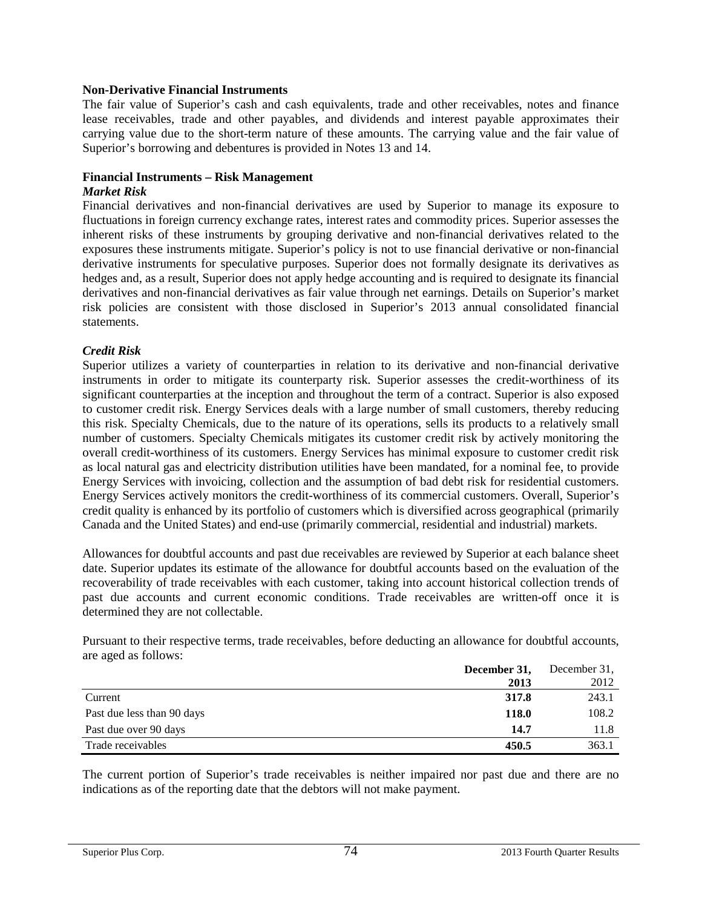**Non-Derivative Financial Instruments**

The fair value of Superior's cash and cash equivalents, trade and other receivables, notes and finance lease receivables, trade and other payables, and dividends and interest payable approximates their carrying value due to the short-term nature of these amounts. The carrying value and the fair value of Superior's borrowing and debentures is provided in Notes 13 and 14.

**Financial Instruments – Risk Management**

***Market Risk***

Financial derivatives and non-financial derivatives are used by Superior to manage its exposure to fluctuations in foreign currency exchange rates, interest rates and commodity prices. Superior assesses the inherent risks of these instruments by grouping derivative and non-financial derivatives related to the exposures these instruments mitigate. Superior's policy is not to use financial derivative or non-financial derivative instruments for speculative purposes. Superior does not formally designate its derivatives as hedges and, as a result, Superior does not apply hedge accounting and is required to designate its financial derivatives and non-financial derivatives as fair value through net earnings. Details on Superior's market risk policies are consistent with those disclosed in Superior's 2013 annual consolidated financial statements.

***Credit Risk***

Superior utilizes a variety of counterparties in relation to its derivative and non-financial derivative instruments in order to mitigate its counterparty risk. Superior assesses the credit-worthiness of its significant counterparties at the inception and throughout the term of a contract. Superior is also exposed to customer credit risk. Energy Services deals with a large number of small customers, thereby reducing this risk. Specialty Chemicals, due to the nature of its operations, sells its products to a relatively small number of customers. Specialty Chemicals mitigates its customer credit risk by actively monitoring the overall credit-worthiness of its customers. Energy Services has minimal exposure to customer credit risk as local natural gas and electricity distribution utilities have been mandated, for a nominal fee, to provide Energy Services with invoicing, collection and the assumption of bad debt risk for residential customers. Energy Services actively monitors the credit-worthiness of its commercial customers. Overall, Superior's credit quality is enhanced by its portfolio of customers which is diversified across geographical (primarily Canada and the United States) and end-use (primarily commercial, residential and industrial) markets.

Allowances for doubtful accounts and past due receivables are reviewed by Superior at each balance sheet date. Superior updates its estimate of the allowance for doubtful accounts based on the evaluation of the recoverability of trade receivables with each customer, taking into account historical collection trends of past due accounts and current economic conditions. Trade receivables are written-off once it is determined they are not collectable.

Pursuant to their respective terms, trade receivables, before deducting an allowance for doubtful accounts, are aged as follows:

| | **December 31, 2013** | December 31, 2012 |
|---|---|---|
| Current | **317.8** | 243.1 |
| Past due less than 90 days | **118.0** | 108.2 |
| Past due over 90 days | **14.7** | 11.8 |
| Trade receivables | **450.5** | 363.1 |

The current portion of Superior's trade receivables is neither impaired nor past due and there are no indications as of the reporting date that the debtors will not make payment.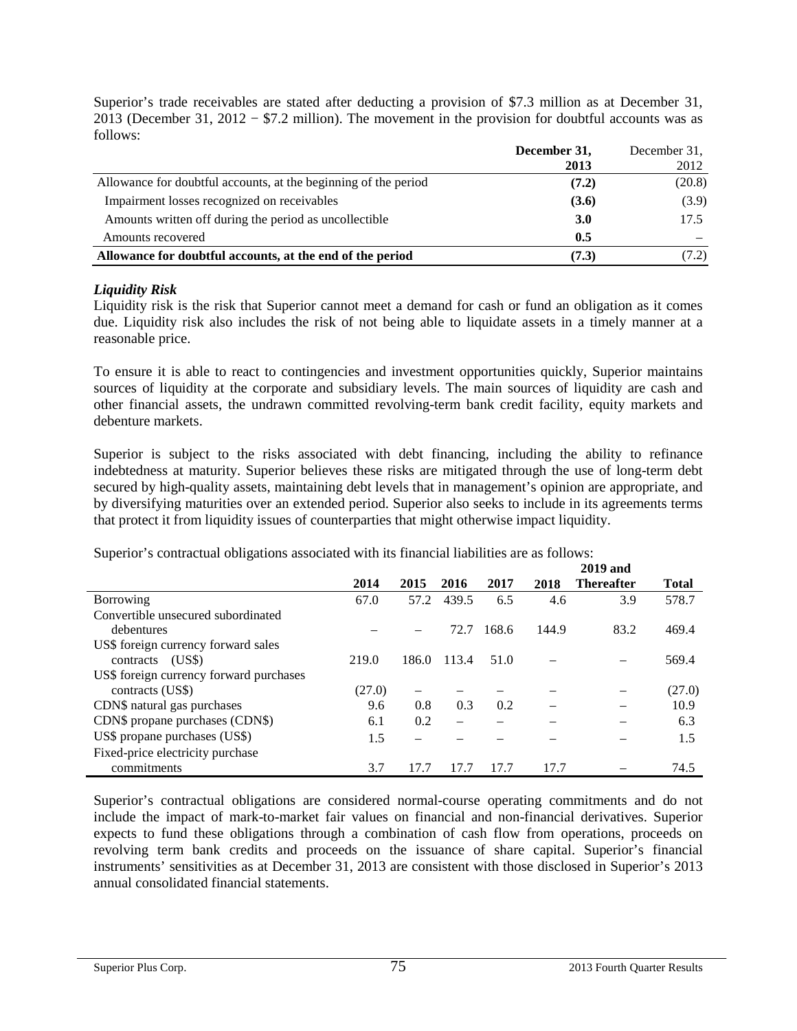Superior's trade receivables are stated after deducting a provision of $7.3 million as at December 31, 2013 (December 31, 2012 − $7.2 million). The movement in the provision for doubtful accounts was as follows:

| | December 31, 2013 | December 31, 2012 |
|---|---|---|
| Allowance for doubtful accounts, at the beginning of the period | **(7.2)** | (20.8) |
| Impairment losses recognized on receivables | **(3.6)** | (3.9) |
| Amounts written off during the period as uncollectible | **3.0** | 17.5 |
| Amounts recovered | **0.5** | – |
| **Allowance for doubtful accounts, at the end of the period** | **(7.3)** | (7.2) |

***Liquidity Risk***

Liquidity risk is the risk that Superior cannot meet a demand for cash or fund an obligation as it comes due. Liquidity risk also includes the risk of not being able to liquidate assets in a timely manner at a reasonable price.

To ensure it is able to react to contingencies and investment opportunities quickly, Superior maintains sources of liquidity at the corporate and subsidiary levels. The main sources of liquidity are cash and other financial assets, the undrawn committed revolving-term bank credit facility, equity markets and debenture markets.

Superior is subject to the risks associated with debt financing, including the ability to refinance indebtedness at maturity. Superior believes these risks are mitigated through the use of long-term debt secured by high-quality assets, maintaining debt levels that in management's opinion are appropriate, and by diversifying maturities over an extended period. Superior also seeks to include in its agreements terms that protect it from liquidity issues of counterparties that might otherwise impact liquidity.

Superior's contractual obligations associated with its financial liabilities are as follows:

| | 2014 | 2015 | 2016 | 2017 | 2018 | 2019 and Thereafter | Total |
|---|---|---|---|---|---|---|---|
| Borrowing | 67.0 | 57.2 | 439.5 | 6.5 | 4.6 | 3.9 | 578.7 |
| Convertible unsecured subordinated debentures | – | – | 72.7 | 168.6 | 144.9 | 83.2 | 469.4 |
| US$ foreign currency forward sales contracts (US$) | 219.0 | 186.0 | 113.4 | 51.0 | – | – | 569.4 |
| US$ foreign currency forward purchases contracts (US$) | (27.0) | – | – | – | – | – | (27.0) |
| CDN$ natural gas purchases | 9.6 | 0.8 | 0.3 | 0.2 | – | – | 10.9 |
| CDN$ propane purchases (CDN$) | 6.1 | 0.2 | – | – | – | – | 6.3 |
| US$ propane purchases (US$) | 1.5 | – | – | – | – | – | 1.5 |
| Fixed-price electricity purchase commitments | 3.7 | 17.7 | 17.7 | 17.7 | 17.7 | – | 74.5 |

Superior's contractual obligations are considered normal-course operating commitments and do not include the impact of mark-to-market fair values on financial and non-financial derivatives. Superior expects to fund these obligations through a combination of cash flow from operations, proceeds on revolving term bank credits and proceeds on the issuance of share capital. Superior's financial instruments' sensitivities as at December 31, 2013 are consistent with those disclosed in Superior's 2013 annual consolidated financial statements.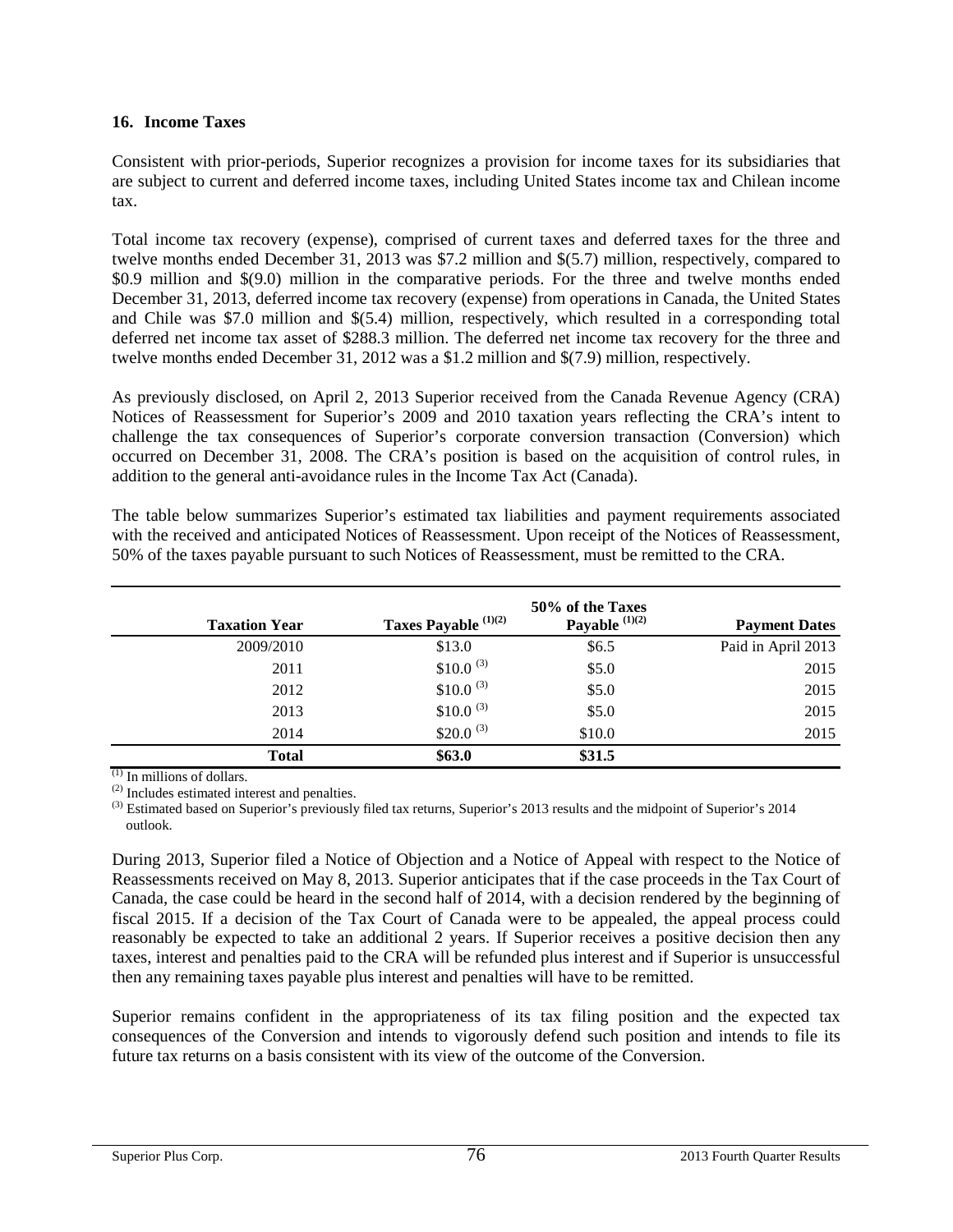## 16. Income Taxes

Consistent with prior-periods, Superior recognizes a provision for income taxes for its subsidiaries that are subject to current and deferred income taxes, including United States income tax and Chilean income tax.

Total income tax recovery (expense), comprised of current taxes and deferred taxes for the three and twelve months ended December 31, 2013 was $7.2 million and $(5.7) million, respectively, compared to $0.9 million and $(9.0) million in the comparative periods. For the three and twelve months ended December 31, 2013, deferred income tax recovery (expense) from operations in Canada, the United States and Chile was $7.0 million and $(5.4) million, respectively, which resulted in a corresponding total deferred net income tax asset of $288.3 million. The deferred net income tax recovery for the three and twelve months ended December 31, 2012 was a $1.2 million and $(7.9) million, respectively.

As previously disclosed, on April 2, 2013 Superior received from the Canada Revenue Agency (CRA) Notices of Reassessment for Superior's 2009 and 2010 taxation years reflecting the CRA's intent to challenge the tax consequences of Superior's corporate conversion transaction (Conversion) which occurred on December 31, 2008. The CRA's position is based on the acquisition of control rules, in addition to the general anti-avoidance rules in the Income Tax Act (Canada).

The table below summarizes Superior's estimated tax liabilities and payment requirements associated with the received and anticipated Notices of Reassessment. Upon receipt of the Notices of Reassessment, 50% of the taxes payable pursuant to such Notices of Reassessment, must be remitted to the CRA.

| Taxation Year | Taxes Payable (1)(2) | 50% of the Taxes Payable (1)(2) | Payment Dates |
|---|---|---|---|
| 2009/2010 | $13.0 | $6.5 | Paid in April 2013 |
| 2011 | $10.0 (3) | $5.0 | 2015 |
| 2012 | $10.0 (3) | $5.0 | 2015 |
| 2013 | $10.0 (3) | $5.0 | 2015 |
| 2014 | $20.0 (3) | $10.0 | 2015 |
| **Total** | **$63.0** | **$31.5** | |

(1) In millions of dollars.
(2) Includes estimated interest and penalties.
(3) Estimated based on Superior's previously filed tax returns, Superior's 2013 results and the midpoint of Superior's 2014 outlook.

During 2013, Superior filed a Notice of Objection and a Notice of Appeal with respect to the Notice of Reassessments received on May 8, 2013. Superior anticipates that if the case proceeds in the Tax Court of Canada, the case could be heard in the second half of 2014, with a decision rendered by the beginning of fiscal 2015. If a decision of the Tax Court of Canada were to be appealed, the appeal process could reasonably be expected to take an additional 2 years. If Superior receives a positive decision then any taxes, interest and penalties paid to the CRA will be refunded plus interest and if Superior is unsuccessful then any remaining taxes payable plus interest and penalties will have to be remitted.

Superior remains confident in the appropriateness of its tax filing position and the expected tax consequences of the Conversion and intends to vigorously defend such position and intends to file its future tax returns on a basis consistent with its view of the outcome of the Conversion.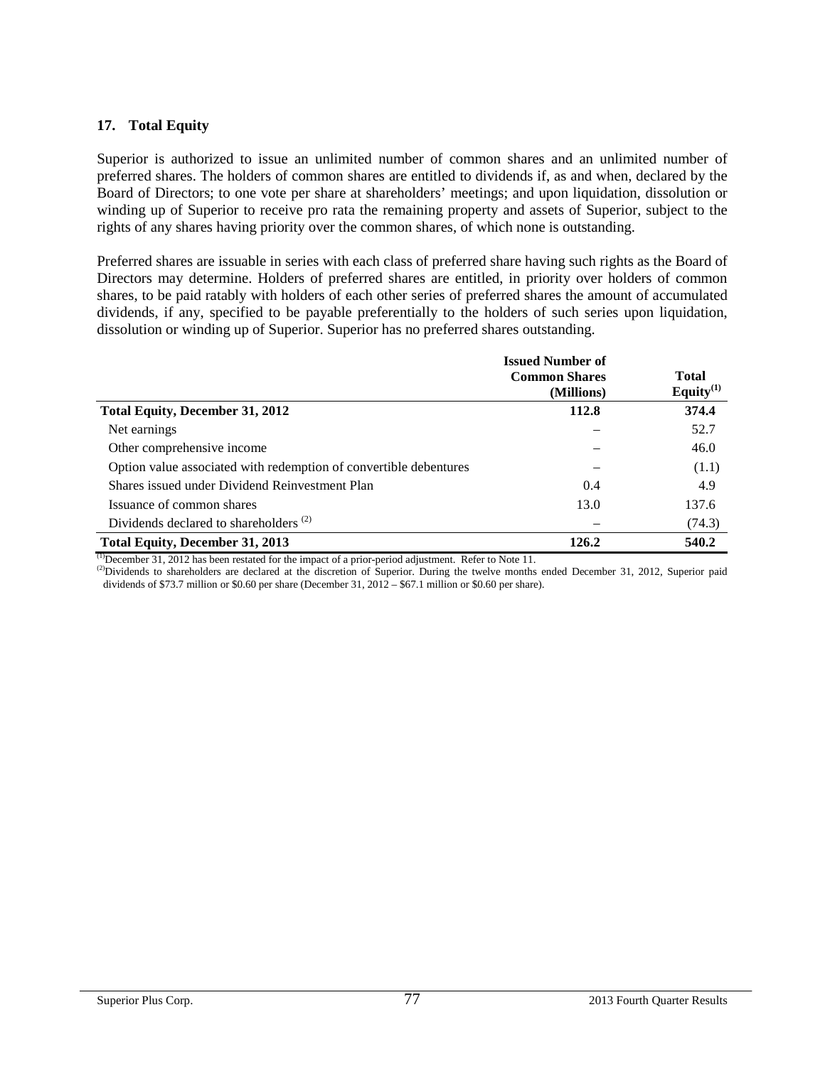## 17. Total Equity

Superior is authorized to issue an unlimited number of common shares and an unlimited number of preferred shares. The holders of common shares are entitled to dividends if, as and when, declared by the Board of Directors; to one vote per share at shareholders' meetings; and upon liquidation, dissolution or winding up of Superior to receive pro rata the remaining property and assets of Superior, subject to the rights of any shares having priority over the common shares, of which none is outstanding.

Preferred shares are issuable in series with each class of preferred share having such rights as the Board of Directors may determine. Holders of preferred shares are entitled, in priority over holders of common shares, to be paid ratably with holders of each other series of preferred shares the amount of accumulated dividends, if any, specified to be payable preferentially to the holders of such series upon liquidation, dissolution or winding up of Superior. Superior has no preferred shares outstanding.

| | Issued Number of Common Shares (Millions) | Total Equity[(1)] |
|---|---|---|
| **Total Equity, December 31, 2012** | **112.8** | **374.4** |
| Net earnings | – | 52.7 |
| Other comprehensive income | – | 46.0 |
| Option value associated with redemption of convertible debentures | – | (1.1) |
| Shares issued under Dividend Reinvestment Plan | 0.4 | 4.9 |
| Issuance of common shares | 13.0 | 137.6 |
| Dividends declared to shareholders [(2)] | – | (74.3) |
| **Total Equity, December 31, 2013** | **126.2** | **540.2** |

[(1)] December 31, 2012 has been restated for the impact of a prior-period adjustment. Refer to Note 11.

[(2)] Dividends to shareholders are declared at the discretion of Superior. During the twelve months ended December 31, 2012, Superior paid dividends of $73.7 million or $0.60 per share (December 31, 2012 – $67.1 million or $0.60 per share).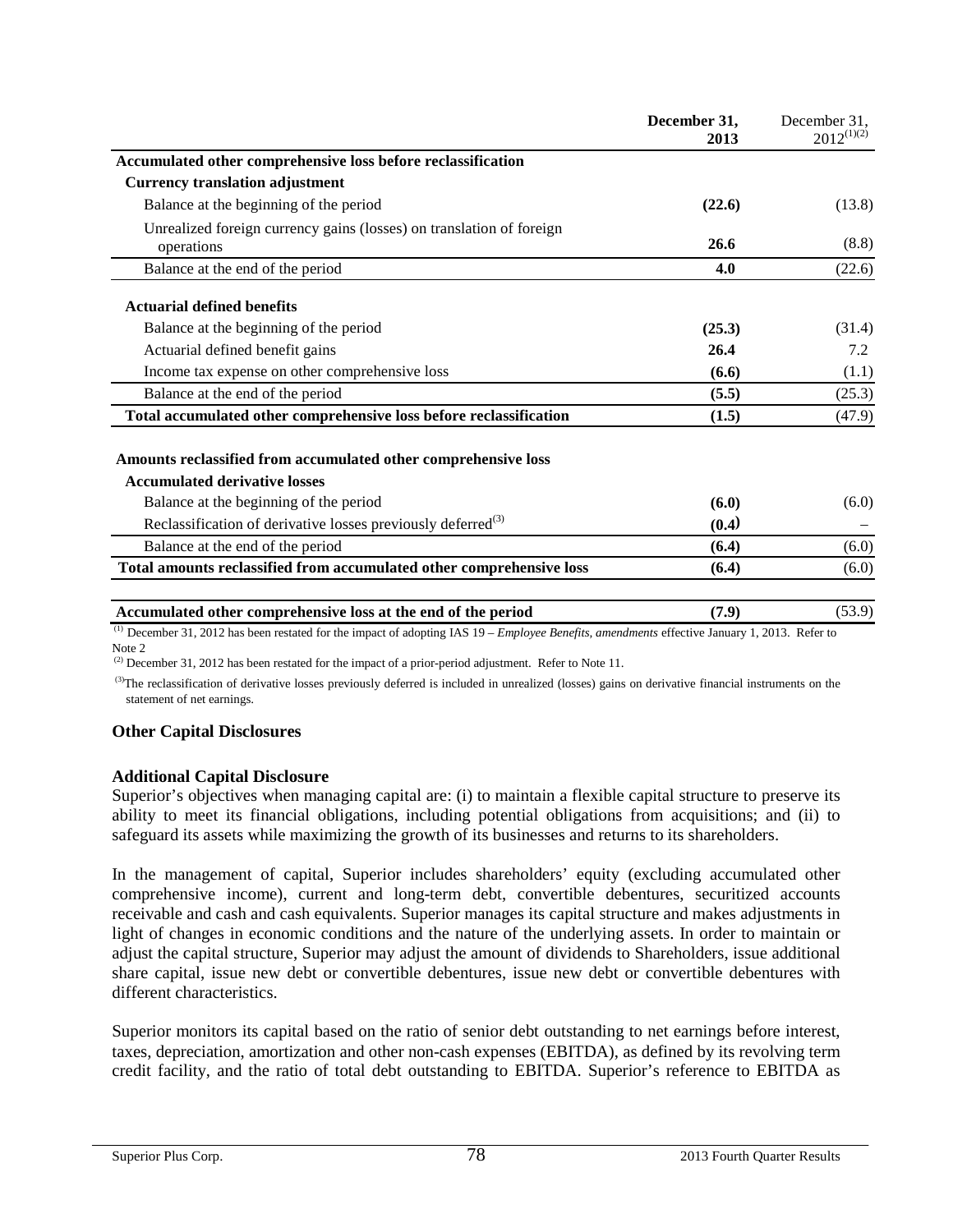| | December 31, 2013 | December 31, 2012[(1)(2)] |
|---|---|---|
| **Accumulated other comprehensive loss before reclassification** | | |
| **Currency translation adjustment** | | |
| Balance at the beginning of the period | **(22.6)** | (13.8) |
| Unrealized foreign currency gains (losses) on translation of foreign operations | **26.6** | (8.8) |
| Balance at the end of the period | **4.0** | (22.6) |
| **Actuarial defined benefits** | | |
| Balance at the beginning of the period | **(25.3)** | (31.4) |
| Actuarial defined benefit gains | **26.4** | 7.2 |
| Income tax expense on other comprehensive loss | **(6.6)** | (1.1) |
| Balance at the end of the period | **(5.5)** | (25.3) |
| **Total accumulated other comprehensive loss before reclassification** | **(1.5)** | (47.9) |
| **Amounts reclassified from accumulated other comprehensive loss** | | |
| **Accumulated derivative losses** | | |
| Balance at the beginning of the period | **(6.0)** | (6.0) |
| Reclassification of derivative losses previously deferred[(3)] | **(0.4)** | – |
| Balance at the end of the period | **(6.4)** | (6.0) |
| **Total amounts reclassified from accumulated other comprehensive loss** | **(6.4)** | (6.0) |
| **Accumulated other comprehensive loss at the end of the period** | **(7.9)** | (53.9) |

(1) December 31, 2012 has been restated for the impact of adopting IAS 19 – *Employee Benefits, amendments* effective January 1, 2013. Refer to Note 2

(2) December 31, 2012 has been restated for the impact of a prior-period adjustment. Refer to Note 11.

(3) The reclassification of derivative losses previously deferred is included in unrealized (losses) gains on derivative financial instruments on the statement of net earnings.

**Other Capital Disclosures**

**Additional Capital Disclosure**

Superior's objectives when managing capital are: (i) to maintain a flexible capital structure to preserve its ability to meet its financial obligations, including potential obligations from acquisitions; and (ii) to safeguard its assets while maximizing the growth of its businesses and returns to its shareholders.

In the management of capital, Superior includes shareholders' equity (excluding accumulated other comprehensive income), current and long-term debt, convertible debentures, securitized accounts receivable and cash and cash equivalents. Superior manages its capital structure and makes adjustments in light of changes in economic conditions and the nature of the underlying assets. In order to maintain or adjust the capital structure, Superior may adjust the amount of dividends to Shareholders, issue additional share capital, issue new debt or convertible debentures, issue new debt or convertible debentures with different characteristics.

Superior monitors its capital based on the ratio of senior debt outstanding to net earnings before interest, taxes, depreciation, amortization and other non-cash expenses (EBITDA), as defined by its revolving term credit facility, and the ratio of total debt outstanding to EBITDA. Superior's reference to EBITDA as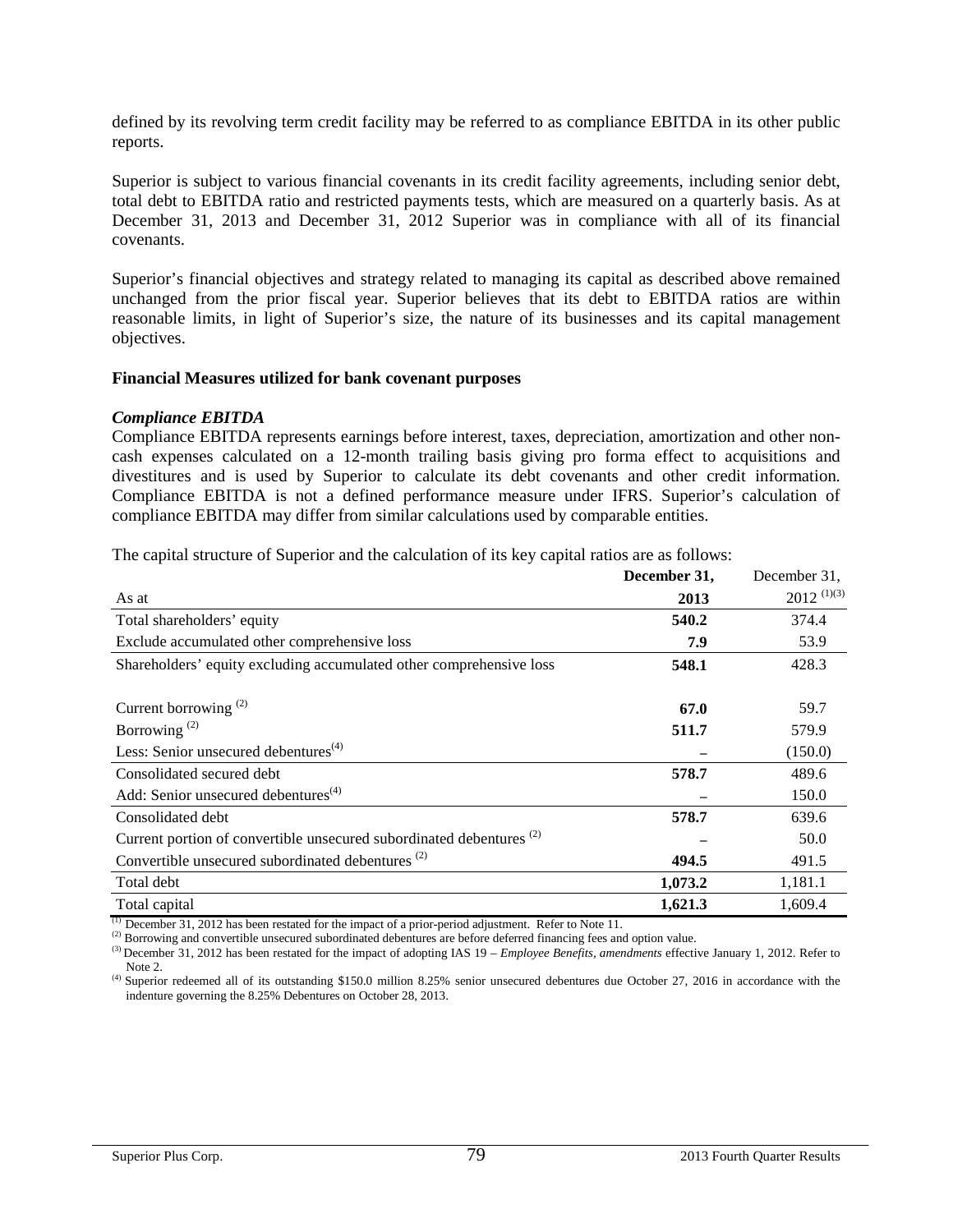defined by its revolving term credit facility may be referred to as compliance EBITDA in its other public reports.

Superior is subject to various financial covenants in its credit facility agreements, including senior debt, total debt to EBITDA ratio and restricted payments tests, which are measured on a quarterly basis. As at December 31, 2013 and December 31, 2012 Superior was in compliance with all of its financial covenants.

Superior's financial objectives and strategy related to managing its capital as described above remained unchanged from the prior fiscal year. Superior believes that its debt to EBITDA ratios are within reasonable limits, in light of Superior's size, the nature of its businesses and its capital management objectives.

**Financial Measures utilized for bank covenant purposes**

***Compliance EBITDA***

Compliance EBITDA represents earnings before interest, taxes, depreciation, amortization and other non-cash expenses calculated on a 12-month trailing basis giving pro forma effect to acquisitions and divestitures and is used by Superior to calculate its debt covenants and other credit information. Compliance EBITDA is not a defined performance measure under IFRS. Superior's calculation of compliance EBITDA may differ from similar calculations used by comparable entities.

The capital structure of Superior and the calculation of its key capital ratios are as follows:

| As at | **December 31, 2013** | December 31, 2012 [(1)(3)] |
|---|---|---|
| Total shareholders' equity | **540.2** | 374.4 |
| Exclude accumulated other comprehensive loss | **7.9** | 53.9 |
| Shareholders' equity excluding accumulated other comprehensive loss | **548.1** | 428.3 |
| | | |
| Current borrowing [(2)] | **67.0** | 59.7 |
| Borrowing [(2)] | **511.7** | 579.9 |
| Less: Senior unsecured debentures[(4)] | **–** | (150.0) |
| Consolidated secured debt | **578.7** | 489.6 |
| Add: Senior unsecured debentures[(4)] | **–** | 150.0 |
| Consolidated debt | **578.7** | 639.6 |
| Current portion of convertible unsecured subordinated debentures [(2)] | **–** | 50.0 |
| Convertible unsecured subordinated debentures [(2)] | **494.5** | 491.5 |
| Total debt | **1,073.2** | 1,181.1 |
| Total capital | **1,621.3** | 1,609.4 |

(1) December 31, 2012 has been restated for the impact of a prior-period adjustment. Refer to Note 11.

(2) Borrowing and convertible unsecured subordinated debentures are before deferred financing fees and option value.

(3) December 31, 2012 has been restated for the impact of adopting IAS 19 – *Employee Benefits, amendments* effective January 1, 2012. Refer to Note 2.

(4) Superior redeemed all of its outstanding $150.0 million 8.25% senior unsecured debentures due October 27, 2016 in accordance with the indenture governing the 8.25% Debentures on October 28, 2013.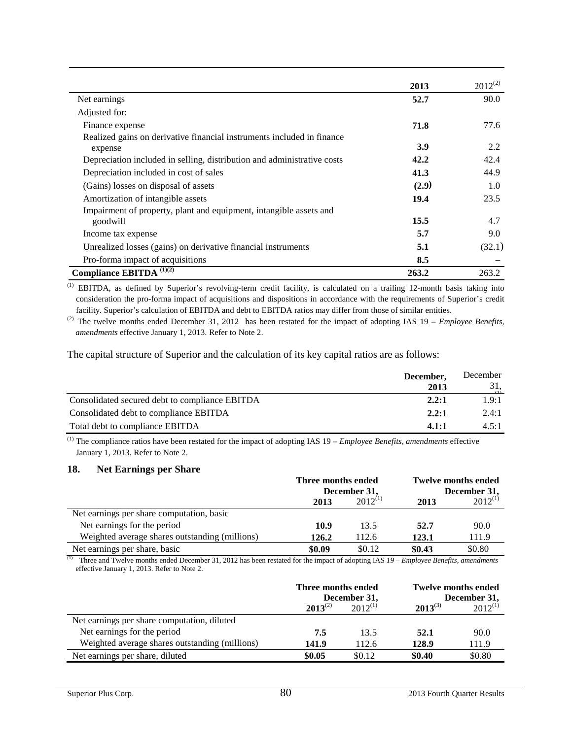| | 2013 | 2012[(2)] |
|---|---|---|
| Net earnings | **52.7** | 90.0 |
| Adjusted for: | | |
| Finance expense | **71.8** | 77.6 |
| Realized gains on derivative financial instruments included in finance expense | **3.9** | 2.2 |
| Depreciation included in selling, distribution and administrative costs | **42.2** | 42.4 |
| Depreciation included in cost of sales | **41.3** | 44.9 |
| (Gains) losses on disposal of assets | **(2.9)** | 1.0 |
| Amortization of intangible assets | **19.4** | 23.5 |
| Impairment of property, plant and equipment, intangible assets and goodwill | **15.5** | 4.7 |
| Income tax expense | **5.7** | 9.0 |
| Unrealized losses (gains) on derivative financial instruments | **5.1** | (32.1) |
| Pro-forma impact of acquisitions | **8.5** | – |
| **Compliance EBITDA [(1)(2)]** | **263.2** | 263.2 |

(1) EBITDA, as defined by Superior's revolving-term credit facility, is calculated on a trailing 12-month basis taking into consideration the pro-forma impact of acquisitions and dispositions in accordance with the requirements of Superior's credit facility. Superior's calculation of EBITDA and debt to EBITDA ratios may differ from those of similar entities.

(2) The twelve months ended December 31, 2012 has been restated for the impact of adopting IAS 19 – *Employee Benefits, amendments* effective January 1, 2013. Refer to Note 2.

The capital structure of Superior and the calculation of its key capital ratios are as follows:

| | December, 2013 | December 31, [(1)] |
|---|---|---|
| Consolidated secured debt to compliance EBITDA | **2.2:1** | 1.9:1 |
| Consolidated debt to compliance EBITDA | **2.2:1** | 2.4:1 |
| Total debt to compliance EBITDA | **4.1:1** | 4.5:1 |

(1) The compliance ratios have been restated for the impact of adopting IAS 19 – *Employee Benefits, amendments* effective January 1, 2013. Refer to Note 2.

## 18. Net Earnings per Share

| | Three months ended December 31, | | Twelve months ended December 31, | |
|---|---|---|---|---|
| | 2013 | 2012[(1)] | 2013 | 2012[(1)] |
| Net earnings per share computation, basic | | | | |
| Net earnings for the period | **10.9** | 13.5 | **52.7** | 90.0 |
| Weighted average shares outstanding (millions) | **126.2** | 112.6 | **123.1** | 111.9 |
| Net earnings per share, basic | **\$0.09** | \$0.12 | **\$0.43** | \$0.80 |

(1) Three and Twelve months ended December 31, 2012 has been restated for the impact of adopting IAS *19 – Employee Benefits, amendments* effective January 1, 2013. Refer to Note 2.

| | Three months ended December 31, | | Twelve months ended December 31, | |
|---|---|---|---|---|
| | 2013[(2)] | 2012[(1)] | 2013[(3)] | 2012[(1)] |
| Net earnings per share computation, diluted | | | | |
| Net earnings for the period | **7.5** | 13.5 | **52.1** | 90.0 |
| Weighted average shares outstanding (millions) | **141.9** | 112.6 | **128.9** | 111.9 |
| Net earnings per share, diluted | **\$0.05** | \$0.12 | **\$0.40** | \$0.80 |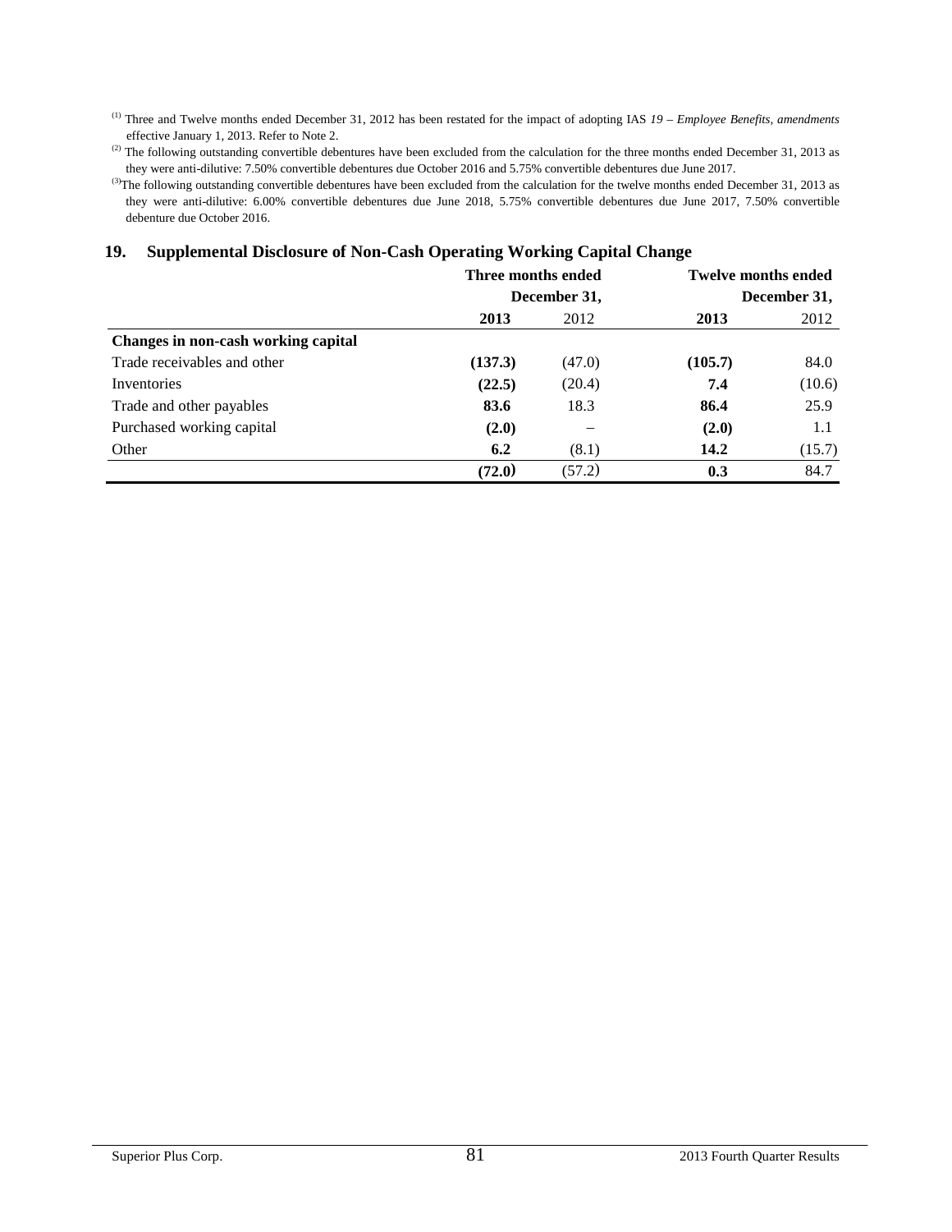[(1)] Three and Twelve months ended December 31, 2012 has been restated for the impact of adopting IAS *19 – Employee Benefits, amendments* effective January 1, 2013. Refer to Note 2.

[(2)] The following outstanding convertible debentures have been excluded from the calculation for the three months ended December 31, 2013 as they were anti-dilutive: 7.50% convertible debentures due October 2016 and 5.75% convertible debentures due June 2017.

[(3)] The following outstanding convertible debentures have been excluded from the calculation for the twelve months ended December 31, 2013 as they were anti-dilutive: 6.00% convertible debentures due June 2018, 5.75% convertible debentures due June 2017, 7.50% convertible debenture due October 2016.

## 19. Supplemental Disclosure of Non-Cash Operating Working Capital Change

| | Three months ended December 31, | | Twelve months ended December 31, | |
|---|---|---|---|---|
| | **2013** | 2012 | **2013** | 2012 |
| **Changes in non-cash working capital** | | | | |
| Trade receivables and other | **(137.3)** | (47.0) | **(105.7)** | 84.0 |
| Inventories | **(22.5)** | (20.4) | **7.4** | (10.6) |
| Trade and other payables | **83.6** | 18.3 | **86.4** | 25.9 |
| Purchased working capital | **(2.0)** | – | **(2.0)** | 1.1 |
| Other | **6.2** | (8.1) | **14.2** | (15.7) |
| | **(72.0)** | (57.2) | **0.3** | 84.7 |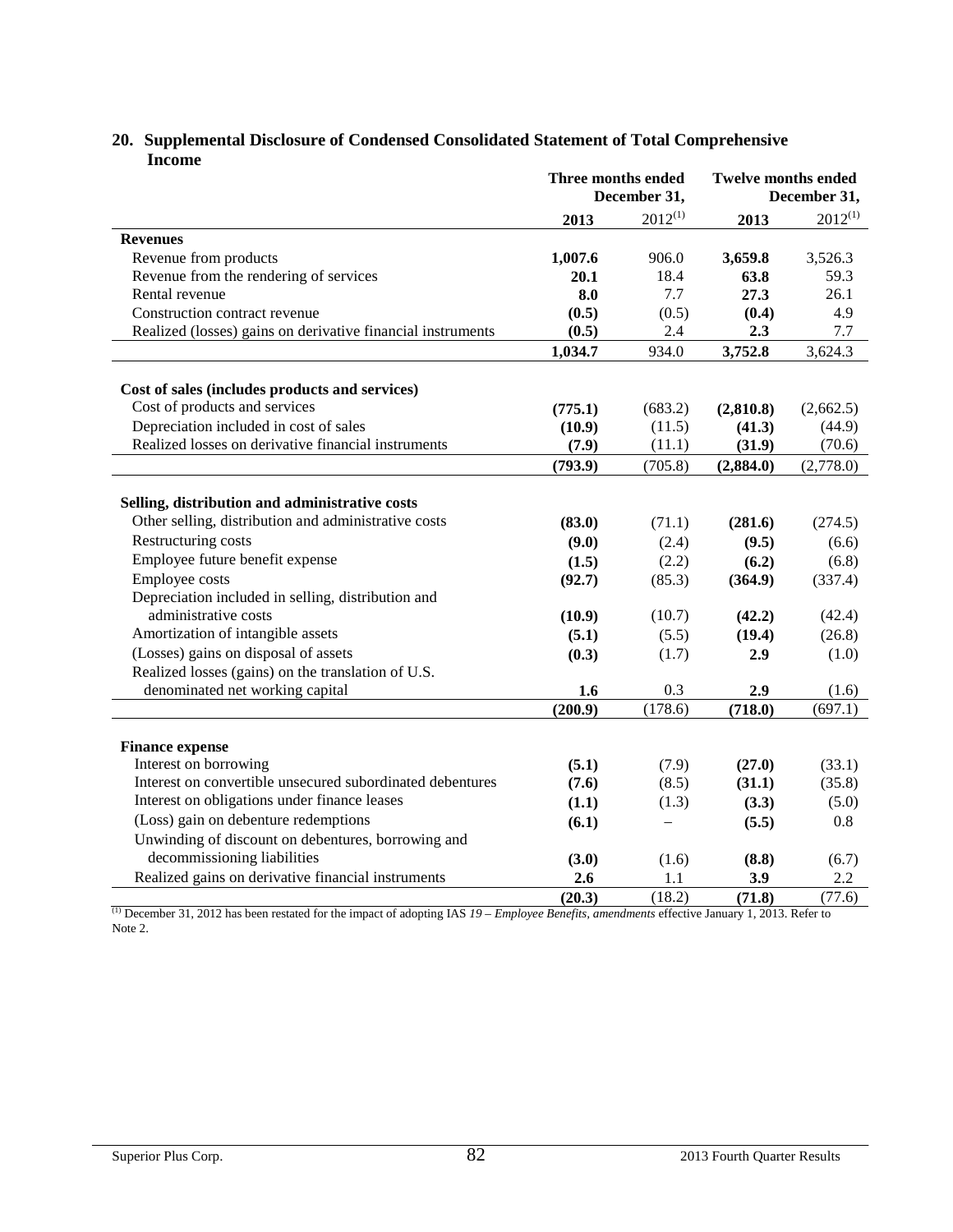## 20. Supplemental Disclosure of Condensed Consolidated Statement of Total Comprehensive Income

| | Three months ended December 31, | | Twelve months ended December 31, | |
|---|---|---|---|---|
| | **2013** | 2012[(1)] | **2013** | 2012[(1)] |
| **Revenues** | | | | |
| Revenue from products | **1,007.6** | 906.0 | **3,659.8** | 3,526.3 |
| Revenue from the rendering of services | **20.1** | 18.4 | **63.8** | 59.3 |
| Rental revenue | **8.0** | 7.7 | **27.3** | 26.1 |
| Construction contract revenue | **(0.5)** | (0.5) | **(0.4)** | 4.9 |
| Realized (losses) gains on derivative financial instruments | **(0.5)** | 2.4 | **2.3** | 7.7 |
| | **1,034.7** | 934.0 | **3,752.8** | 3,624.3 |
| **Cost of sales (includes products and services)** | | | | |
| Cost of products and services | **(775.1)** | (683.2) | **(2,810.8)** | (2,662.5) |
| Depreciation included in cost of sales | **(10.9)** | (11.5) | **(41.3)** | (44.9) |
| Realized losses on derivative financial instruments | **(7.9)** | (11.1) | **(31.9)** | (70.6) |
| | **(793.9)** | (705.8) | **(2,884.0)** | (2,778.0) |
| **Selling, distribution and administrative costs** | | | | |
| Other selling, distribution and administrative costs | **(83.0)** | (71.1) | **(281.6)** | (274.5) |
| Restructuring costs | **(9.0)** | (2.4) | **(9.5)** | (6.6) |
| Employee future benefit expense | **(1.5)** | (2.2) | **(6.2)** | (6.8) |
| Employee costs | **(92.7)** | (85.3) | **(364.9)** | (337.4) |
| Depreciation included in selling, distribution and administrative costs | **(10.9)** | (10.7) | **(42.2)** | (42.4) |
| Amortization of intangible assets | **(5.1)** | (5.5) | **(19.4)** | (26.8) |
| (Losses) gains on disposal of assets | **(0.3)** | (1.7) | **2.9** | (1.0) |
| Realized losses (gains) on the translation of U.S. denominated net working capital | **1.6** | 0.3 | **2.9** | (1.6) |
| | **(200.9)** | (178.6) | **(718.0)** | (697.1) |
| **Finance expense** | | | | |
| Interest on borrowing | **(5.1)** | (7.9) | **(27.0)** | (33.1) |
| Interest on convertible unsecured subordinated debentures | **(7.6)** | (8.5) | **(31.1)** | (35.8) |
| Interest on obligations under finance leases | **(1.1)** | (1.3) | **(3.3)** | (5.0) |
| (Loss) gain on debenture redemptions | **(6.1)** | – | **(5.5)** | 0.8 |
| Unwinding of discount on debentures, borrowing and decommissioning liabilities | **(3.0)** | (1.6) | **(8.8)** | (6.7) |
| Realized gains on derivative financial instruments | **2.6** | 1.1 | **3.9** | 2.2 |
| | **(20.3)** | (18.2) | **(71.8)** | (77.6) |

(1) December 31, 2012 has been restated for the impact of adopting IAS *19 – Employee Benefits, amendments* effective January 1, 2013. Refer to Note 2.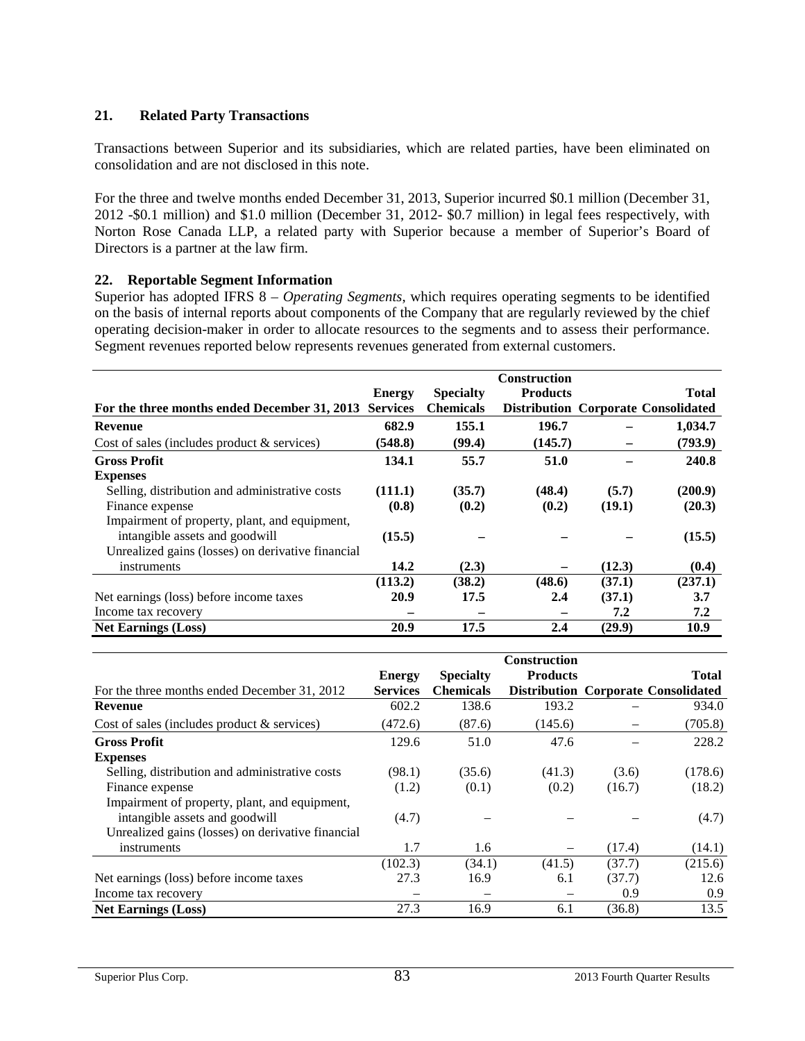## 21. Related Party Transactions

Transactions between Superior and its subsidiaries, which are related parties, have been eliminated on consolidation and are not disclosed in this note.

For the three and twelve months ended December 31, 2013, Superior incurred $0.1 million (December 31, 2012 -$0.1 million) and $1.0 million (December 31, 2012- $0.7 million) in legal fees respectively, with Norton Rose Canada LLP, a related party with Superior because a member of Superior's Board of Directors is a partner at the law firm.

## 22. Reportable Segment Information

Superior has adopted IFRS 8 – *Operating Segments*, which requires operating segments to be identified on the basis of internal reports about components of the Company that are regularly reviewed by the chief operating decision-maker in order to allocate resources to the segments and to assess their performance. Segment revenues reported below represents revenues generated from external customers.

| **For the three months ended December 31, 2013** | **Energy Services** | **Specialty Chemicals** | **Construction Products Distribution** | **Corporate** | **Total Consolidated** |
|---|---|---|---|---|---|
| **Revenue** | **682.9** | **155.1** | **196.7** | **–** | **1,034.7** |
| Cost of sales (includes product & services) | **(548.8)** | **(99.4)** | **(145.7)** | **–** | **(793.9)** |
| **Gross Profit** | **134.1** | **55.7** | **51.0** | **–** | **240.8** |
| **Expenses** | | | | | |
| Selling, distribution and administrative costs | **(111.1)** | **(35.7)** | **(48.4)** | **(5.7)** | **(200.9)** |
| Finance expense | **(0.8)** | **(0.2)** | **(0.2)** | **(19.1)** | **(20.3)** |
| Impairment of property, plant, and equipment, intangible assets and goodwill | **(15.5)** | **–** | **–** | **–** | **(15.5)** |
| Unrealized gains (losses) on derivative financial instruments | **14.2** | **(2.3)** | **–** | **(12.3)** | **(0.4)** |
| | **(113.2)** | **(38.2)** | **(48.6)** | **(37.1)** | **(237.1)** |
| Net earnings (loss) before income taxes | **20.9** | **17.5** | **2.4** | **(37.1)** | **3.7** |
| Income tax recovery | **–** | **–** | **–** | **7.2** | **7.2** |
| **Net Earnings (Loss)** | **20.9** | **17.5** | **2.4** | **(29.9)** | **10.9** |

| For the three months ended December 31, 2012 | **Energy Services** | **Specialty Chemicals** | **Construction Products Distribution** | **Corporate** | **Total Consolidated** |
|---|---|---|---|---|---|
| **Revenue** | 602.2 | 138.6 | 193.2 | – | 934.0 |
| Cost of sales (includes product & services) | (472.6) | (87.6) | (145.6) | – | (705.8) |
| **Gross Profit** | 129.6 | 51.0 | 47.6 | – | 228.2 |
| **Expenses** | | | | | |
| Selling, distribution and administrative costs | (98.1) | (35.6) | (41.3) | (3.6) | (178.6) |
| Finance expense | (1.2) | (0.1) | (0.2) | (16.7) | (18.2) |
| Impairment of property, plant, and equipment, intangible assets and goodwill | (4.7) | – | – | – | (4.7) |
| Unrealized gains (losses) on derivative financial instruments | 1.7 | 1.6 | – | (17.4) | (14.1) |
| | (102.3) | (34.1) | (41.5) | (37.7) | (215.6) |
| Net earnings (loss) before income taxes | 27.3 | 16.9 | 6.1 | (37.7) | 12.6 |
| Income tax recovery | – | – | – | 0.9 | 0.9 |
| **Net Earnings (Loss)** | 27.3 | 16.9 | 6.1 | (36.8) | 13.5 |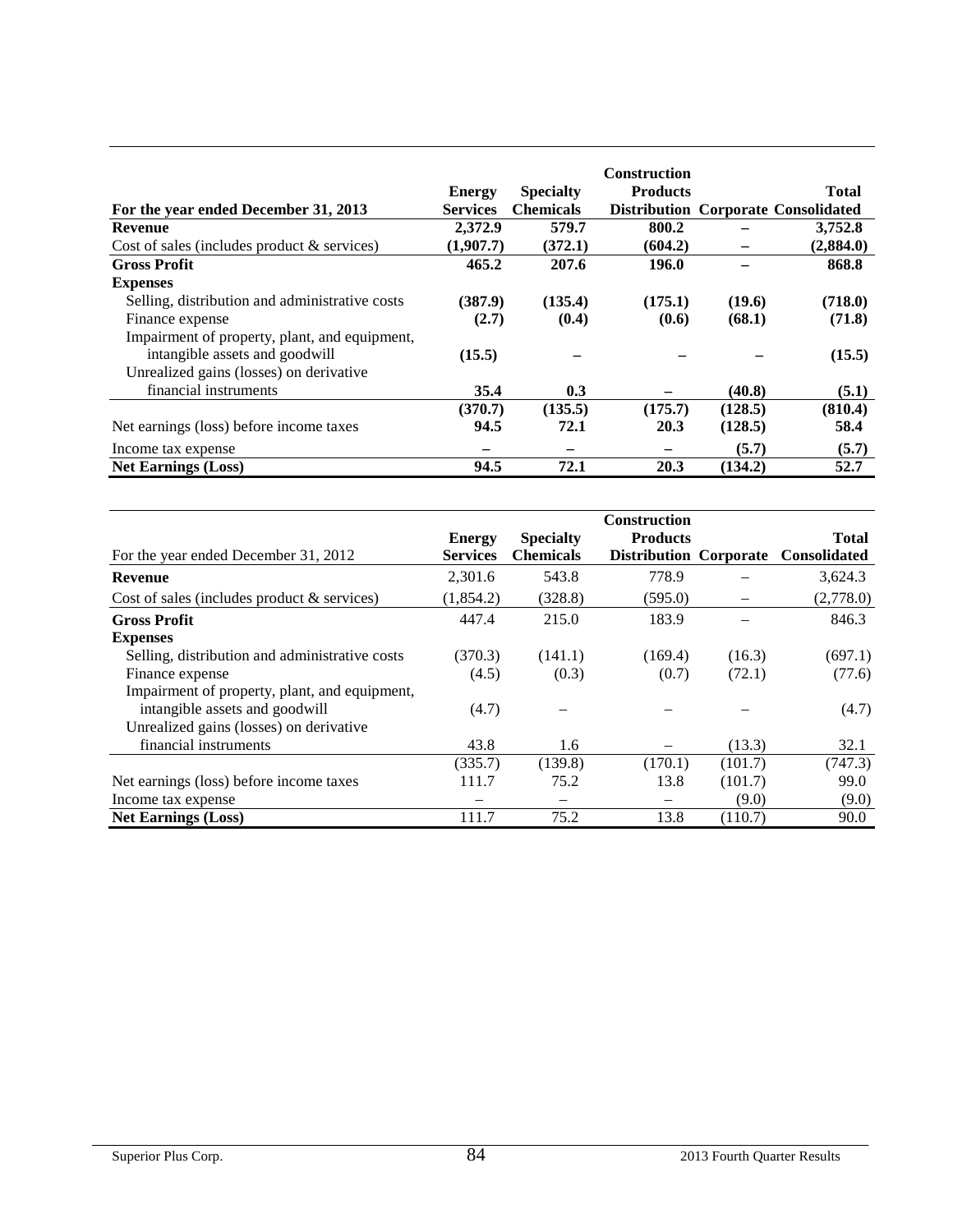| For the year ended December 31, 2013 | Energy Services | Specialty Chemicals | Construction Products Distribution | Corporate | Total Consolidated |
|---|---|---|---|---|---|
| **Revenue** | **2,372.9** | **579.7** | **800.2** | **–** | **3,752.8** |
| Cost of sales (includes product & services) | **(1,907.7)** | **(372.1)** | **(604.2)** | **–** | **(2,884.0)** |
| **Gross Profit** | **465.2** | **207.6** | **196.0** | **–** | **868.8** |
| **Expenses** | | | | | |
| Selling, distribution and administrative costs | **(387.9)** | **(135.4)** | **(175.1)** | **(19.6)** | **(718.0)** |
| Finance expense | **(2.7)** | **(0.4)** | **(0.6)** | **(68.1)** | **(71.8)** |
| Impairment of property, plant, and equipment, intangible assets and goodwill | **(15.5)** | **–** | **–** | **–** | **(15.5)** |
| Unrealized gains (losses) on derivative financial instruments | **35.4** | **0.3** | **–** | **(40.8)** | **(5.1)** |
| | **(370.7)** | **(135.5)** | **(175.7)** | **(128.5)** | **(810.4)** |
| Net earnings (loss) before income taxes | **94.5** | **72.1** | **20.3** | **(128.5)** | **58.4** |
| Income tax expense | **–** | **–** | **–** | **(5.7)** | **(5.7)** |
| **Net Earnings (Loss)** | **94.5** | **72.1** | **20.3** | **(134.2)** | **52.7** |

| For the year ended December 31, 2012 | Energy Services | Specialty Chemicals | Construction Products Distribution | Corporate | Total Consolidated |
|---|---|---|---|---|---|
| **Revenue** | 2,301.6 | 543.8 | 778.9 | – | 3,624.3 |
| Cost of sales (includes product & services) | (1,854.2) | (328.8) | (595.0) | – | (2,778.0) |
| **Gross Profit** | 447.4 | 215.0 | 183.9 | – | 846.3 |
| **Expenses** | | | | | |
| Selling, distribution and administrative costs | (370.3) | (141.1) | (169.4) | (16.3) | (697.1) |
| Finance expense | (4.5) | (0.3) | (0.7) | (72.1) | (77.6) |
| Impairment of property, plant, and equipment, intangible assets and goodwill | (4.7) | – | – | – | (4.7) |
| Unrealized gains (losses) on derivative financial instruments | 43.8 | 1.6 | – | (13.3) | 32.1 |
| | (335.7) | (139.8) | (170.1) | (101.7) | (747.3) |
| Net earnings (loss) before income taxes | 111.7 | 75.2 | 13.8 | (101.7) | 99.0 |
| Income tax expense | – | – | – | (9.0) | (9.0) |
| **Net Earnings (Loss)** | 111.7 | 75.2 | 13.8 | (110.7) | 90.0 |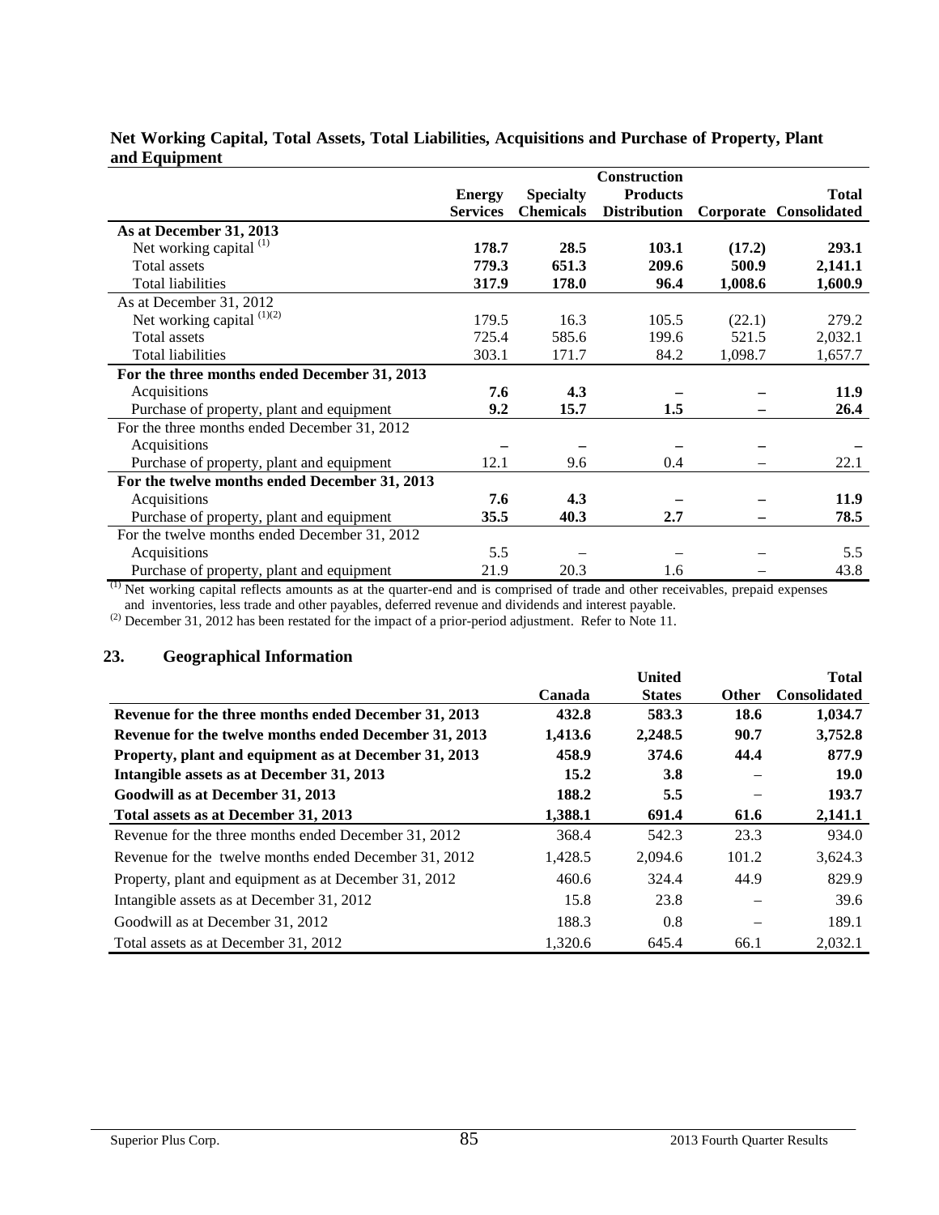**Net Working Capital, Total Assets, Total Liabilities, Acquisitions and Purchase of Property, Plant and Equipment**

| | Energy Services | Specialty Chemicals | Construction Products Distribution | Corporate | Total Consolidated |
|---|---|---|---|---|---|
| **As at December 31, 2013** | | | | | |
| Net working capital [(1)] | **178.7** | **28.5** | **103.1** | **(17.2)** | **293.1** |
| Total assets | **779.3** | **651.3** | **209.6** | **500.9** | **2,141.1** |
| Total liabilities | **317.9** | **178.0** | **96.4** | **1,008.6** | **1,600.9** |
| As at December 31, 2012 | | | | | |
| Net working capital [(1)(2)] | 179.5 | 16.3 | 105.5 | (22.1) | 279.2 |
| Total assets | 725.4 | 585.6 | 199.6 | 521.5 | 2,032.1 |
| Total liabilities | 303.1 | 171.7 | 84.2 | 1,098.7 | 1,657.7 |
| **For the three months ended December 31, 2013** | | | | | |
| Acquisitions | **7.6** | **4.3** | **–** | **–** | **11.9** |
| Purchase of property, plant and equipment | **9.2** | **15.7** | **1.5** | **–** | **26.4** |
| For the three months ended December 31, 2012 | | | | | |
| Acquisitions | – | – | – | – | – |
| Purchase of property, plant and equipment | 12.1 | 9.6 | 0.4 | – | 22.1 |
| **For the twelve months ended December 31, 2013** | | | | | |
| Acquisitions | **7.6** | **4.3** | **–** | **–** | **11.9** |
| Purchase of property, plant and equipment | **35.5** | **40.3** | **2.7** | **–** | **78.5** |
| For the twelve months ended December 31, 2012 | | | | | |
| Acquisitions | 5.5 | – | – | – | 5.5 |
| Purchase of property, plant and equipment | 21.9 | 20.3 | 1.6 | – | 43.8 |

(1) Net working capital reflects amounts as at the quarter-end and is comprised of trade and other receivables, prepaid expenses and inventories, less trade and other payables, deferred revenue and dividends and interest payable.

(2) December 31, 2012 has been restated for the impact of a prior-period adjustment. Refer to Note 11.

## 23. Geographical Information

| | Canada | United States | Other | Total Consolidated |
|---|---|---|---|---|
| **Revenue for the three months ended December 31, 2013** | **432.8** | **583.3** | **18.6** | **1,034.7** |
| **Revenue for the twelve months ended December 31, 2013** | **1,413.6** | **2,248.5** | **90.7** | **3,752.8** |
| **Property, plant and equipment as at December 31, 2013** | **458.9** | **374.6** | **44.4** | **877.9** |
| **Intangible assets as at December 31, 2013** | **15.2** | **3.8** | – | **19.0** |
| **Goodwill as at December 31, 2013** | **188.2** | **5.5** | – | **193.7** |
| **Total assets as at December 31, 2013** | **1,388.1** | **691.4** | **61.6** | **2,141.1** |
| Revenue for the three months ended December 31, 2012 | 368.4 | 542.3 | 23.3 | 934.0 |
| Revenue for the twelve months ended December 31, 2012 | 1,428.5 | 2,094.6 | 101.2 | 3,624.3 |
| Property, plant and equipment as at December 31, 2012 | 460.6 | 324.4 | 44.9 | 829.9 |
| Intangible assets as at December 31, 2012 | 15.8 | 23.8 | – | 39.6 |
| Goodwill as at December 31, 2012 | 188.3 | 0.8 | – | 189.1 |
| Total assets as at December 31, 2012 | 1,320.6 | 645.4 | 66.1 | 2,032.1 |